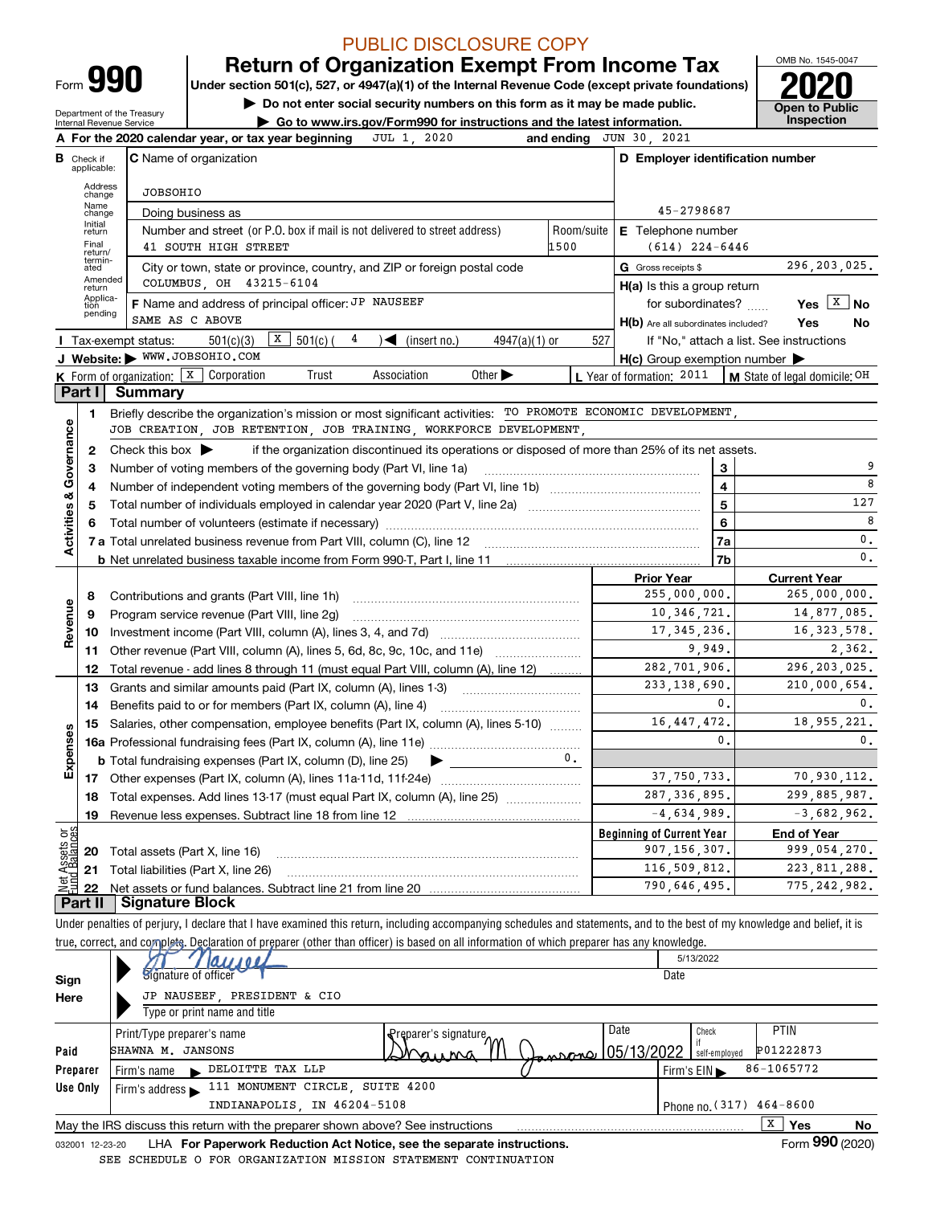PUBLIC DISCLOSURE COPY

# Form 990 — Return of Organization Exempt From Income Tax

Under section 501(c), 527, or 4947(a)(1) of the Internal Revenue Code (except private foundations)

▶ Do not enter social security numbers on this form as it may be made public.

▶ Go to www.irs.gov/Form990 for instructions and the latest information.

Department of the Treasury
Internal Revenue Service

OMB No. 1545-0047

**2020**

Open to Public Inspection

**A** For the 2020 calendar year, or tax year beginning JUL 1, 2020 and ending JUN 30, 2021

**B** Check if applicable: Address change, Name change, Initial return, Final return/terminated, Amended return, Application pending

**C** Name of organization: JOBSOHIO

Doing business as

Number and street (or P.O. box if mail is not delivered to street address): 41 SOUTH HIGH STREET — Room/suite: 1500

City or town, state or province, country, and ZIP or foreign postal code: COLUMBUS, OH 43215-6104

**F** Name and address of principal officer: JP NAUSEEF, SAME AS C ABOVE

**D** Employer identification number: 45-2798687

**E** Telephone number: (614) 224-6446

**G** Gross receipts $ 296,203,025.

**H(a)** Is this a group return for subordinates? Yes [ ] No [X]

**H(b)** Are all subordinates included? Yes No — If "No," attach a list. See instructions

**H(c)** Group exemption number ▶

**I** Tax-exempt status: 501(c)(3) [X] 501(c) ( 4 ) ◀ (insert no.) 4947(a)(1) or 527

**J** Website: ▶ WWW.JOBSOHIO.COM

**K** Form of organization: [X] Corporation Trust Association Other ▶

**L** Year of formation: 2011 **M** State of legal domicile: OH

## Part I Summary

**Activities & Governance**

1 Briefly describe the organization's mission or most significant activities: TO PROMOTE ECONOMIC DEVELOPMENT, JOB CREATION, JOB RETENTION, JOB TRAINING, WORKFORCE DEVELOPMENT,

2 Check this box ▶ if the organization discontinued its operations or disposed of more than 25% of its net assets.

| | | Line | |
|---|---|---|---|
| 3 | Number of voting members of the governing body (Part VI, line 1a) | 3 | 9 |
| 4 | Number of independent voting members of the governing body (Part VI, line 1b) | 4 | 8 |
| 5 | Total number of individuals employed in calendar year 2020 (Part V, line 2a) | 5 | 127 |
| 6 | Total number of volunteers (estimate if necessary) | 6 | 8 |
| 7a | Total unrelated business revenue from Part VIII, column (C), line 12 | 7a | 0. |
| b | Net unrelated business taxable income from Form 990-T, Part I, line 11 | 7b | 0. |

| | | Prior Year | Current Year |
|---|---|---|---|
| **Revenue** | | | |
| 8 | Contributions and grants (Part VIII, line 1h) | 255,000,000. | 265,000,000. |
| 9 | Program service revenue (Part VIII, line 2g) | 10,346,721. | 14,877,085. |
| 10 | Investment income (Part VIII, column (A), lines 3, 4, and 7d) | 17,345,236. | 16,323,578. |
| 11 | Other revenue (Part VIII, column (A), lines 5, 6d, 8c, 9c, 10c, and 11e) | 9,949. | 2,362. |
| 12 | Total revenue - add lines 8 through 11 (must equal Part VIII, column (A), line 12) | 282,701,906. | 296,203,025. |
| **Expenses** | | | |
| 13 | Grants and similar amounts paid (Part IX, column (A), lines 1-3) | 233,138,690. | 210,000,654. |
| 14 | Benefits paid to or for members (Part IX, column (A), line 4) | 0. | 0. |
| 15 | Salaries, other compensation, employee benefits (Part IX, column (A), lines 5-10) | 16,447,472. | 18,955,221. |
| 16a | Professional fundraising fees (Part IX, column (A), line 11e) | 0. | 0. |
| b | Total fundraising expenses (Part IX, column (D), line 25) ▶ 0. | | |
| 17 | Other expenses (Part IX, column (A), lines 11a-11d, 11f-24e) | 37,750,733. | 70,930,112. |
| 18 | Total expenses. Add lines 13-17 (must equal Part IX, column (A), line 25) | 287,336,895. | 299,885,987. |
| 19 | Revenue less expenses. Subtract line 18 from line 12 | -4,634,989. | -3,682,962. |

| **Net Assets or Fund Balances** | | Beginning of Current Year | End of Year |
|---|---|---|---|
| 20 | Total assets (Part X, line 16) | 907,156,307. | 999,054,270. |
| 21 | Total liabilities (Part X, line 26) | 116,509,812. | 223,811,288. |
| 22 | Net assets or fund balances. Subtract line 21 from line 20 | 790,646,495. | 775,242,982. |

## Part II Signature Block

Under penalties of perjury, I declare that I have examined this return, including accompanying schedules and statements, and to the best of my knowledge and belief, it is true, correct, and complete. Declaration of preparer (other than officer) is based on all information of which preparer has any knowledge.

**Sign Here**

Signature of officer — Date: 5/13/2022

JP NAUSEEF, PRESIDENT & CIO
Type or print name and title

**Paid Preparer Use Only**

| Print/Type preparer's name | Preparer's signature | Date | Check if self-employed | PTIN |
|---|---|---|---|---|
| SHAWNA M. JANSONS | Shawna M Jansons | 05/13/2022 | | P01222873 |

Firm's name ▶ DELOITTE TAX LLP — Firm's EIN ▶ 86-1065772

Firm's address ▶ 111 MONUMENT CIRCLE, SUITE 4200, INDIANAPOLIS, IN 46204-5108 — Phone no. (317) 464-8600

May the IRS discuss this return with the preparer shown above? See instructions [X] Yes No

032001 12-23-20 LHA For Paperwork Reduction Act Notice, see the separate instructions. Form 990 (2020)

SEE SCHEDULE O FOR ORGANIZATION MISSION STATEMENT CONTINUATION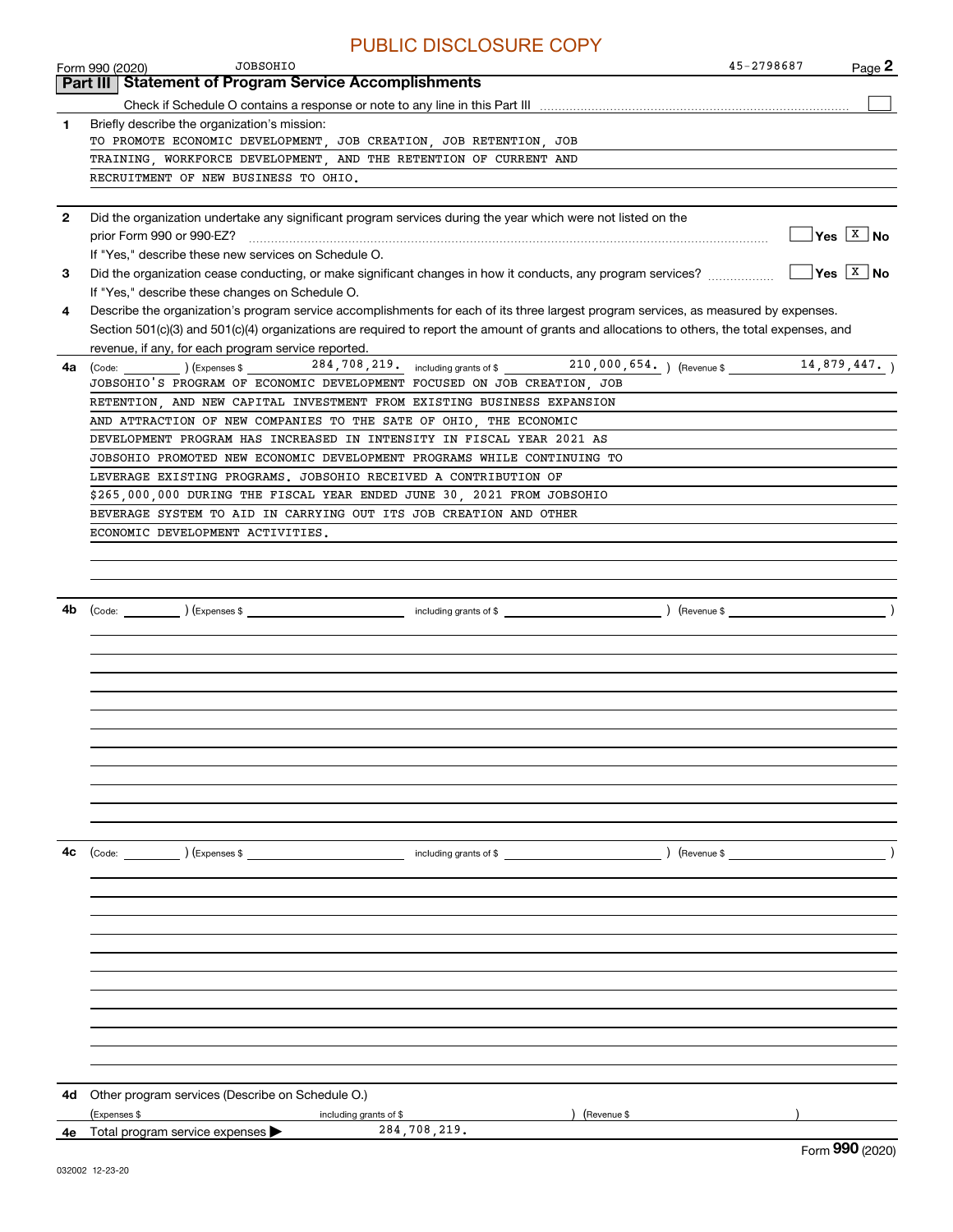PUBLIC DISCLOSURE COPY

Form 990 (2020) JOBSOHIO 45-2798687 Page 2

## Part III Statement of Program Service Accomplishments

Check if Schedule O contains a response or note to any line in this Part III ☐

**1** Briefly describe the organization's mission:

TO PROMOTE ECONOMIC DEVELOPMENT, JOB CREATION, JOB RETENTION, JOB TRAINING, WORKFORCE DEVELOPMENT, AND THE RETENTION OF CURRENT AND RECRUITMENT OF NEW BUSINESS TO OHIO.

**2** Did the organization undertake any significant program services during the year which were not listed on the prior Form 990 or 990-EZ? ☐ Yes ☒ No

If "Yes," describe these new services on Schedule O.

**3** Did the organization cease conducting, or make significant changes in how it conducts, any program services? ☐ Yes ☒ No

If "Yes," describe these changes on Schedule O.

**4** Describe the organization's program service accomplishments for each of its three largest program services, as measured by expenses. Section 501(c)(3) and 501(c)(4) organizations are required to report the amount of grants and allocations to others, the total expenses, and revenue, if any, for each program service reported.

**4a** (Code: ) (Expenses $ 284,708,219. including grants of $ 210,000,654. ) (Revenue $ 14,879,447. )

JOBSOHIO'S PROGRAM OF ECONOMIC DEVELOPMENT FOCUSED ON JOB CREATION, JOB RETENTION, AND NEW CAPITAL INVESTMENT FROM EXISTING BUSINESS EXPANSION AND ATTRACTION OF NEW COMPANIES TO THE SATE OF OHIO, THE ECONOMIC DEVELOPMENT PROGRAM HAS INCREASED IN INTENSITY IN FISCAL YEAR 2021 AS JOBSOHIO PROMOTED NEW ECONOMIC DEVELOPMENT PROGRAMS WHILE CONTINUING TO LEVERAGE EXISTING PROGRAMS. JOBSOHIO RECEIVED A CONTRIBUTION OF $265,000,000 DURING THE FISCAL YEAR ENDED JUNE 30, 2021 FROM JOBSOHIO BEVERAGE SYSTEM TO AID IN CARRYING OUT ITS JOB CREATION AND OTHER ECONOMIC DEVELOPMENT ACTIVITIES.

**4b** (Code: ) (Expenses $ including grants of $ ) (Revenue $ )

**4c** (Code: ) (Expenses $ including grants of $ ) (Revenue $ )

**4d** Other program services (Describe on Schedule O.)

(Expenses $ including grants of $ ) (Revenue $ )

**4e** Total program service expenses ▶ 284,708,219.

Form **990** (2020)

032002 12-23-20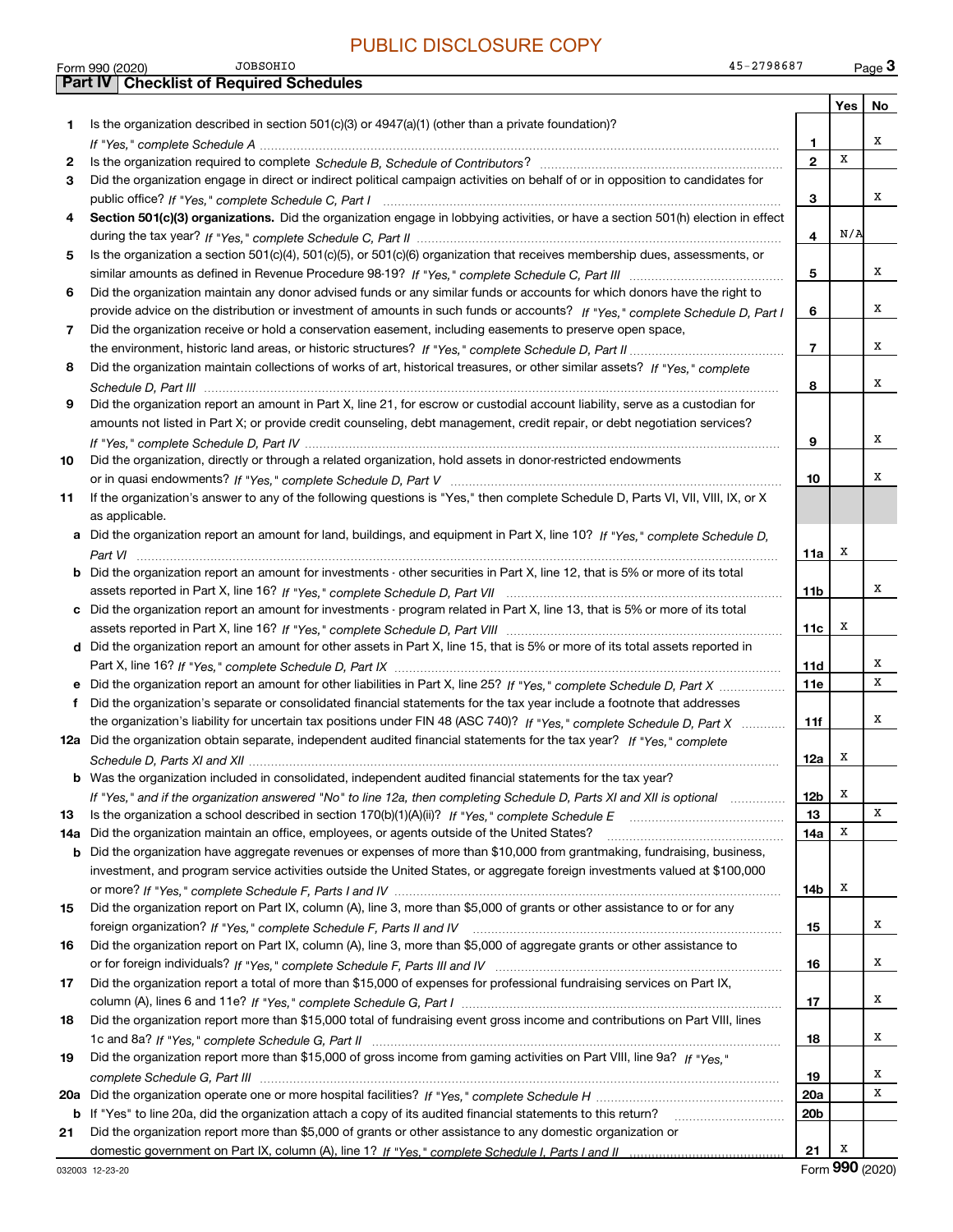PUBLIC DISCLOSURE COPY

Form 990 (2020) JOBSOHIO 45-2798687 Page 3

## Part IV Checklist of Required Schedules

| | | | Yes | No |
|---|---|---|---|---|
| 1 | Is the organization described in section 501(c)(3) or 4947(a)(1) (other than a private foundation)? *If "Yes," complete Schedule A* | 1 | | X |
| 2 | Is the organization required to complete *Schedule B, Schedule of Contributors*? | 2 | X | |
| 3 | Did the organization engage in direct or indirect political campaign activities on behalf of or in opposition to candidates for public office? *If "Yes," complete Schedule C, Part I* | 3 | | X |
| 4 | **Section 501(c)(3) organizations.** Did the organization engage in lobbying activities, or have a section 501(h) election in effect during the tax year? *If "Yes," complete Schedule C, Part II* | 4 | N/A | |
| 5 | Is the organization a section 501(c)(4), 501(c)(5), or 501(c)(6) organization that receives membership dues, assessments, or similar amounts as defined in Revenue Procedure 98-19? *If "Yes," complete Schedule C, Part III* | 5 | | X |
| 6 | Did the organization maintain any donor advised funds or any similar funds or accounts for which donors have the right to provide advice on the distribution or investment of amounts in such funds or accounts? *If "Yes," complete Schedule D, Part I* | 6 | | X |
| 7 | Did the organization receive or hold a conservation easement, including easements to preserve open space, the environment, historic land areas, or historic structures? *If "Yes," complete Schedule D, Part II* | 7 | | X |
| 8 | Did the organization maintain collections of works of art, historical treasures, or other similar assets? *If "Yes," complete Schedule D, Part III* | 8 | | X |
| 9 | Did the organization report an amount in Part X, line 21, for escrow or custodial account liability, serve as a custodian for amounts not listed in Part X; or provide credit counseling, debt management, credit repair, or debt negotiation services? *If "Yes," complete Schedule D, Part IV* | 9 | | X |
| 10 | Did the organization, directly or through a related organization, hold assets in donor-restricted endowments or in quasi endowments? *If "Yes," complete Schedule D, Part V* | 10 | | X |
| 11 | If the organization's answer to any of the following questions is "Yes," then complete Schedule D, Parts VI, VII, VIII, IX, or X as applicable. | | | |
| a | Did the organization report an amount for land, buildings, and equipment in Part X, line 10? *If "Yes," complete Schedule D, Part VI* | 11a | X | |
| b | Did the organization report an amount for investments - other securities in Part X, line 12, that is 5% or more of its total assets reported in Part X, line 16? *If "Yes," complete Schedule D, Part VII* | 11b | | X |
| c | Did the organization report an amount for investments - program related in Part X, line 13, that is 5% or more of its total assets reported in Part X, line 16? *If "Yes," complete Schedule D, Part VIII* | 11c | X | |
| d | Did the organization report an amount for other assets in Part X, line 15, that is 5% or more of its total assets reported in Part X, line 16? *If "Yes," complete Schedule D, Part IX* | 11d | | X |
| e | Did the organization report an amount for other liabilities in Part X, line 25? *If "Yes," complete Schedule D, Part X* | 11e | | X |
| f | Did the organization's separate or consolidated financial statements for the tax year include a footnote that addresses the organization's liability for uncertain tax positions under FIN 48 (ASC 740)? *If "Yes," complete Schedule D, Part X* | 11f | | X |
| 12a | Did the organization obtain separate, independent audited financial statements for the tax year? *If "Yes," complete Schedule D, Parts XI and XII* | 12a | X | |
| b | Was the organization included in consolidated, independent audited financial statements for the tax year? *If "Yes," and if the organization answered "No" to line 12a, then completing Schedule D, Parts XI and XII is optional* | 12b | X | |
| 13 | Is the organization a school described in section 170(b)(1)(A)(ii)? *If "Yes," complete Schedule E* | 13 | | X |
| 14a | Did the organization maintain an office, employees, or agents outside of the United States? | 14a | X | |
| b | Did the organization have aggregate revenues or expenses of more than $10,000 from grantmaking, fundraising, business, investment, and program service activities outside the United States, or aggregate foreign investments valued at $100,000 or more? *If "Yes," complete Schedule F, Parts I and IV* | 14b | X | |
| 15 | Did the organization report on Part IX, column (A), line 3, more than $5,000 of grants or other assistance to or for any foreign organization? *If "Yes," complete Schedule F, Parts II and IV* | 15 | | X |
| 16 | Did the organization report on Part IX, column (A), line 3, more than $5,000 of aggregate grants or other assistance to or for foreign individuals? *If "Yes," complete Schedule F, Parts III and IV* | 16 | | X |
| 17 | Did the organization report a total of more than $15,000 of expenses for professional fundraising services on Part IX, column (A), lines 6 and 11e? *If "Yes," complete Schedule G, Part I* | 17 | | X |
| 18 | Did the organization report more than $15,000 total of fundraising event gross income and contributions on Part VIII, lines 1c and 8a? *If "Yes," complete Schedule G, Part II* | 18 | | X |
| 19 | Did the organization report more than $15,000 of gross income from gaming activities on Part VIII, line 9a? *If "Yes," complete Schedule G, Part III* | 19 | | X |
| 20a | Did the organization operate one or more hospital facilities? *If "Yes," complete Schedule H* | 20a | | X |
| b | If "Yes" to line 20a, did the organization attach a copy of its audited financial statements to this return? | 20b | | |
| 21 | Did the organization report more than $5,000 of grants or other assistance to any domestic organization or domestic government on Part IX, column (A), line 1? *If "Yes," complete Schedule I, Parts I and II* | 21 | X | |

032003 12-23-20 Form **990** (2020)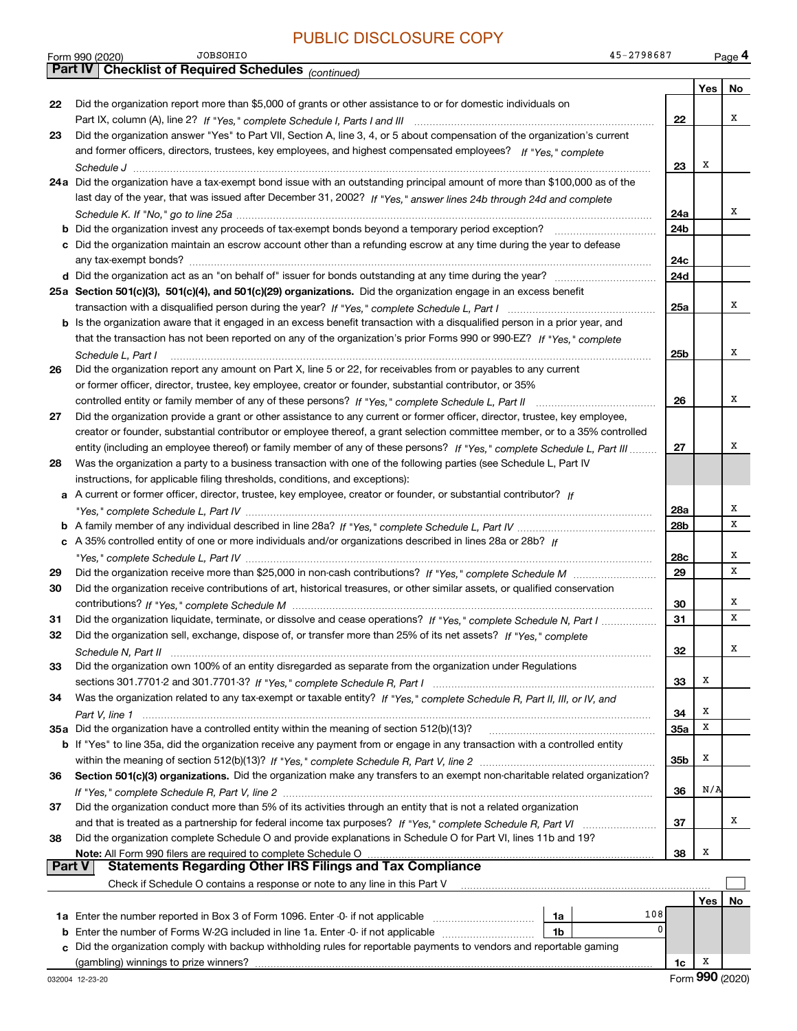PUBLIC DISCLOSURE COPY

Form 990 (2020) JOBSOHIO 45-2798687

## Part IV Checklist of Required Schedules *(continued)*

| | | | Yes | No |
|---|---|---|---|---|
| 22 | Did the organization report more than $5,000 of grants or other assistance to or for domestic individuals on Part IX, column (A), line 2? *If "Yes," complete Schedule I, Parts I and III* | 22 | | X |
| 23 | Did the organization answer "Yes" to Part VII, Section A, line 3, 4, or 5 about compensation of the organization's current and former officers, directors, trustees, key employees, and highest compensated employees? *If "Yes," complete Schedule J* | 23 | X | |
| 24a | Did the organization have a tax-exempt bond issue with an outstanding principal amount of more than $100,000 as of the last day of the year, that was issued after December 31, 2002? *If "Yes," answer lines 24b through 24d and complete Schedule K. If "No," go to line 25a* | 24a | | X |
| b | Did the organization invest any proceeds of tax-exempt bonds beyond a temporary period exception? | 24b | | |
| c | Did the organization maintain an escrow account other than a refunding escrow at any time during the year to defease any tax-exempt bonds? | 24c | | |
| d | Did the organization act as an "on behalf of" issuer for bonds outstanding at any time during the year? | 24d | | |
| 25a | **Section 501(c)(3), 501(c)(4), and 501(c)(29) organizations.** Did the organization engage in an excess benefit transaction with a disqualified person during the year? *If "Yes," complete Schedule L, Part I* | 25a | | X |
| b | Is the organization aware that it engaged in an excess benefit transaction with a disqualified person in a prior year, and that the transaction has not been reported on any of the organization's prior Forms 990 or 990-EZ? *If "Yes," complete Schedule L, Part I* | 25b | | X |
| 26 | Did the organization report any amount on Part X, line 5 or 22, for receivables from or payables to any current or former officer, director, trustee, key employee, creator or founder, substantial contributor, or 35% controlled entity or family member of any of these persons? *If "Yes," complete Schedule L, Part II* | 26 | | X |
| 27 | Did the organization provide a grant or other assistance to any current or former officer, director, trustee, key employee, creator or founder, substantial contributor or employee thereof, a grant selection committee member, or to a 35% controlled entity (including an employee thereof) or family member of any of these persons? *If "Yes," complete Schedule L, Part III* | 27 | | X |
| 28 | Was the organization a party to a business transaction with one of the following parties (see Schedule L, Part IV instructions, for applicable filing thresholds, conditions, and exceptions): | | | |
| a | A current or former officer, director, trustee, key employee, creator or founder, or substantial contributor? *If "Yes," complete Schedule L, Part IV* | 28a | | X |
| b | A family member of any individual described in line 28a? *If "Yes," complete Schedule L, Part IV* | 28b | | X |
| c | A 35% controlled entity of one or more individuals and/or organizations described in lines 28a or 28b? *If "Yes," complete Schedule L, Part IV* | 28c | | X |
| 29 | Did the organization receive more than $25,000 in non-cash contributions? *If "Yes," complete Schedule M* | 29 | | X |
| 30 | Did the organization receive contributions of art, historical treasures, or other similar assets, or qualified conservation contributions? *If "Yes," complete Schedule M* | 30 | | X |
| 31 | Did the organization liquidate, terminate, or dissolve and cease operations? *If "Yes," complete Schedule N, Part I* | 31 | | X |
| 32 | Did the organization sell, exchange, dispose of, or transfer more than 25% of its net assets? *If "Yes," complete Schedule N, Part II* | 32 | | X |
| 33 | Did the organization own 100% of an entity disregarded as separate from the organization under Regulations sections 301.7701-2 and 301.7701-3? *If "Yes," complete Schedule R, Part I* | 33 | X | |
| 34 | Was the organization related to any tax-exempt or taxable entity? *If "Yes," complete Schedule R, Part II, III, or IV, and Part V, line 1* | 34 | X | |
| 35a | Did the organization have a controlled entity within the meaning of section 512(b)(13)? | 35a | X | |
| b | If "Yes" to line 35a, did the organization receive any payment from or engage in any transaction with a controlled entity within the meaning of section 512(b)(13)? *If "Yes," complete Schedule R, Part V, line 2* | 35b | X | |
| 36 | **Section 501(c)(3) organizations.** Did the organization make any transfers to an exempt non-charitable related organization? *If "Yes," complete Schedule R, Part V, line 2* | 36 | N/A | |
| 37 | Did the organization conduct more than 5% of its activities through an entity that is not a related organization and that is treated as a partnership for federal income tax purposes? *If "Yes," complete Schedule R, Part VI* | 37 | | X |
| 38 | Did the organization complete Schedule O and provide explanations in Schedule O for Part VI, lines 11b and 19? **Note:** All Form 990 filers are required to complete Schedule O | 38 | X | |

## Part V Statements Regarding Other IRS Filings and Tax Compliance

Check if Schedule O contains a response or note to any line in this Part V ☐

| | | | | | Yes | No |
|---|---|---|---|---|---|---|
| 1a | Enter the number reported in Box 3 of Form 1096. Enter -0- if not applicable | 1a | 108 | | | |
| b | Enter the number of Forms W-2G included in line 1a. Enter -0- if not applicable | 1b | 0 | | | |
| c | Did the organization comply with backup withholding rules for reportable payments to vendors and reportable gaming (gambling) winnings to prize winners? | | | 1c | X | |

032004 12-23-20 Form **990** (2020)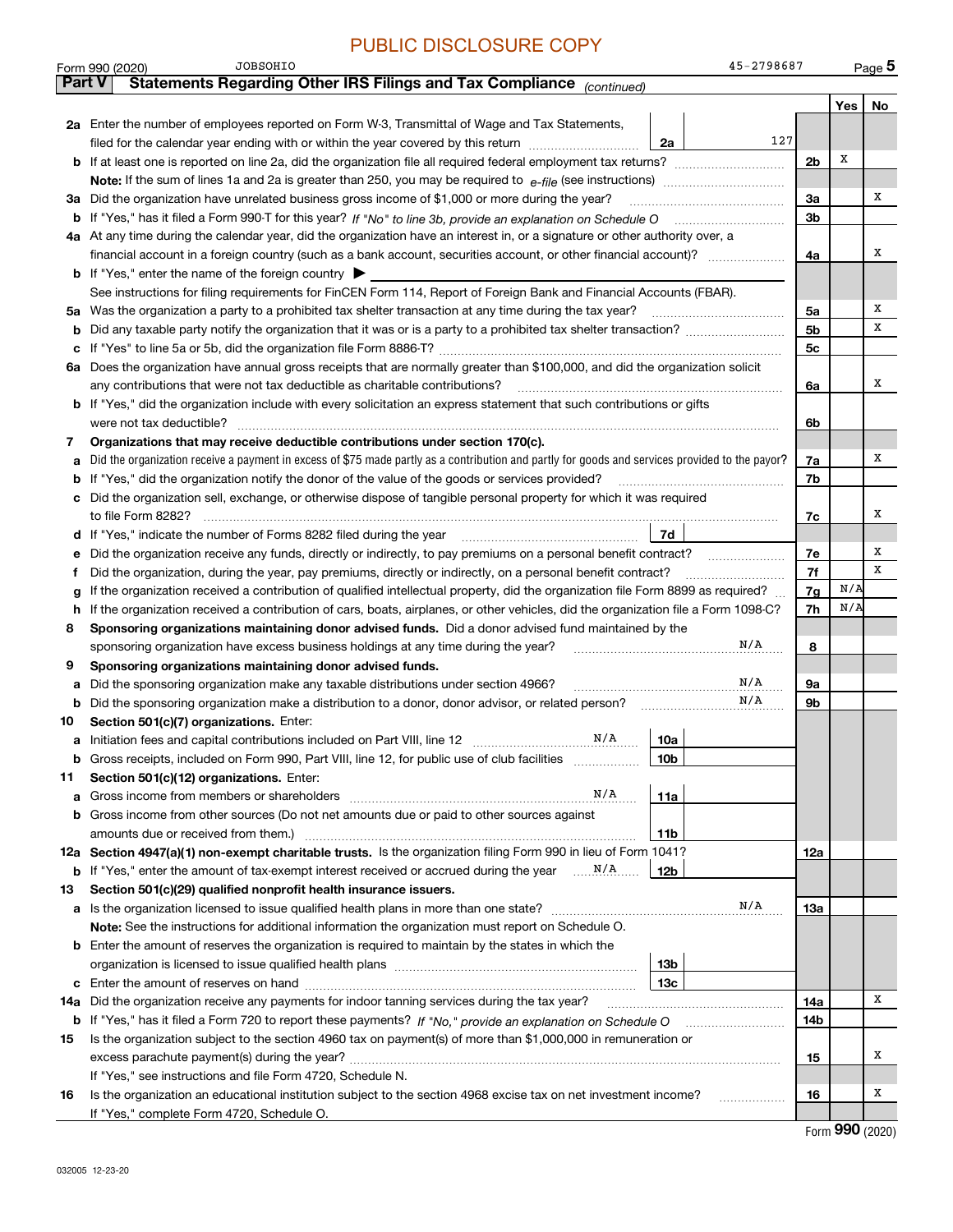PUBLIC DISCLOSURE COPY

Form 990 (2020) JOBSOHIO 45-2798687 Page 5

## Part V Statements Regarding Other IRS Filings and Tax Compliance *(continued)*

| | | | | | Yes | No |
|---|---|---|---|---|---|---|
| **2a** | Enter the number of employees reported on Form W-3, Transmittal of Wage and Tax Statements, filed for the calendar year ending with or within the year covered by this return | 2a | 127 | | | |
| **b** | If at least one is reported on line 2a, did the organization file all required federal employment tax returns? | | | 2b | X | |
| | **Note:** If the sum of lines 1a and 2a is greater than 250, you may be required to *e-file* (see instructions) | | | | | |
| **3a** | Did the organization have unrelated business gross income of $1,000 or more during the year? | | | 3a | | X |
| **b** | If "Yes," has it filed a Form 990-T for this year? *If "No" to line 3b, provide an explanation on Schedule O* | | | 3b | | |
| **4a** | At any time during the calendar year, did the organization have an interest in, or a signature or other authority over, a financial account in a foreign country (such as a bank account, securities account, or other financial account)? | | | 4a | | X |
| **b** | If "Yes," enter the name of the foreign country ▶ | | | | | |
| | See instructions for filing requirements for FinCEN Form 114, Report of Foreign Bank and Financial Accounts (FBAR). | | | | | |
| **5a** | Was the organization a party to a prohibited tax shelter transaction at any time during the tax year? | | | 5a | | X |
| **b** | Did any taxable party notify the organization that it was or is a party to a prohibited tax shelter transaction? | | | 5b | | X |
| **c** | If "Yes" to line 5a or 5b, did the organization file Form 8886-T? | | | 5c | | |
| **6a** | Does the organization have annual gross receipts that are normally greater than $100,000, and did the organization solicit any contributions that were not tax deductible as charitable contributions? | | | 6a | | X |
| **b** | If "Yes," did the organization include with every solicitation an express statement that such contributions or gifts were not tax deductible? | | | 6b | | |
| **7** | **Organizations that may receive deductible contributions under section 170(c).** | | | | | |
| **a** | Did the organization receive a payment in excess of $75 made partly as a contribution and partly for goods and services provided to the payor? | | | 7a | | X |
| **b** | If "Yes," did the organization notify the donor of the value of the goods or services provided? | | | 7b | | |
| **c** | Did the organization sell, exchange, or otherwise dispose of tangible personal property for which it was required to file Form 8282? | | | 7c | | X |
| **d** | If "Yes," indicate the number of Forms 8282 filed during the year | 7d | | | | |
| **e** | Did the organization receive any funds, directly or indirectly, to pay premiums on a personal benefit contract? | | | 7e | | X |
| **f** | Did the organization, during the year, pay premiums, directly or indirectly, on a personal benefit contract? | | | 7f | | X |
| **g** | If the organization received a contribution of qualified intellectual property, did the organization file Form 8899 as required? | | | 7g | N/A | |
| **h** | If the organization received a contribution of cars, boats, airplanes, or other vehicles, did the organization file a Form 1098-C? | | | 7h | N/A | |
| **8** | **Sponsoring organizations maintaining donor advised funds.** Did a donor advised fund maintained by the sponsoring organization have excess business holdings at any time during the year? N/A | | | 8 | | |
| **9** | **Sponsoring organizations maintaining donor advised funds.** | | | | | |
| **a** | Did the sponsoring organization make any taxable distributions under section 4966? N/A | | | 9a | | |
| **b** | Did the sponsoring organization make a distribution to a donor, donor advisor, or related person? N/A | | | 9b | | |
| **10** | **Section 501(c)(7) organizations.** Enter: | | | | | |
| **a** | Initiation fees and capital contributions included on Part VIII, line 12 N/A | 10a | | | | |
| **b** | Gross receipts, included on Form 990, Part VIII, line 12, for public use of club facilities | 10b | | | | |
| **11** | **Section 501(c)(12) organizations.** Enter: | | | | | |
| **a** | Gross income from members or shareholders N/A | 11a | | | | |
| **b** | Gross income from other sources (Do not net amounts due or paid to other sources against amounts due or received from them.) | 11b | | | | |
| **12a** | **Section 4947(a)(1) non-exempt charitable trusts.** Is the organization filing Form 990 in lieu of Form 1041? | | | 12a | | |
| **b** | If "Yes," enter the amount of tax-exempt interest received or accrued during the year N/A | 12b | | | | |
| **13** | **Section 501(c)(29) qualified nonprofit health insurance issuers.** | | | | | |
| **a** | Is the organization licensed to issue qualified health plans in more than one state? N/A | | | 13a | | |
| | **Note:** See the instructions for additional information the organization must report on Schedule O. | | | | | |
| **b** | Enter the amount of reserves the organization is required to maintain by the states in which the organization is licensed to issue qualified health plans | 13b | | | | |
| **c** | Enter the amount of reserves on hand | 13c | | | | |
| **14a** | Did the organization receive any payments for indoor tanning services during the tax year? | | | 14a | | X |
| **b** | If "Yes," has it filed a Form 720 to report these payments? *If "No," provide an explanation on Schedule O* | | | 14b | | |
| **15** | Is the organization subject to the section 4960 tax on payment(s) of more than $1,000,000 in remuneration or excess parachute payment(s) during the year? | | | 15 | | X |
| | If "Yes," see instructions and file Form 4720, Schedule N. | | | | | |
| **16** | Is the organization an educational institution subject to the section 4968 excise tax on net investment income? | | | 16 | | X |
| | If "Yes," complete Form 4720, Schedule O. | | | | | |

Form **990** (2020)

032005 12-23-20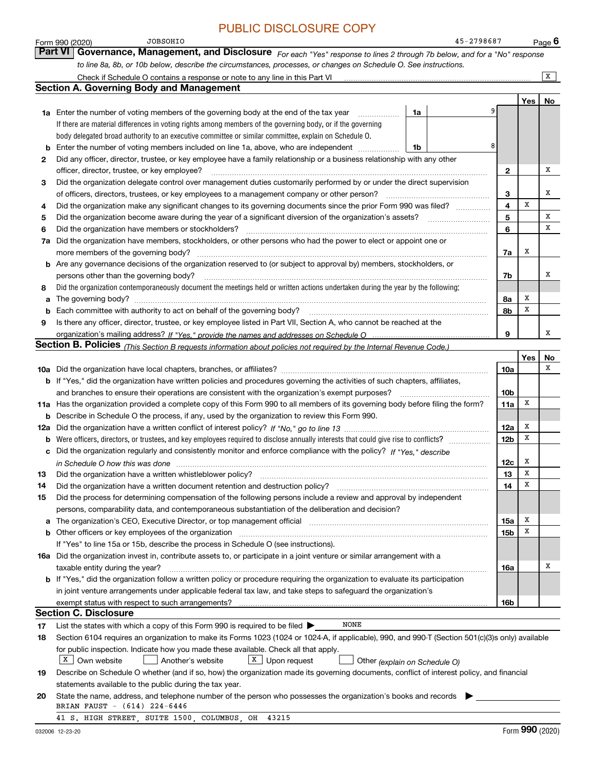PUBLIC DISCLOSURE COPY

Form 990 (2020) JOBSOHIO 45-2798687 Page 6

## Part VI Governance, Management, and Disclosure

*For each "Yes" response to lines 2 through 7b below, and for a "No" response to line 8a, 8b, or 10b below, describe the circumstances, processes, or changes on Schedule O. See instructions.*

Check if Schedule O contains a response or note to any line in this Part VI ..... [X]

### Section A. Governing Body and Management

| | | | | Yes | No |
|---|---|---|---|---|---|
| **1a** | Enter the number of voting members of the governing body at the end of the tax year ..... **1a** 9 | | | | |
| | If there are material differences in voting rights among members of the governing body, or if the governing body delegated broad authority to an executive committee or similar committee, explain on Schedule O. | | | | |
| **b** | Enter the number of voting members included on line 1a, above, who are independent ..... **1b** 8 | | | | |
| **2** | Did any officer, director, trustee, or key employee have a family relationship or a business relationship with any other officer, director, trustee, or key employee? | | **2** | | X |
| **3** | Did the organization delegate control over management duties customarily performed by or under the direct supervision of officers, directors, trustees, or key employees to a management company or other person? | | **3** | | X |
| **4** | Did the organization make any significant changes to its governing documents since the prior Form 990 was filed? | | **4** | X | |
| **5** | Did the organization become aware during the year of a significant diversion of the organization's assets? | | **5** | | X |
| **6** | Did the organization have members or stockholders? | | **6** | | X |
| **7a** | Did the organization have members, stockholders, or other persons who had the power to elect or appoint one or more members of the governing body? | | **7a** | X | |
| **b** | Are any governance decisions of the organization reserved to (or subject to approval by) members, stockholders, or persons other than the governing body? | | **7b** | | X |
| **8** | Did the organization contemporaneously document the meetings held or written actions undertaken during the year by the following: | | | | |
| **a** | The governing body? | | **8a** | X | |
| **b** | Each committee with authority to act on behalf of the governing body? | | **8b** | X | |
| **9** | Is there any officer, director, trustee, or key employee listed in Part VII, Section A, who cannot be reached at the organization's mailing address? *If "Yes," provide the names and addresses on Schedule O* | | **9** | | X |

### Section B. Policies *(This Section B requests information about policies not required by the Internal Revenue Code.)*

| | | | Yes | No |
|---|---|---|---|---|
| **10a** | Did the organization have local chapters, branches, or affiliates? | **10a** | | X |
| **b** | If "Yes," did the organization have written policies and procedures governing the activities of such chapters, affiliates, and branches to ensure their operations are consistent with the organization's exempt purposes? | **10b** | | |
| **11a** | Has the organization provided a complete copy of this Form 990 to all members of its governing body before filing the form? | **11a** | X | |
| **b** | Describe in Schedule O the process, if any, used by the organization to review this Form 990. | | | |
| **12a** | Did the organization have a written conflict of interest policy? *If "No," go to line 13* | **12a** | X | |
| **b** | Were officers, directors, or trustees, and key employees required to disclose annually interests that could give rise to conflicts? | **12b** | X | |
| **c** | Did the organization regularly and consistently monitor and enforce compliance with the policy? *If "Yes," describe in Schedule O how this was done* | **12c** | X | |
| **13** | Did the organization have a written whistleblower policy? | **13** | X | |
| **14** | Did the organization have a written document retention and destruction policy? | **14** | X | |
| **15** | Did the process for determining compensation of the following persons include a review and approval by independent persons, comparability data, and contemporaneous substantiation of the deliberation and decision? | | | |
| **a** | The organization's CEO, Executive Director, or top management official | **15a** | X | |
| **b** | Other officers or key employees of the organization | **15b** | X | |
| | If "Yes" to line 15a or 15b, describe the process in Schedule O (see instructions). | | | |
| **16a** | Did the organization invest in, contribute assets to, or participate in a joint venture or similar arrangement with a taxable entity during the year? | **16a** | | X |
| **b** | If "Yes," did the organization follow a written policy or procedure requiring the organization to evaluate its participation in joint venture arrangements under applicable federal tax law, and take steps to safeguard the organization's exempt status with respect to such arrangements? | **16b** | | |

### Section C. Disclosure

**17** List the states with which a copy of this Form 990 is required to be filed ▶ NONE

**18** Section 6104 requires an organization to make its Forms 1023 (1024 or 1024-A, if applicable), 990, and 990-T (Section 501(c)(3)s only) available for public inspection. Indicate how you made these available. Check all that apply.

[X] Own website [ ] Another's website [X] Upon request [ ] Other *(explain on Schedule O)*

**19** Describe on Schedule O whether (and if so, how) the organization made its governing documents, conflict of interest policy, and financial statements available to the public during the tax year.

**20** State the name, address, and telephone number of the person who possesses the organization's books and records ▶

BRIAN FAUST - (614) 224-6446
41 S. HIGH STREET, SUITE 1500, COLUMBUS, OH 43215

032006 12-23-20 Form **990** (2020)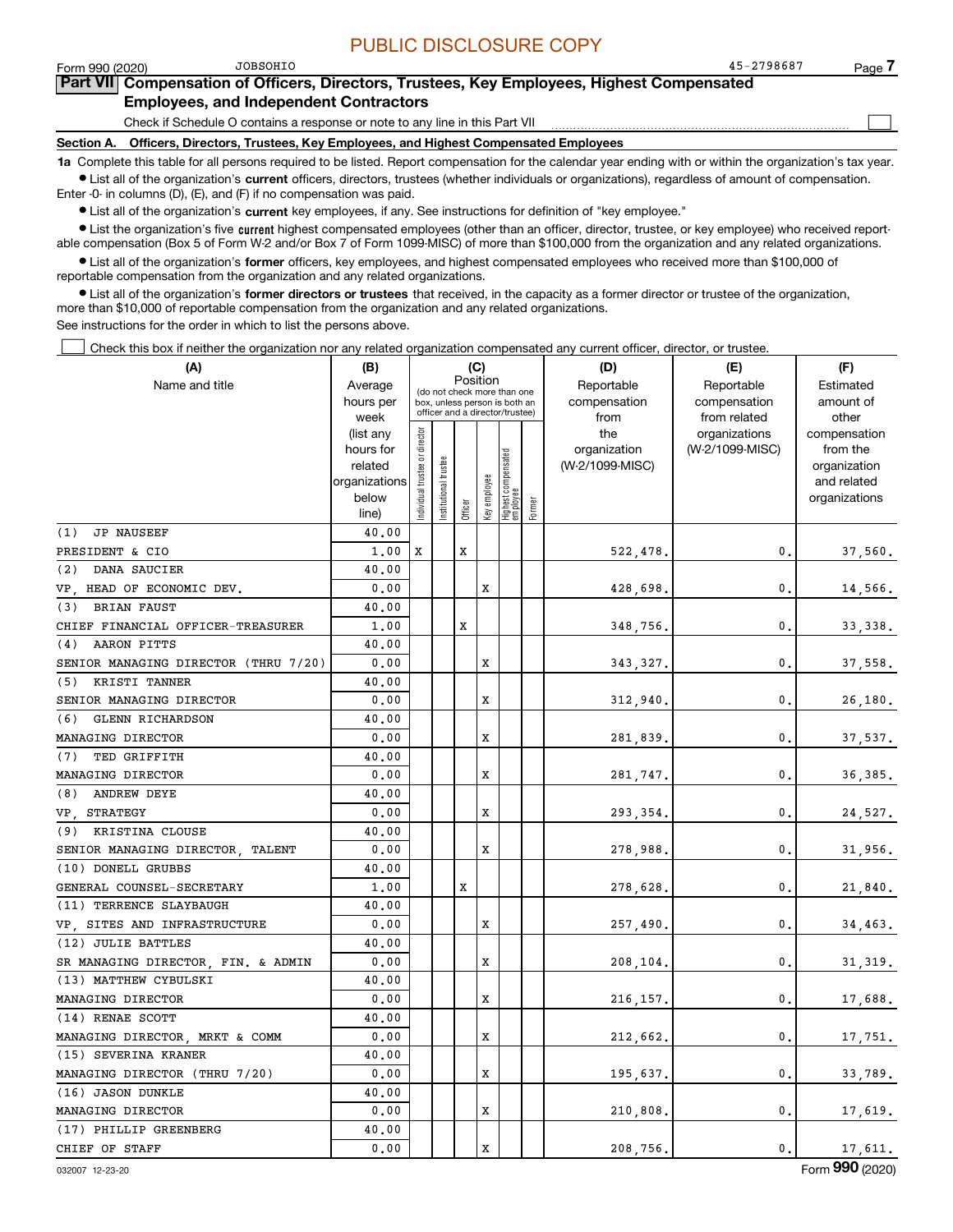PUBLIC DISCLOSURE COPY

Form 990 (2020) JOBSOHIO 45-2798687

## Part VII Compensation of Officers, Directors, Trustees, Key Employees, Highest Compensated Employees, and Independent Contractors

Check if Schedule O contains a response or note to any line in this Part VII ☐

### Section A. Officers, Directors, Trustees, Key Employees, and Highest Compensated Employees

**1a** Complete this table for all persons required to be listed. Report compensation for the calendar year ending with or within the organization's tax year.

- List all of the organization's **current** officers, directors, trustees (whether individuals or organizations), regardless of amount of compensation. Enter -0- in columns (D), (E), and (F) if no compensation was paid.
- List all of the organization's **current** key employees, if any. See instructions for definition of "key employee."
- List the organization's five **current** highest compensated employees (other than an officer, director, trustee, or key employee) who received reportable compensation (Box 5 of Form W-2 and/or Box 7 of Form 1099-MISC) of more than $100,000 from the organization and any related organizations.
- List all of the organization's **former** officers, key employees, and highest compensated employees who received more than $100,000 of reportable compensation from the organization and any related organizations.
- List all of the organization's **former directors or trustees** that received, in the capacity as a former director or trustee of the organization, more than $10,000 of reportable compensation from the organization and any related organizations.

See instructions for the order in which to list the persons above.

☐ Check this box if neither the organization nor any related organization compensated any current officer, director, or trustee.

| (A) Name and title | (B) Average hours per week (list any hours for related organizations below line) | (C) Position: Individual trustee or director | Institutional trustee | Officer | Key employee | Highest compensated employee | Former | (D) Reportable compensation from the organization (W-2/1099-MISC) | (E) Reportable compensation from related organizations (W-2/1099-MISC) | (F) Estimated amount of other compensation from the organization and related organizations |
|---|---|---|---|---|---|---|---|---|---|---|
| (1) JP NAUSEEF<br>PRESIDENT & CIO | 40.00<br>1.00 | X | | X | | | | 522,478. | 0. | 37,560. |
| (2) DANA SAUCIER<br>VP, HEAD OF ECONOMIC DEV. | 40.00<br>0.00 | | | | X | | | 428,698. | 0. | 14,566. |
| (3) BRIAN FAUST<br>CHIEF FINANCIAL OFFICER-TREASURER | 40.00<br>1.00 | | | X | | | | 348,756. | 0. | 33,338. |
| (4) AARON PITTS<br>SENIOR MANAGING DIRECTOR (THRU 7/20) | 40.00<br>0.00 | | | | X | | | 343,327. | 0. | 37,558. |
| (5) KRISTI TANNER<br>SENIOR MANAGING DIRECTOR | 40.00<br>0.00 | | | | X | | | 312,940. | 0. | 26,180. |
| (6) GLENN RICHARDSON<br>MANAGING DIRECTOR | 40.00<br>0.00 | | | | X | | | 281,839. | 0. | 37,537. |
| (7) TED GRIFFITH<br>MANAGING DIRECTOR | 40.00<br>0.00 | | | | X | | | 281,747. | 0. | 36,385. |
| (8) ANDREW DEYE<br>VP, STRATEGY | 40.00<br>0.00 | | | | X | | | 293,354. | 0. | 24,527. |
| (9) KRISTINA CLOUSE<br>SENIOR MANAGING DIRECTOR, TALENT | 40.00<br>0.00 | | | | X | | | 278,988. | 0. | 31,956. |
| (10) DONELL GRUBBS<br>GENERAL COUNSEL-SECRETARY | 40.00<br>1.00 | | | X | | | | 278,628. | 0. | 21,840. |
| (11) TERRENCE SLAYBAUGH<br>VP, SITES AND INFRASTRUCTURE | 40.00<br>0.00 | | | | X | | | 257,490. | 0. | 34,463. |
| (12) JULIE BATTLES<br>SR MANAGING DIRECTOR, FIN. & ADMIN | 40.00<br>0.00 | | | | X | | | 208,104. | 0. | 31,319. |
| (13) MATTHEW CYBULSKI<br>MANAGING DIRECTOR | 40.00<br>0.00 | | | | X | | | 216,157. | 0. | 17,688. |
| (14) RENAE SCOTT<br>MANAGING DIRECTOR, MRKT & COMM | 40.00<br>0.00 | | | | X | | | 212,662. | 0. | 17,751. |
| (15) SEVERINA KRANER<br>MANAGING DIRECTOR (THRU 7/20) | 40.00<br>0.00 | | | | X | | | 195,637. | 0. | 33,789. |
| (16) JASON DUNKLE<br>MANAGING DIRECTOR | 40.00<br>0.00 | | | | X | | | 210,808. | 0. | 17,619. |
| (17) PHILLIP GREENBERG<br>CHIEF OF STAFF | 40.00<br>0.00 | | | | X | | | 208,756. | 0. | 17,611. |

032007 12-23-20 Form 990 (2020)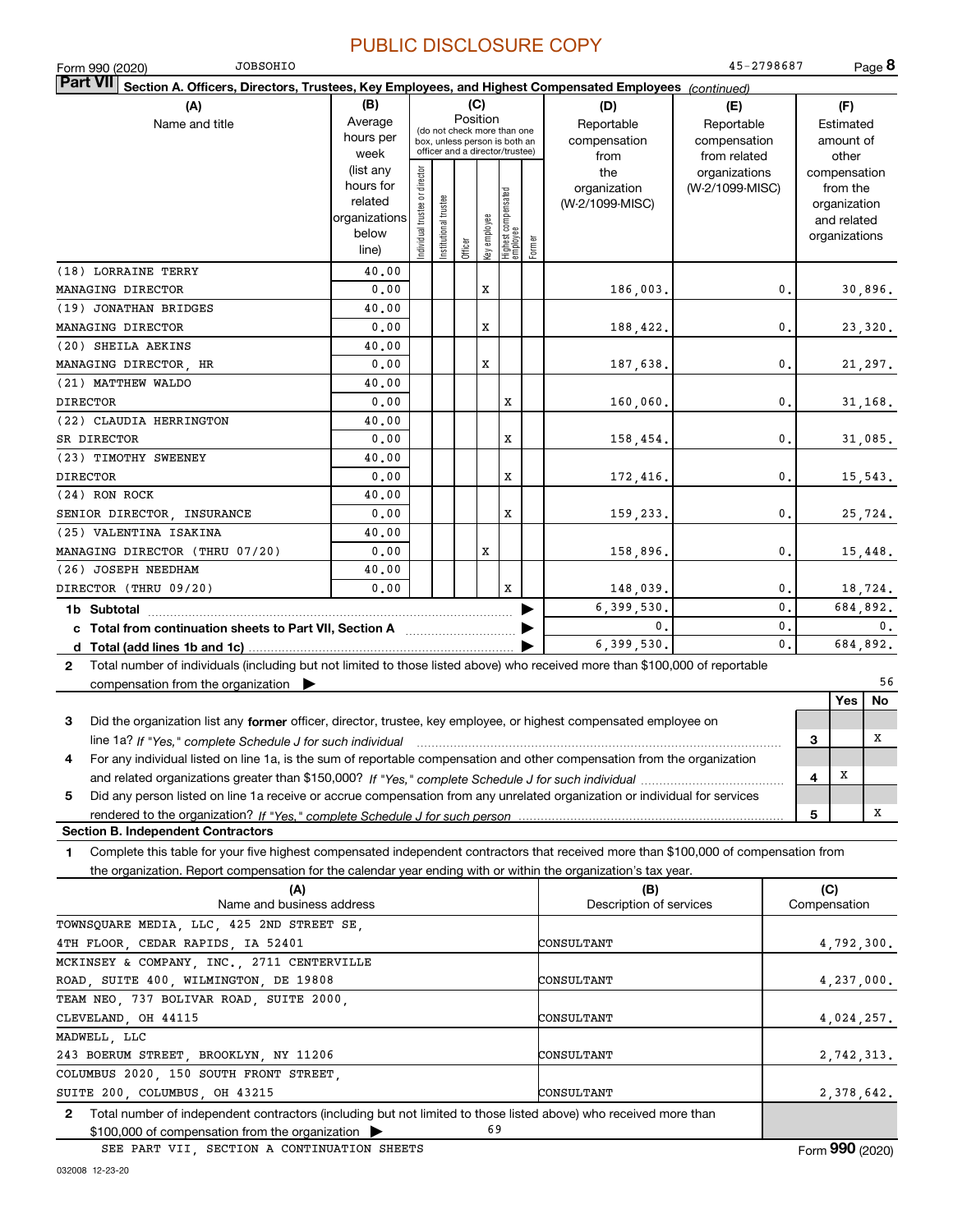PUBLIC DISCLOSURE COPY

Form 990 (2020) JOBSOHIO 45-2798687

## Part VII Section A. Officers, Directors, Trustees, Key Employees, and Highest Compensated Employees *(continued)*

| (A) Name and title | (B) Average hours per week (list any hours for related organizations below line) | (C) Individual trustee or director | Institutional trustee | Officer | Key employee | Highest compensated employee | Former | (D) Reportable compensation from the organization (W-2/1099-MISC) | (E) Reportable compensation from related organizations (W-2/1099-MISC) | (F) Estimated amount of other compensation from the organization and related organizations |
|---|---|---|---|---|---|---|---|---|---|---|
| (18) LORRAINE TERRY<br>MANAGING DIRECTOR | 40.00<br>0.00 | | | | X | | | 186,003. | 0. | 30,896. |
| (19) JONATHAN BRIDGES<br>MANAGING DIRECTOR | 40.00<br>0.00 | | | | X | | | 188,422. | 0. | 23,320. |
| (20) SHEILA AEKINS<br>MANAGING DIRECTOR, HR | 40.00<br>0.00 | | | | X | | | 187,638. | 0. | 21,297. |
| (21) MATTHEW WALDO<br>DIRECTOR | 40.00<br>0.00 | | | | | X | | 160,060. | 0. | 31,168. |
| (22) CLAUDIA HERRINGTON<br>SR DIRECTOR | 40.00<br>0.00 | | | | | X | | 158,454. | 0. | 31,085. |
| (23) TIMOTHY SWEENEY<br>DIRECTOR | 40.00<br>0.00 | | | | | X | | 172,416. | 0. | 15,543. |
| (24) RON ROCK<br>SENIOR DIRECTOR, INSURANCE | 40.00<br>0.00 | | | | | X | | 159,233. | 0. | 25,724. |
| (25) VALENTINA ISAKINA<br>MANAGING DIRECTOR (THRU 07/20) | 40.00<br>0.00 | | | | X | | | 158,896. | 0. | 15,448. |
| (26) JOSEPH NEEDHAM<br>DIRECTOR (THRU 09/20) | 40.00<br>0.00 | | | | | X | | 148,039. | 0. | 18,724. |
| 1b Subtotal | | | | | | | | 6,399,530. | 0. | 684,892. |
| c Total from continuation sheets to Part VII, Section A | | | | | | | | 0. | 0. | 0. |
| d Total (add lines 1b and 1c) | | | | | | | | 6,399,530. | 0. | 684,892. |

2 Total number of individuals (including but not limited to those listed above) who received more than $100,000 of reportable compensation from the organization ▶ 56

| | | Yes | No |
|---|---|---|---|
| 3 Did the organization list any **former** officer, director, trustee, key employee, or highest compensated employee on line 1a? *If "Yes," complete Schedule J for such individual* | 3 | | X |
| 4 For any individual listed on line 1a, is the sum of reportable compensation and other compensation from the organization and related organizations greater than $150,000? *If "Yes," complete Schedule J for such individual* | 4 | X | |
| 5 Did any person listed on line 1a receive or accrue compensation from any unrelated organization or individual for services rendered to the organization? *If "Yes," complete Schedule J for such person* | 5 | | X |

### Section B. Independent Contractors

1 Complete this table for your five highest compensated independent contractors that received more than $100,000 of compensation from the organization. Report compensation for the calendar year ending with or within the organization's tax year.

| (A) Name and business address | (B) Description of services | (C) Compensation |
|---|---|---|
| TOWNSQUARE MEDIA, LLC, 425 2ND STREET SE, 4TH FLOOR, CEDAR RAPIDS, IA 52401 | CONSULTANT | 4,792,300. |
| MCKINSEY & COMPANY, INC., 2711 CENTERVILLE ROAD, SUITE 400, WILMINGTON, DE 19808 | CONSULTANT | 4,237,000. |
| TEAM NEO, 737 BOLIVAR ROAD, SUITE 2000, CLEVELAND, OH 44115 | CONSULTANT | 4,024,257. |
| MADWELL, LLC 243 BOERUM STREET, BROOKLYN, NY 11206 | CONSULTANT | 2,742,313. |
| COLUMBUS 2020, 150 SOUTH FRONT STREET, SUITE 200, COLUMBUS, OH 43215 | CONSULTANT | 2,378,642. |

2 Total number of independent contractors (including but not limited to those listed above) who received more than $100,000 of compensation from the organization ▶ 69

SEE PART VII, SECTION A CONTINUATION SHEETS

032008 12-23-20 Form **990** (2020)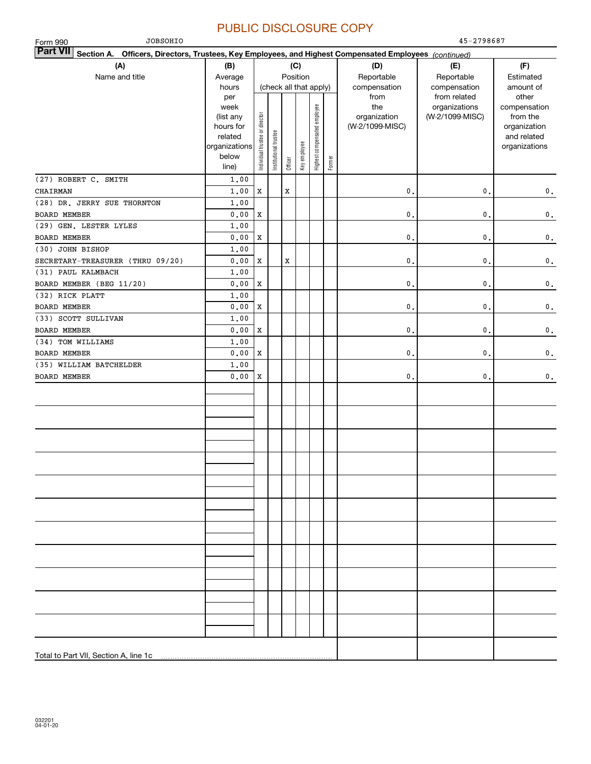PUBLIC DISCLOSURE COPY

Form 990 JOBSOHIO 45-2798687

**Part VII Section A. Officers, Directors, Trustees, Key Employees, and Highest Compensated Employees** *(continued)*

| (A) Name and title | (B) Average hours per week (list any hours for related organizations below line) | (C) Position (check all that apply): Individual trustee or director | Institutional trustee | Officer | Key employee | Highest compensated employee | Former | (D) Reportable compensation from the organization (W-2/1099-MISC) | (E) Reportable compensation from related organizations (W-2/1099-MISC) | (F) Estimated amount of other compensation from the organization and related organizations |
|---|---|---|---|---|---|---|---|---|---|---|
| (27) ROBERT C. SMITH | 1.00 | | | | | | | | | |
| CHAIRMAN | 1.00 | X | | X | | | | 0. | 0. | 0. |
| (28) DR. JERRY SUE THORNTON | 1.00 | | | | | | | | | |
| BOARD MEMBER | 0.00 | X | | | | | | 0. | 0. | 0. |
| (29) GEN. LESTER LYLES | 1.00 | | | | | | | | | |
| BOARD MEMBER | 0.00 | X | | | | | | 0. | 0. | 0. |
| (30) JOHN BISHOP | 1.00 | | | | | | | | | |
| SECRETARY-TREASURER (THRU 09/20) | 0.00 | X | | X | | | | 0. | 0. | 0. |
| (31) PAUL KALMBACH | 1.00 | | | | | | | | | |
| BOARD MEMBER (BEG 11/20) | 0.00 | X | | | | | | 0. | 0. | 0. |
| (32) RICK PLATT | 1.00 | | | | | | | | | |
| BOARD MEMBER | 0.00 | X | | | | | | 0. | 0. | 0. |
| (33) SCOTT SULLIVAN | 1.00 | | | | | | | | | |
| BOARD MEMBER | 0.00 | X | | | | | | 0. | 0. | 0. |
| (34) TOM WILLIAMS | 1.00 | | | | | | | | | |
| BOARD MEMBER | 0.00 | X | | | | | | 0. | 0. | 0. |
| (35) WILLIAM BATCHELDER | 1.00 | | | | | | | | | |
| BOARD MEMBER | 0.00 | X | | | | | | 0. | 0. | 0. |
| Total to Part VII, Section A, line 1c | | | | | | | | | | |

032201 04-01-20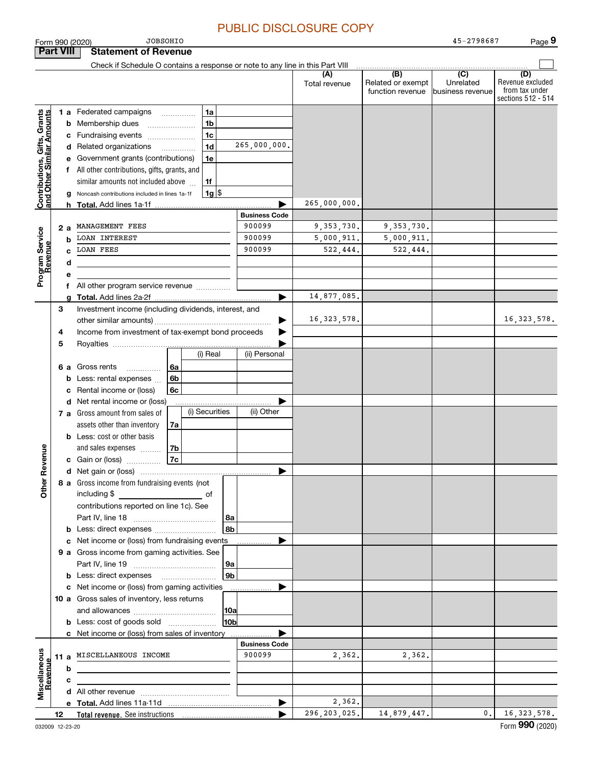PUBLIC DISCLOSURE COPY

Form 990 (2020) JOBSOHIO 45-2798687 Page 9

## Part VIII Statement of Revenue

Check if Schedule O contains a response or note to any line in this Part VIII ☐

| | | | | (A) Total revenue | (B) Related or exempt function revenue | (C) Unrelated business revenue | (D) Revenue excluded from tax under sections 512 - 514 |
|---|---|---|---|---|---|---|---|
| **Contributions, Gifts, Grants and Other Similar Amounts** | 1a Federated campaigns | 1a | | | | | |
| | b Membership dues | 1b | | | | | |
| | c Fundraising events | 1c | | | | | |
| | d Related organizations | 1d | 265,000,000. | | | | |
| | e Government grants (contributions) | 1e | | | | | |
| | f All other contributions, gifts, grants, and similar amounts not included above | 1f | | | | | |
| | g Noncash contributions included in lines 1a-1f | 1g | $ | | | | |
| | h **Total.** Add lines 1a-1f | | ▶ | 265,000,000. | | | |
| **Program Service Revenue** | | | **Business Code** | | | | |
| | 2a MANAGEMENT FEES | | 900099 | 9,353,730. | 9,353,730. | | |
| | b LOAN INTEREST | | 900099 | 5,000,911. | 5,000,911. | | |
| | c LOAN FEES | | 900099 | 522,444. | 522,444. | | |
| | d | | | | | | |
| | e | | | | | | |
| | f All other program service revenue | | | | | | |
| | g **Total.** Add lines 2a-2f | | ▶ | 14,877,085. | | | |
| **Other Revenue** | 3 Investment income (including dividends, interest, and other similar amounts) | | ▶ | 16,323,578. | | | 16,323,578. |
| | 4 Income from investment of tax-exempt bond proceeds | | ▶ | | | | |
| | 5 Royalties | | ▶ | | | | |
| | | (i) Real | (ii) Personal | | | | |
| | 6a Gross rents (6a) | | | | | | |
| | b Less: rental expenses (6b) | | | | | | |
| | c Rental income or (loss) (6c) | | | | | | |
| | d Net rental income or (loss) | | ▶ | | | | |
| | | (i) Securities | (ii) Other | | | | |
| | 7a Gross amount from sales of assets other than inventory (7a) | | | | | | |
| | b Less: cost or other basis and sales expenses (7b) | | | | | | |
| | c Gain or (loss) (7c) | | | | | | |
| | d Net gain or (loss) | | ▶ | | | | |
| | 8a Gross income from fundraising events (not including $ of contributions reported on line 1c). See Part IV, line 18 | 8a | | | | | |
| | b Less: direct expenses | 8b | | | | | |
| | c Net income or (loss) from fundraising events | | ▶ | | | | |
| | 9a Gross income from gaming activities. See Part IV, line 19 | 9a | | | | | |
| | b Less: direct expenses | 9b | | | | | |
| | c Net income or (loss) from gaming activities | | ▶ | | | | |
| | 10a Gross sales of inventory, less returns and allowances | 10a | | | | | |
| | b Less: cost of goods sold | 10b | | | | | |
| | c Net income or (loss) from sales of inventory | | ▶ | | | | |
| **Miscellaneous Revenue** | | | **Business Code** | | | | |
| | 11a MISCELLANEOUS INCOME | | 900099 | 2,362. | 2,362. | | |
| | b | | | | | | |
| | c | | | | | | |
| | d All other revenue | | | | | | |
| | e **Total.** Add lines 11a-11d | | ▶ | 2,362. | | | |
| | 12 **Total revenue.** See instructions | | ▶ | 296,203,025. | 14,879,447. | 0. | 16,323,578. |

032009 12-23-20 Form **990** (2020)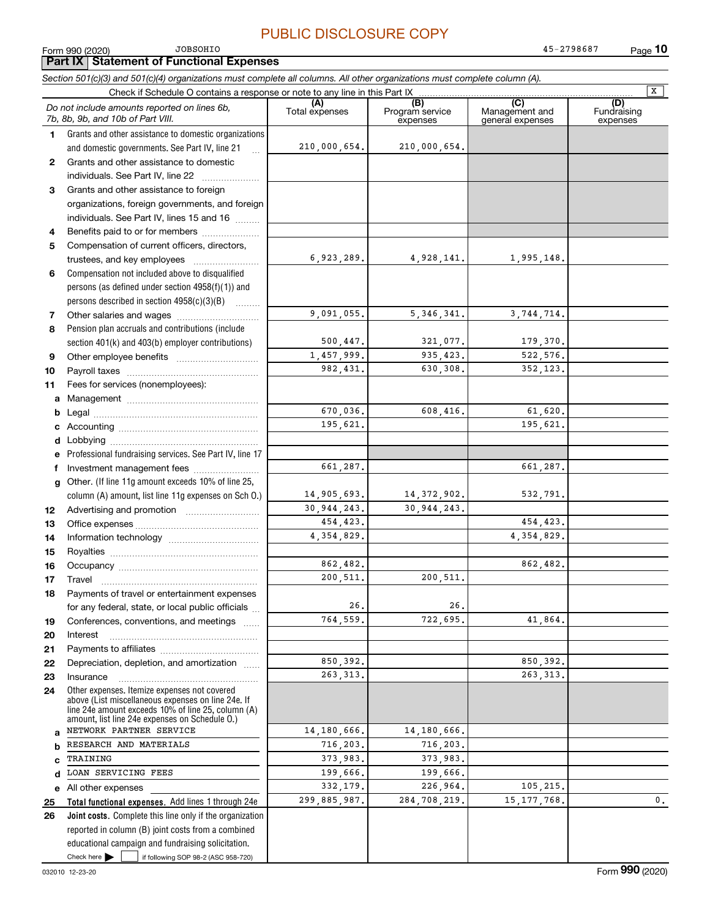PUBLIC DISCLOSURE COPY

Form 990 (2020) JOBSOHIO 45-2798687

## Part IX Statement of Functional Expenses

*Section 501(c)(3) and 501(c)(4) organizations must complete all columns. All other organizations must complete column (A).*

Check if Schedule O contains a response or note to any line in this Part IX [X]

| *Do not include amounts reported on lines 6b, 7b, 8b, 9b, and 10b of Part VIII.* | (A) Total expenses | (B) Program service expenses | (C) Management and general expenses | (D) Fundraising expenses |
|---|---|---|---|---|
| 1 Grants and other assistance to domestic organizations and domestic governments. See Part IV, line 21 | 210,000,654. | 210,000,654. | | |
| 2 Grants and other assistance to domestic individuals. See Part IV, line 22 | | | | |
| 3 Grants and other assistance to foreign organizations, foreign governments, and foreign individuals. See Part IV, lines 15 and 16 | | | | |
| 4 Benefits paid to or for members | | | | |
| 5 Compensation of current officers, directors, trustees, and key employees | 6,923,289. | 4,928,141. | 1,995,148. | |
| 6 Compensation not included above to disqualified persons (as defined under section 4958(f)(1)) and persons described in section 4958(c)(3)(B) | | | | |
| 7 Other salaries and wages | 9,091,055. | 5,346,341. | 3,744,714. | |
| 8 Pension plan accruals and contributions (include section 401(k) and 403(b) employer contributions) | 500,447. | 321,077. | 179,370. | |
| 9 Other employee benefits | 1,457,999. | 935,423. | 522,576. | |
| 10 Payroll taxes | 982,431. | 630,308. | 352,123. | |
| 11 Fees for services (nonemployees): | | | | |
| a Management | | | | |
| b Legal | 670,036. | 608,416. | 61,620. | |
| c Accounting | 195,621. | | 195,621. | |
| d Lobbying | | | | |
| e Professional fundraising services. See Part IV, line 17 | | | | |
| f Investment management fees | 661,287. | | 661,287. | |
| g Other. (If line 11g amount exceeds 10% of line 25, column (A) amount, list line 11g expenses on Sch O.) | 14,905,693. | 14,372,902. | 532,791. | |
| 12 Advertising and promotion | 30,944,243. | 30,944,243. | | |
| 13 Office expenses | 454,423. | | 454,423. | |
| 14 Information technology | 4,354,829. | | 4,354,829. | |
| 15 Royalties | | | | |
| 16 Occupancy | 862,482. | | 862,482. | |
| 17 Travel | 200,511. | 200,511. | | |
| 18 Payments of travel or entertainment expenses for any federal, state, or local public officials | 26. | 26. | | |
| 19 Conferences, conventions, and meetings | 764,559. | 722,695. | 41,864. | |
| 20 Interest | | | | |
| 21 Payments to affiliates | | | | |
| 22 Depreciation, depletion, and amortization | 850,392. | | 850,392. | |
| 23 Insurance | 263,313. | | 263,313. | |
| 24 Other expenses. Itemize expenses not covered above (List miscellaneous expenses on line 24e. If line 24e amount exceeds 10% of line 25, column (A) amount, list line 24e expenses on Schedule O.) | | | | |
| a NETWORK PARTNER SERVICE | 14,180,666. | 14,180,666. | | |
| b RESEARCH AND MATERIALS | 716,203. | 716,203. | | |
| c TRAINING | 373,983. | 373,983. | | |
| d LOAN SERVICING FEES | 199,666. | 199,666. | | |
| e All other expenses | 332,179. | 226,964. | 105,215. | |
| 25 **Total functional expenses.** Add lines 1 through 24e | 299,885,987. | 284,708,219. | 15,177,768. | 0. |
| 26 **Joint costs.** Complete this line only if the organization reported in column (B) joint costs from a combined educational campaign and fundraising solicitation. Check here [ ] if following SOP 98-2 (ASC 958-720) | | | | |

032010 12-23-20 Form **990** (2020)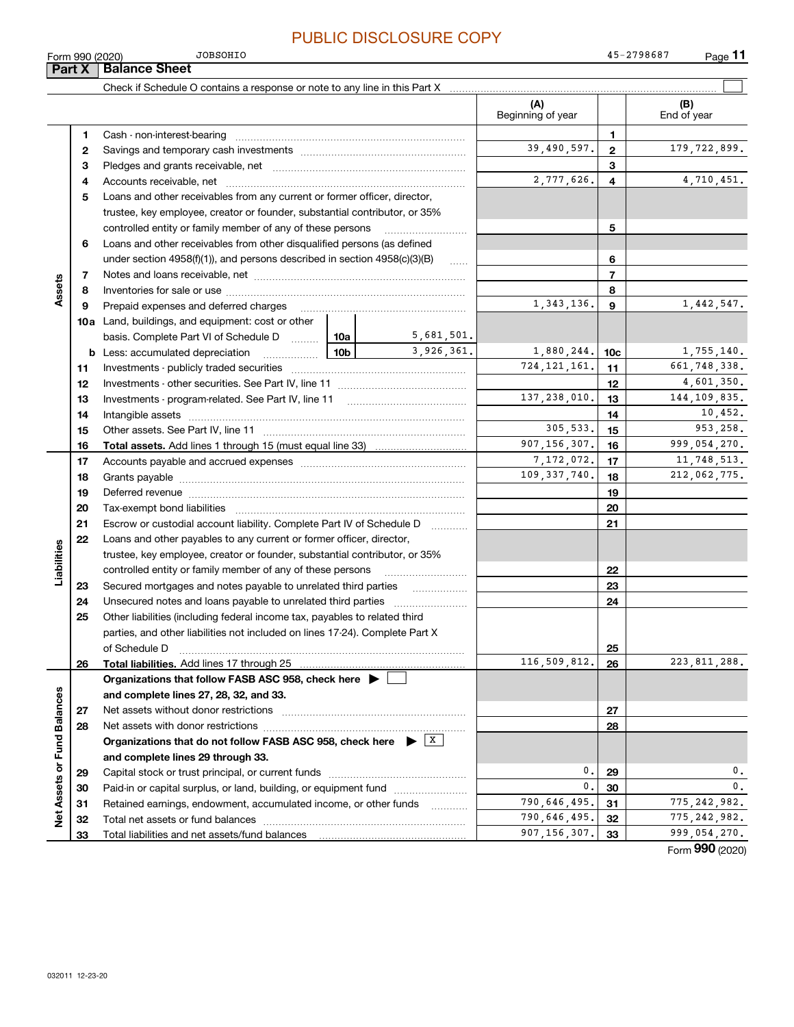PUBLIC DISCLOSURE COPY

Form 990 (2020) JOBSOHIO 45-2798687

## Part X Balance Sheet

Check if Schedule O contains a response or note to any line in this Part X ☐

| | | | | (A) Beginning of year | | (B) End of year |
|---|---|---|---|---|---|---|
| **Assets** | 1 | Cash - non-interest-bearing | | | 1 | |
| | 2 | Savings and temporary cash investments | | 39,490,597. | 2 | 179,722,899. |
| | 3 | Pledges and grants receivable, net | | | 3 | |
| | 4 | Accounts receivable, net | | 2,777,626. | 4 | 4,710,451. |
| | 5 | Loans and other receivables from any current or former officer, director, trustee, key employee, creator or founder, substantial contributor, or 35% controlled entity or family member of any of these persons | | | 5 | |
| | 6 | Loans and other receivables from other disqualified persons (as defined under section 4958(f)(1)), and persons described in section 4958(c)(3)(B) | | | 6 | |
| | 7 | Notes and loans receivable, net | | | 7 | |
| | 8 | Inventories for sale or use | | | 8 | |
| | 9 | Prepaid expenses and deferred charges | | 1,343,136. | 9 | 1,442,547. |
| | 10a | Land, buildings, and equipment: cost or other basis. Complete Part VI of Schedule D | 10a 5,681,501. | | | |
| | b | Less: accumulated depreciation | 10b 3,926,361. | 1,880,244. | 10c | 1,755,140. |
| | 11 | Investments - publicly traded securities | | 724,121,161. | 11 | 661,748,338. |
| | 12 | Investments - other securities. See Part IV, line 11 | | | 12 | 4,601,350. |
| | 13 | Investments - program-related. See Part IV, line 11 | | 137,238,010. | 13 | 144,109,835. |
| | 14 | Intangible assets | | | 14 | 10,452. |
| | 15 | Other assets. See Part IV, line 11 | | 305,533. | 15 | 953,258. |
| | 16 | **Total assets.** Add lines 1 through 15 (must equal line 33) | | 907,156,307. | 16 | 999,054,270. |
| **Liabilities** | 17 | Accounts payable and accrued expenses | | 7,172,072. | 17 | 11,748,513. |
| | 18 | Grants payable | | 109,337,740. | 18 | 212,062,775. |
| | 19 | Deferred revenue | | | 19 | |
| | 20 | Tax-exempt bond liabilities | | | 20 | |
| | 21 | Escrow or custodial account liability. Complete Part IV of Schedule D | | | 21 | |
| | 22 | Loans and other payables to any current or former officer, director, trustee, key employee, creator or founder, substantial contributor, or 35% controlled entity or family member of any of these persons | | | 22 | |
| | 23 | Secured mortgages and notes payable to unrelated third parties | | | 23 | |
| | 24 | Unsecured notes and loans payable to unrelated third parties | | | 24 | |
| | 25 | Other liabilities (including federal income tax, payables to related third parties, and other liabilities not included on lines 17-24). Complete Part X of Schedule D | | | 25 | |
| | 26 | **Total liabilities.** Add lines 17 through 25 | | 116,509,812. | 26 | 223,811,288. |
| **Net Assets or Fund Balances** | | **Organizations that follow FASB ASC 958, check here** ☐ **and complete lines 27, 28, 32, and 33.** | | | | |
| | 27 | Net assets without donor restrictions | | | 27 | |
| | 28 | Net assets with donor restrictions | | | 28 | |
| | | **Organizations that do not follow FASB ASC 958, check here** ☒ **and complete lines 29 through 33.** | | | | |
| | 29 | Capital stock or trust principal, or current funds | | 0. | 29 | 0. |
| | 30 | Paid-in or capital surplus, or land, building, or equipment fund | | 0. | 30 | 0. |
| | 31 | Retained earnings, endowment, accumulated income, or other funds | | 790,646,495. | 31 | 775,242,982. |
| | 32 | Total net assets or fund balances | | 790,646,495. | 32 | 775,242,982. |
| | 33 | Total liabilities and net assets/fund balances | | 907,156,307. | 33 | 999,054,270. |

Form **990** (2020)

032011 12-23-20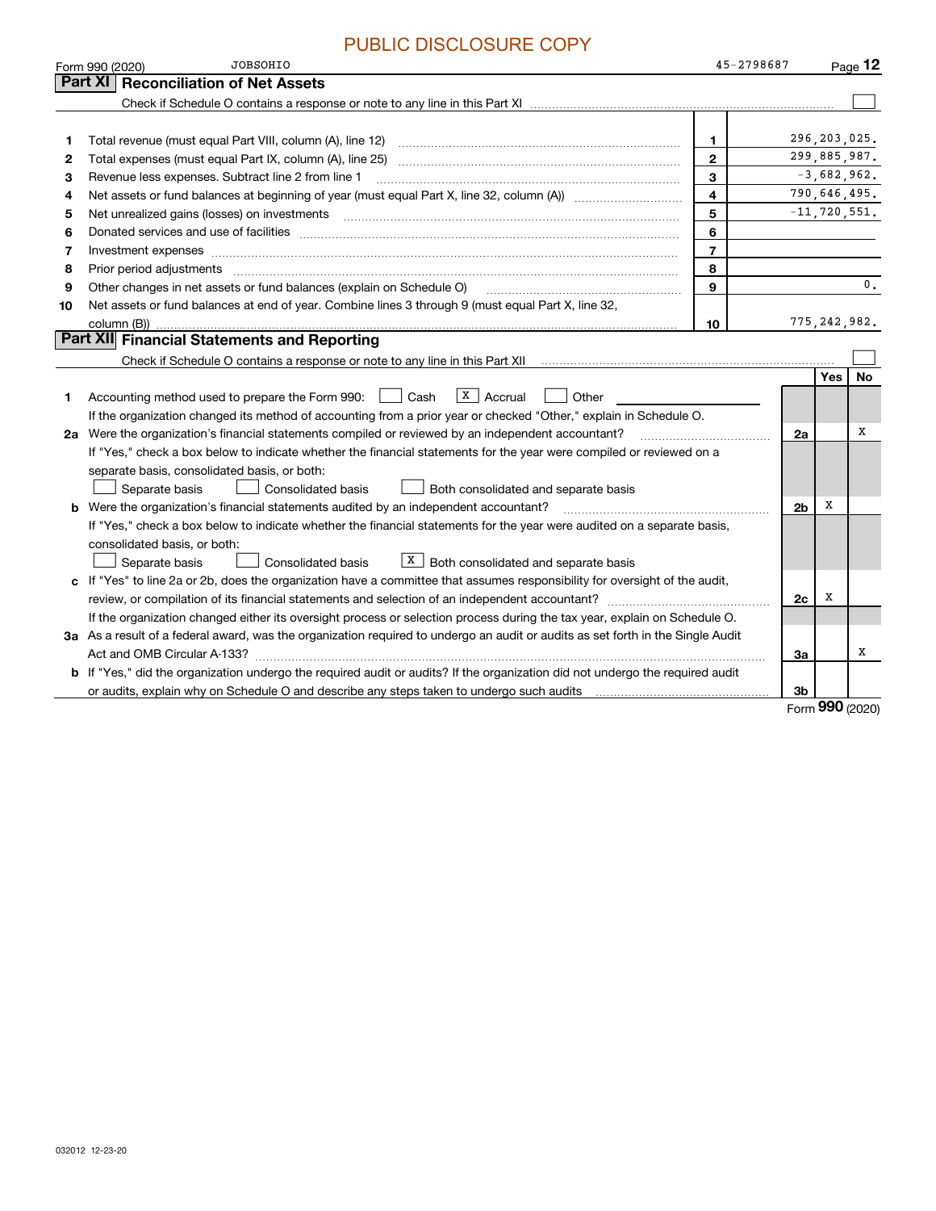PUBLIC DISCLOSURE COPY

Form 990 (2020) JOBSOHIO 45-2798687

## Part XI Reconciliation of Net Assets

Check if Schedule O contains a response or note to any line in this Part XI ☐

| | | | |
|---|---|---|---|
| 1 | Total revenue (must equal Part VIII, column (A), line 12) | 1 | 296,203,025. |
| 2 | Total expenses (must equal Part IX, column (A), line 25) | 2 | 299,885,987. |
| 3 | Revenue less expenses. Subtract line 2 from line 1 | 3 | -3,682,962. |
| 4 | Net assets or fund balances at beginning of year (must equal Part X, line 32, column (A)) | 4 | 790,646,495. |
| 5 | Net unrealized gains (losses) on investments | 5 | -11,720,551. |
| 6 | Donated services and use of facilities | 6 | |
| 7 | Investment expenses | 7 | |
| 8 | Prior period adjustments | 8 | |
| 9 | Other changes in net assets or fund balances (explain on Schedule O) | 9 | 0. |
| 10 | Net assets or fund balances at end of year. Combine lines 3 through 9 (must equal Part X, line 32, column (B)) | 10 | 775,242,982. |

## Part XII Financial Statements and Reporting

Check if Schedule O contains a response or note to any line in this Part XII ☐

| | | | Yes | No |
|---|---|---|---|---|
| 1 | Accounting method used to prepare the Form 990: ☐ Cash ☒ Accrual ☐ Other ______<br>If the organization changed its method of accounting from a prior year or checked "Other," explain in Schedule O. | | | |
| 2a | Were the organization's financial statements compiled or reviewed by an independent accountant?<br>If "Yes," check a box below to indicate whether the financial statements for the year were compiled or reviewed on a separate basis, consolidated basis, or both:<br>☐ Separate basis ☐ Consolidated basis ☐ Both consolidated and separate basis | 2a | | X |
| b | Were the organization's financial statements audited by an independent accountant?<br>If "Yes," check a box below to indicate whether the financial statements for the year were audited on a separate basis, consolidated basis, or both:<br>☐ Separate basis ☐ Consolidated basis ☒ Both consolidated and separate basis | 2b | X | |
| c | If "Yes" to line 2a or 2b, does the organization have a committee that assumes responsibility for oversight of the audit, review, or compilation of its financial statements and selection of an independent accountant?<br>If the organization changed either its oversight process or selection process during the tax year, explain on Schedule O. | 2c | X | |
| 3a | As a result of a federal award, was the organization required to undergo an audit or audits as set forth in the Single Audit Act and OMB Circular A-133? | 3a | | X |
| b | If "Yes," did the organization undergo the required audit or audits? If the organization did not undergo the required audit or audits, explain why on Schedule O and describe any steps taken to undergo such audits | 3b | | |

Form 990 (2020)

032012 12-23-20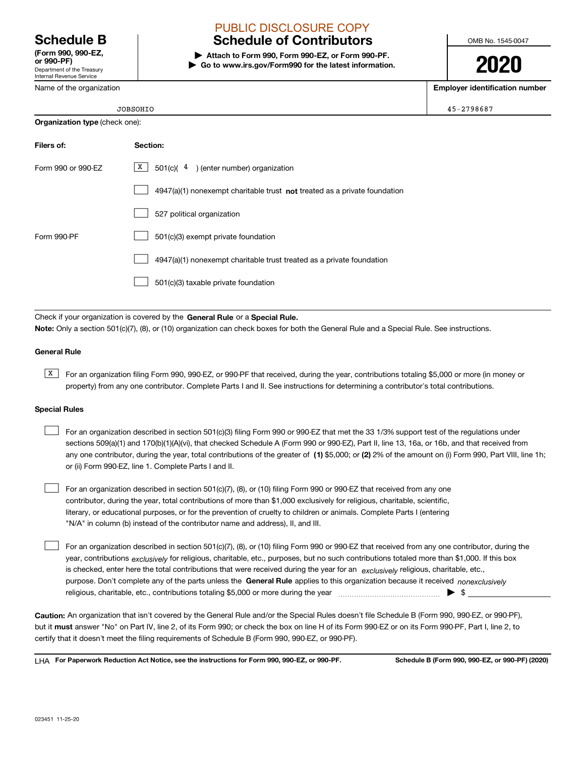PUBLIC DISCLOSURE COPY

# Schedule B

**(Form 990, 990-EZ, or 990-PF)**
Department of the Treasury
Internal Revenue Service

# Schedule of Contributors

▶ **Attach to Form 990, Form 990-EZ, or Form 990-PF.**
▶ **Go to www.irs.gov/Form990 for the latest information.**

OMB No. 1545-0047

**2020**

| Name of the organization | Employer identification number |
|---|---|
| JOBSOHIO | 45-2798687 |

**Organization type** (check one):

| Filers of: | Section: |
|---|---|
| Form 990 or 990-EZ | [X] 501(c)( 4 ) (enter number) organization |
| | [ ] 4947(a)(1) nonexempt charitable trust **not** treated as a private foundation |
| | [ ] 527 political organization |
| Form 990-PF | [ ] 501(c)(3) exempt private foundation |
| | [ ] 4947(a)(1) nonexempt charitable trust treated as a private foundation |
| | [ ] 501(c)(3) taxable private foundation |

Check if your organization is covered by the **General Rule** or a **Special Rule.**

**Note:** Only a section 501(c)(7), (8), or (10) organization can check boxes for both the General Rule and a Special Rule. See instructions.

**General Rule**

[X] For an organization filing Form 990, 990-EZ, or 990-PF that received, during the year, contributions totaling $5,000 or more (in money or property) from any one contributor. Complete Parts I and II. See instructions for determining a contributor's total contributions.

**Special Rules**

[ ] For an organization described in section 501(c)(3) filing Form 990 or 990-EZ that met the 33 1/3% support test of the regulations under sections 509(a)(1) and 170(b)(1)(A)(vi), that checked Schedule A (Form 990 or 990-EZ), Part II, line 13, 16a, or 16b, and that received from any one contributor, during the year, total contributions of the greater of **(1)** $5,000; or **(2)** 2% of the amount on (i) Form 990, Part VIII, line 1h; or (ii) Form 990-EZ, line 1. Complete Parts I and II.

[ ] For an organization described in section 501(c)(7), (8), or (10) filing Form 990 or 990-EZ that received from any one contributor, during the year, total contributions of more than $1,000 exclusively for religious, charitable, scientific, literary, or educational purposes, or for the prevention of cruelty to children or animals. Complete Parts I (entering "N/A" in column (b) instead of the contributor name and address), II, and III.

[ ] For an organization described in section 501(c)(7), (8), or (10) filing Form 990 or 990-EZ that received from any one contributor, during the year, contributions *exclusively* for religious, charitable, etc., purposes, but no such contributions totaled more than $1,000. If this box is checked, enter here the total contributions that were received during the year for an *exclusively* religious, charitable, etc., purpose. Don't complete any of the parts unless the **General Rule** applies to this organization because it received *nonexclusively* religious, charitable, etc., contributions totaling $5,000 or more during the year ▶ $ ____________

**Caution:** An organization that isn't covered by the General Rule and/or the Special Rules doesn't file Schedule B (Form 990, 990-EZ, or 990-PF), but it **must** answer "No" on Part IV, line 2, of its Form 990; or check the box on line H of its Form 990-EZ or on its Form 990-PF, Part I, line 2, to certify that it doesn't meet the filing requirements of Schedule B (Form 990, 990-EZ, or 990-PF).

LHA **For Paperwork Reduction Act Notice, see the instructions for Form 990, 990-EZ, or 990-PF.** **Schedule B (Form 990, 990-EZ, or 990-PF) (2020)**

023451 11-25-20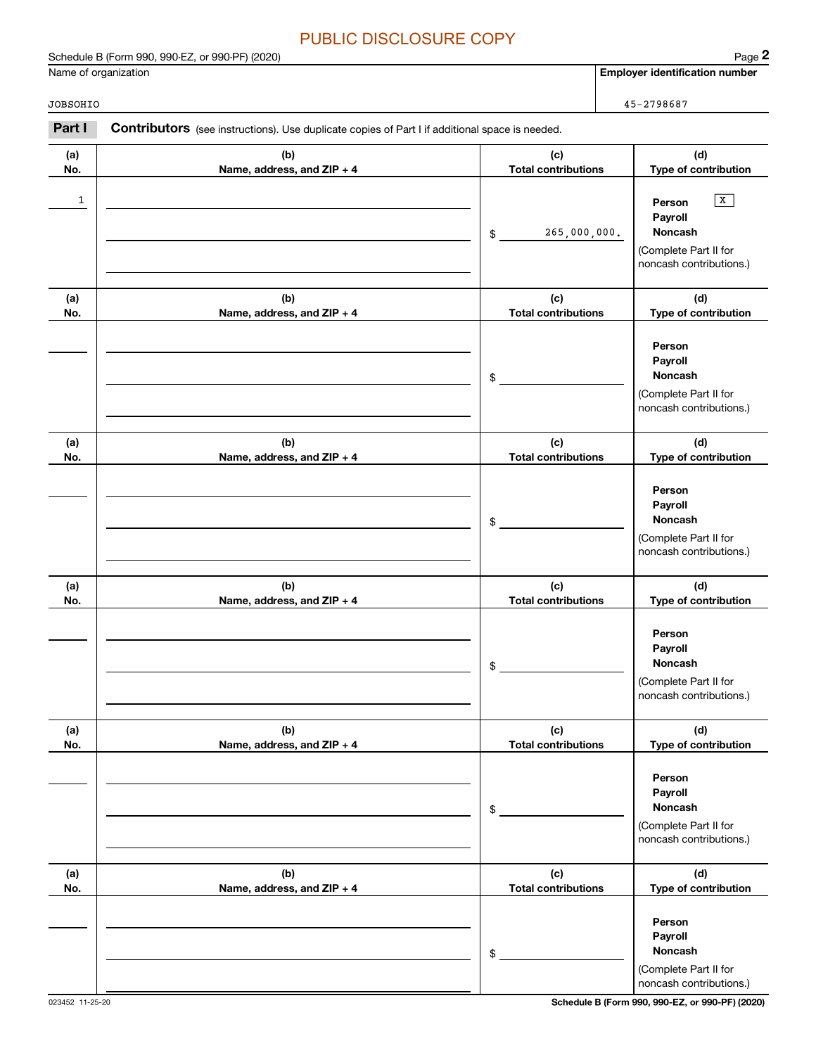PUBLIC DISCLOSURE COPY

Schedule B (Form 990, 990-EZ, or 990-PF) (2020)

| Name of organization | Employer identification number |
|---|---|
| JOBSOHIO | 45-2798687 |

**Part I** **Contributors** (see instructions). Use duplicate copies of Part I if additional space is needed.

| (a) No. | (b) Name, address, and ZIP + 4 | (c) Total contributions | (d) Type of contribution |
|---|---|---|---|
| 1 | | $ 265,000,000. | Person [X] Payroll [ ] Noncash [ ] (Complete Part II for noncash contributions.) |
| | | $ | Person [ ] Payroll [ ] Noncash [ ] (Complete Part II for noncash contributions.) |
| | | $ | Person [ ] Payroll [ ] Noncash [ ] (Complete Part II for noncash contributions.) |
| | | $ | Person [ ] Payroll [ ] Noncash [ ] (Complete Part II for noncash contributions.) |
| | | $ | Person [ ] Payroll [ ] Noncash [ ] (Complete Part II for noncash contributions.) |
| | | $ | Person [ ] Payroll [ ] Noncash [ ] (Complete Part II for noncash contributions.) |

023452 11-25-20

Schedule B (Form 990, 990-EZ, or 990-PF) (2020)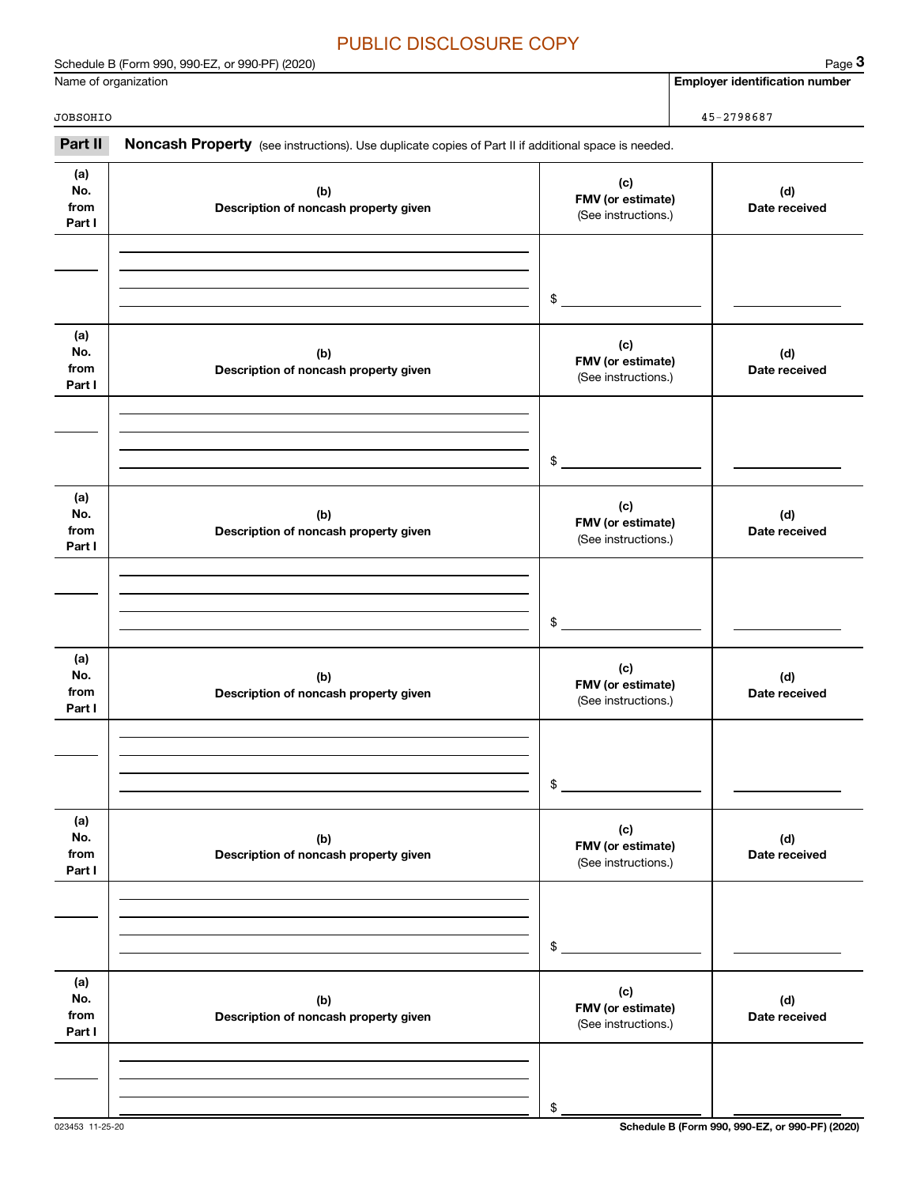PUBLIC DISCLOSURE COPY

Schedule B (Form 990, 990-EZ, or 990-PF) (2020)

| Name of organization | Employer identification number |
| --- | --- |
| JOBSOHIO | 45-2798687 |

**Part II** **Noncash Property** (see instructions). Use duplicate copies of Part II if additional space is needed.

| (a) No. from Part I | (b) Description of noncash property given | (c) FMV (or estimate) (See instructions.) | (d) Date received |
| --- | --- | --- | --- |
| | | $ | |

| (a) No. from Part I | (b) Description of noncash property given | (c) FMV (or estimate) (See instructions.) | (d) Date received |
| --- | --- | --- | --- |
| | | $ | |

| (a) No. from Part I | (b) Description of noncash property given | (c) FMV (or estimate) (See instructions.) | (d) Date received |
| --- | --- | --- | --- |
| | | $ | |

| (a) No. from Part I | (b) Description of noncash property given | (c) FMV (or estimate) (See instructions.) | (d) Date received |
| --- | --- | --- | --- |
| | | $ | |

| (a) No. from Part I | (b) Description of noncash property given | (c) FMV (or estimate) (See instructions.) | (d) Date received |
| --- | --- | --- | --- |
| | | $ | |

| (a) No. from Part I | (b) Description of noncash property given | (c) FMV (or estimate) (See instructions.) | (d) Date received |
| --- | --- | --- | --- |
| | | $ | |

023453 11-25-20

Schedule B (Form 990, 990-EZ, or 990-PF) (2020)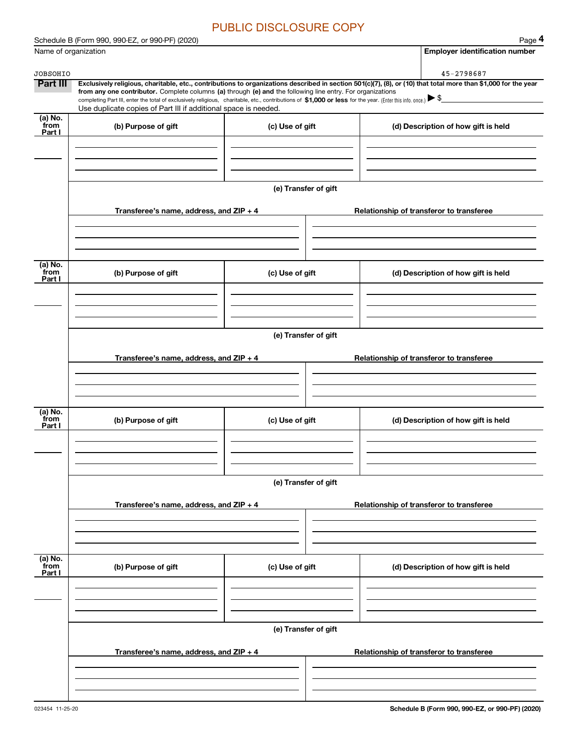PUBLIC DISCLOSURE COPY

Schedule B (Form 990, 990-EZ, or 990-PF) (2020)

Name of organization: JOBSOHIO

Employer identification number: 45-2798687

**Part III** **Exclusively religious, charitable, etc., contributions to organizations described in section 501(c)(7), (8), or (10) that total more than $1,000 for the year from any one contributor.** Complete columns **(a)** through **(e) and** the following line entry. For organizations completing Part III, enter the total of exclusively religious, charitable, etc., contributions of **$1,000 or less** for the year. (Enter this info. once.) ▶ $

Use duplicate copies of Part III if additional space is needed.

| (a) No. from Part I | (b) Purpose of gift | (c) Use of gift | (d) Description of how gift is held |
|---|---|---|---|
| | | | |

(e) Transfer of gift

| Transferee's name, address, and ZIP + 4 | Relationship of transferor to transferee |
|---|---|
| | |

| (a) No. from Part I | (b) Purpose of gift | (c) Use of gift | (d) Description of how gift is held |
|---|---|---|---|
| | | | |

(e) Transfer of gift

| Transferee's name, address, and ZIP + 4 | Relationship of transferor to transferee |
|---|---|
| | |

| (a) No. from Part I | (b) Purpose of gift | (c) Use of gift | (d) Description of how gift is held |
|---|---|---|---|
| | | | |

(e) Transfer of gift

| Transferee's name, address, and ZIP + 4 | Relationship of transferor to transferee |
|---|---|
| | |

| (a) No. from Part I | (b) Purpose of gift | (c) Use of gift | (d) Description of how gift is held |
|---|---|---|---|
| | | | |

(e) Transfer of gift

| Transferee's name, address, and ZIP + 4 | Relationship of transferor to transferee |
|---|---|
| | |

023454 11-25-20

**Schedule B (Form 990, 990-EZ, or 990-PF) (2020)**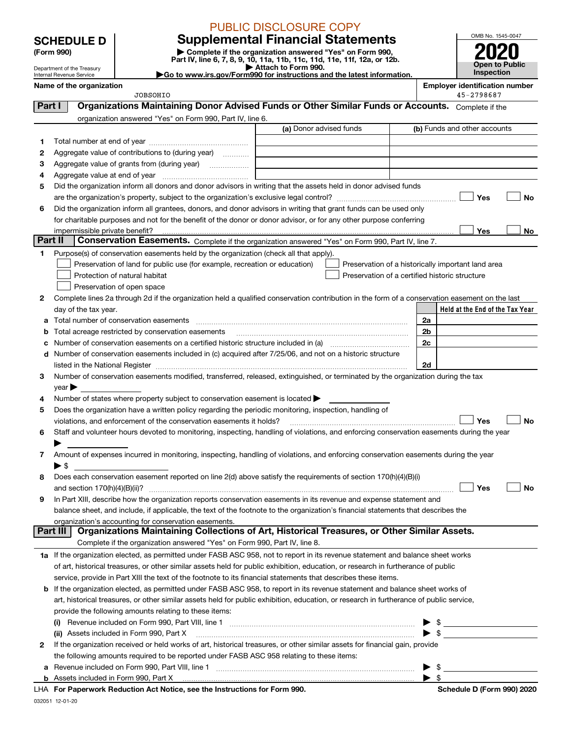PUBLIC DISCLOSURE COPY

# SCHEDULE D (Form 990)

Department of the Treasury
Internal Revenue Service

## Supplemental Financial Statements

▶ Complete if the organization answered "Yes" on Form 990, Part IV, line 6, 7, 8, 9, 10, 11a, 11b, 11c, 11d, 11e, 11f, 12a, or 12b.
▶ Attach to Form 990.
▶Go to www.irs.gov/Form990 for instructions and the latest information.

OMB No. 1545-0047

**2020**

**Open to Public Inspection**

Name of the organization: JOBSOHIO

Employer identification number: 45-2798687

### Part I Organizations Maintaining Donor Advised Funds or Other Similar Funds or Accounts. Complete if the organization answered "Yes" on Form 990, Part IV, line 6.

| | | (a) Donor advised funds | (b) Funds and other accounts |
|---|---|---|---|
| 1 | Total number at end of year | | |
| 2 | Aggregate value of contributions to (during year) | | |
| 3 | Aggregate value of grants from (during year) | | |
| 4 | Aggregate value at end of year | | |

5 Did the organization inform all donors and donor advisors in writing that the assets held in donor advised funds are the organization's property, subject to the organization's exclusive legal control? ☐ Yes ☐ No

6 Did the organization inform all grantees, donors, and donor advisors in writing that grant funds can be used only for charitable purposes and not for the benefit of the donor or donor advisor, or for any other purpose conferring impermissible private benefit? ☐ Yes ☐ No

### Part II Conservation Easements. Complete if the organization answered "Yes" on Form 990, Part IV, line 7.

1 Purpose(s) of conservation easements held by the organization (check all that apply).

- ☐ Preservation of land for public use (for example, recreation or education)
- ☐ Protection of natural habitat
- ☐ Preservation of open space
- ☐ Preservation of a historically important land area
- ☐ Preservation of a certified historic structure

2 Complete lines 2a through 2d if the organization held a qualified conservation contribution in the form of a conservation easement on the last day of the tax year.

| | | | Held at the End of the Tax Year |
|---|---|---|---|
| a | Total number of conservation easements | 2a | |
| b | Total acreage restricted by conservation easements | 2b | |
| c | Number of conservation easements on a certified historic structure included in (a) | 2c | |
| d | Number of conservation easements included in (c) acquired after 7/25/06, and not on a historic structure listed in the National Register | 2d | |

3 Number of conservation easements modified, transferred, released, extinguished, or terminated by the organization during the tax year ▶

4 Number of states where property subject to conservation easement is located ▶

5 Does the organization have a written policy regarding the periodic monitoring, inspection, handling of violations, and enforcement of the conservation easements it holds? ☐ Yes ☐ No

6 Staff and volunteer hours devoted to monitoring, inspecting, handling of violations, and enforcing conservation easements during the year ▶

7 Amount of expenses incurred in monitoring, inspecting, handling of violations, and enforcing conservation easements during the year ▶ $

8 Does each conservation easement reported on line 2(d) above satisfy the requirements of section 170(h)(4)(B)(i) and section 170(h)(4)(B)(ii)? ☐ Yes ☐ No

9 In Part XIII, describe how the organization reports conservation easements in its revenue and expense statement and balance sheet, and include, if applicable, the text of the footnote to the organization's financial statements that describes the organization's accounting for conservation easements.

### Part III Organizations Maintaining Collections of Art, Historical Treasures, or Other Similar Assets. Complete if the organization answered "Yes" on Form 990, Part IV, line 8.

1a If the organization elected, as permitted under FASB ASC 958, not to report in its revenue statement and balance sheet works of art, historical treasures, or other similar assets held for public exhibition, education, or research in furtherance of public service, provide in Part XIII the text of the footnote to its financial statements that describes these items.

b If the organization elected, as permitted under FASB ASC 958, to report in its revenue statement and balance sheet works of art, historical treasures, or other similar assets held for public exhibition, education, or research in furtherance of public service, provide the following amounts relating to these items:

(i) Revenue included on Form 990, Part VIII, line 1 ▶ $

(ii) Assets included in Form 990, Part X ▶ $

2 If the organization received or held works of art, historical treasures, or other similar assets for financial gain, provide the following amounts required to be reported under FASB ASC 958 relating to these items:

a Revenue included on Form 990, Part VIII, line 1 ▶ $

b Assets included in Form 990, Part X ▶ $

LHA For Paperwork Reduction Act Notice, see the Instructions for Form 990.

Schedule D (Form 990) 2020

032051 12-01-20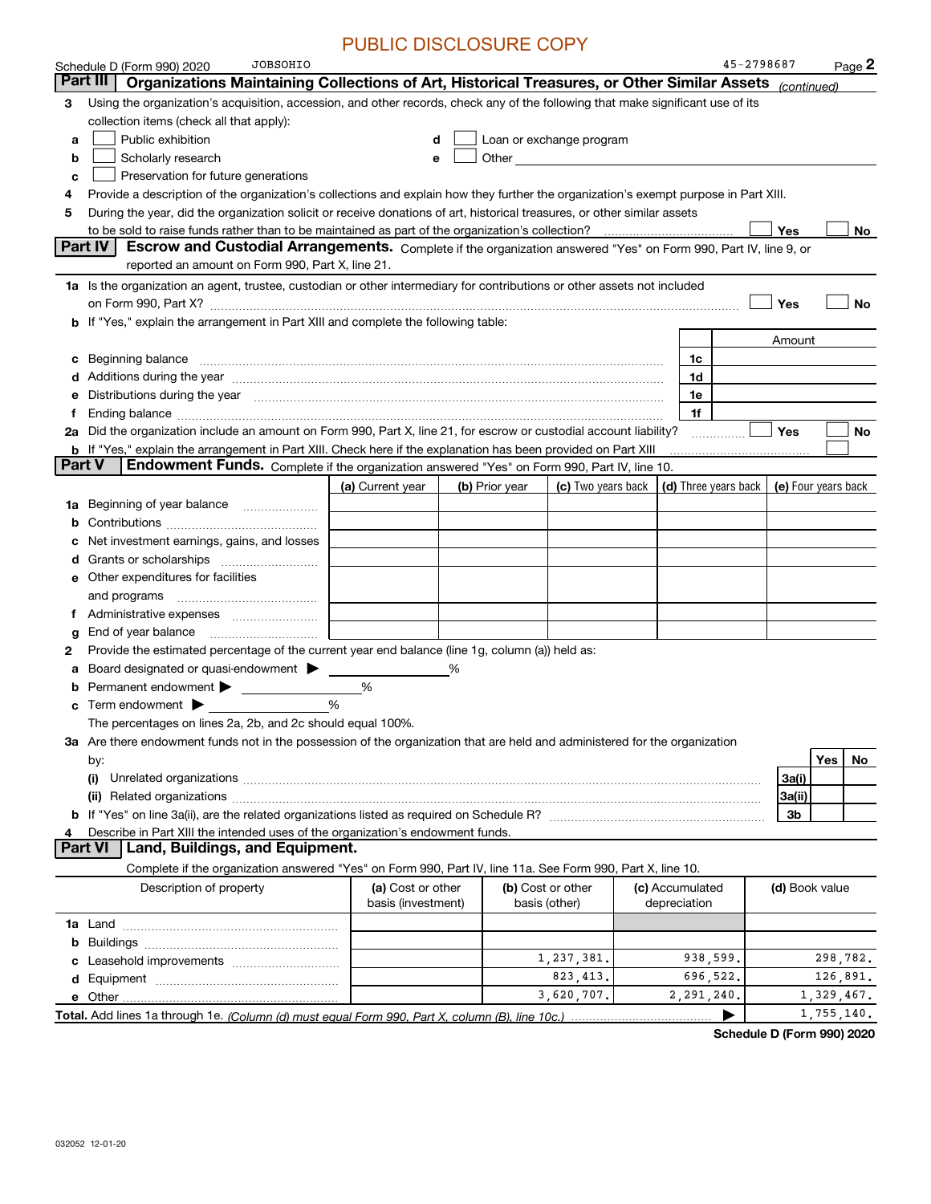PUBLIC DISCLOSURE COPY

Schedule D (Form 990) 2020 JOBSOHIO 45-2798687 Page 2

## Part III Organizations Maintaining Collections of Art, Historical Treasures, or Other Similar Assets *(continued)*

3 Using the organization's acquisition, accession, and other records, check any of the following that make significant use of its collection items (check all that apply):

a ☐ Public exhibition
b ☐ Scholarly research
c ☐ Preservation for future generations
d ☐ Loan or exchange program
e ☐ Other

4 Provide a description of the organization's collections and explain how they further the organization's exempt purpose in Part XIII.

5 During the year, did the organization solicit or receive donations of art, historical treasures, or other similar assets to be sold to raise funds rather than to be maintained as part of the organization's collection? ☐ Yes ☐ No

## Part IV Escrow and Custodial Arrangements.

Complete if the organization answered "Yes" on Form 990, Part IV, line 9, or reported an amount on Form 990, Part X, line 21.

1a Is the organization an agent, trustee, custodian or other intermediary for contributions or other assets not included on Form 990, Part X? ☐ Yes ☐ No

b If "Yes," explain the arrangement in Part XIII and complete the following table:

| | | Amount |
|---|---|---|
| c Beginning balance | 1c | |
| d Additions during the year | 1d | |
| e Distributions during the year | 1e | |
| f Ending balance | 1f | |

2a Did the organization include an amount on Form 990, Part X, line 21, for escrow or custodial account liability? ☐ Yes ☐ No

b If "Yes," explain the arrangement in Part XIII. Check here if the explanation has been provided on Part XIII ☐

## Part V Endowment Funds.

Complete if the organization answered "Yes" on Form 990, Part IV, line 10.

| | (a) Current year | (b) Prior year | (c) Two years back | (d) Three years back | (e) Four years back |
|---|---|---|---|---|---|
| 1a Beginning of year balance | | | | | |
| b Contributions | | | | | |
| c Net investment earnings, gains, and losses | | | | | |
| d Grants or scholarships | | | | | |
| e Other expenditures for facilities and programs | | | | | |
| f Administrative expenses | | | | | |
| g End of year balance | | | | | |

2 Provide the estimated percentage of the current year end balance (line 1g, column (a)) held as:

a Board designated or quasi-endowment ▶ ______ %
b Permanent endowment ▶ ______ %
c Term endowment ▶ ______ %

The percentages on lines 2a, 2b, and 2c should equal 100%.

3a Are there endowment funds not in the possession of the organization that are held and administered for the organization by:

| | | Yes | No |
|---|---|---|---|
| (i) Unrelated organizations | 3a(i) | | |
| (ii) Related organizations | 3a(ii) | | |
| b If "Yes" on line 3a(ii), are the related organizations listed as required on Schedule R? | 3b | | |

4 Describe in Part XIII the intended uses of the organization's endowment funds.

## Part VI Land, Buildings, and Equipment.

Complete if the organization answered "Yes" on Form 990, Part IV, line 11a. See Form 990, Part X, line 10.

| Description of property | (a) Cost or other basis (investment) | (b) Cost or other basis (other) | (c) Accumulated depreciation | (d) Book value |
|---|---|---|---|---|
| 1a Land | | | | |
| b Buildings | | | | |
| c Leasehold improvements | | 1,237,381. | 938,599. | 298,782. |
| d Equipment | | 823,413. | 696,522. | 126,891. |
| e Other | | 3,620,707. | 2,291,240. | 1,329,467. |
| **Total.** Add lines 1a through 1e. *(Column (d) must equal Form 990, Part X, column (B), line 10c.)* | | | ▶ | 1,755,140. |

**Schedule D (Form 990) 2020**

032052 12-01-20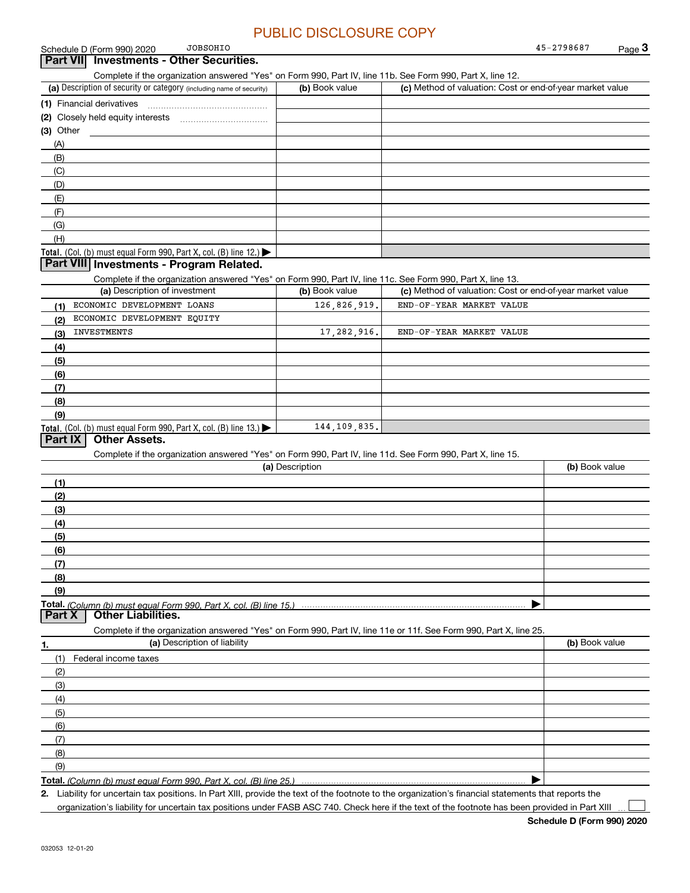PUBLIC DISCLOSURE COPY

Schedule D (Form 990) 2020 JOBSOHIO 45-2798687

## Part VII Investments - Other Securities.

Complete if the organization answered "Yes" on Form 990, Part IV, line 11b. See Form 990, Part X, line 12.

| (a) Description of security or category (including name of security) | (b) Book value | (c) Method of valuation: Cost or end-of-year market value |
|---|---|---|
| (1) Financial derivatives | | |
| (2) Closely held equity interests | | |
| (3) Other | | |
| (A) | | |
| (B) | | |
| (C) | | |
| (D) | | |
| (E) | | |
| (F) | | |
| (G) | | |
| (H) | | |
| **Total.** (Col. (b) must equal Form 990, Part X, col. (B) line 12.) ▶ | | |

## Part VIII Investments - Program Related.

Complete if the organization answered "Yes" on Form 990, Part IV, line 11c. See Form 990, Part X, line 13.

| (a) Description of investment | (b) Book value | (c) Method of valuation: Cost or end-of-year market value |
|---|---|---|
| (1) ECONOMIC DEVELOPMENT LOANS | 126,826,919. | END-OF-YEAR MARKET VALUE |
| (2) ECONOMIC DEVELOPMENT EQUITY | | |
| (3) INVESTMENTS | 17,282,916. | END-OF-YEAR MARKET VALUE |
| (4) | | |
| (5) | | |
| (6) | | |
| (7) | | |
| (8) | | |
| (9) | | |
| **Total.** (Col. (b) must equal Form 990, Part X, col. (B) line 13.) ▶ | 144,109,835. | |

## Part IX Other Assets.

Complete if the organization answered "Yes" on Form 990, Part IV, line 11d. See Form 990, Part X, line 15.

| (a) Description | (b) Book value |
|---|---|
| (1) | |
| (2) | |
| (3) | |
| (4) | |
| (5) | |
| (6) | |
| (7) | |
| (8) | |
| (9) | |
| **Total.** *(Column (b) must equal Form 990, Part X, col. (B) line 15.)* ▶ | |

## Part X Other Liabilities.

Complete if the organization answered "Yes" on Form 990, Part IV, line 11e or 11f. See Form 990, Part X, line 25.

| 1. (a) Description of liability | (b) Book value |
|---|---|
| (1) Federal income taxes | |
| (2) | |
| (3) | |
| (4) | |
| (5) | |
| (6) | |
| (7) | |
| (8) | |
| (9) | |
| **Total.** *(Column (b) must equal Form 990, Part X, col. (B) line 25.)* ▶ | |

2. Liability for uncertain tax positions. In Part XIII, provide the text of the footnote to the organization's financial statements that reports the organization's liability for uncertain tax positions under FASB ASC 740. Check here if the text of the footnote has been provided in Part XIII ☐

**Schedule D (Form 990) 2020**

032053 12-01-20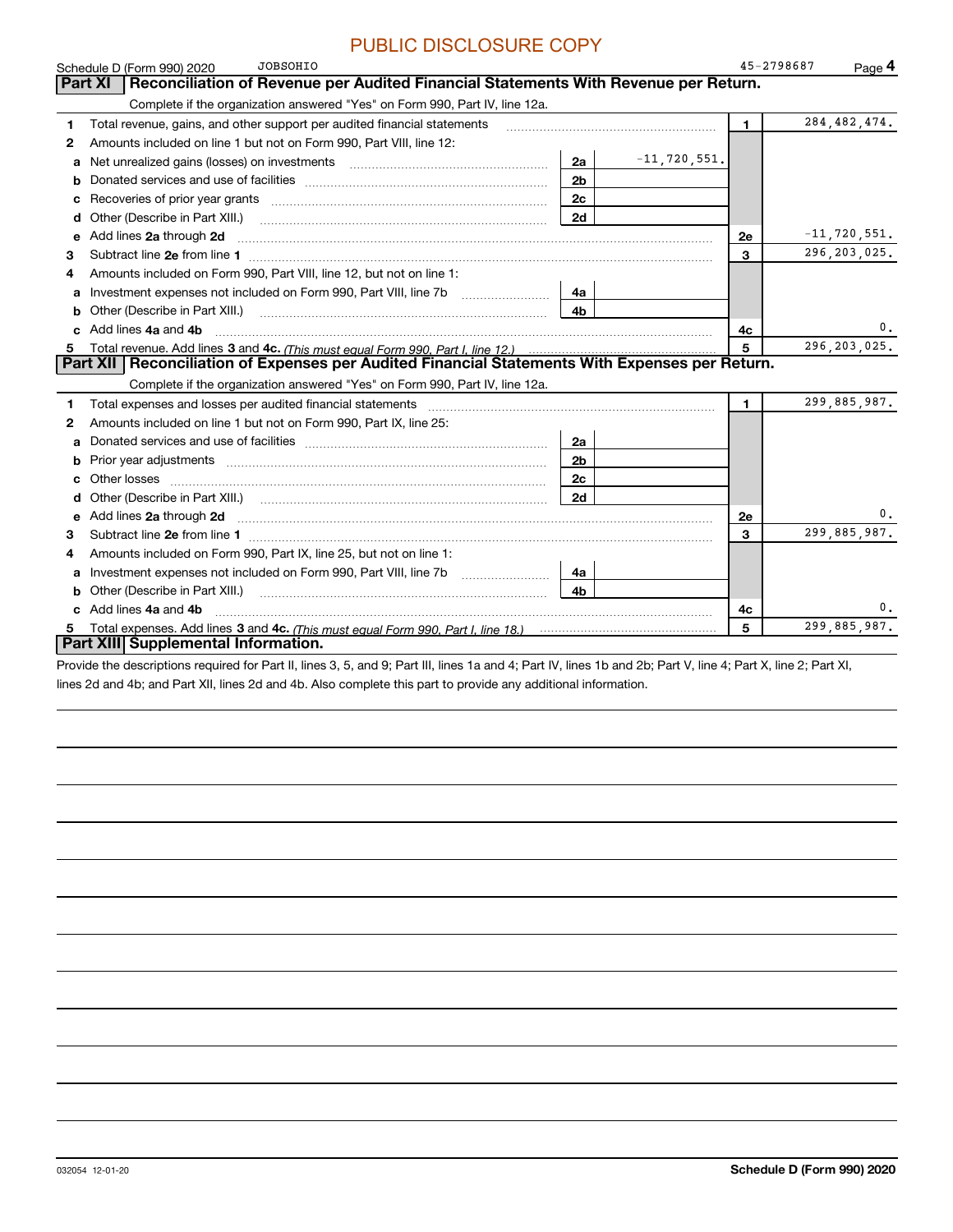PUBLIC DISCLOSURE COPY

Schedule D (Form 990) 2020 JOBSOHIO 45-2798687 Page 4

## Part XI Reconciliation of Revenue per Audited Financial Statements With Revenue per Return.

Complete if the organization answered "Yes" on Form 990, Part IV, line 12a.

| | | | | | |
|---|---|---|---|---|---|
| 1 | Total revenue, gains, and other support per audited financial statements | | | 1 | 284,482,474. |
| 2 | Amounts included on line 1 but not on Form 990, Part VIII, line 12: | | | | |
| a | Net unrealized gains (losses) on investments | 2a | -11,720,551. | | |
| b | Donated services and use of facilities | 2b | | | |
| c | Recoveries of prior year grants | 2c | | | |
| d | Other (Describe in Part XIII.) | 2d | | | |
| e | Add lines **2a** through **2d** | | | 2e | -11,720,551. |
| 3 | Subtract line **2e** from line **1** | | | 3 | 296,203,025. |
| 4 | Amounts included on Form 990, Part VIII, line 12, but not on line 1: | | | | |
| a | Investment expenses not included on Form 990, Part VIII, line 7b | 4a | | | |
| b | Other (Describe in Part XIII.) | 4b | | | |
| c | Add lines **4a** and **4b** | | | 4c | 0. |
| 5 | Total revenue. Add lines **3** and **4c.** *(This must equal Form 990, Part I, line 12.)* | | | 5 | 296,203,025. |

## Part XII Reconciliation of Expenses per Audited Financial Statements With Expenses per Return.

Complete if the organization answered "Yes" on Form 990, Part IV, line 12a.

| | | | | | |
|---|---|---|---|---|---|
| 1 | Total expenses and losses per audited financial statements | | | 1 | 299,885,987. |
| 2 | Amounts included on line 1 but not on Form 990, Part IX, line 25: | | | | |
| a | Donated services and use of facilities | 2a | | | |
| b | Prior year adjustments | 2b | | | |
| c | Other losses | 2c | | | |
| d | Other (Describe in Part XIII.) | 2d | | | |
| e | Add lines **2a** through **2d** | | | 2e | 0. |
| 3 | Subtract line **2e** from line **1** | | | 3 | 299,885,987. |
| 4 | Amounts included on Form 990, Part IX, line 25, but not on line 1: | | | | |
| a | Investment expenses not included on Form 990, Part VIII, line 7b | 4a | | | |
| b | Other (Describe in Part XIII.) | 4b | | | |
| c | Add lines **4a** and **4b** | | | 4c | 0. |
| 5 | Total expenses. Add lines **3** and **4c.** *(This must equal Form 990, Part I, line 18.)* | | | 5 | 299,885,987. |

## Part XIII Supplemental Information.

Provide the descriptions required for Part II, lines 3, 5, and 9; Part III, lines 1a and 4; Part IV, lines 1b and 2b; Part V, line 4; Part X, line 2; Part XI, lines 2d and 4b; and Part XII, lines 2d and 4b. Also complete this part to provide any additional information.

032054 12-01-20 **Schedule D (Form 990) 2020**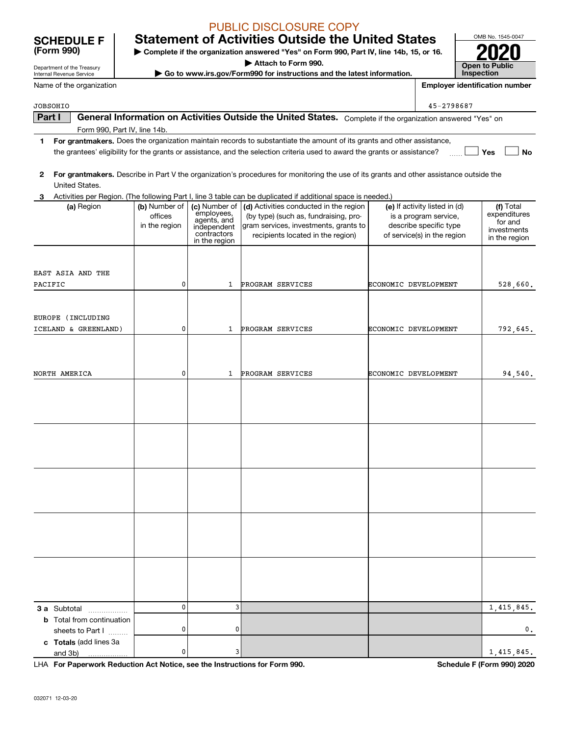PUBLIC DISCLOSURE COPY

# SCHEDULE F (Form 990)

## Statement of Activities Outside the United States

▶ Complete if the organization answered "Yes" on Form 990, Part IV, line 14b, 15, or 16.
▶ Attach to Form 990.
▶ Go to www.irs.gov/Form990 for instructions and the latest information.

Department of the Treasury
Internal Revenue Service

OMB No. 1545-0047
**2020**
**Open to Public Inspection**

Name of the organization: JOBSOHIO

Employer identification number: 45-2798687

**Part I** **General Information on Activities Outside the United States.** Complete if the organization answered "Yes" on Form 990, Part IV, line 14b.

1 **For grantmakers.** Does the organization maintain records to substantiate the amount of its grants and other assistance, the grantees' eligibility for the grants or assistance, and the selection criteria used to award the grants or assistance? ☐ Yes ☐ No

2 **For grantmakers.** Describe in Part V the organization's procedures for monitoring the use of its grants and other assistance outside the United States.

3 Activities per Region. (The following Part I, line 3 table can be duplicated if additional space is needed.)

| (a) Region | (b) Number of offices in the region | (c) Number of employees, agents, and independent contractors in the region | (d) Activities conducted in the region (by type) (such as, fundraising, program services, investments, grants to recipients located in the region) | (e) If activity listed in (d) is a program service, describe specific type of service(s) in the region | (f) Total expenditures for and investments in the region |
|---|---|---|---|---|---|
| EAST ASIA AND THE PACIFIC | 0 | 1 | PROGRAM SERVICES | ECONOMIC DEVELOPMENT | 528,660. |
| EUROPE (INCLUDING ICELAND & GREENLAND) | 0 | 1 | PROGRAM SERVICES | ECONOMIC DEVELOPMENT | 792,645. |
| NORTH AMERICA | 0 | 1 | PROGRAM SERVICES | ECONOMIC DEVELOPMENT | 94,540. |
| | | | | | |
| | | | | | |
| | | | | | |
| | | | | | |
| | | | | | |
| **3 a** Subtotal | 0 | 3 | | | 1,415,845. |
| **b** Total from continuation sheets to Part I | 0 | 0 | | | 0. |
| **c Totals** (add lines 3a and 3b) | 0 | 3 | | | 1,415,845. |

LHA **For Paperwork Reduction Act Notice, see the Instructions for Form 990.** **Schedule F (Form 990) 2020**

032071 12-03-20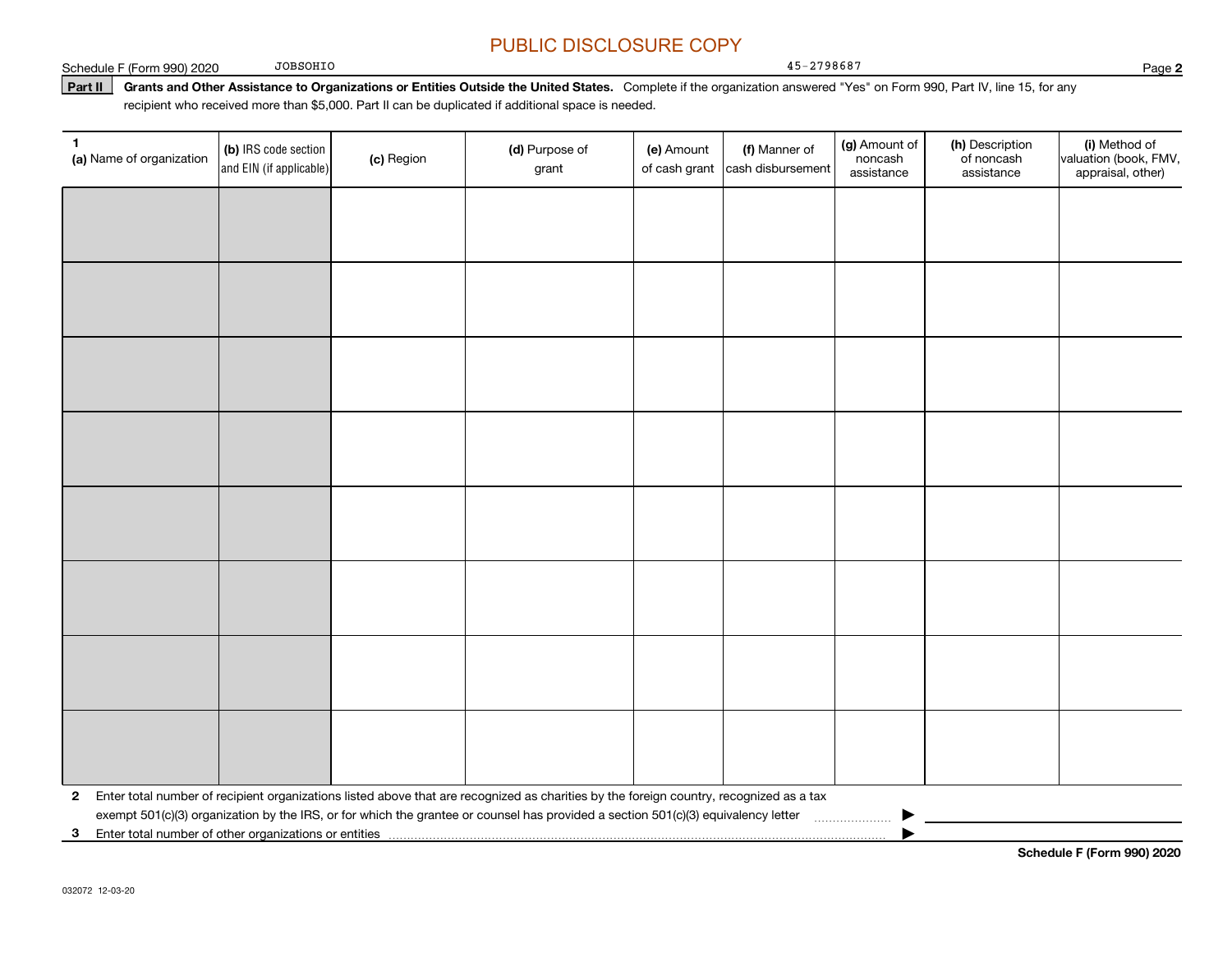PUBLIC DISCLOSURE COPY

Schedule F (Form 990) 2020 JOBSOHIO 45-2798687

**Part II** **Grants and Other Assistance to Organizations or Entities Outside the United States.** Complete if the organization answered "Yes" on Form 990, Part IV, line 15, for any recipient who received more than $5,000. Part II can be duplicated if additional space is needed.

| 1 (a) Name of organization | (b) IRS code section and EIN (if applicable) | (c) Region | (d) Purpose of grant | (e) Amount of cash grant | (f) Manner of cash disbursement | (g) Amount of noncash assistance | (h) Description of noncash assistance | (i) Method of valuation (book, FMV, appraisal, other) |
|---|---|---|---|---|---|---|---|---|
| | | | | | | | | |
| | | | | | | | | |
| | | | | | | | | |
| | | | | | | | | |
| | | | | | | | | |
| | | | | | | | | |
| | | | | | | | | |
| | | | | | | | | |

**2** Enter total number of recipient organizations listed above that are recognized as charities by the foreign country, recognized as a tax exempt 501(c)(3) organization by the IRS, or for which the grantee or counsel has provided a section 501(c)(3) equivalency letter ▶

**3** Enter total number of other organizations or entities ▶

**Schedule F (Form 990) 2020**

032072 12-03-20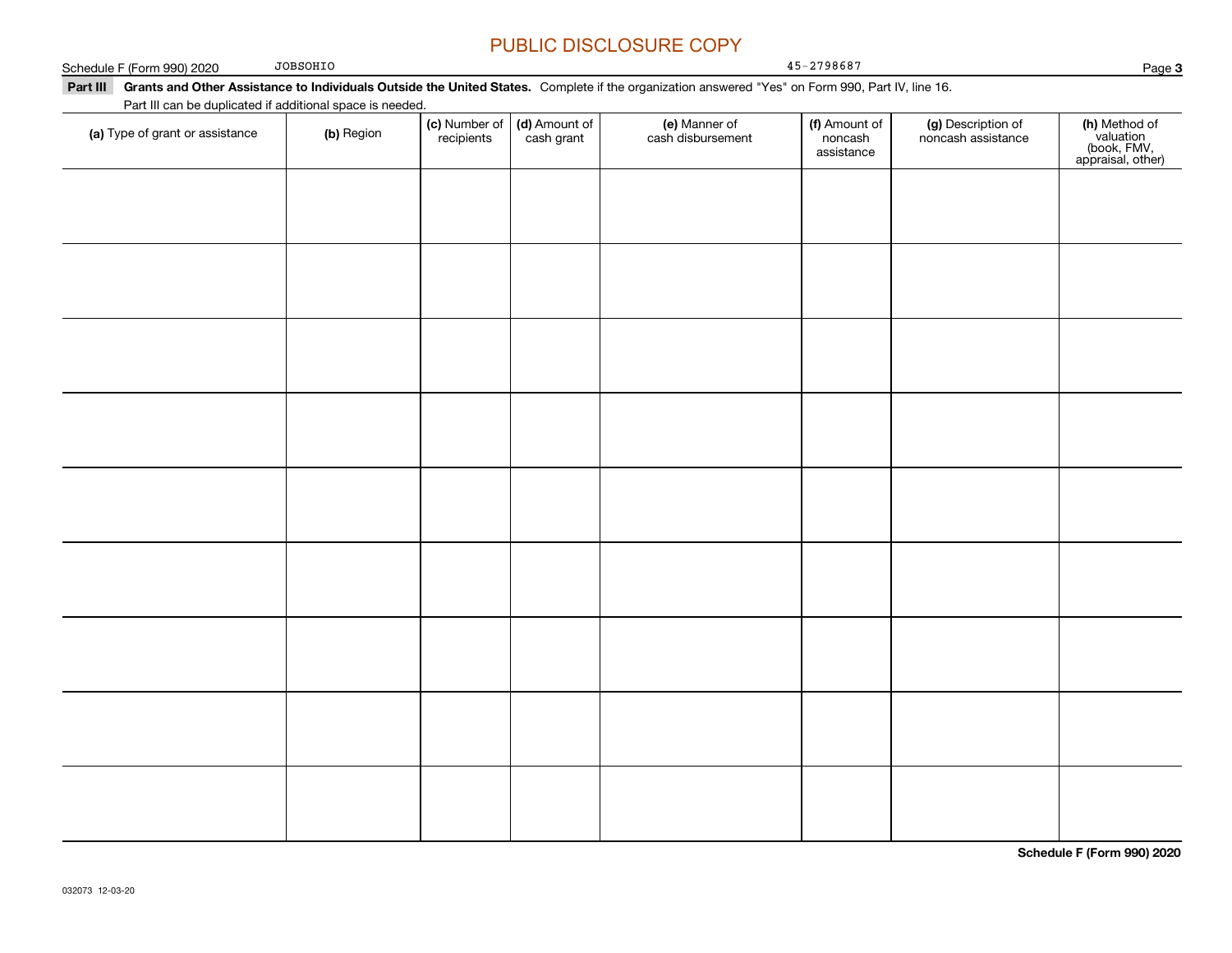PUBLIC DISCLOSURE COPY

Schedule F (Form 990) 2020 JOBSOHIO 45-2798687

**Part III** **Grants and Other Assistance to Individuals Outside the United States.** Complete if the organization answered "Yes" on Form 990, Part IV, line 16.

Part III can be duplicated if additional space is needed.

| (a) Type of grant or assistance | (b) Region | (c) Number of recipients | (d) Amount of cash grant | (e) Manner of cash disbursement | (f) Amount of noncash assistance | (g) Description of noncash assistance | (h) Method of valuation (book, FMV, appraisal, other) |
|---|---|---|---|---|---|---|---|
| | | | | | | | |
| | | | | | | | |
| | | | | | | | |
| | | | | | | | |
| | | | | | | | |
| | | | | | | | |
| | | | | | | | |
| | | | | | | | |
| | | | | | | | |

**Schedule F (Form 990) 2020**

032073 12-03-20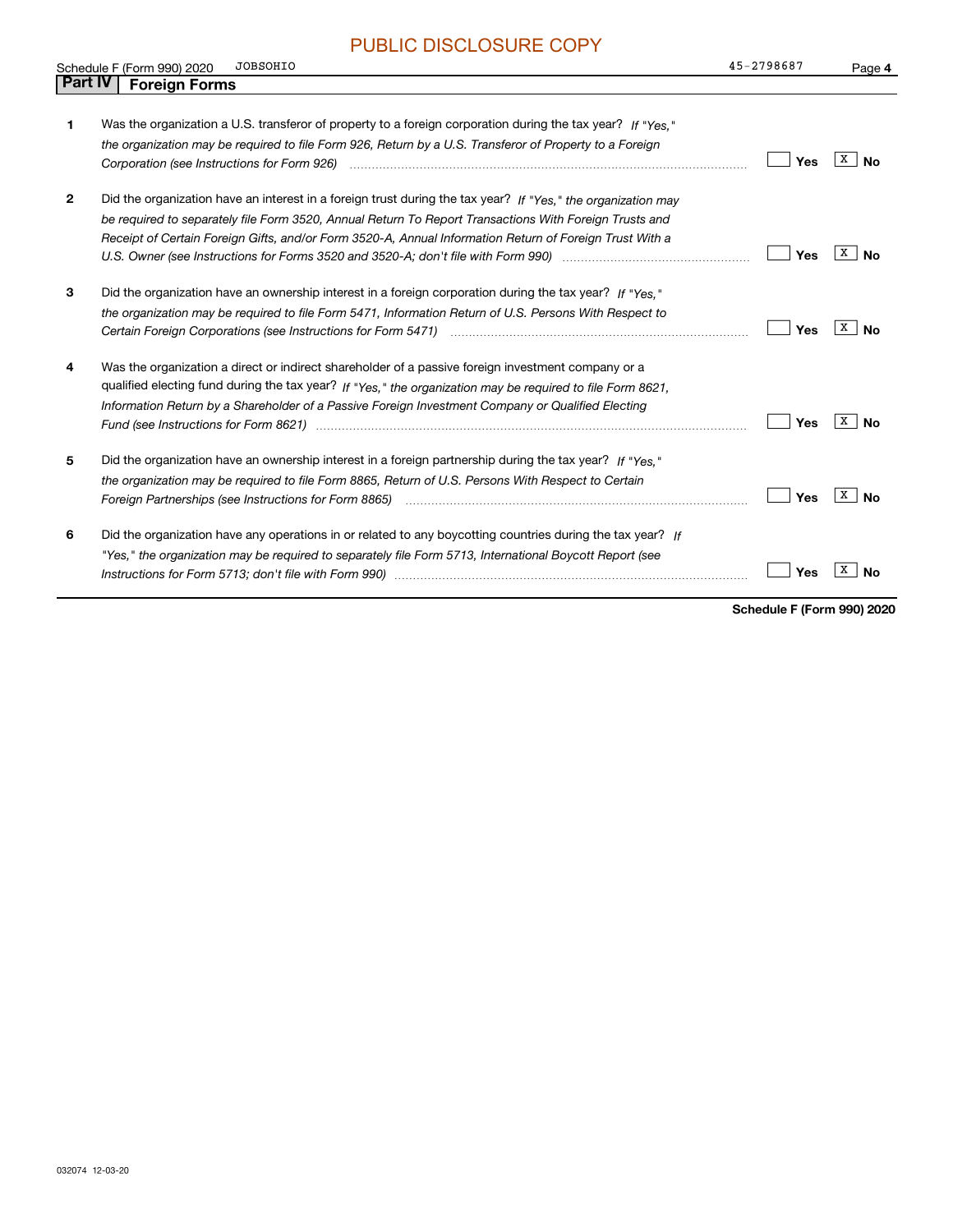PUBLIC DISCLOSURE COPY

Schedule F (Form 990) 2020 JOBSOHIO 45-2798687

## Part IV Foreign Forms

1 Was the organization a U.S. transferor of property to a foreign corporation during the tax year? *If "Yes," the organization may be required to file Form 926, Return by a U.S. Transferor of Property to a Foreign Corporation (see Instructions for Form 926)* ☐ Yes ☒ No

2 Did the organization have an interest in a foreign trust during the tax year? *If "Yes," the organization may be required to separately file Form 3520, Annual Return To Report Transactions With Foreign Trusts and Receipt of Certain Foreign Gifts, and/or Form 3520-A, Annual Information Return of Foreign Trust With a U.S. Owner (see Instructions for Forms 3520 and 3520-A; don't file with Form 990)* ☐ Yes ☒ No

3 Did the organization have an ownership interest in a foreign corporation during the tax year? *If "Yes," the organization may be required to file Form 5471, Information Return of U.S. Persons With Respect to Certain Foreign Corporations (see Instructions for Form 5471)* ☐ Yes ☒ No

4 Was the organization a direct or indirect shareholder of a passive foreign investment company or a qualified electing fund during the tax year? *If "Yes," the organization may be required to file Form 8621, Information Return by a Shareholder of a Passive Foreign Investment Company or Qualified Electing Fund (see Instructions for Form 8621)* ☐ Yes ☒ No

5 Did the organization have an ownership interest in a foreign partnership during the tax year? *If "Yes," the organization may be required to file Form 8865, Return of U.S. Persons With Respect to Certain Foreign Partnerships (see Instructions for Form 8865)* ☐ Yes ☒ No

6 Did the organization have any operations in or related to any boycotting countries during the tax year? *If "Yes," the organization may be required to separately file Form 5713, International Boycott Report (see Instructions for Form 5713; don't file with Form 990)* ☐ Yes ☒ No

**Schedule F (Form 990) 2020**

032074 12-03-20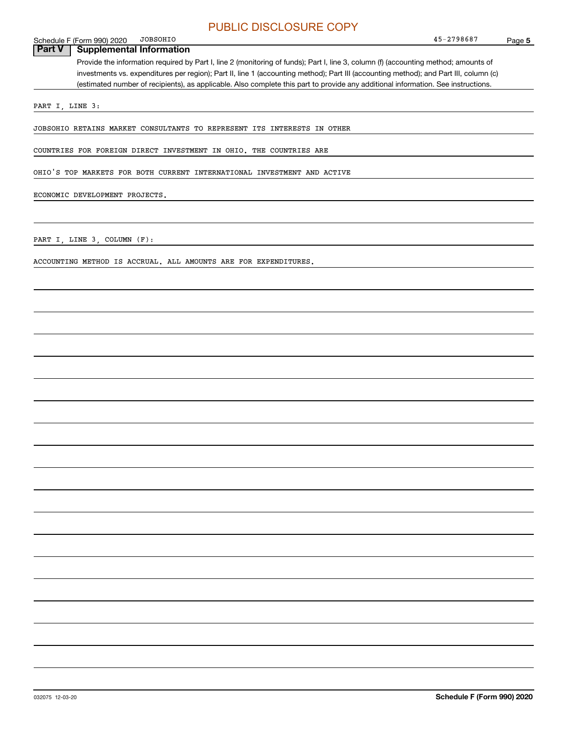PUBLIC DISCLOSURE COPY

Schedule F (Form 990) 2020 JOBSOHIO 45-2798687

## Part V Supplemental Information

Provide the information required by Part I, line 2 (monitoring of funds); Part I, line 3, column (f) (accounting method; amounts of investments vs. expenditures per region); Part II, line 1 (accounting method); Part III (accounting method); and Part III, column (c) (estimated number of recipients), as applicable. Also complete this part to provide any additional information. See instructions.

PART I, LINE 3:

JOBSOHIO RETAINS MARKET CONSULTANTS TO REPRESENT ITS INTERESTS IN OTHER COUNTRIES FOR FOREIGN DIRECT INVESTMENT IN OHIO. THE COUNTRIES ARE OHIO'S TOP MARKETS FOR BOTH CURRENT INTERNATIONAL INVESTMENT AND ACTIVE ECONOMIC DEVELOPMENT PROJECTS.

PART I, LINE 3, COLUMN (F):

ACCOUNTING METHOD IS ACCRUAL. ALL AMOUNTS ARE FOR EXPENDITURES.

032075 12-03-20 **Schedule F (Form 990) 2020**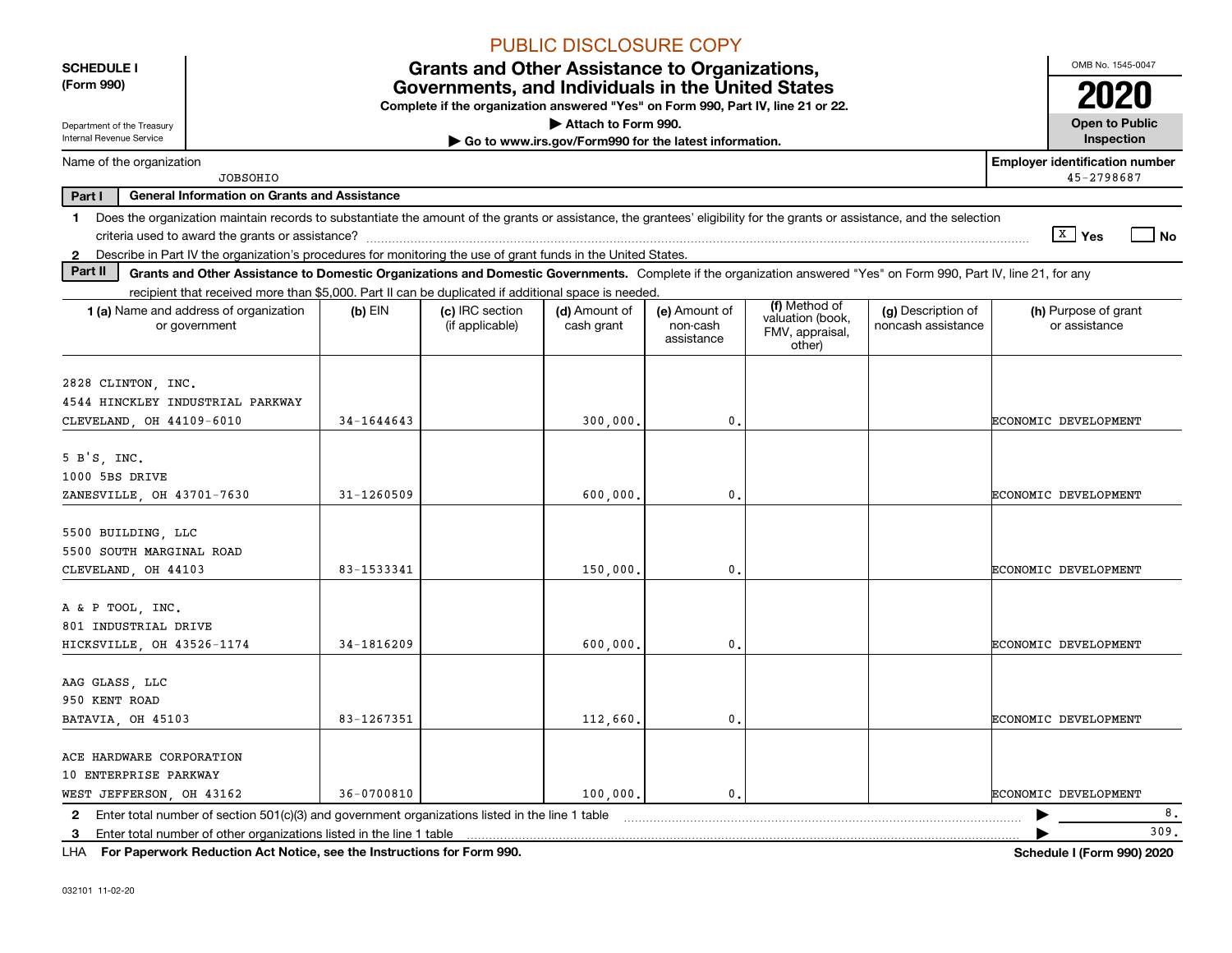PUBLIC DISCLOSURE COPY

**SCHEDULE I**
**(Form 990)**

Department of the Treasury
Internal Revenue Service

# Grants and Other Assistance to Organizations, Governments, and Individuals in the United States

**Complete if the organization answered "Yes" on Form 990, Part IV, line 21 or 22.**
**▶ Attach to Form 990.**
**▶ Go to www.irs.gov/Form990 for the latest information.**

OMB No. 1545-0047
**2020**
**Open to Public Inspection**

Name of the organization: JOBSOHIO

**Employer identification number:** 45-2798687

**Part I — General Information on Grants and Assistance**

1 Does the organization maintain records to substantiate the amount of the grants or assistance, the grantees' eligibility for the grants or assistance, and the selection criteria used to award the grants or assistance? [X] Yes [ ] No

2 Describe in Part IV the organization's procedures for monitoring the use of grant funds in the United States.

**Part II — Grants and Other Assistance to Domestic Organizations and Domestic Governments.** Complete if the organization answered "Yes" on Form 990, Part IV, line 21, for any recipient that received more than $5,000. Part II can be duplicated if additional space is needed.

| 1 (a) Name and address of organization or government | (b) EIN | (c) IRC section (if applicable) | (d) Amount of cash grant | (e) Amount of non-cash assistance | (f) Method of valuation (book, FMV, appraisal, other) | (g) Description of noncash assistance | (h) Purpose of grant or assistance |
|---|---|---|---|---|---|---|---|
| 2828 CLINTON, INC.<br>4544 HINCKLEY INDUSTRIAL PARKWAY<br>CLEVELAND, OH 44109-6010 | 34-1644643 | | 300,000. | 0. | | | ECONOMIC DEVELOPMENT |
| 5 B'S, INC.<br>1000 5BS DRIVE<br>ZANESVILLE, OH 43701-7630 | 31-1260509 | | 600,000. | 0. | | | ECONOMIC DEVELOPMENT |
| 5500 BUILDING, LLC<br>5500 SOUTH MARGINAL ROAD<br>CLEVELAND, OH 44103 | 83-1533341 | | 150,000. | 0. | | | ECONOMIC DEVELOPMENT |
| A & P TOOL, INC.<br>801 INDUSTRIAL DRIVE<br>HICKSVILLE, OH 43526-1174 | 34-1816209 | | 600,000. | 0. | | | ECONOMIC DEVELOPMENT |
| AAG GLASS, LLC<br>950 KENT ROAD<br>BATAVIA, OH 45103 | 83-1267351 | | 112,660. | 0. | | | ECONOMIC DEVELOPMENT |
| ACE HARDWARE CORPORATION<br>10 ENTERPRISE PARKWAY<br>WEST JEFFERSON, OH 43162 | 36-0700810 | | 100,000. | 0. | | | ECONOMIC DEVELOPMENT |

2 Enter total number of section 501(c)(3) and government organizations listed in the line 1 table ▶ 8.

3 Enter total number of other organizations listed in the line 1 table ▶ 309.

LHA **For Paperwork Reduction Act Notice, see the Instructions for Form 990.** **Schedule I (Form 990) 2020**

032101 11-02-20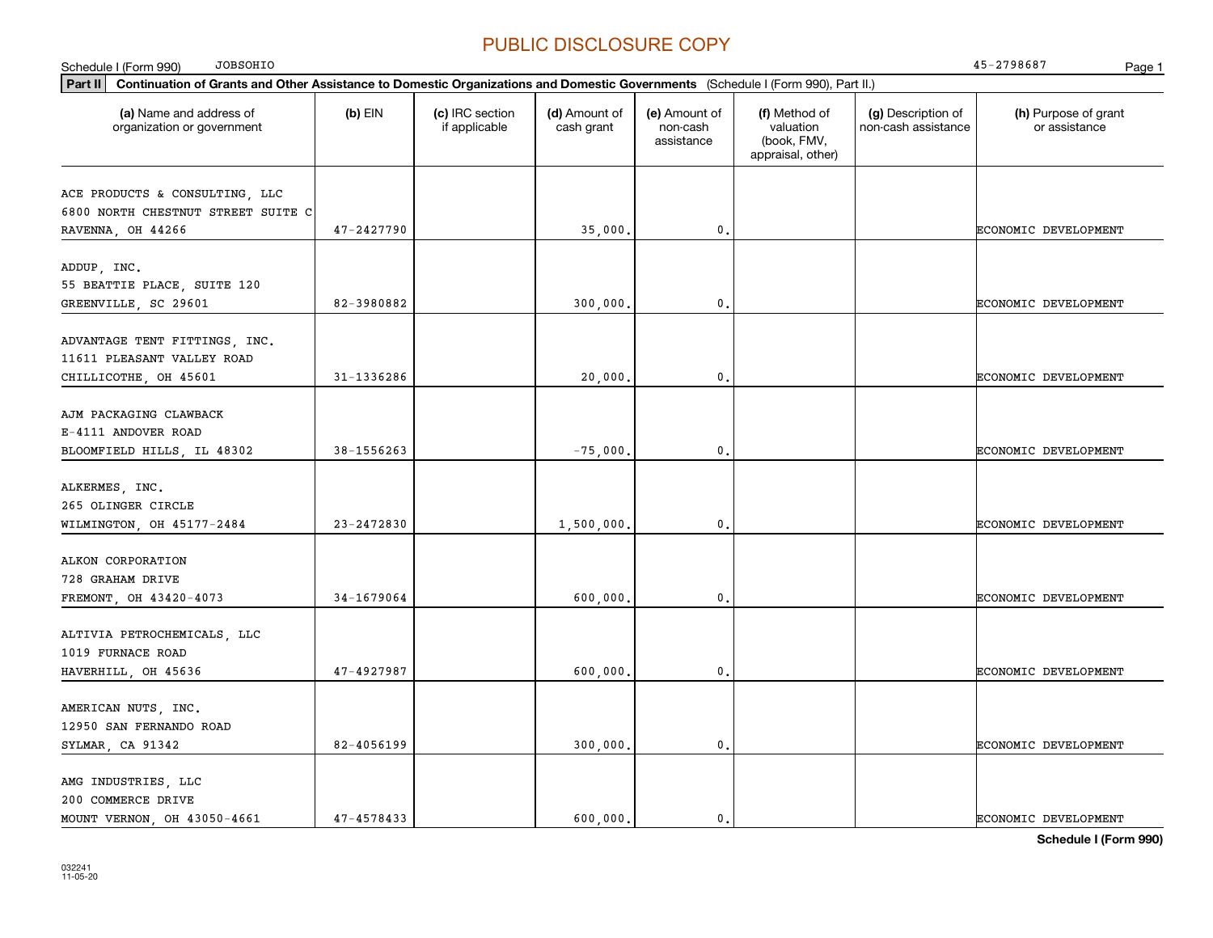PUBLIC DISCLOSURE COPY

Schedule I (Form 990) JOBSOHIO 45-2798687

**Part II** **Continuation of Grants and Other Assistance to Domestic Organizations and Domestic Governments** (Schedule I (Form 990), Part II.)

| (a) Name and address of organization or government | (b) EIN | (c) IRC section if applicable | (d) Amount of cash grant | (e) Amount of non-cash assistance | (f) Method of valuation (book, FMV, appraisal, other) | (g) Description of non-cash assistance | (h) Purpose of grant or assistance |
|---|---|---|---|---|---|---|---|
| ACE PRODUCTS & CONSULTING, LLC<br>6800 NORTH CHESTNUT STREET SUITE C<br>RAVENNA, OH 44266 | 47-2427790 | | 35,000. | 0. | | | ECONOMIC DEVELOPMENT |
| ADDUP, INC.<br>55 BEATTIE PLACE, SUITE 120<br>GREENVILLE, SC 29601 | 82-3980882 | | 300,000. | 0. | | | ECONOMIC DEVELOPMENT |
| ADVANTAGE TENT FITTINGS, INC.<br>11611 PLEASANT VALLEY ROAD<br>CHILLICOTHE, OH 45601 | 31-1336286 | | 20,000. | 0. | | | ECONOMIC DEVELOPMENT |
| AJM PACKAGING CLAWBACK<br>E-4111 ANDOVER ROAD<br>BLOOMFIELD HILLS, IL 48302 | 38-1556263 | | -75,000. | 0. | | | ECONOMIC DEVELOPMENT |
| ALKERMES, INC.<br>265 OLINGER CIRCLE<br>WILMINGTON, OH 45177-2484 | 23-2472830 | | 1,500,000. | 0. | | | ECONOMIC DEVELOPMENT |
| ALKON CORPORATION<br>728 GRAHAM DRIVE<br>FREMONT, OH 43420-4073 | 34-1679064 | | 600,000. | 0. | | | ECONOMIC DEVELOPMENT |
| ALTIVIA PETROCHEMICALS, LLC<br>1019 FURNACE ROAD<br>HAVERHILL, OH 45636 | 47-4927987 | | 600,000. | 0. | | | ECONOMIC DEVELOPMENT |
| AMERICAN NUTS, INC.<br>12950 SAN FERNANDO ROAD<br>SYLMAR, CA 91342 | 82-4056199 | | 300,000. | 0. | | | ECONOMIC DEVELOPMENT |
| AMG INDUSTRIES, LLC<br>200 COMMERCE DRIVE<br>MOUNT VERNON, OH 43050-4661 | 47-4578433 | | 600,000. | 0. | | | ECONOMIC DEVELOPMENT |

**Schedule I (Form 990)**

032241
11-05-20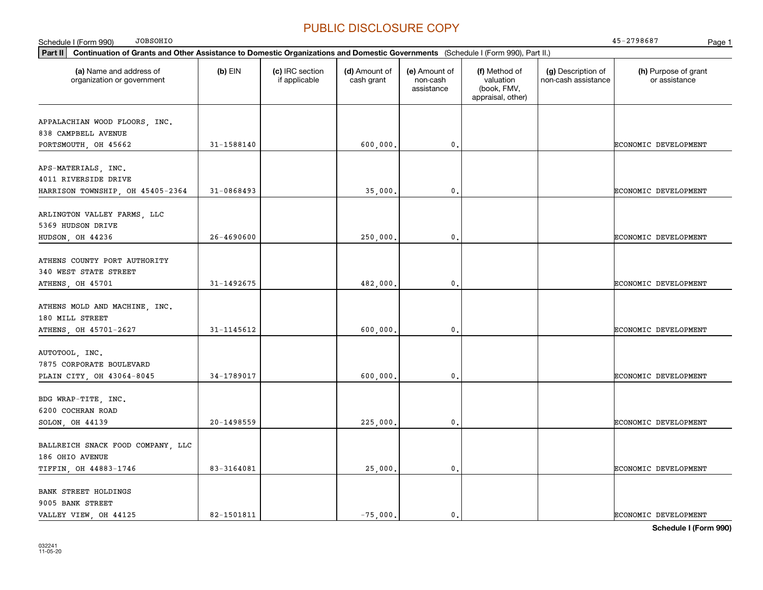PUBLIC DISCLOSURE COPY

Schedule I (Form 990) JOBSOHIO 45-2798687

**Part II** **Continuation of Grants and Other Assistance to Domestic Organizations and Domestic Governments** (Schedule I (Form 990), Part II.)

| (a) Name and address of organization or government | (b) EIN | (c) IRC section if applicable | (d) Amount of cash grant | (e) Amount of non-cash assistance | (f) Method of valuation (book, FMV, appraisal, other) | (g) Description of non-cash assistance | (h) Purpose of grant or assistance |
|---|---|---|---|---|---|---|---|
| APPALACHIAN WOOD FLOORS, INC. 838 CAMPBELL AVENUE PORTSMOUTH, OH 45662 | 31-1588140 | | 600,000. | 0. | | | ECONOMIC DEVELOPMENT |
| APS-MATERIALS, INC. 4011 RIVERSIDE DRIVE HARRISON TOWNSHIP, OH 45405-2364 | 31-0868493 | | 35,000. | 0. | | | ECONOMIC DEVELOPMENT |
| ARLINGTON VALLEY FARMS, LLC 5369 HUDSON DRIVE HUDSON, OH 44236 | 26-4690600 | | 250,000. | 0. | | | ECONOMIC DEVELOPMENT |
| ATHENS COUNTY PORT AUTHORITY 340 WEST STATE STREET ATHENS, OH 45701 | 31-1492675 | | 482,000. | 0. | | | ECONOMIC DEVELOPMENT |
| ATHENS MOLD AND MACHINE, INC. 180 MILL STREET ATHENS, OH 45701-2627 | 31-1145612 | | 600,000. | 0. | | | ECONOMIC DEVELOPMENT |
| AUTOTOOL, INC. 7875 CORPORATE BOULEVARD PLAIN CITY, OH 43064-8045 | 34-1789017 | | 600,000. | 0. | | | ECONOMIC DEVELOPMENT |
| BDG WRAP-TITE, INC. 6200 COCHRAN ROAD SOLON, OH 44139 | 20-1498559 | | 225,000. | 0. | | | ECONOMIC DEVELOPMENT |
| BALLREICH SNACK FOOD COMPANY, LLC 186 OHIO AVENUE TIFFIN, OH 44883-1746 | 83-3164081 | | 25,000. | 0. | | | ECONOMIC DEVELOPMENT |
| BANK STREET HOLDINGS 9005 BANK STREET VALLEY VIEW, OH 44125 | 82-1501811 | | -75,000. | 0. | | | ECONOMIC DEVELOPMENT |

**Schedule I (Form 990)**

032241 11-05-20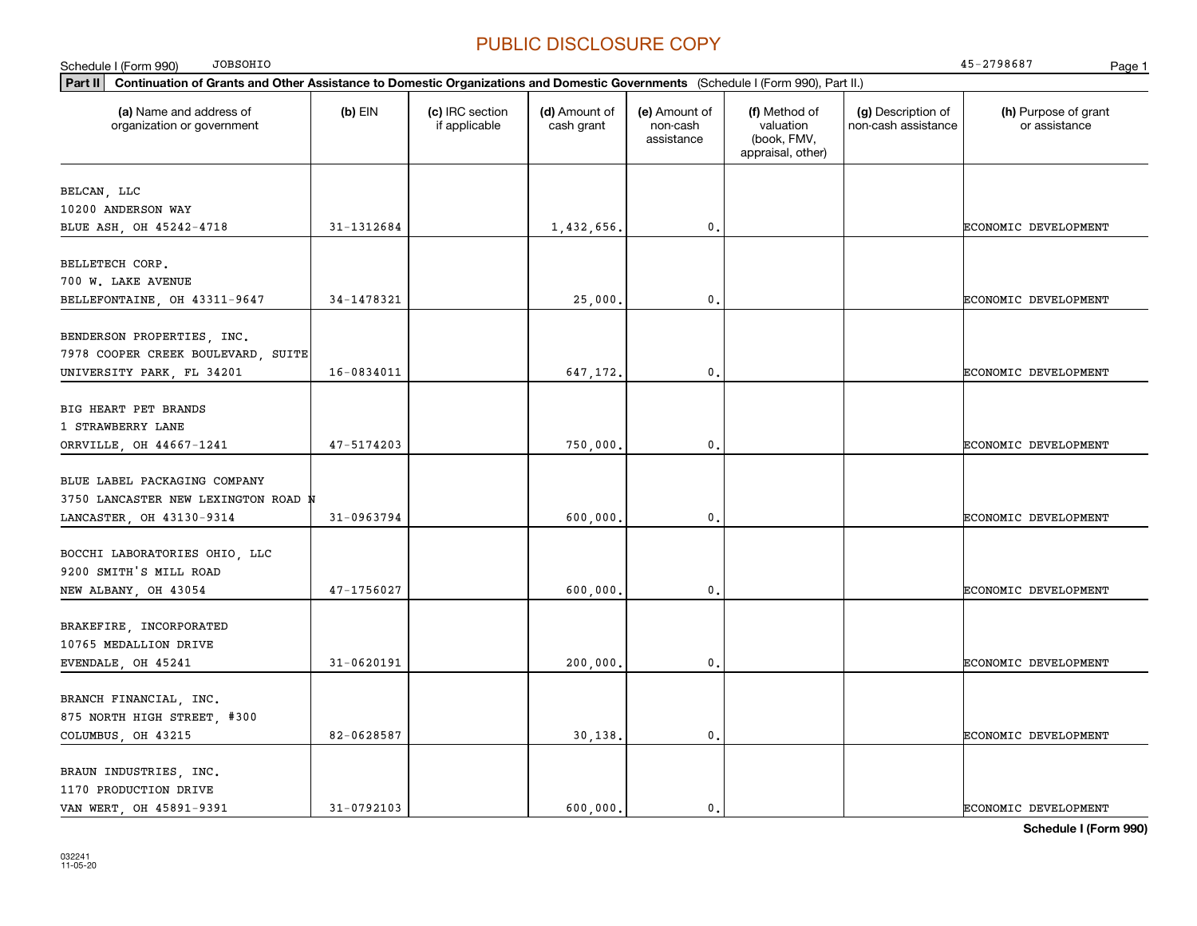PUBLIC DISCLOSURE COPY

Schedule I (Form 990) JOBSOHIO 45-2798687

**Part II** **Continuation of Grants and Other Assistance to Domestic Organizations and Domestic Governments** (Schedule I (Form 990), Part II.)

| (a) Name and address of organization or government | (b) EIN | (c) IRC section if applicable | (d) Amount of cash grant | (e) Amount of non-cash assistance | (f) Method of valuation (book, FMV, appraisal, other) | (g) Description of non-cash assistance | (h) Purpose of grant or assistance |
|---|---|---|---|---|---|---|---|
| BELCAN, LLC<br>10200 ANDERSON WAY<br>BLUE ASH, OH 45242-4718 | 31-1312684 | | 1,432,656. | 0. | | | ECONOMIC DEVELOPMENT |
| BELLETECH CORP.<br>700 W. LAKE AVENUE<br>BELLEFONTAINE, OH 43311-9647 | 34-1478321 | | 25,000. | 0. | | | ECONOMIC DEVELOPMENT |
| BENDERSON PROPERTIES, INC.<br>7978 COOPER CREEK BOULEVARD, SUITE<br>UNIVERSITY PARK, FL 34201 | 16-0834011 | | 647,172. | 0. | | | ECONOMIC DEVELOPMENT |
| BIG HEART PET BRANDS<br>1 STRAWBERRY LANE<br>ORRVILLE, OH 44667-1241 | 47-5174203 | | 750,000. | 0. | | | ECONOMIC DEVELOPMENT |
| BLUE LABEL PACKAGING COMPANY<br>3750 LANCASTER NEW LEXINGTON ROAD N<br>LANCASTER, OH 43130-9314 | 31-0963794 | | 600,000. | 0. | | | ECONOMIC DEVELOPMENT |
| BOCCHI LABORATORIES OHIO, LLC<br>9200 SMITH'S MILL ROAD<br>NEW ALBANY, OH 43054 | 47-1756027 | | 600,000. | 0. | | | ECONOMIC DEVELOPMENT |
| BRAKEFIRE, INCORPORATED<br>10765 MEDALLION DRIVE<br>EVENDALE, OH 45241 | 31-0620191 | | 200,000. | 0. | | | ECONOMIC DEVELOPMENT |
| BRANCH FINANCIAL, INC.<br>875 NORTH HIGH STREET, #300<br>COLUMBUS, OH 43215 | 82-0628587 | | 30,138. | 0. | | | ECONOMIC DEVELOPMENT |
| BRAUN INDUSTRIES, INC.<br>1170 PRODUCTION DRIVE<br>VAN WERT, OH 45891-9391 | 31-0792103 | | 600,000. | 0. | | | ECONOMIC DEVELOPMENT |

**Schedule I (Form 990)**

032241
11-05-20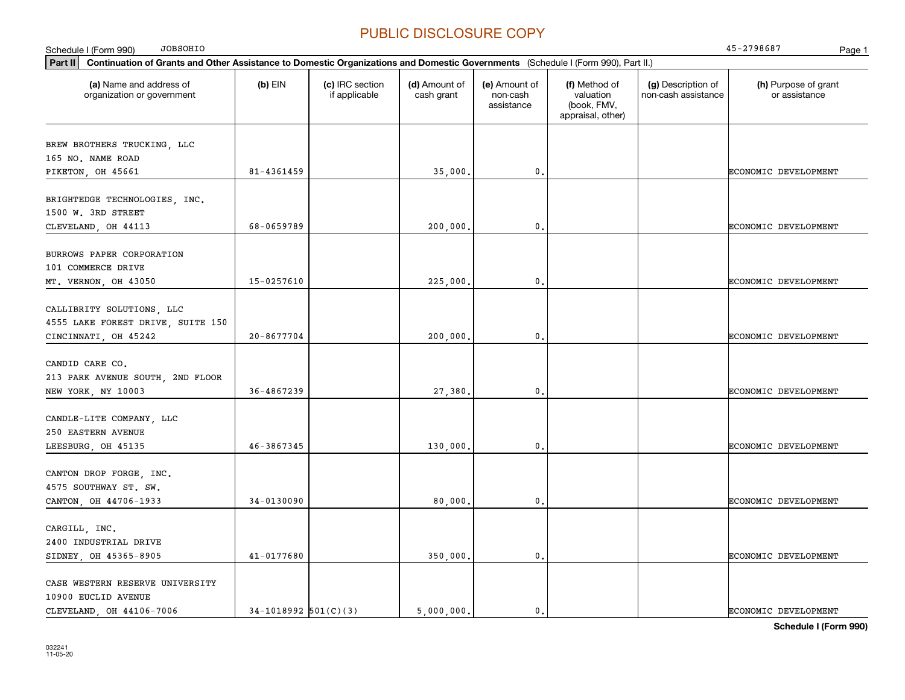PUBLIC DISCLOSURE COPY

Schedule I (Form 990) JOBSOHIO 45-2798687

**Part II** **Continuation of Grants and Other Assistance to Domestic Organizations and Domestic Governments** (Schedule I (Form 990), Part II.)

| (a) Name and address of organization or government | (b) EIN | (c) IRC section if applicable | (d) Amount of cash grant | (e) Amount of non-cash assistance | (f) Method of valuation (book, FMV, appraisal, other) | (g) Description of non-cash assistance | (h) Purpose of grant or assistance |
|---|---|---|---|---|---|---|---|
| BREW BROTHERS TRUCKING, LLC<br>165 NO. NAME ROAD<br>PIKETON, OH 45661 | 81-4361459 | | 35,000. | 0. | | | ECONOMIC DEVELOPMENT |
| BRIGHTEDGE TECHNOLOGIES, INC.<br>1500 W. 3RD STREET<br>CLEVELAND, OH 44113 | 68-0659789 | | 200,000. | 0. | | | ECONOMIC DEVELOPMENT |
| BURROWS PAPER CORPORATION<br>101 COMMERCE DRIVE<br>MT. VERNON, OH 43050 | 15-0257610 | | 225,000. | 0. | | | ECONOMIC DEVELOPMENT |
| CALLIBRITY SOLUTIONS, LLC<br>4555 LAKE FOREST DRIVE, SUITE 150<br>CINCINNATI, OH 45242 | 20-8677704 | | 200,000. | 0. | | | ECONOMIC DEVELOPMENT |
| CANDID CARE CO.<br>213 PARK AVENUE SOUTH, 2ND FLOOR<br>NEW YORK, NY 10003 | 36-4867239 | | 27,380. | 0. | | | ECONOMIC DEVELOPMENT |
| CANDLE-LITE COMPANY, LLC<br>250 EASTERN AVENUE<br>LEESBURG, OH 45135 | 46-3867345 | | 130,000. | 0. | | | ECONOMIC DEVELOPMENT |
| CANTON DROP FORGE, INC.<br>4575 SOUTHWAY ST. SW.<br>CANTON, OH 44706-1933 | 34-0130090 | | 80,000. | 0. | | | ECONOMIC DEVELOPMENT |
| CARGILL, INC.<br>2400 INDUSTRIAL DRIVE<br>SIDNEY, OH 45365-8905 | 41-0177680 | | 350,000. | 0. | | | ECONOMIC DEVELOPMENT |
| CASE WESTERN RESERVE UNIVERSITY<br>10900 EUCLID AVENUE<br>CLEVELAND, OH 44106-7006 | 34-1018992 | 501(C)(3) | 5,000,000. | 0. | | | ECONOMIC DEVELOPMENT |

032241
11-05-20

**Schedule I (Form 990)**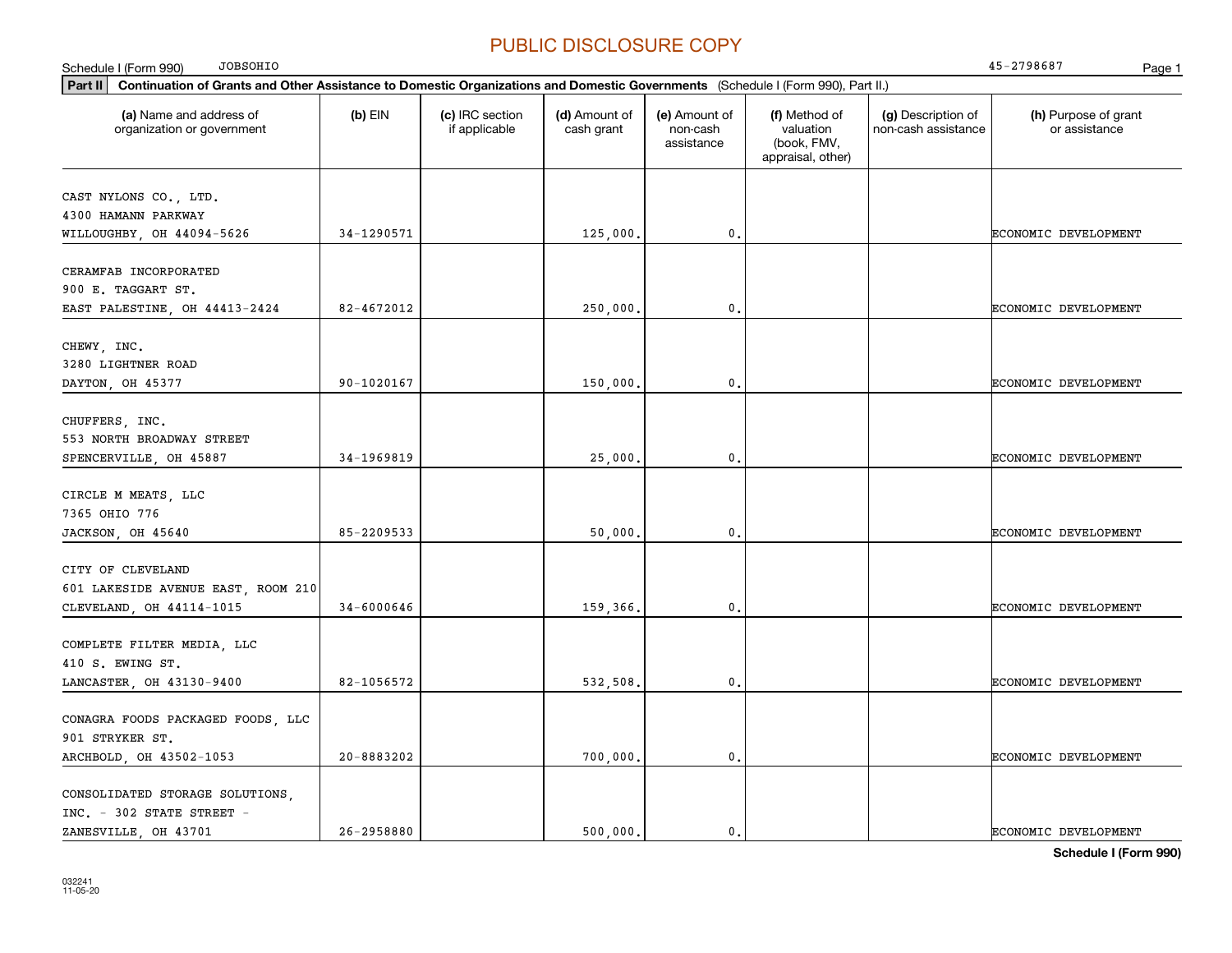PUBLIC DISCLOSURE COPY

Schedule I (Form 990) JOBSOHIO 45-2798687

**Part II** **Continuation of Grants and Other Assistance to Domestic Organizations and Domestic Governments** (Schedule I (Form 990), Part II.)

| (a) Name and address of organization or government | (b) EIN | (c) IRC section if applicable | (d) Amount of cash grant | (e) Amount of non-cash assistance | (f) Method of valuation (book, FMV, appraisal, other) | (g) Description of non-cash assistance | (h) Purpose of grant or assistance |
|---|---|---|---|---|---|---|---|
| CAST NYLONS CO., LTD.<br>4300 HAMANN PARKWAY<br>WILLOUGHBY, OH 44094-5626 | 34-1290571 | | 125,000. | 0. | | | ECONOMIC DEVELOPMENT |
| CERAMFAB INCORPORATED<br>900 E. TAGGART ST.<br>EAST PALESTINE, OH 44413-2424 | 82-4672012 | | 250,000. | 0. | | | ECONOMIC DEVELOPMENT |
| CHEWY, INC.<br>3280 LIGHTNER ROAD<br>DAYTON, OH 45377 | 90-1020167 | | 150,000. | 0. | | | ECONOMIC DEVELOPMENT |
| CHUFFERS, INC.<br>553 NORTH BROADWAY STREET<br>SPENCERVILLE, OH 45887 | 34-1969819 | | 25,000. | 0. | | | ECONOMIC DEVELOPMENT |
| CIRCLE M MEATS, LLC<br>7365 OHIO 776<br>JACKSON, OH 45640 | 85-2209533 | | 50,000. | 0. | | | ECONOMIC DEVELOPMENT |
| CITY OF CLEVELAND<br>601 LAKESIDE AVENUE EAST, ROOM 210<br>CLEVELAND, OH 44114-1015 | 34-6000646 | | 159,366. | 0. | | | ECONOMIC DEVELOPMENT |
| COMPLETE FILTER MEDIA, LLC<br>410 S. EWING ST.<br>LANCASTER, OH 43130-9400 | 82-1056572 | | 532,508. | 0. | | | ECONOMIC DEVELOPMENT |
| CONAGRA FOODS PACKAGED FOODS, LLC<br>901 STRYKER ST.<br>ARCHBOLD, OH 43502-1053 | 20-8883202 | | 700,000. | 0. | | | ECONOMIC DEVELOPMENT |
| CONSOLIDATED STORAGE SOLUTIONS, INC. - 302 STATE STREET -<br>ZANESVILLE, OH 43701 | 26-2958880 | | 500,000. | 0. | | | ECONOMIC DEVELOPMENT |

**Schedule I (Form 990)**

032241
11-05-20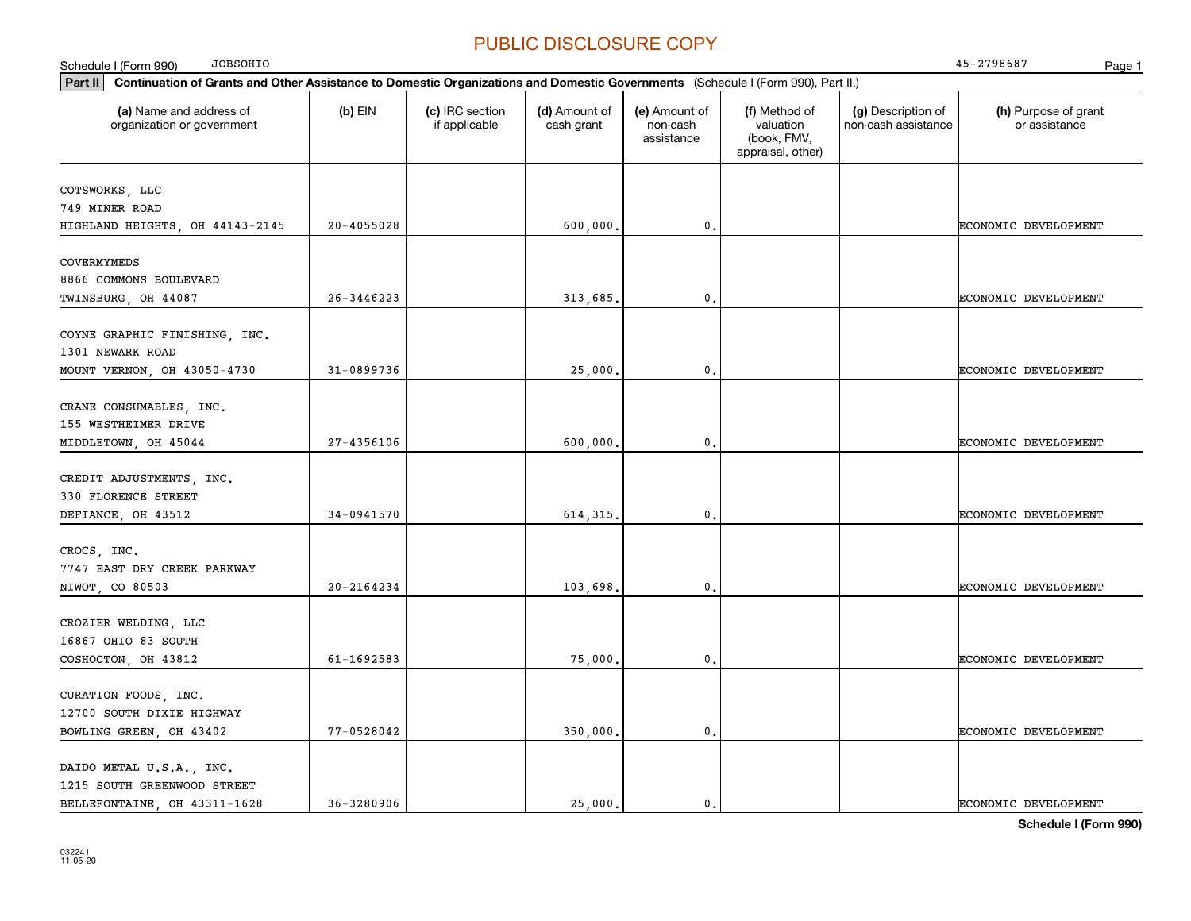PUBLIC DISCLOSURE COPY

Schedule I (Form 990) JOBSOHIO 45-2798687

**Part II** **Continuation of Grants and Other Assistance to Domestic Organizations and Domestic Governments** (Schedule I (Form 990), Part II.)

| (a) Name and address of organization or government | (b) EIN | (c) IRC section if applicable | (d) Amount of cash grant | (e) Amount of non-cash assistance | (f) Method of valuation (book, FMV, appraisal, other) | (g) Description of non-cash assistance | (h) Purpose of grant or assistance |
|---|---|---|---|---|---|---|---|
| COTSWORKS, LLC 749 MINER ROAD HIGHLAND HEIGHTS, OH 44143-2145 | 20-4055028 | | 600,000. | 0. | | | ECONOMIC DEVELOPMENT |
| COVERMYMEDS 8866 COMMONS BOULEVARD TWINSBURG, OH 44087 | 26-3446223 | | 313,685. | 0. | | | ECONOMIC DEVELOPMENT |
| COYNE GRAPHIC FINISHING, INC. 1301 NEWARK ROAD MOUNT VERNON, OH 43050-4730 | 31-0899736 | | 25,000. | 0. | | | ECONOMIC DEVELOPMENT |
| CRANE CONSUMABLES, INC. 155 WESTHEIMER DRIVE MIDDLETOWN, OH 45044 | 27-4356106 | | 600,000. | 0. | | | ECONOMIC DEVELOPMENT |
| CREDIT ADJUSTMENTS, INC. 330 FLORENCE STREET DEFIANCE, OH 43512 | 34-0941570 | | 614,315. | 0. | | | ECONOMIC DEVELOPMENT |
| CROCS, INC. 7747 EAST DRY CREEK PARKWAY NIWOT, CO 80503 | 20-2164234 | | 103,698. | 0. | | | ECONOMIC DEVELOPMENT |
| CROZIER WELDING, LLC 16867 OHIO 83 SOUTH COSHOCTON, OH 43812 | 61-1692583 | | 75,000. | 0. | | | ECONOMIC DEVELOPMENT |
| CURATION FOODS, INC. 12700 SOUTH DIXIE HIGHWAY BOWLING GREEN, OH 43402 | 77-0528042 | | 350,000. | 0. | | | ECONOMIC DEVELOPMENT |
| DAIDO METAL U.S.A., INC. 1215 SOUTH GREENWOOD STREET BELLEFONTAINE, OH 43311-1628 | 36-3280906 | | 25,000. | 0. | | | ECONOMIC DEVELOPMENT |

**Schedule I (Form 990)**

032241 11-05-20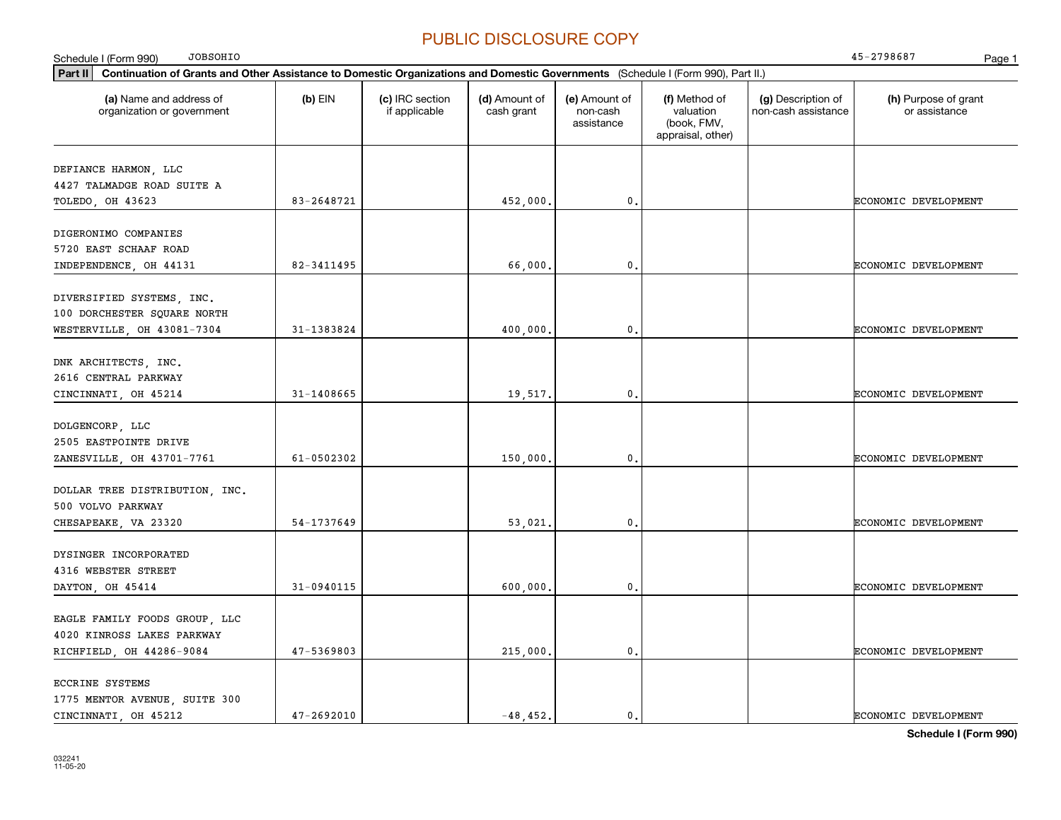PUBLIC DISCLOSURE COPY

Schedule I (Form 990) JOBSOHIO 45-2798687

**Part II** **Continuation of Grants and Other Assistance to Domestic Organizations and Domestic Governments** (Schedule I (Form 990), Part II.)

| (a) Name and address of organization or government | (b) EIN | (c) IRC section if applicable | (d) Amount of cash grant | (e) Amount of non-cash assistance | (f) Method of valuation (book, FMV, appraisal, other) | (g) Description of non-cash assistance | (h) Purpose of grant or assistance |
|---|---|---|---|---|---|---|---|
| DEFIANCE HARMON, LLC<br>4427 TALMADGE ROAD SUITE A<br>TOLEDO, OH 43623 | 83-2648721 | | 452,000. | 0. | | | ECONOMIC DEVELOPMENT |
| DIGERONIMO COMPANIES<br>5720 EAST SCHAAF ROAD<br>INDEPENDENCE, OH 44131 | 82-3411495 | | 66,000. | 0. | | | ECONOMIC DEVELOPMENT |
| DIVERSIFIED SYSTEMS, INC.<br>100 DORCHESTER SQUARE NORTH<br>WESTERVILLE, OH 43081-7304 | 31-1383824 | | 400,000. | 0. | | | ECONOMIC DEVELOPMENT |
| DNK ARCHITECTS, INC.<br>2616 CENTRAL PARKWAY<br>CINCINNATI, OH 45214 | 31-1408665 | | 19,517. | 0. | | | ECONOMIC DEVELOPMENT |
| DOLGENCORP, LLC<br>2505 EASTPOINTE DRIVE<br>ZANESVILLE, OH 43701-7761 | 61-0502302 | | 150,000. | 0. | | | ECONOMIC DEVELOPMENT |
| DOLLAR TREE DISTRIBUTION, INC.<br>500 VOLVO PARKWAY<br>CHESAPEAKE, VA 23320 | 54-1737649 | | 53,021. | 0. | | | ECONOMIC DEVELOPMENT |
| DYSINGER INCORPORATED<br>4316 WEBSTER STREET<br>DAYTON, OH 45414 | 31-0940115 | | 600,000. | 0. | | | ECONOMIC DEVELOPMENT |
| EAGLE FAMILY FOODS GROUP, LLC<br>4020 KINROSS LAKES PARKWAY<br>RICHFIELD, OH 44286-9084 | 47-5369803 | | 215,000. | 0. | | | ECONOMIC DEVELOPMENT |
| ECCRINE SYSTEMS<br>1775 MENTOR AVENUE, SUITE 300<br>CINCINNATI, OH 45212 | 47-2692010 | | -48,452. | 0. | | | ECONOMIC DEVELOPMENT |

**Schedule I (Form 990)**

032241
11-05-20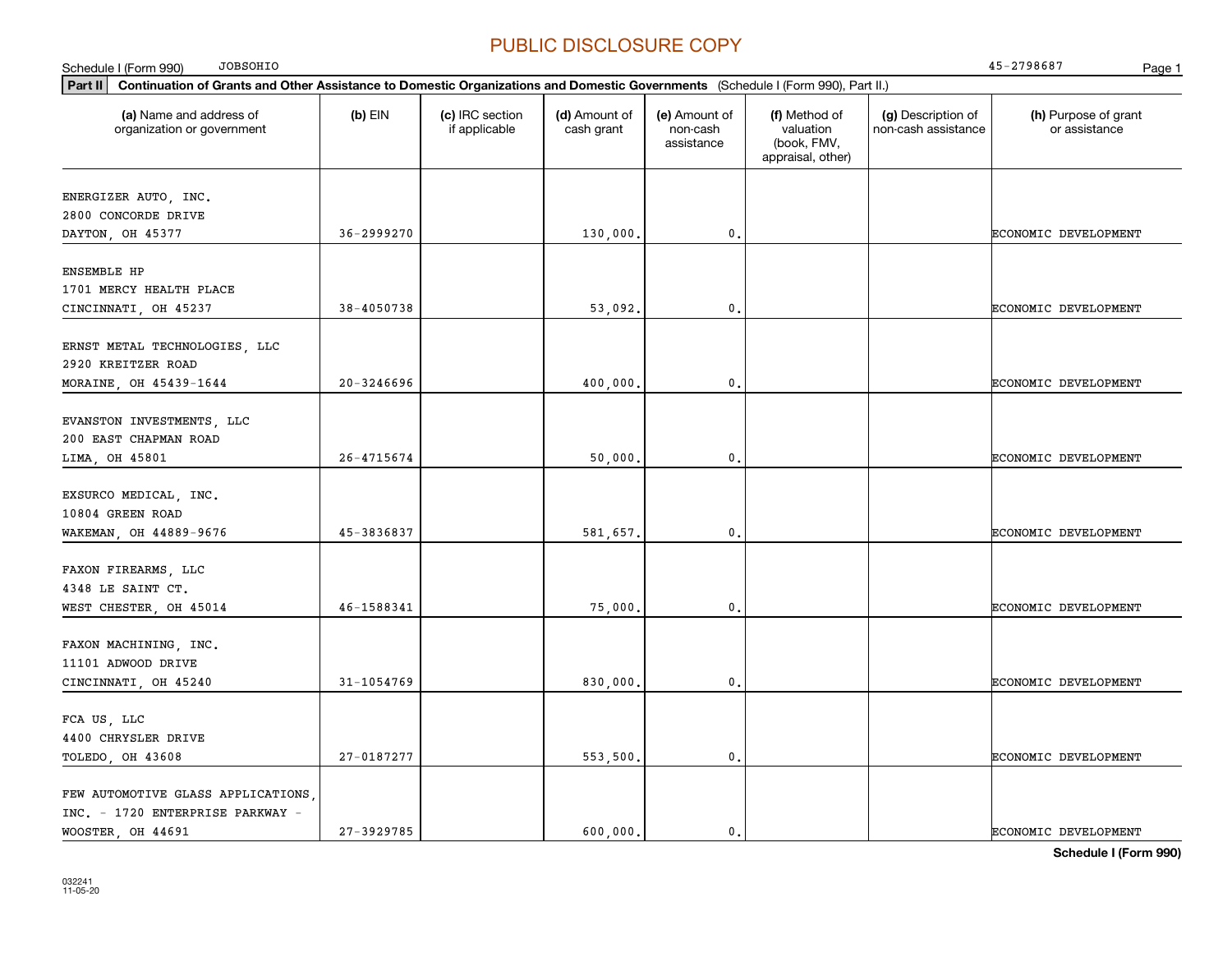PUBLIC DISCLOSURE COPY

Schedule I (Form 990) JOBSOHIO 45-2798687

**Part II** **Continuation of Grants and Other Assistance to Domestic Organizations and Domestic Governments** (Schedule I (Form 990), Part II.)

| (a) Name and address of organization or government | (b) EIN | (c) IRC section if applicable | (d) Amount of cash grant | (e) Amount of non-cash assistance | (f) Method of valuation (book, FMV, appraisal, other) | (g) Description of non-cash assistance | (h) Purpose of grant or assistance |
|---|---|---|---|---|---|---|---|
| ENERGIZER AUTO, INC. 2800 CONCORDE DRIVE DAYTON, OH 45377 | 36-2999270 | | 130,000. | 0. | | | ECONOMIC DEVELOPMENT |
| ENSEMBLE HP 1701 MERCY HEALTH PLACE CINCINNATI, OH 45237 | 38-4050738 | | 53,092. | 0. | | | ECONOMIC DEVELOPMENT |
| ERNST METAL TECHNOLOGIES, LLC 2920 KREITZER ROAD MORAINE, OH 45439-1644 | 20-3246696 | | 400,000. | 0. | | | ECONOMIC DEVELOPMENT |
| EVANSTON INVESTMENTS, LLC 200 EAST CHAPMAN ROAD LIMA, OH 45801 | 26-4715674 | | 50,000. | 0. | | | ECONOMIC DEVELOPMENT |
| EXSURCO MEDICAL, INC. 10804 GREEN ROAD WAKEMAN, OH 44889-9676 | 45-3836837 | | 581,657. | 0. | | | ECONOMIC DEVELOPMENT |
| FAXON FIREARMS, LLC 4348 LE SAINT CT. WEST CHESTER, OH 45014 | 46-1588341 | | 75,000. | 0. | | | ECONOMIC DEVELOPMENT |
| FAXON MACHINING, INC. 11101 ADWOOD DRIVE CINCINNATI, OH 45240 | 31-1054769 | | 830,000. | 0. | | | ECONOMIC DEVELOPMENT |
| FCA US, LLC 4400 CHRYSLER DRIVE TOLEDO, OH 43608 | 27-0187277 | | 553,500. | 0. | | | ECONOMIC DEVELOPMENT |
| FEW AUTOMOTIVE GLASS APPLICATIONS, INC. - 1720 ENTERPRISE PARKWAY - WOOSTER, OH 44691 | 27-3929785 | | 600,000. | 0. | | | ECONOMIC DEVELOPMENT |

**Schedule I (Form 990)**

032241 11-05-20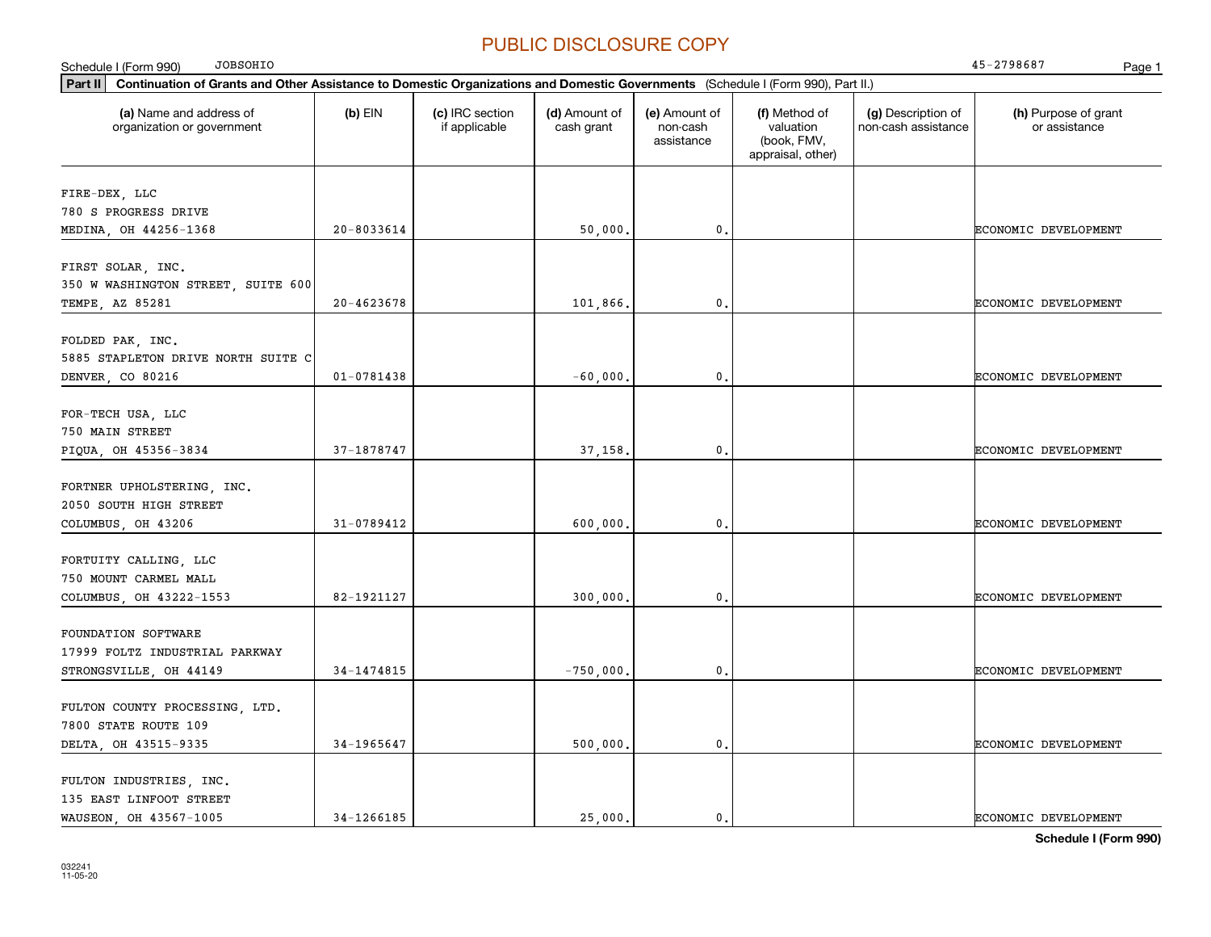PUBLIC DISCLOSURE COPY

Schedule I (Form 990) JOBSOHIO 45-2798687

**Part II** **Continuation of Grants and Other Assistance to Domestic Organizations and Domestic Governments** (Schedule I (Form 990), Part II.)

| (a) Name and address of organization or government | (b) EIN | (c) IRC section if applicable | (d) Amount of cash grant | (e) Amount of non-cash assistance | (f) Method of valuation (book, FMV, appraisal, other) | (g) Description of non-cash assistance | (h) Purpose of grant or assistance |
|---|---|---|---|---|---|---|---|
| FIRE-DEX, LLC<br>780 S PROGRESS DRIVE<br>MEDINA, OH 44256-1368 | 20-8033614 | | 50,000. | 0. | | | ECONOMIC DEVELOPMENT |
| FIRST SOLAR, INC.<br>350 W WASHINGTON STREET, SUITE 600<br>TEMPE, AZ 85281 | 20-4623678 | | 101,866. | 0. | | | ECONOMIC DEVELOPMENT |
| FOLDED PAK, INC.<br>5885 STAPLETON DRIVE NORTH SUITE C<br>DENVER, CO 80216 | 01-0781438 | | -60,000. | 0. | | | ECONOMIC DEVELOPMENT |
| FOR-TECH USA, LLC<br>750 MAIN STREET<br>PIQUA, OH 45356-3834 | 37-1878747 | | 37,158. | 0. | | | ECONOMIC DEVELOPMENT |
| FORTNER UPHOLSTERING, INC.<br>2050 SOUTH HIGH STREET<br>COLUMBUS, OH 43206 | 31-0789412 | | 600,000. | 0. | | | ECONOMIC DEVELOPMENT |
| FORTUITY CALLING, LLC<br>750 MOUNT CARMEL MALL<br>COLUMBUS, OH 43222-1553 | 82-1921127 | | 300,000. | 0. | | | ECONOMIC DEVELOPMENT |
| FOUNDATION SOFTWARE<br>17999 FOLTZ INDUSTRIAL PARKWAY<br>STRONGSVILLE, OH 44149 | 34-1474815 | | -750,000. | 0. | | | ECONOMIC DEVELOPMENT |
| FULTON COUNTY PROCESSING, LTD.<br>7800 STATE ROUTE 109<br>DELTA, OH 43515-9335 | 34-1965647 | | 500,000. | 0. | | | ECONOMIC DEVELOPMENT |
| FULTON INDUSTRIES, INC.<br>135 EAST LINFOOT STREET<br>WAUSEON, OH 43567-1005 | 34-1266185 | | 25,000. | 0. | | | ECONOMIC DEVELOPMENT |

**Schedule I (Form 990)**

032241
11-05-20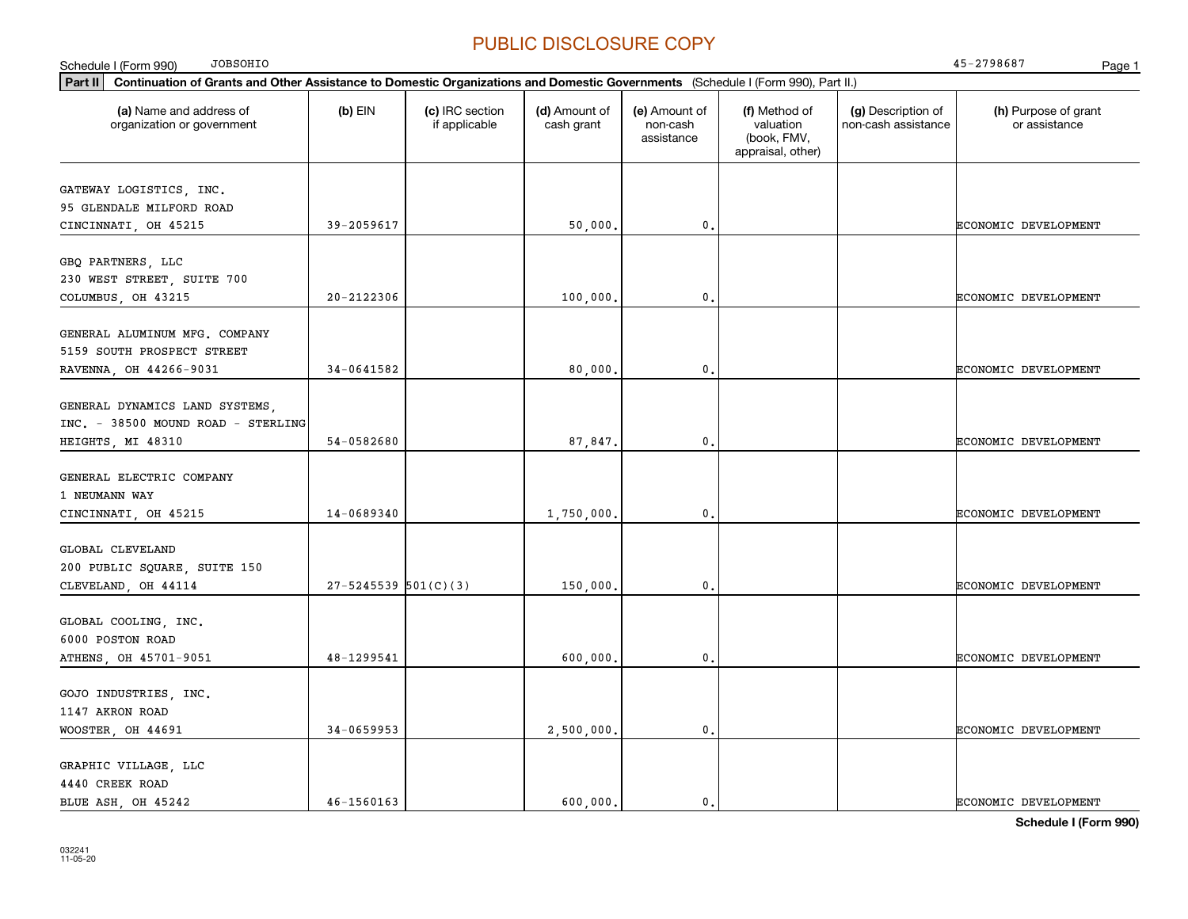PUBLIC DISCLOSURE COPY

Schedule I (Form 990) JOBSOHIO 45-2798687

**Part II** **Continuation of Grants and Other Assistance to Domestic Organizations and Domestic Governments** (Schedule I (Form 990), Part II.)

| (a) Name and address of organization or government | (b) EIN | (c) IRC section if applicable | (d) Amount of cash grant | (e) Amount of non-cash assistance | (f) Method of valuation (book, FMV, appraisal, other) | (g) Description of non-cash assistance | (h) Purpose of grant or assistance |
|---|---|---|---|---|---|---|---|
| GATEWAY LOGISTICS, INC. 95 GLENDALE MILFORD ROAD CINCINNATI, OH 45215 | 39-2059617 | | 50,000. | 0. | | | ECONOMIC DEVELOPMENT |
| GBQ PARTNERS, LLC 230 WEST STREET, SUITE 700 COLUMBUS, OH 43215 | 20-2122306 | | 100,000. | 0. | | | ECONOMIC DEVELOPMENT |
| GENERAL ALUMINUM MFG. COMPANY 5159 SOUTH PROSPECT STREET RAVENNA, OH 44266-9031 | 34-0641582 | | 80,000. | 0. | | | ECONOMIC DEVELOPMENT |
| GENERAL DYNAMICS LAND SYSTEMS, INC. - 38500 MOUND ROAD - STERLING HEIGHTS, MI 48310 | 54-0582680 | | 87,847. | 0. | | | ECONOMIC DEVELOPMENT |
| GENERAL ELECTRIC COMPANY 1 NEUMANN WAY CINCINNATI, OH 45215 | 14-0689340 | | 1,750,000. | 0. | | | ECONOMIC DEVELOPMENT |
| GLOBAL CLEVELAND 200 PUBLIC SQUARE, SUITE 150 CLEVELAND, OH 44114 | 27-5245539 | 501(C)(3) | 150,000. | 0. | | | ECONOMIC DEVELOPMENT |
| GLOBAL COOLING, INC. 6000 POSTON ROAD ATHENS, OH 45701-9051 | 48-1299541 | | 600,000. | 0. | | | ECONOMIC DEVELOPMENT |
| GOJO INDUSTRIES, INC. 1147 AKRON ROAD WOOSTER, OH 44691 | 34-0659953 | | 2,500,000. | 0. | | | ECONOMIC DEVELOPMENT |
| GRAPHIC VILLAGE, LLC 4440 CREEK ROAD BLUE ASH, OH 45242 | 46-1560163 | | 600,000. | 0. | | | ECONOMIC DEVELOPMENT |

**Schedule I (Form 990)**

032241 11-05-20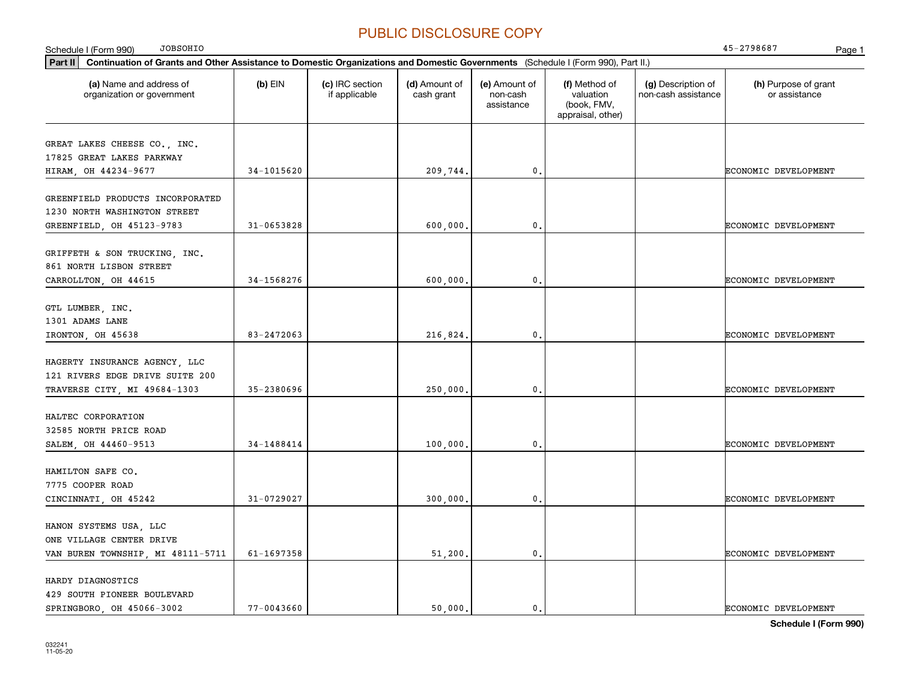PUBLIC DISCLOSURE COPY

Schedule I (Form 990) JOBSOHIO 45-2798687

**Part II** **Continuation of Grants and Other Assistance to Domestic Organizations and Domestic Governments** (Schedule I (Form 990), Part II.)

| (a) Name and address of organization or government | (b) EIN | (c) IRC section if applicable | (d) Amount of cash grant | (e) Amount of non-cash assistance | (f) Method of valuation (book, FMV, appraisal, other) | (g) Description of non-cash assistance | (h) Purpose of grant or assistance |
|---|---|---|---|---|---|---|---|
| GREAT LAKES CHEESE CO., INC. 17825 GREAT LAKES PARKWAY HIRAM, OH 44234-9677 | 34-1015620 | | 209,744. | 0. | | | ECONOMIC DEVELOPMENT |
| GREENFIELD PRODUCTS INCORPORATED 1230 NORTH WASHINGTON STREET GREENFIELD, OH 45123-9783 | 31-0653828 | | 600,000. | 0. | | | ECONOMIC DEVELOPMENT |
| GRIFFETH & SON TRUCKING, INC. 861 NORTH LISBON STREET CARROLLTON, OH 44615 | 34-1568276 | | 600,000. | 0. | | | ECONOMIC DEVELOPMENT |
| GTL LUMBER, INC. 1301 ADAMS LANE IRONTON, OH 45638 | 83-2472063 | | 216,824. | 0. | | | ECONOMIC DEVELOPMENT |
| HAGERTY INSURANCE AGENCY, LLC 121 RIVERS EDGE DRIVE SUITE 200 TRAVERSE CITY, MI 49684-1303 | 35-2380696 | | 250,000. | 0. | | | ECONOMIC DEVELOPMENT |
| HALTEC CORPORATION 32585 NORTH PRICE ROAD SALEM, OH 44460-9513 | 34-1488414 | | 100,000. | 0. | | | ECONOMIC DEVELOPMENT |
| HAMILTON SAFE CO. 7775 COOPER ROAD CINCINNATI, OH 45242 | 31-0729027 | | 300,000. | 0. | | | ECONOMIC DEVELOPMENT |
| HANON SYSTEMS USA, LLC ONE VILLAGE CENTER DRIVE VAN BUREN TOWNSHIP, MI 48111-5711 | 61-1697358 | | 51,200. | 0. | | | ECONOMIC DEVELOPMENT |
| HARDY DIAGNOSTICS 429 SOUTH PIONEER BOULEVARD SPRINGBORO, OH 45066-3002 | 77-0043660 | | 50,000. | 0. | | | ECONOMIC DEVELOPMENT |

**Schedule I (Form 990)**

032241
11-05-20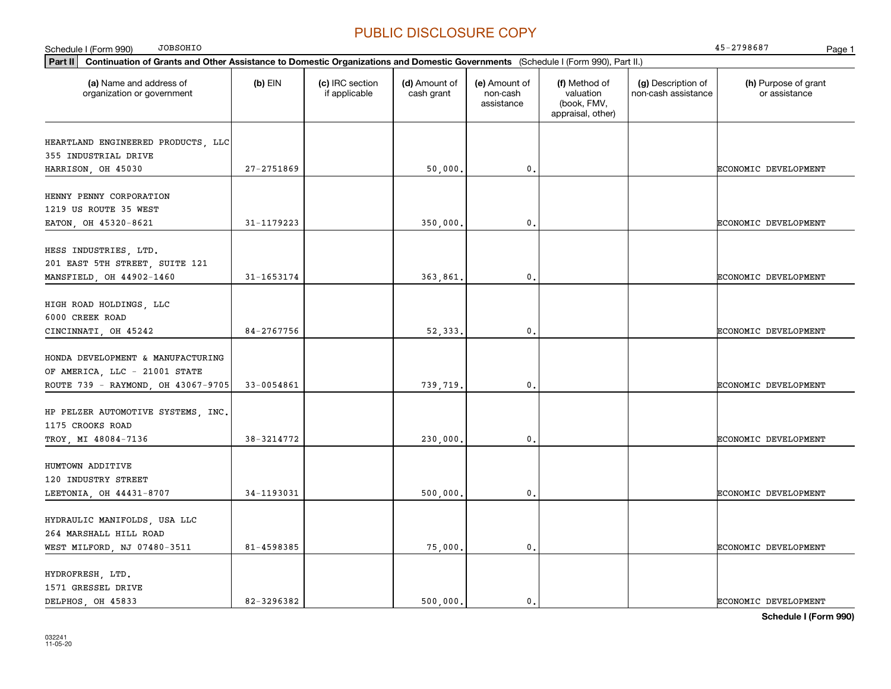PUBLIC DISCLOSURE COPY

Schedule I (Form 990) JOBSOHIO 45-2798687

**Part II** **Continuation of Grants and Other Assistance to Domestic Organizations and Domestic Governments** (Schedule I (Form 990), Part II.)

| (a) Name and address of organization or government | (b) EIN | (c) IRC section if applicable | (d) Amount of cash grant | (e) Amount of non-cash assistance | (f) Method of valuation (book, FMV, appraisal, other) | (g) Description of non-cash assistance | (h) Purpose of grant or assistance |
|---|---|---|---|---|---|---|---|
| HEARTLAND ENGINEERED PRODUCTS, LLC 355 INDUSTRIAL DRIVE HARRISON, OH 45030 | 27-2751869 | | 50,000. | 0. | | | ECONOMIC DEVELOPMENT |
| HENNY PENNY CORPORATION 1219 US ROUTE 35 WEST EATON, OH 45320-8621 | 31-1179223 | | 350,000. | 0. | | | ECONOMIC DEVELOPMENT |
| HESS INDUSTRIES, LTD. 201 EAST 5TH STREET, SUITE 121 MANSFIELD, OH 44902-1460 | 31-1653174 | | 363,861. | 0. | | | ECONOMIC DEVELOPMENT |
| HIGH ROAD HOLDINGS, LLC 6000 CREEK ROAD CINCINNATI, OH 45242 | 84-2767756 | | 52,333. | 0. | | | ECONOMIC DEVELOPMENT |
| HONDA DEVELOPMENT & MANUFACTURING OF AMERICA, LLC - 21001 STATE ROUTE 739 - RAYMOND, OH 43067-9705 | 33-0054861 | | 739,719. | 0. | | | ECONOMIC DEVELOPMENT |
| HP PELZER AUTOMOTIVE SYSTEMS, INC. 1175 CROOKS ROAD TROY, MI 48084-7136 | 38-3214772 | | 230,000. | 0. | | | ECONOMIC DEVELOPMENT |
| HUMTOWN ADDITIVE 120 INDUSTRY STREET LEETONIA, OH 44431-8707 | 34-1193031 | | 500,000. | 0. | | | ECONOMIC DEVELOPMENT |
| HYDRAULIC MANIFOLDS, USA LLC 264 MARSHALL HILL ROAD WEST MILFORD, NJ 07480-3511 | 81-4598385 | | 75,000. | 0. | | | ECONOMIC DEVELOPMENT |
| HYDROFRESH, LTD. 1571 GRESSEL DRIVE DELPHOS, OH 45833 | 82-3296382 | | 500,000. | 0. | | | ECONOMIC DEVELOPMENT |

**Schedule I (Form 990)**

032241 11-05-20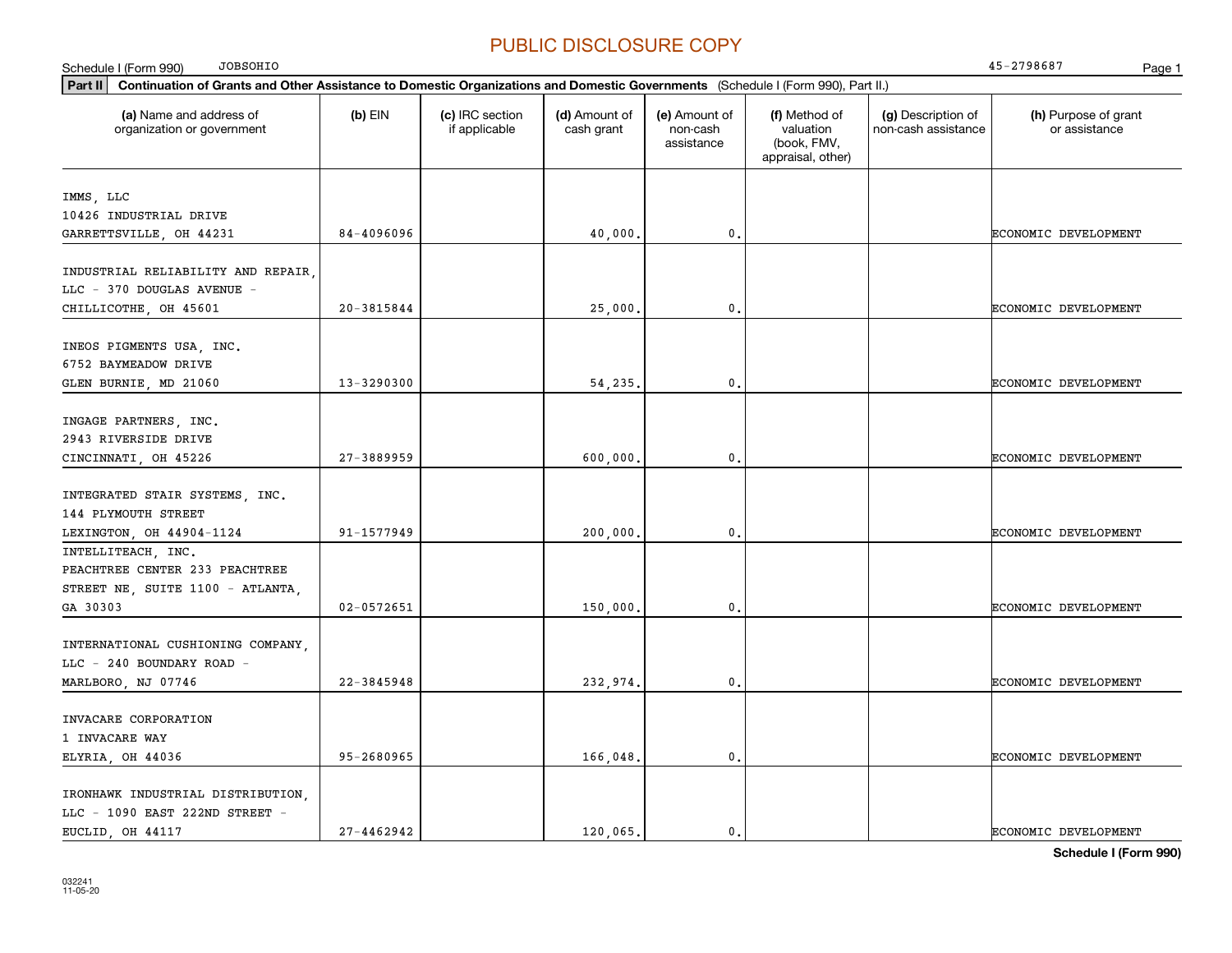PUBLIC DISCLOSURE COPY

Schedule I (Form 990) JOBSOHIO 45-2798687

**Part II** **Continuation of Grants and Other Assistance to Domestic Organizations and Domestic Governments** (Schedule I (Form 990), Part II.)

| (a) Name and address of organization or government | (b) EIN | (c) IRC section if applicable | (d) Amount of cash grant | (e) Amount of non-cash assistance | (f) Method of valuation (book, FMV, appraisal, other) | (g) Description of non-cash assistance | (h) Purpose of grant or assistance |
|---|---|---|---|---|---|---|---|
| IMMS, LLC 10426 INDUSTRIAL DRIVE GARRETTSVILLE, OH 44231 | 84-4096096 | | 40,000. | 0. | | | ECONOMIC DEVELOPMENT |
| INDUSTRIAL RELIABILITY AND REPAIR, LLC - 370 DOUGLAS AVENUE - CHILLICOTHE, OH 45601 | 20-3815844 | | 25,000. | 0. | | | ECONOMIC DEVELOPMENT |
| INEOS PIGMENTS USA, INC. 6752 BAYMEADOW DRIVE GLEN BURNIE, MD 21060 | 13-3290300 | | 54,235. | 0. | | | ECONOMIC DEVELOPMENT |
| INGAGE PARTNERS, INC. 2943 RIVERSIDE DRIVE CINCINNATI, OH 45226 | 27-3889959 | | 600,000. | 0. | | | ECONOMIC DEVELOPMENT |
| INTEGRATED STAIR SYSTEMS, INC. 144 PLYMOUTH STREET LEXINGTON, OH 44904-1124 | 91-1577949 | | 200,000. | 0. | | | ECONOMIC DEVELOPMENT |
| INTELLITEACH, INC. PEACHTREE CENTER 233 PEACHTREE STREET NE, SUITE 1100 - ATLANTA, GA 30303 | 02-0572651 | | 150,000. | 0. | | | ECONOMIC DEVELOPMENT |
| INTERNATIONAL CUSHIONING COMPANY, LLC - 240 BOUNDARY ROAD - MARLBORO, NJ 07746 | 22-3845948 | | 232,974. | 0. | | | ECONOMIC DEVELOPMENT |
| INVACARE CORPORATION 1 INVACARE WAY ELYRIA, OH 44036 | 95-2680965 | | 166,048. | 0. | | | ECONOMIC DEVELOPMENT |
| IRONHAWK INDUSTRIAL DISTRIBUTION, LLC - 1090 EAST 222ND STREET - EUCLID, OH 44117 | 27-4462942 | | 120,065. | 0. | | | ECONOMIC DEVELOPMENT |

**Schedule I (Form 990)**

032241 11-05-20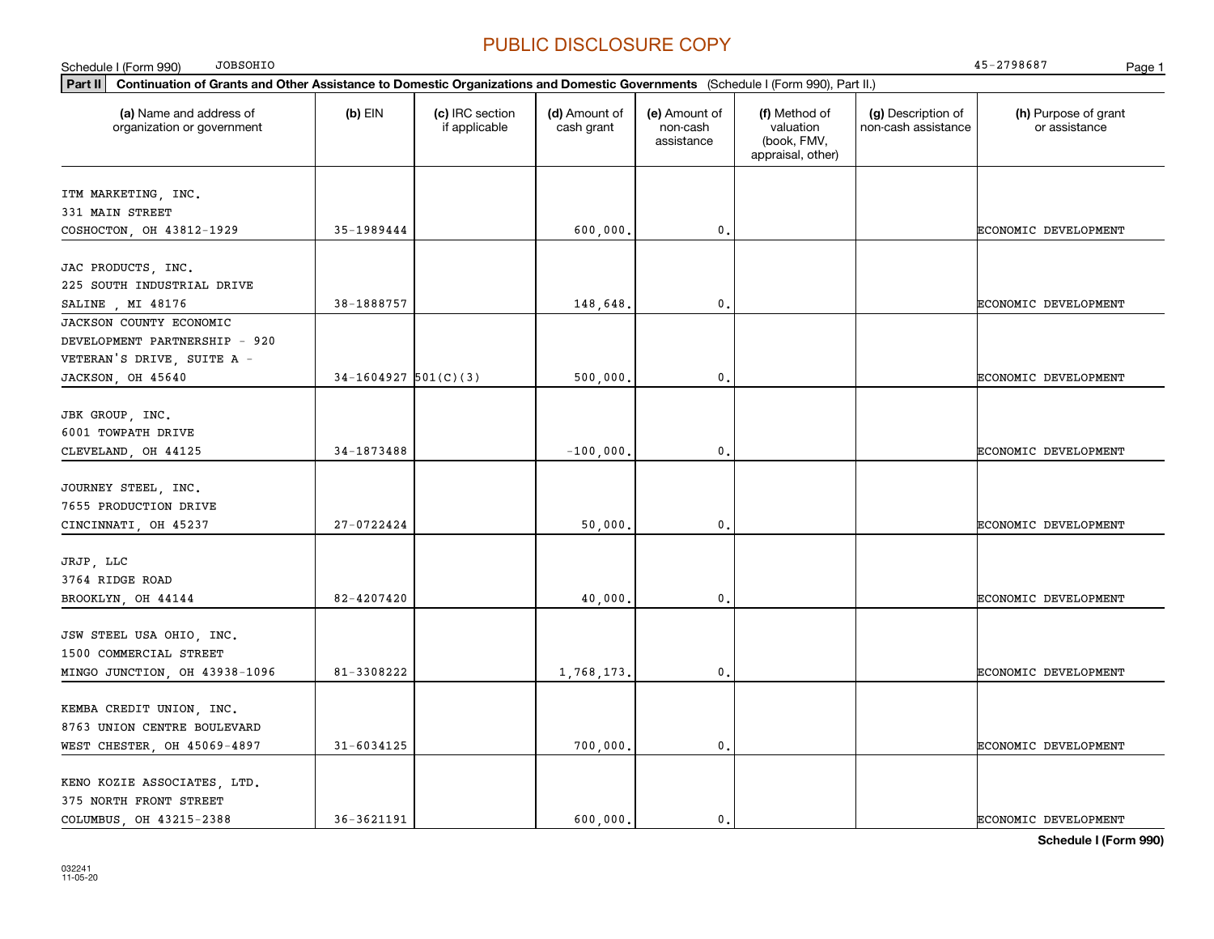PUBLIC DISCLOSURE COPY

Schedule I (Form 990) JOBSOHIO 45-2798687

**Part II** **Continuation of Grants and Other Assistance to Domestic Organizations and Domestic Governments** (Schedule I (Form 990), Part II.)

| (a) Name and address of organization or government | (b) EIN | (c) IRC section if applicable | (d) Amount of cash grant | (e) Amount of non-cash assistance | (f) Method of valuation (book, FMV, appraisal, other) | (g) Description of non-cash assistance | (h) Purpose of grant or assistance |
|---|---|---|---|---|---|---|---|
| ITM MARKETING, INC.<br>331 MAIN STREET<br>COSHOCTON, OH 43812-1929 | 35-1989444 | | 600,000. | 0. | | | ECONOMIC DEVELOPMENT |
| JAC PRODUCTS, INC.<br>225 SOUTH INDUSTRIAL DRIVE<br>SALINE , MI 48176 | 38-1888757 | | 148,648. | 0. | | | ECONOMIC DEVELOPMENT |
| JACKSON COUNTY ECONOMIC DEVELOPMENT PARTNERSHIP - 920 VETERAN'S DRIVE, SUITE A -<br>JACKSON, OH 45640 | 34-1604927 | 501(C)(3) | 500,000. | 0. | | | ECONOMIC DEVELOPMENT |
| JBK GROUP, INC.<br>6001 TOWPATH DRIVE<br>CLEVELAND, OH 44125 | 34-1873488 | | -100,000. | 0. | | | ECONOMIC DEVELOPMENT |
| JOURNEY STEEL, INC.<br>7655 PRODUCTION DRIVE<br>CINCINNATI, OH 45237 | 27-0722424 | | 50,000. | 0. | | | ECONOMIC DEVELOPMENT |
| JRJP, LLC<br>3764 RIDGE ROAD<br>BROOKLYN, OH 44144 | 82-4207420 | | 40,000. | 0. | | | ECONOMIC DEVELOPMENT |
| JSW STEEL USA OHIO, INC.<br>1500 COMMERCIAL STREET<br>MINGO JUNCTION, OH 43938-1096 | 81-3308222 | | 1,768,173. | 0. | | | ECONOMIC DEVELOPMENT |
| KEMBA CREDIT UNION, INC.<br>8763 UNION CENTRE BOULEVARD<br>WEST CHESTER, OH 45069-4897 | 31-6034125 | | 700,000. | 0. | | | ECONOMIC DEVELOPMENT |
| KENO KOZIE ASSOCIATES, LTD.<br>375 NORTH FRONT STREET<br>COLUMBUS, OH 43215-2388 | 36-3621191 | | 600,000. | 0. | | | ECONOMIC DEVELOPMENT |

**Schedule I (Form 990)**

032241
11-05-20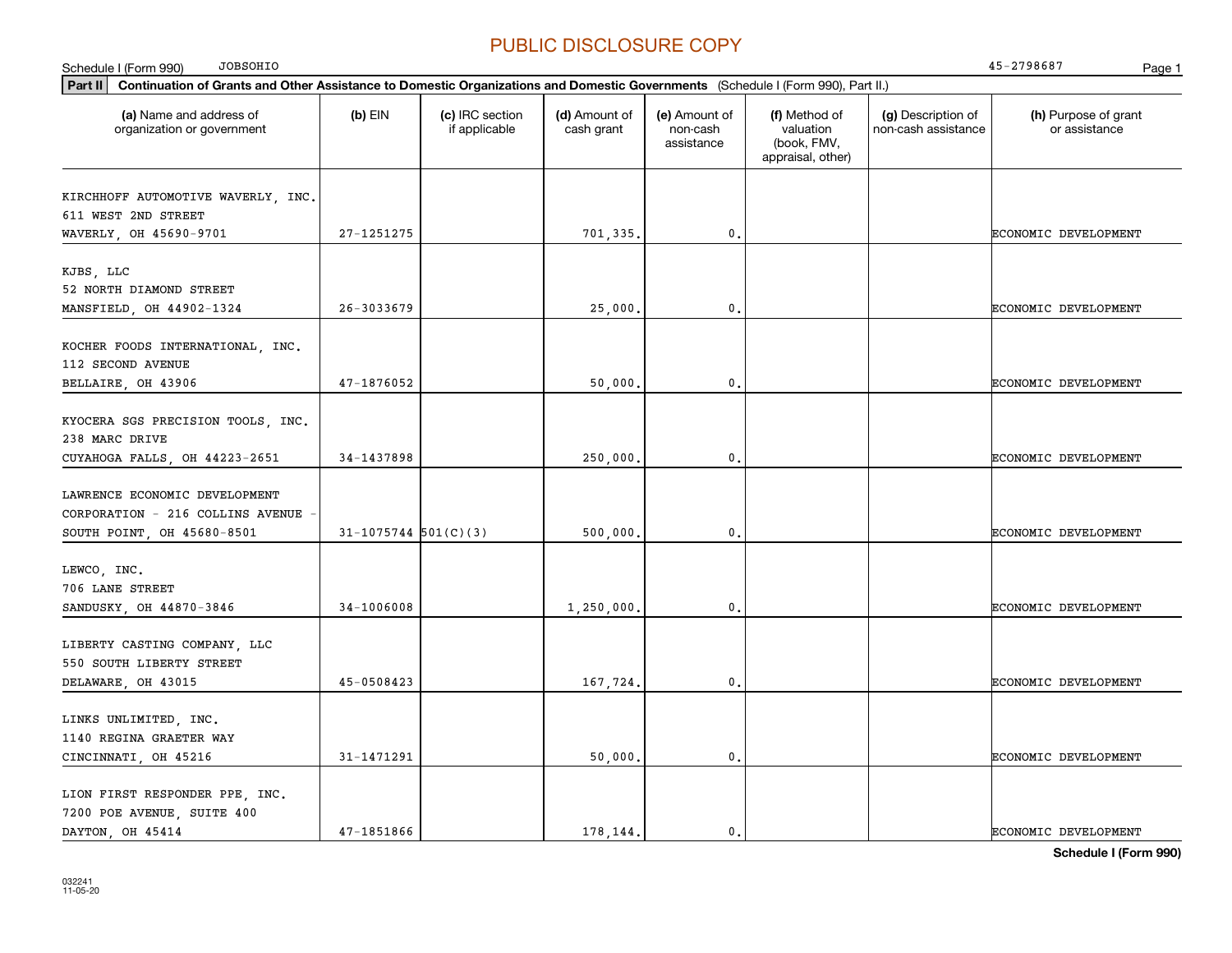PUBLIC DISCLOSURE COPY

Schedule I (Form 990) JOBSOHIO 45-2798687

**Part II** Continuation of Grants and Other Assistance to Domestic Organizations and Domestic Governments (Schedule I (Form 990), Part II.)

| (a) Name and address of organization or government | (b) EIN | (c) IRC section if applicable | (d) Amount of cash grant | (e) Amount of non-cash assistance | (f) Method of valuation (book, FMV, appraisal, other) | (g) Description of non-cash assistance | (h) Purpose of grant or assistance |
|---|---|---|---|---|---|---|---|
| KIRCHHOFF AUTOMOTIVE WAVERLY, INC. 611 WEST 2ND STREET WAVERLY, OH 45690-9701 | 27-1251275 | | 701,335. | 0. | | | ECONOMIC DEVELOPMENT |
| KJBS, LLC 52 NORTH DIAMOND STREET MANSFIELD, OH 44902-1324 | 26-3033679 | | 25,000. | 0. | | | ECONOMIC DEVELOPMENT |
| KOCHER FOODS INTERNATIONAL, INC. 112 SECOND AVENUE BELLAIRE, OH 43906 | 47-1876052 | | 50,000. | 0. | | | ECONOMIC DEVELOPMENT |
| KYOCERA SGS PRECISION TOOLS, INC. 238 MARC DRIVE CUYAHOGA FALLS, OH 44223-2651 | 34-1437898 | | 250,000. | 0. | | | ECONOMIC DEVELOPMENT |
| LAWRENCE ECONOMIC DEVELOPMENT CORPORATION - 216 COLLINS AVENUE - SOUTH POINT, OH 45680-8501 | 31-1075744 | 501(C)(3) | 500,000. | 0. | | | ECONOMIC DEVELOPMENT |
| LEWCO, INC. 706 LANE STREET SANDUSKY, OH 44870-3846 | 34-1006008 | | 1,250,000. | 0. | | | ECONOMIC DEVELOPMENT |
| LIBERTY CASTING COMPANY, LLC 550 SOUTH LIBERTY STREET DELAWARE, OH 43015 | 45-0508423 | | 167,724. | 0. | | | ECONOMIC DEVELOPMENT |
| LINKS UNLIMITED, INC. 1140 REGINA GRAETER WAY CINCINNATI, OH 45216 | 31-1471291 | | 50,000. | 0. | | | ECONOMIC DEVELOPMENT |
| LION FIRST RESPONDER PPE, INC. 7200 POE AVENUE, SUITE 400 DAYTON, OH 45414 | 47-1851866 | | 178,144. | 0. | | | ECONOMIC DEVELOPMENT |

Schedule I (Form 990)

032241 11-05-20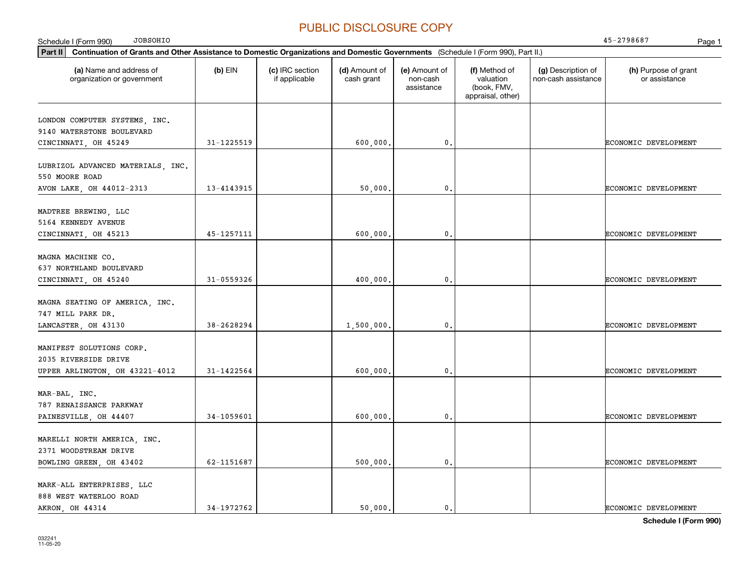PUBLIC DISCLOSURE COPY

Schedule I (Form 990) JOBSOHIO 45-2798687

**Part II** **Continuation of Grants and Other Assistance to Domestic Organizations and Domestic Governments** (Schedule I (Form 990), Part II.)

| (a) Name and address of organization or government | (b) EIN | (c) IRC section if applicable | (d) Amount of cash grant | (e) Amount of non-cash assistance | (f) Method of valuation (book, FMV, appraisal, other) | (g) Description of non-cash assistance | (h) Purpose of grant or assistance |
|---|---|---|---|---|---|---|---|
| LONDON COMPUTER SYSTEMS, INC.<br>9140 WATERSTONE BOULEVARD<br>CINCINNATI, OH 45249 | 31-1225519 | | 600,000. | 0. | | | ECONOMIC DEVELOPMENT |
| LUBRIZOL ADVANCED MATERIALS, INC.<br>550 MOORE ROAD<br>AVON LAKE, OH 44012-2313 | 13-4143915 | | 50,000. | 0. | | | ECONOMIC DEVELOPMENT |
| MADTREE BREWING, LLC<br>5164 KENNEDY AVENUE<br>CINCINNATI, OH 45213 | 45-1257111 | | 600,000. | 0. | | | ECONOMIC DEVELOPMENT |
| MAGNA MACHINE CO.<br>637 NORTHLAND BOULEVARD<br>CINCINNATI, OH 45240 | 31-0559326 | | 400,000. | 0. | | | ECONOMIC DEVELOPMENT |
| MAGNA SEATING OF AMERICA, INC.<br>747 MILL PARK DR.<br>LANCASTER, OH 43130 | 38-2628294 | | 1,500,000. | 0. | | | ECONOMIC DEVELOPMENT |
| MANIFEST SOLUTIONS CORP.<br>2035 RIVERSIDE DRIVE<br>UPPER ARLINGTON, OH 43221-4012 | 31-1422564 | | 600,000. | 0. | | | ECONOMIC DEVELOPMENT |
| MAR-BAL, INC.<br>787 RENAISSANCE PARKWAY<br>PAINESVILLE, OH 44407 | 34-1059601 | | 600,000. | 0. | | | ECONOMIC DEVELOPMENT |
| MARELLI NORTH AMERICA, INC.<br>2371 WOODSTREAM DRIVE<br>BOWLING GREEN, OH 43402 | 62-1151687 | | 500,000. | 0. | | | ECONOMIC DEVELOPMENT |
| MARK-ALL ENTERPRISES, LLC<br>888 WEST WATERLOO ROAD<br>AKRON, OH 44314 | 34-1972762 | | 50,000. | 0. | | | ECONOMIC DEVELOPMENT |

**Schedule I (Form 990)**

032241
11-05-20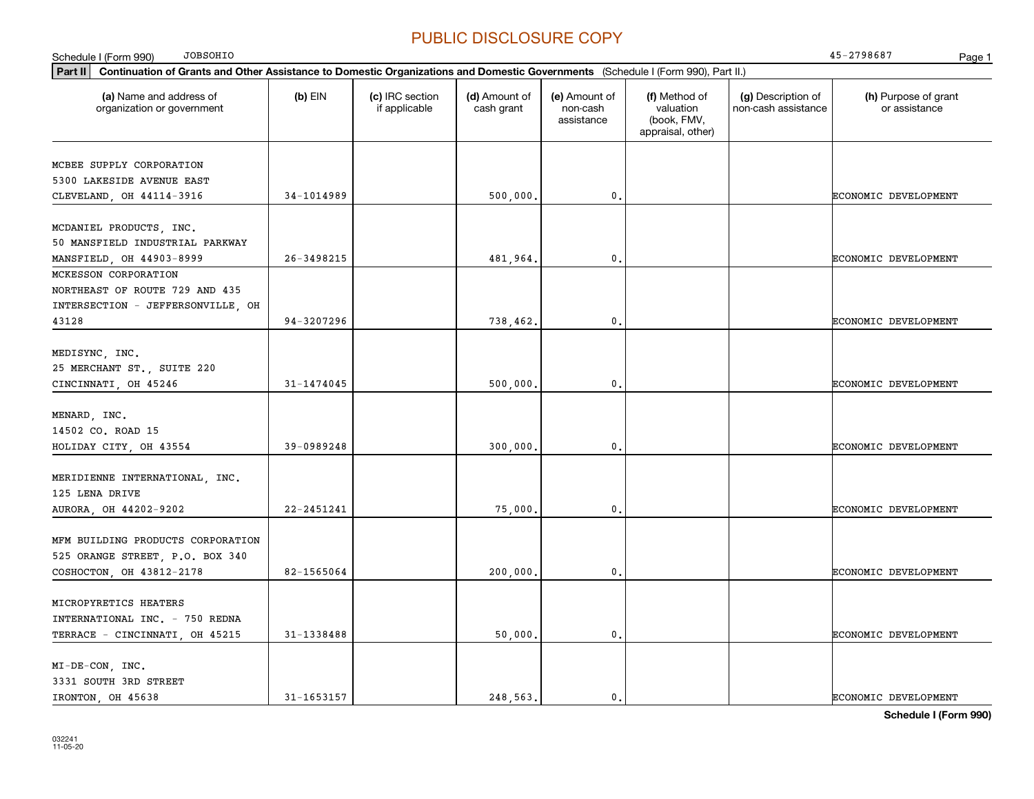PUBLIC DISCLOSURE COPY

Schedule I (Form 990) JOBSOHIO 45-2798687

**Part II** **Continuation of Grants and Other Assistance to Domestic Organizations and Domestic Governments** (Schedule I (Form 990), Part II.)

| (a) Name and address of organization or government | (b) EIN | (c) IRC section if applicable | (d) Amount of cash grant | (e) Amount of non-cash assistance | (f) Method of valuation (book, FMV, appraisal, other) | (g) Description of non-cash assistance | (h) Purpose of grant or assistance |
|---|---|---|---|---|---|---|---|
| MCBEE SUPPLY CORPORATION 5300 LAKESIDE AVENUE EAST CLEVELAND, OH 44114-3916 | 34-1014989 | | 500,000. | 0. | | | ECONOMIC DEVELOPMENT |
| MCDANIEL PRODUCTS, INC. 50 MANSFIELD INDUSTRIAL PARKWAY MANSFIELD, OH 44903-8999 | 26-3498215 | | 481,964. | 0. | | | ECONOMIC DEVELOPMENT |
| MCKESSON CORPORATION NORTHEAST OF ROUTE 729 AND 435 INTERSECTION - JEFFERSONVILLE, OH 43128 | 94-3207296 | | 738,462. | 0. | | | ECONOMIC DEVELOPMENT |
| MEDISYNC, INC. 25 MERCHANT ST., SUITE 220 CINCINNATI, OH 45246 | 31-1474045 | | 500,000. | 0. | | | ECONOMIC DEVELOPMENT |
| MENARD, INC. 14502 CO. ROAD 15 HOLIDAY CITY, OH 43554 | 39-0989248 | | 300,000. | 0. | | | ECONOMIC DEVELOPMENT |
| MERIDIENNE INTERNATIONAL, INC. 125 LENA DRIVE AURORA, OH 44202-9202 | 22-2451241 | | 75,000. | 0. | | | ECONOMIC DEVELOPMENT |
| MFM BUILDING PRODUCTS CORPORATION 525 ORANGE STREET, P.O. BOX 340 COSHOCTON, OH 43812-2178 | 82-1565064 | | 200,000. | 0. | | | ECONOMIC DEVELOPMENT |
| MICROPYRETICS HEATERS INTERNATIONAL INC. - 750 REDNA TERRACE - CINCINNATI, OH 45215 | 31-1338488 | | 50,000. | 0. | | | ECONOMIC DEVELOPMENT |
| MI-DE-CON, INC. 3331 SOUTH 3RD STREET IRONTON, OH 45638 | 31-1653157 | | 248,563. | 0. | | | ECONOMIC DEVELOPMENT |

**Schedule I (Form 990)**

032241 11-05-20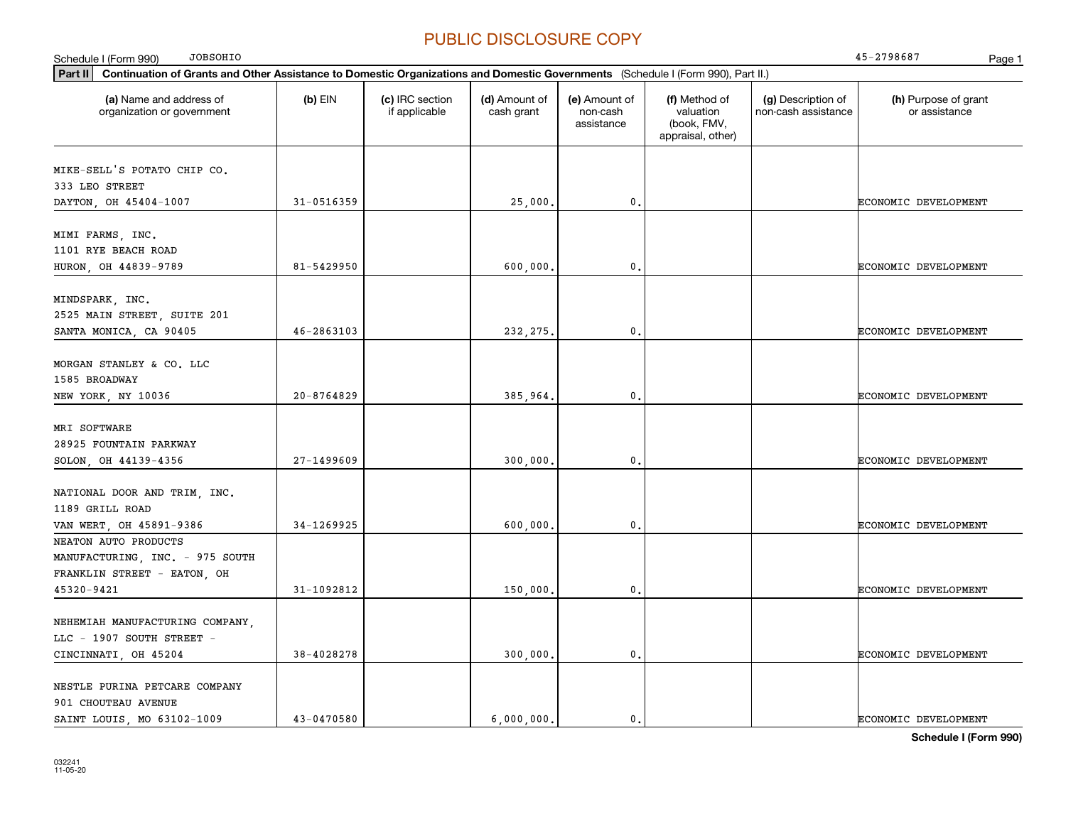PUBLIC DISCLOSURE COPY

Schedule I (Form 990) JOBSOHIO 45-2798687

**Part II** **Continuation of Grants and Other Assistance to Domestic Organizations and Domestic Governments** (Schedule I (Form 990), Part II.)

| (a) Name and address of organization or government | (b) EIN | (c) IRC section if applicable | (d) Amount of cash grant | (e) Amount of non-cash assistance | (f) Method of valuation (book, FMV, appraisal, other) | (g) Description of non-cash assistance | (h) Purpose of grant or assistance |
|---|---|---|---|---|---|---|---|
| MIKE-SELL'S POTATO CHIP CO. 333 LEO STREET DAYTON, OH 45404-1007 | 31-0516359 | | 25,000. | 0. | | | ECONOMIC DEVELOPMENT |
| MIMI FARMS, INC. 1101 RYE BEACH ROAD HURON, OH 44839-9789 | 81-5429950 | | 600,000. | 0. | | | ECONOMIC DEVELOPMENT |
| MINDSPARK, INC. 2525 MAIN STREET, SUITE 201 SANTA MONICA, CA 90405 | 46-2863103 | | 232,275. | 0. | | | ECONOMIC DEVELOPMENT |
| MORGAN STANLEY & CO. LLC 1585 BROADWAY NEW YORK, NY 10036 | 20-8764829 | | 385,964. | 0. | | | ECONOMIC DEVELOPMENT |
| MRI SOFTWARE 28925 FOUNTAIN PARKWAY SOLON, OH 44139-4356 | 27-1499609 | | 300,000. | 0. | | | ECONOMIC DEVELOPMENT |
| NATIONAL DOOR AND TRIM, INC. 1189 GRILL ROAD VAN WERT, OH 45891-9386 | 34-1269925 | | 600,000. | 0. | | | ECONOMIC DEVELOPMENT |
| NEATON AUTO PRODUCTS MANUFACTURING, INC. - 975 SOUTH FRANKLIN STREET - EATON, OH 45320-9421 | 31-1092812 | | 150,000. | 0. | | | ECONOMIC DEVELOPMENT |
| NEHEMIAH MANUFACTURING COMPANY, LLC - 1907 SOUTH STREET - CINCINNATI, OH 45204 | 38-4028278 | | 300,000. | 0. | | | ECONOMIC DEVELOPMENT |
| NESTLE PURINA PETCARE COMPANY 901 CHOUTEAU AVENUE SAINT LOUIS, MO 63102-1009 | 43-0470580 | | 6,000,000. | 0. | | | ECONOMIC DEVELOPMENT |

**Schedule I (Form 990)**

032241 11-05-20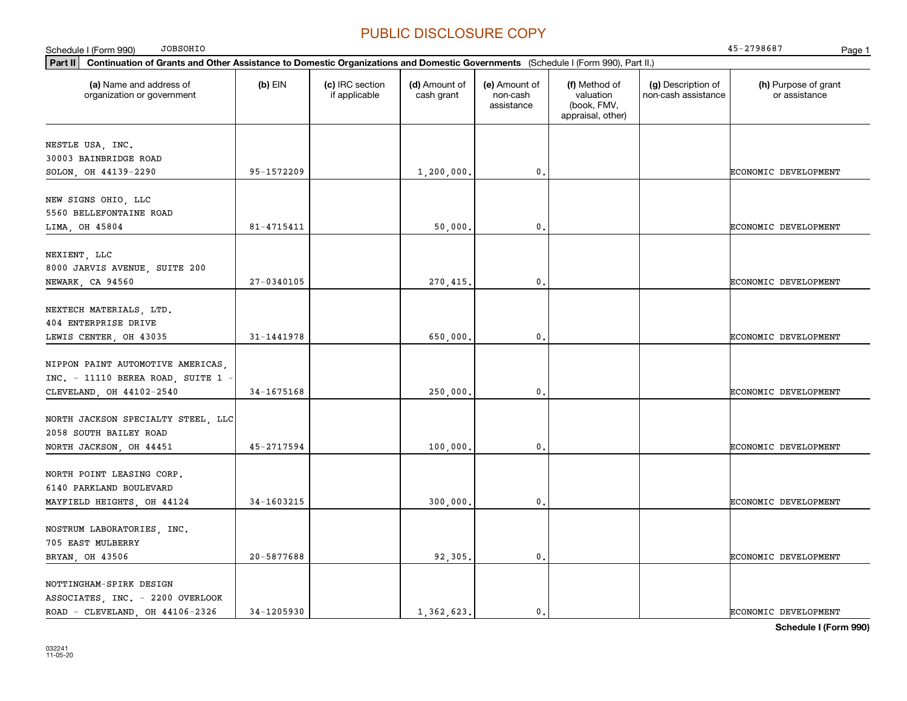PUBLIC DISCLOSURE COPY

Schedule I (Form 990) JOBSOHIO 45-2798687

**Part II** **Continuation of Grants and Other Assistance to Domestic Organizations and Domestic Governments** (Schedule I (Form 990), Part II.)

| (a) Name and address of organization or government | (b) EIN | (c) IRC section if applicable | (d) Amount of cash grant | (e) Amount of non-cash assistance | (f) Method of valuation (book, FMV, appraisal, other) | (g) Description of non-cash assistance | (h) Purpose of grant or assistance |
|---|---|---|---|---|---|---|---|
| NESTLE USA, INC. 30003 BAINBRIDGE ROAD SOLON, OH 44139-2290 | 95-1572209 | | 1,200,000. | 0. | | | ECONOMIC DEVELOPMENT |
| NEW SIGNS OHIO, LLC 5560 BELLEFONTAINE ROAD LIMA, OH 45804 | 81-4715411 | | 50,000. | 0. | | | ECONOMIC DEVELOPMENT |
| NEXIENT, LLC 8000 JARVIS AVENUE, SUITE 200 NEWARK, CA 94560 | 27-0340105 | | 270,415. | 0. | | | ECONOMIC DEVELOPMENT |
| NEXTECH MATERIALS, LTD. 404 ENTERPRISE DRIVE LEWIS CENTER, OH 43035 | 31-1441978 | | 650,000. | 0. | | | ECONOMIC DEVELOPMENT |
| NIPPON PAINT AUTOMOTIVE AMERICAS, INC. - 11110 BEREA ROAD, SUITE 1 - CLEVELAND, OH 44102-2540 | 34-1675168 | | 250,000. | 0. | | | ECONOMIC DEVELOPMENT |
| NORTH JACKSON SPECIALTY STEEL, LLC 2058 SOUTH BAILEY ROAD NORTH JACKSON, OH 44451 | 45-2717594 | | 100,000. | 0. | | | ECONOMIC DEVELOPMENT |
| NORTH POINT LEASING CORP. 6140 PARKLAND BOULEVARD MAYFIELD HEIGHTS, OH 44124 | 34-1603215 | | 300,000. | 0. | | | ECONOMIC DEVELOPMENT |
| NOSTRUM LABORATORIES, INC. 705 EAST MULBERRY BRYAN, OH 43506 | 20-5877688 | | 92,305. | 0. | | | ECONOMIC DEVELOPMENT |
| NOTTINGHAM-SPIRK DESIGN ASSOCIATES, INC. - 2200 OVERLOOK ROAD - CLEVELAND, OH 44106-2326 | 34-1205930 | | 1,362,623. | 0. | | | ECONOMIC DEVELOPMENT |

**Schedule I (Form 990)**

032241 11-05-20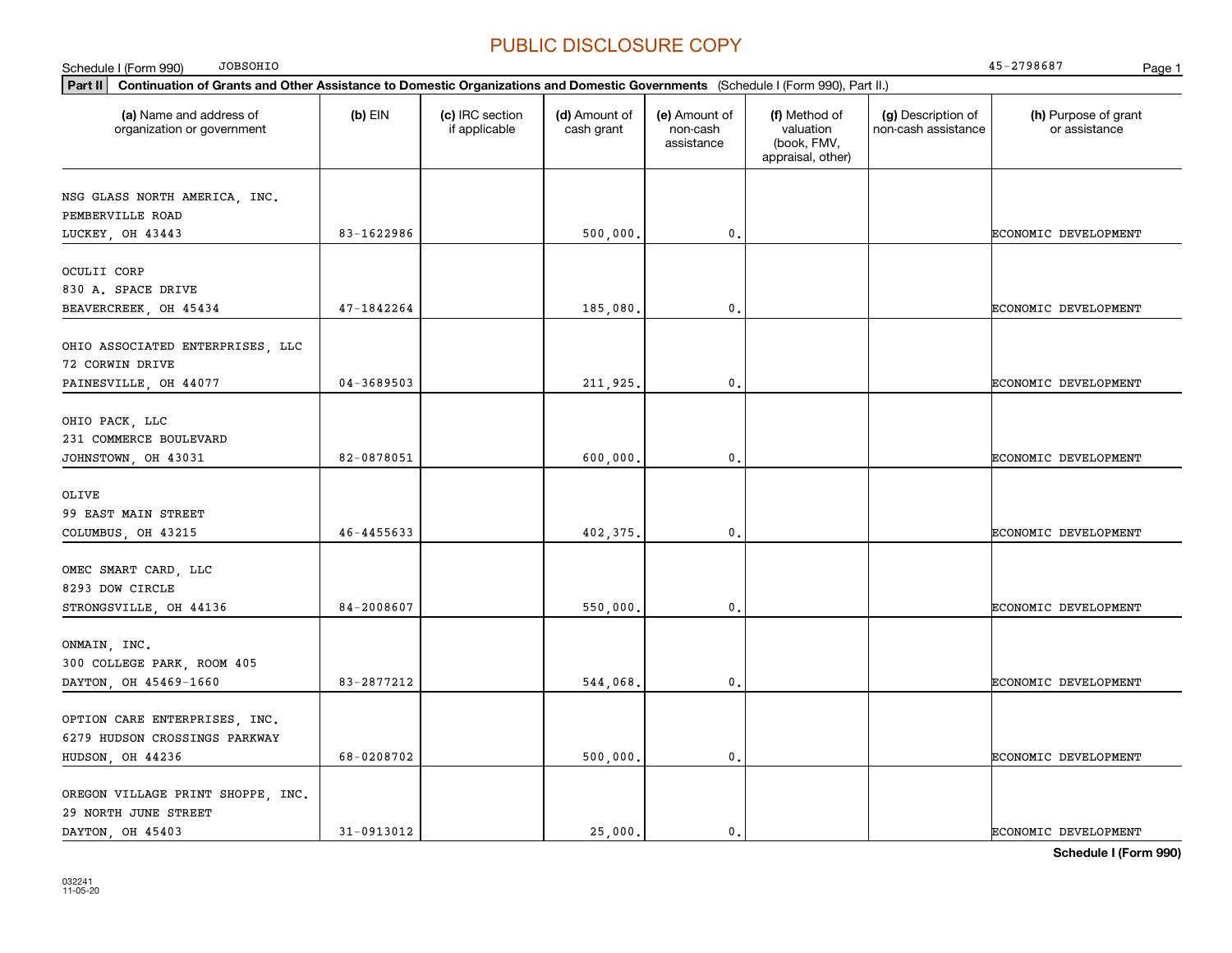PUBLIC DISCLOSURE COPY

Schedule I (Form 990) JOBSOHIO 45-2798687

**Part II** **Continuation of Grants and Other Assistance to Domestic Organizations and Domestic Governments** (Schedule I (Form 990), Part II.)

| (a) Name and address of organization or government | (b) EIN | (c) IRC section if applicable | (d) Amount of cash grant | (e) Amount of non-cash assistance | (f) Method of valuation (book, FMV, appraisal, other) | (g) Description of non-cash assistance | (h) Purpose of grant or assistance |
|---|---|---|---|---|---|---|---|
| NSG GLASS NORTH AMERICA, INC.<br>PEMBERVILLE ROAD<br>LUCKEY, OH 43443 | 83-1622986 | | 500,000. | 0. | | | ECONOMIC DEVELOPMENT |
| OCULII CORP<br>830 A. SPACE DRIVE<br>BEAVERCREEK, OH 45434 | 47-1842264 | | 185,080. | 0. | | | ECONOMIC DEVELOPMENT |
| OHIO ASSOCIATED ENTERPRISES, LLC<br>72 CORWIN DRIVE<br>PAINESVILLE, OH 44077 | 04-3689503 | | 211,925. | 0. | | | ECONOMIC DEVELOPMENT |
| OHIO PACK, LLC<br>231 COMMERCE BOULEVARD<br>JOHNSTOWN, OH 43031 | 82-0878051 | | 600,000. | 0. | | | ECONOMIC DEVELOPMENT |
| OLIVE<br>99 EAST MAIN STREET<br>COLUMBUS, OH 43215 | 46-4455633 | | 402,375. | 0. | | | ECONOMIC DEVELOPMENT |
| OMEC SMART CARD, LLC<br>8293 DOW CIRCLE<br>STRONGSVILLE, OH 44136 | 84-2008607 | | 550,000. | 0. | | | ECONOMIC DEVELOPMENT |
| ONMAIN, INC.<br>300 COLLEGE PARK, ROOM 405<br>DAYTON, OH 45469-1660 | 83-2877212 | | 544,068. | 0. | | | ECONOMIC DEVELOPMENT |
| OPTION CARE ENTERPRISES, INC.<br>6279 HUDSON CROSSINGS PARKWAY<br>HUDSON, OH 44236 | 68-0208702 | | 500,000. | 0. | | | ECONOMIC DEVELOPMENT |
| OREGON VILLAGE PRINT SHOPPE, INC.<br>29 NORTH JUNE STREET<br>DAYTON, OH 45403 | 31-0913012 | | 25,000. | 0. | | | ECONOMIC DEVELOPMENT |

**Schedule I (Form 990)**

032241
11-05-20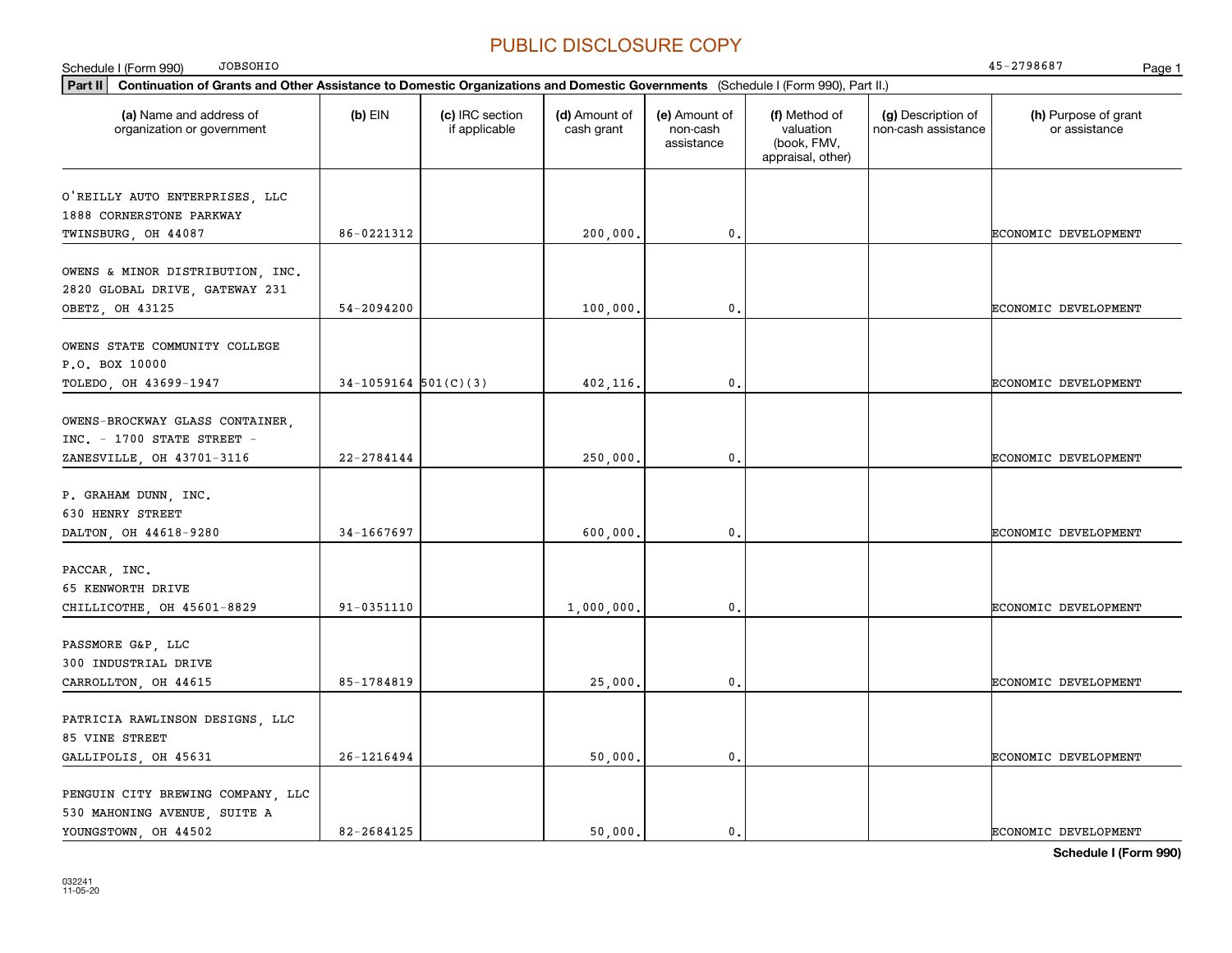PUBLIC DISCLOSURE COPY

Schedule I (Form 990) JOBSOHIO 45-2798687

**Part II** **Continuation of Grants and Other Assistance to Domestic Organizations and Domestic Governments** (Schedule I (Form 990), Part II.)

| (a) Name and address of organization or government | (b) EIN | (c) IRC section if applicable | (d) Amount of cash grant | (e) Amount of non-cash assistance | (f) Method of valuation (book, FMV, appraisal, other) | (g) Description of non-cash assistance | (h) Purpose of grant or assistance |
|---|---|---|---|---|---|---|---|
| O'REILLY AUTO ENTERPRISES, LLC<br>1888 CORNERSTONE PARKWAY<br>TWINSBURG, OH 44087 | 86-0221312 | | 200,000. | 0. | | | ECONOMIC DEVELOPMENT |
| OWENS & MINOR DISTRIBUTION, INC.<br>2820 GLOBAL DRIVE, GATEWAY 231<br>OBETZ, OH 43125 | 54-2094200 | | 100,000. | 0. | | | ECONOMIC DEVELOPMENT |
| OWENS STATE COMMUNITY COLLEGE<br>P.O. BOX 10000<br>TOLEDO, OH 43699-1947 | 34-1059164 | 501(C)(3) | 402,116. | 0. | | | ECONOMIC DEVELOPMENT |
| OWENS-BROCKWAY GLASS CONTAINER, INC. - 1700 STATE STREET -<br>ZANESVILLE, OH 43701-3116 | 22-2784144 | | 250,000. | 0. | | | ECONOMIC DEVELOPMENT |
| P. GRAHAM DUNN, INC.<br>630 HENRY STREET<br>DALTON, OH 44618-9280 | 34-1667697 | | 600,000. | 0. | | | ECONOMIC DEVELOPMENT |
| PACCAR, INC.<br>65 KENWORTH DRIVE<br>CHILLICOTHE, OH 45601-8829 | 91-0351110 | | 1,000,000. | 0. | | | ECONOMIC DEVELOPMENT |
| PASSMORE G&P, LLC<br>300 INDUSTRIAL DRIVE<br>CARROLLTON, OH 44615 | 85-1784819 | | 25,000. | 0. | | | ECONOMIC DEVELOPMENT |
| PATRICIA RAWLINSON DESIGNS, LLC<br>85 VINE STREET<br>GALLIPOLIS, OH 45631 | 26-1216494 | | 50,000. | 0. | | | ECONOMIC DEVELOPMENT |
| PENGUIN CITY BREWING COMPANY, LLC<br>530 MAHONING AVENUE, SUITE A<br>YOUNGSTOWN, OH 44502 | 82-2684125 | | 50,000. | 0. | | | ECONOMIC DEVELOPMENT |

**Schedule I (Form 990)**

032241
11-05-20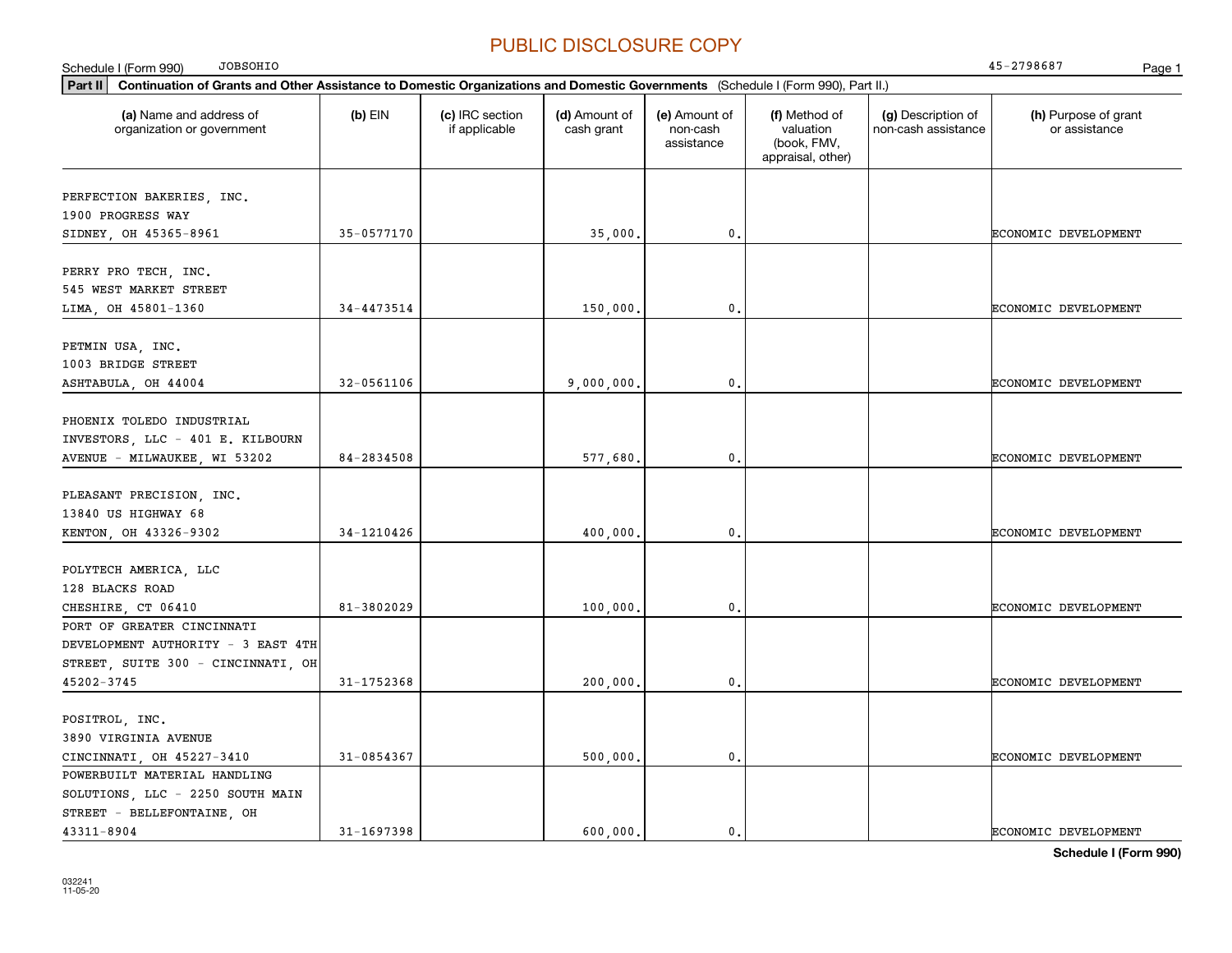PUBLIC DISCLOSURE COPY

Schedule I (Form 990) JOBSOHIO 45-2798687

**Part II** **Continuation of Grants and Other Assistance to Domestic Organizations and Domestic Governments** (Schedule I (Form 990), Part II.)

| (a) Name and address of organization or government | (b) EIN | (c) IRC section if applicable | (d) Amount of cash grant | (e) Amount of non-cash assistance | (f) Method of valuation (book, FMV, appraisal, other) | (g) Description of non-cash assistance | (h) Purpose of grant or assistance |
|---|---|---|---|---|---|---|---|
| PERFECTION BAKERIES, INC. 1900 PROGRESS WAY SIDNEY, OH 45365-8961 | 35-0577170 | | 35,000. | 0. | | | ECONOMIC DEVELOPMENT |
| PERRY PRO TECH, INC. 545 WEST MARKET STREET LIMA, OH 45801-1360 | 34-4473514 | | 150,000. | 0. | | | ECONOMIC DEVELOPMENT |
| PETMIN USA, INC. 1003 BRIDGE STREET ASHTABULA, OH 44004 | 32-0561106 | | 9,000,000. | 0. | | | ECONOMIC DEVELOPMENT |
| PHOENIX TOLEDO INDUSTRIAL INVESTORS, LLC - 401 E. KILBOURN AVENUE - MILWAUKEE, WI 53202 | 84-2834508 | | 577,680. | 0. | | | ECONOMIC DEVELOPMENT |
| PLEASANT PRECISION, INC. 13840 US HIGHWAY 68 KENTON, OH 43326-9302 | 34-1210426 | | 400,000. | 0. | | | ECONOMIC DEVELOPMENT |
| POLYTECH AMERICA, LLC 128 BLACKS ROAD CHESHIRE, CT 06410 | 81-3802029 | | 100,000. | 0. | | | ECONOMIC DEVELOPMENT |
| PORT OF GREATER CINCINNATI DEVELOPMENT AUTHORITY - 3 EAST 4TH STREET, SUITE 300 - CINCINNATI, OH 45202-3745 | 31-1752368 | | 200,000. | 0. | | | ECONOMIC DEVELOPMENT |
| POSITROL, INC. 3890 VIRGINIA AVENUE CINCINNATI, OH 45227-3410 | 31-0854367 | | 500,000. | 0. | | | ECONOMIC DEVELOPMENT |
| POWERBUILT MATERIAL HANDLING SOLUTIONS, LLC - 2250 SOUTH MAIN STREET - BELLEFONTAINE, OH 43311-8904 | 31-1697398 | | 600,000. | 0. | | | ECONOMIC DEVELOPMENT |

**Schedule I (Form 990)**

032241 11-05-20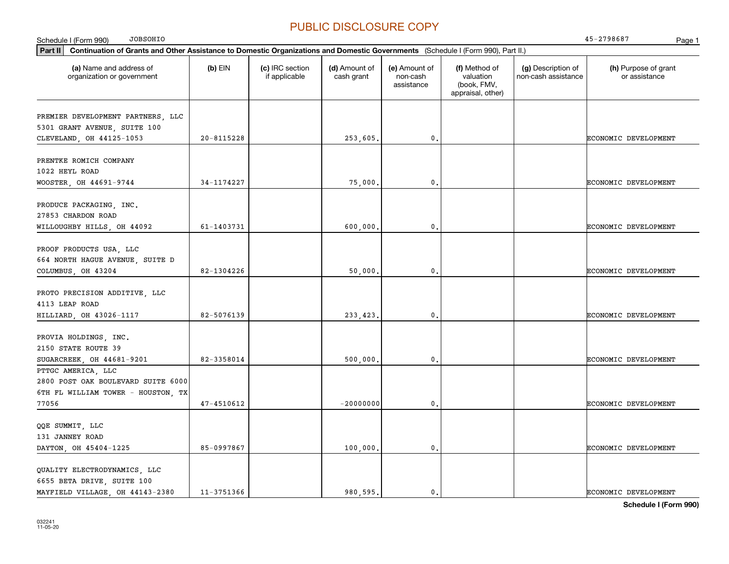PUBLIC DISCLOSURE COPY

Schedule I (Form 990) JOBSOHIO 45-2798687

**Part II** **Continuation of Grants and Other Assistance to Domestic Organizations and Domestic Governments** (Schedule I (Form 990), Part II.)

| (a) Name and address of organization or government | (b) EIN | (c) IRC section if applicable | (d) Amount of cash grant | (e) Amount of non-cash assistance | (f) Method of valuation (book, FMV, appraisal, other) | (g) Description of non-cash assistance | (h) Purpose of grant or assistance |
|---|---|---|---|---|---|---|---|
| PREMIER DEVELOPMENT PARTNERS, LLC 5301 GRANT AVENUE, SUITE 100 CLEVELAND, OH 44125-1053 | 20-8115228 | | 253,605. | 0. | | | ECONOMIC DEVELOPMENT |
| PRENTKE ROMICH COMPANY 1022 HEYL ROAD WOOSTER, OH 44691-9744 | 34-1174227 | | 75,000. | 0. | | | ECONOMIC DEVELOPMENT |
| PRODUCE PACKAGING, INC. 27853 CHARDON ROAD WILLOUGHBY HILLS, OH 44092 | 61-1403731 | | 600,000. | 0. | | | ECONOMIC DEVELOPMENT |
| PROOF PRODUCTS USA, LLC 664 NORTH HAGUE AVENUE, SUITE D COLUMBUS, OH 43204 | 82-1304226 | | 50,000. | 0. | | | ECONOMIC DEVELOPMENT |
| PROTO PRECISION ADDITIVE, LLC 4113 LEAP ROAD HILLIARD, OH 43026-1117 | 82-5076139 | | 233,423. | 0. | | | ECONOMIC DEVELOPMENT |
| PROVIA HOLDINGS, INC. 2150 STATE ROUTE 39 SUGARCREEK, OH 44681-9201 | 82-3358014 | | 500,000. | 0. | | | ECONOMIC DEVELOPMENT |
| PTTGC AMERICA, LLC 2800 POST OAK BOULEVARD SUITE 6000 6TH FL WILLIAM TOWER - HOUSTON, TX 77056 | 47-4510612 | | -20000000 | 0. | | | ECONOMIC DEVELOPMENT |
| QQE SUMMIT, LLC 131 JANNEY ROAD DAYTON, OH 45404-1225 | 85-0997867 | | 100,000. | 0. | | | ECONOMIC DEVELOPMENT |
| QUALITY ELECTRODYNAMICS, LLC 6655 BETA DRIVE, SUITE 100 MAYFIELD VILLAGE, OH 44143-2380 | 11-3751366 | | 980,595. | 0. | | | ECONOMIC DEVELOPMENT |

**Schedule I (Form 990)**

032241
11-05-20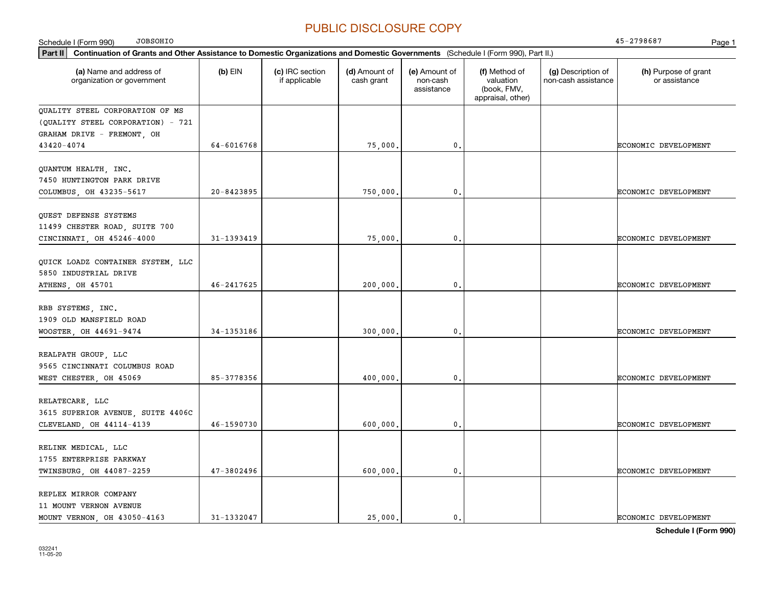PUBLIC DISCLOSURE COPY

Schedule I (Form 990) JOBSOHIO 45-2798687

**Part II** **Continuation of Grants and Other Assistance to Domestic Organizations and Domestic Governments** (Schedule I (Form 990), Part II.)

| (a) Name and address of organization or government | (b) EIN | (c) IRC section if applicable | (d) Amount of cash grant | (e) Amount of non-cash assistance | (f) Method of valuation (book, FMV, appraisal, other) | (g) Description of non-cash assistance | (h) Purpose of grant or assistance |
|---|---|---|---|---|---|---|---|
| QUALITY STEEL CORPORATION OF MS (QUALITY STEEL CORPORATION) - 721 GRAHAM DRIVE - FREMONT, OH 43420-4074 | 64-6016768 | | 75,000. | 0. | | | ECONOMIC DEVELOPMENT |
| QUANTUM HEALTH, INC. 7450 HUNTINGTON PARK DRIVE COLUMBUS, OH 43235-5617 | 20-8423895 | | 750,000. | 0. | | | ECONOMIC DEVELOPMENT |
| QUEST DEFENSE SYSTEMS 11499 CHESTER ROAD, SUITE 700 CINCINNATI, OH 45246-4000 | 31-1393419 | | 75,000. | 0. | | | ECONOMIC DEVELOPMENT |
| QUICK LOADZ CONTAINER SYSTEM, LLC 5850 INDUSTRIAL DRIVE ATHENS, OH 45701 | 46-2417625 | | 200,000. | 0. | | | ECONOMIC DEVELOPMENT |
| RBB SYSTEMS, INC. 1909 OLD MANSFIELD ROAD WOOSTER, OH 44691-9474 | 34-1353186 | | 300,000. | 0. | | | ECONOMIC DEVELOPMENT |
| REALPATH GROUP, LLC 9565 CINCINNATI COLUMBUS ROAD WEST CHESTER, OH 45069 | 85-3778356 | | 400,000. | 0. | | | ECONOMIC DEVELOPMENT |
| RELATECARE, LLC 3615 SUPERIOR AVENUE, SUITE 4406C CLEVELAND, OH 44114-4139 | 46-1590730 | | 600,000. | 0. | | | ECONOMIC DEVELOPMENT |
| RELINK MEDICAL, LLC 1755 ENTERPRISE PARKWAY TWINSBURG, OH 44087-2259 | 47-3802496 | | 600,000. | 0. | | | ECONOMIC DEVELOPMENT |
| REPLEX MIRROR COMPANY 11 MOUNT VERNON AVENUE MOUNT VERNON, OH 43050-4163 | 31-1332047 | | 25,000. | 0. | | | ECONOMIC DEVELOPMENT |

**Schedule I (Form 990)**

032241 11-05-20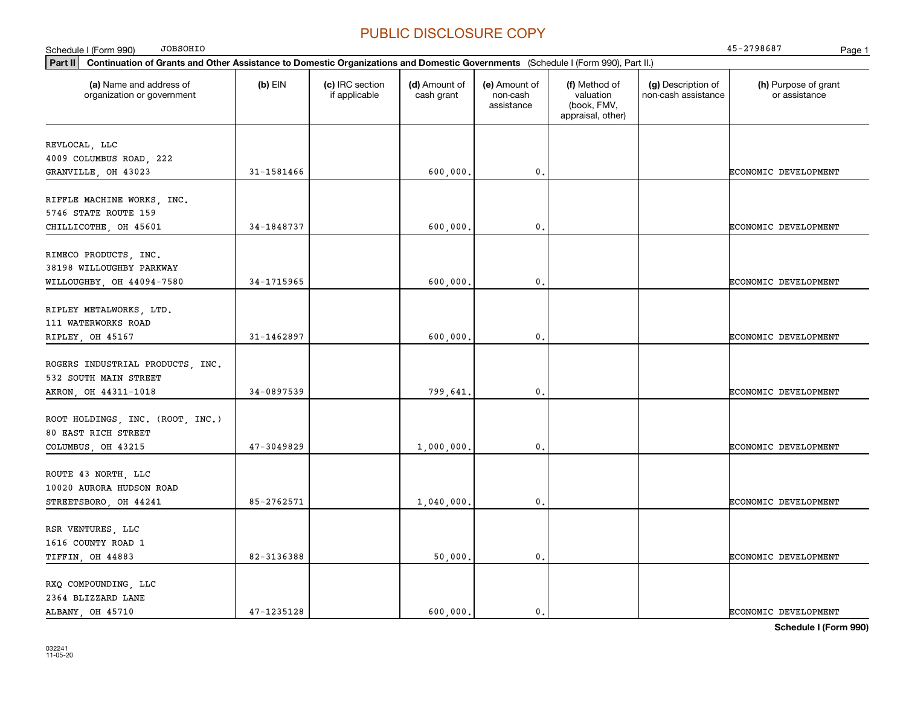PUBLIC DISCLOSURE COPY

Schedule I (Form 990) JOBSOHIO 45-2798687

**Part II** **Continuation of Grants and Other Assistance to Domestic Organizations and Domestic Governments** (Schedule I (Form 990), Part II.)

| (a) Name and address of organization or government | (b) EIN | (c) IRC section if applicable | (d) Amount of cash grant | (e) Amount of non-cash assistance | (f) Method of valuation (book, FMV, appraisal, other) | (g) Description of non-cash assistance | (h) Purpose of grant or assistance |
|---|---|---|---|---|---|---|---|
| REVLOCAL, LLC<br>4009 COLUMBUS ROAD, 222<br>GRANVILLE, OH 43023 | 31-1581466 | | 600,000. | 0. | | | ECONOMIC DEVELOPMENT |
| RIFFLE MACHINE WORKS, INC.<br>5746 STATE ROUTE 159<br>CHILLICOTHE, OH 45601 | 34-1848737 | | 600,000. | 0. | | | ECONOMIC DEVELOPMENT |
| RIMECO PRODUCTS, INC.<br>38198 WILLOUGHBY PARKWAY<br>WILLOUGHBY, OH 44094-7580 | 34-1715965 | | 600,000. | 0. | | | ECONOMIC DEVELOPMENT |
| RIPLEY METALWORKS, LTD.<br>111 WATERWORKS ROAD<br>RIPLEY, OH 45167 | 31-1462897 | | 600,000. | 0. | | | ECONOMIC DEVELOPMENT |
| ROGERS INDUSTRIAL PRODUCTS, INC.<br>532 SOUTH MAIN STREET<br>AKRON, OH 44311-1018 | 34-0897539 | | 799,641. | 0. | | | ECONOMIC DEVELOPMENT |
| ROOT HOLDINGS, INC. (ROOT, INC.)<br>80 EAST RICH STREET<br>COLUMBUS, OH 43215 | 47-3049829 | | 1,000,000. | 0. | | | ECONOMIC DEVELOPMENT |
| ROUTE 43 NORTH, LLC<br>10020 AURORA HUDSON ROAD<br>STREETSBORO, OH 44241 | 85-2762571 | | 1,040,000. | 0. | | | ECONOMIC DEVELOPMENT |
| RSR VENTURES, LLC<br>1616 COUNTY ROAD 1<br>TIFFIN, OH 44883 | 82-3136388 | | 50,000. | 0. | | | ECONOMIC DEVELOPMENT |
| RXQ COMPOUNDING, LLC<br>2364 BLIZZARD LANE<br>ALBANY, OH 45710 | 47-1235128 | | 600,000. | 0. | | | ECONOMIC DEVELOPMENT |

032241
11-05-20

**Schedule I (Form 990)**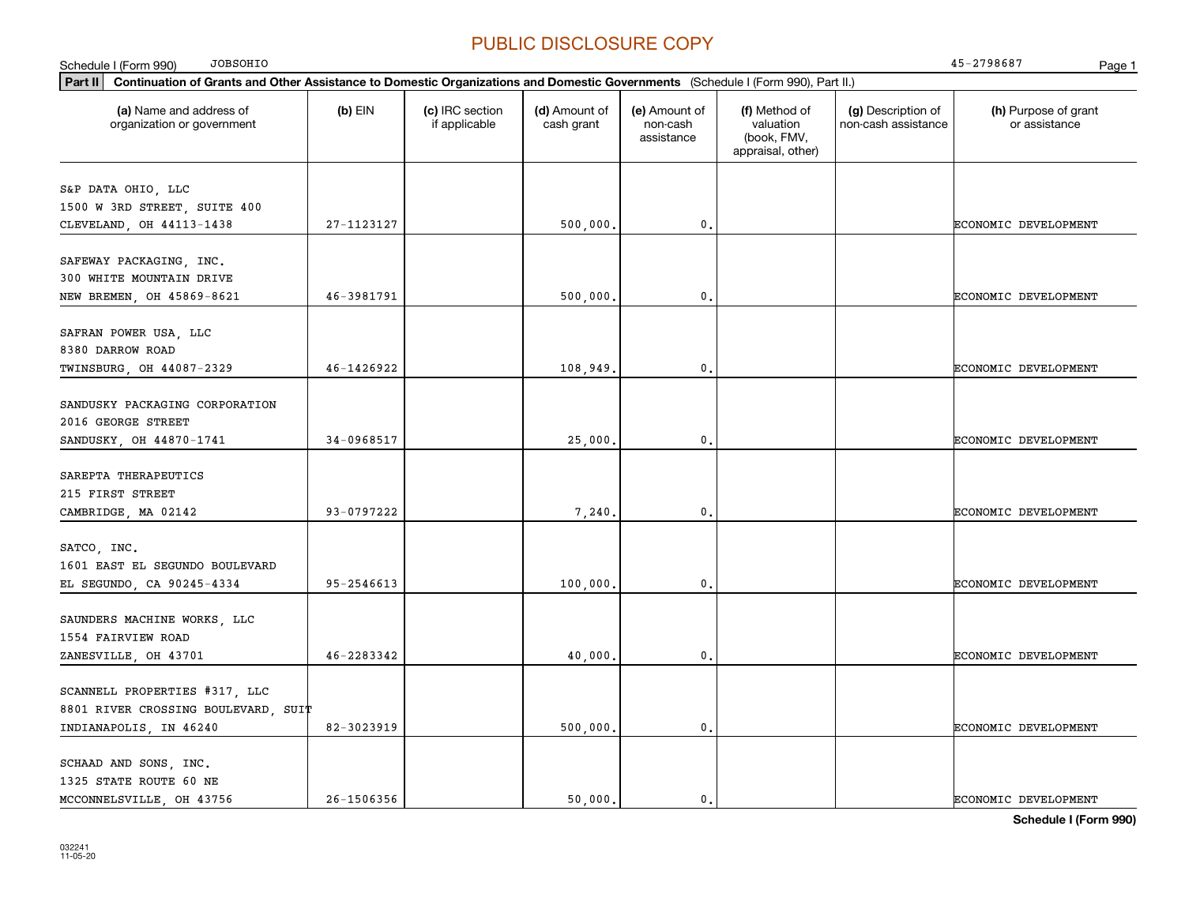PUBLIC DISCLOSURE COPY

Schedule I (Form 990) JOBSOHIO 45-2798687

**Part II** **Continuation of Grants and Other Assistance to Domestic Organizations and Domestic Governments** (Schedule I (Form 990), Part II.)

| (a) Name and address of organization or government | (b) EIN | (c) IRC section if applicable | (d) Amount of cash grant | (e) Amount of non-cash assistance | (f) Method of valuation (book, FMV, appraisal, other) | (g) Description of non-cash assistance | (h) Purpose of grant or assistance |
|---|---|---|---|---|---|---|---|
| S&P DATA OHIO, LLC<br>1500 W 3RD STREET, SUITE 400<br>CLEVELAND, OH 44113-1438 | 27-1123127 | | 500,000. | 0. | | | ECONOMIC DEVELOPMENT |
| SAFEWAY PACKAGING, INC.<br>300 WHITE MOUNTAIN DRIVE<br>NEW BREMEN, OH 45869-8621 | 46-3981791 | | 500,000. | 0. | | | ECONOMIC DEVELOPMENT |
| SAFRAN POWER USA, LLC<br>8380 DARROW ROAD<br>TWINSBURG, OH 44087-2329 | 46-1426922 | | 108,949. | 0. | | | ECONOMIC DEVELOPMENT |
| SANDUSKY PACKAGING CORPORATION<br>2016 GEORGE STREET<br>SANDUSKY, OH 44870-1741 | 34-0968517 | | 25,000. | 0. | | | ECONOMIC DEVELOPMENT |
| SAREPTA THERAPEUTICS<br>215 FIRST STREET<br>CAMBRIDGE, MA 02142 | 93-0797222 | | 7,240. | 0. | | | ECONOMIC DEVELOPMENT |
| SATCO, INC.<br>1601 EAST EL SEGUNDO BOULEVARD<br>EL SEGUNDO, CA 90245-4334 | 95-2546613 | | 100,000. | 0. | | | ECONOMIC DEVELOPMENT |
| SAUNDERS MACHINE WORKS, LLC<br>1554 FAIRVIEW ROAD<br>ZANESVILLE, OH 43701 | 46-2283342 | | 40,000. | 0. | | | ECONOMIC DEVELOPMENT |
| SCANNELL PROPERTIES #317, LLC<br>8801 RIVER CROSSING BOULEVARD, SUIT<br>INDIANAPOLIS, IN 46240 | 82-3023919 | | 500,000. | 0. | | | ECONOMIC DEVELOPMENT |
| SCHAAD AND SONS, INC.<br>1325 STATE ROUTE 60 NE<br>MCCONNELSVILLE, OH 43756 | 26-1506356 | | 50,000. | 0. | | | ECONOMIC DEVELOPMENT |

**Schedule I (Form 990)**

032241
11-05-20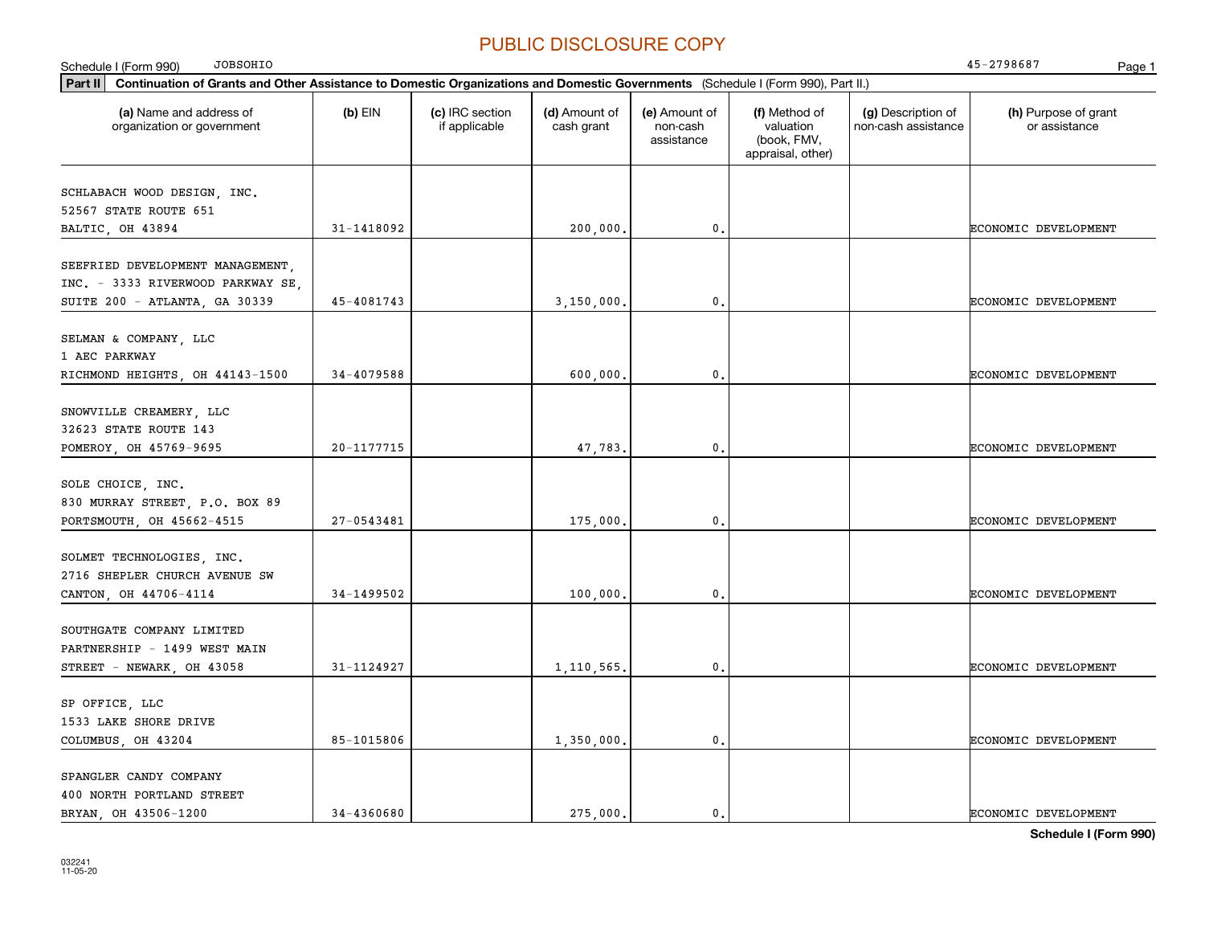# PUBLIC DISCLOSURE COPY

Schedule I (Form 990) JOBSOHIO 45-2798687

**Part II** **Continuation of Grants and Other Assistance to Domestic Organizations and Domestic Governments** (Schedule I (Form 990), Part II.)

| (a) Name and address of organization or government | (b) EIN | (c) IRC section if applicable | (d) Amount of cash grant | (e) Amount of non-cash assistance | (f) Method of valuation (book, FMV, appraisal, other) | (g) Description of non-cash assistance | (h) Purpose of grant or assistance |
|---|---|---|---|---|---|---|---|
| SCHLABACH WOOD DESIGN, INC. 52567 STATE ROUTE 651 BALTIC, OH 43894 | 31-1418092 | | 200,000. | 0. | | | ECONOMIC DEVELOPMENT |
| SEEFRIED DEVELOPMENT MANAGEMENT, INC. - 3333 RIVERWOOD PARKWAY SE, SUITE 200 - ATLANTA, GA 30339 | 45-4081743 | | 3,150,000. | 0. | | | ECONOMIC DEVELOPMENT |
| SELMAN & COMPANY, LLC 1 AEC PARKWAY RICHMOND HEIGHTS, OH 44143-1500 | 34-4079588 | | 600,000. | 0. | | | ECONOMIC DEVELOPMENT |
| SNOWVILLE CREAMERY, LLC 32623 STATE ROUTE 143 POMEROY, OH 45769-9695 | 20-1177715 | | 47,783. | 0. | | | ECONOMIC DEVELOPMENT |
| SOLE CHOICE, INC. 830 MURRAY STREET, P.O. BOX 89 PORTSMOUTH, OH 45662-4515 | 27-0543481 | | 175,000. | 0. | | | ECONOMIC DEVELOPMENT |
| SOLMET TECHNOLOGIES, INC. 2716 SHEPLER CHURCH AVENUE SW CANTON, OH 44706-4114 | 34-1499502 | | 100,000. | 0. | | | ECONOMIC DEVELOPMENT |
| SOUTHGATE COMPANY LIMITED PARTNERSHIP - 1499 WEST MAIN STREET - NEWARK, OH 43058 | 31-1124927 | | 1,110,565. | 0. | | | ECONOMIC DEVELOPMENT |
| SP OFFICE, LLC 1533 LAKE SHORE DRIVE COLUMBUS, OH 43204 | 85-1015806 | | 1,350,000. | 0. | | | ECONOMIC DEVELOPMENT |
| SPANGLER CANDY COMPANY 400 NORTH PORTLAND STREET BRYAN, OH 43506-1200 | 34-4360680 | | 275,000. | 0. | | | ECONOMIC DEVELOPMENT |

**Schedule I (Form 990)**

032241 11-05-20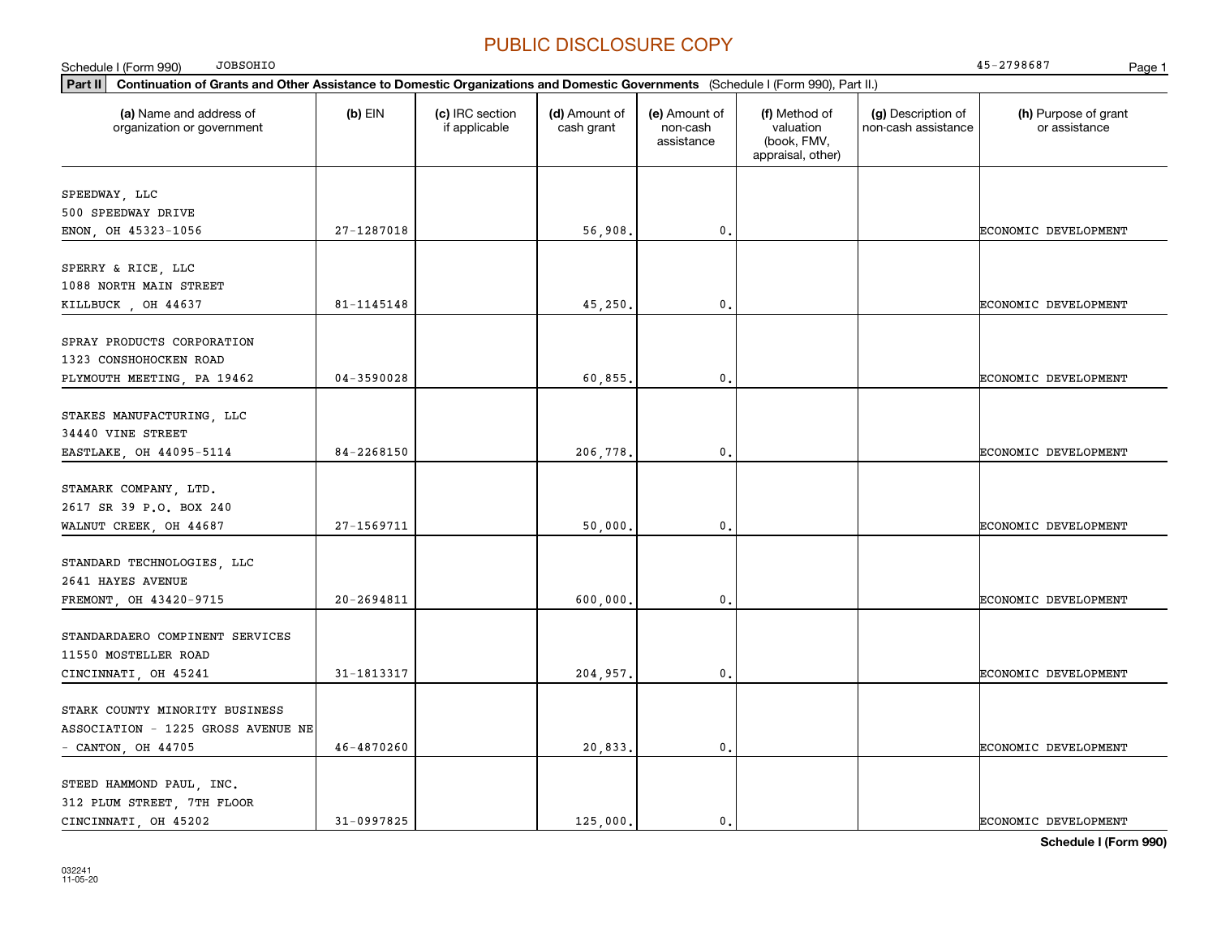PUBLIC DISCLOSURE COPY

Schedule I (Form 990) JOBSOHIO 45-2798687

**Part II** **Continuation of Grants and Other Assistance to Domestic Organizations and Domestic Governments** (Schedule I (Form 990), Part II.)

| (a) Name and address of organization or government | (b) EIN | (c) IRC section if applicable | (d) Amount of cash grant | (e) Amount of non-cash assistance | (f) Method of valuation (book, FMV, appraisal, other) | (g) Description of non-cash assistance | (h) Purpose of grant or assistance |
|---|---|---|---|---|---|---|---|
| SPEEDWAY, LLC 500 SPEEDWAY DRIVE ENON, OH 45323-1056 | 27-1287018 | | 56,908. | 0. | | | ECONOMIC DEVELOPMENT |
| SPERRY & RICE, LLC 1088 NORTH MAIN STREET KILLBUCK , OH 44637 | 81-1145148 | | 45,250. | 0. | | | ECONOMIC DEVELOPMENT |
| SPRAY PRODUCTS CORPORATION 1323 CONSHOHOCKEN ROAD PLYMOUTH MEETING, PA 19462 | 04-3590028 | | 60,855. | 0. | | | ECONOMIC DEVELOPMENT |
| STAKES MANUFACTURING, LLC 34440 VINE STREET EASTLAKE, OH 44095-5114 | 84-2268150 | | 206,778. | 0. | | | ECONOMIC DEVELOPMENT |
| STAMARK COMPANY, LTD. 2617 SR 39 P.O. BOX 240 WALNUT CREEK, OH 44687 | 27-1569711 | | 50,000. | 0. | | | ECONOMIC DEVELOPMENT |
| STANDARD TECHNOLOGIES, LLC 2641 HAYES AVENUE FREMONT, OH 43420-9715 | 20-2694811 | | 600,000. | 0. | | | ECONOMIC DEVELOPMENT |
| STANDARDAERO COMPINENT SERVICES 11550 MOSTELLER ROAD CINCINNATI, OH 45241 | 31-1813317 | | 204,957. | 0. | | | ECONOMIC DEVELOPMENT |
| STARK COUNTY MINORITY BUSINESS ASSOCIATION - 1225 GROSS AVENUE NE - CANTON, OH 44705 | 46-4870260 | | 20,833. | 0. | | | ECONOMIC DEVELOPMENT |
| STEED HAMMOND PAUL, INC. 312 PLUM STREET, 7TH FLOOR CINCINNATI, OH 45202 | 31-0997825 | | 125,000. | 0. | | | ECONOMIC DEVELOPMENT |

**Schedule I (Form 990)**

032241 11-05-20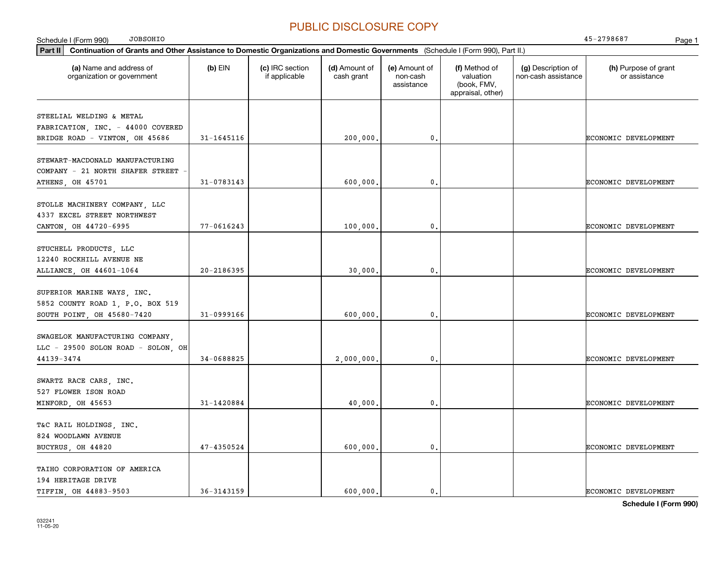PUBLIC DISCLOSURE COPY

Schedule I (Form 990) JOBSOHIO 45-2798687

**Part II** **Continuation of Grants and Other Assistance to Domestic Organizations and Domestic Governments** (Schedule I (Form 990), Part II.)

| (a) Name and address of organization or government | (b) EIN | (c) IRC section if applicable | (d) Amount of cash grant | (e) Amount of non-cash assistance | (f) Method of valuation (book, FMV, appraisal, other) | (g) Description of non-cash assistance | (h) Purpose of grant or assistance |
|---|---|---|---|---|---|---|---|
| STEELIAL WELDING & METAL FABRICATION, INC. - 44000 COVERED BRIDGE ROAD - VINTON, OH 45686 | 31-1645116 | | 200,000. | 0. | | | ECONOMIC DEVELOPMENT |
| STEWART-MACDONALD MANUFACTURING COMPANY - 21 NORTH SHAFER STREET - ATHENS, OH 45701 | 31-0783143 | | 600,000. | 0. | | | ECONOMIC DEVELOPMENT |
| STOLLE MACHINERY COMPANY, LLC 4337 EXCEL STREET NORTHWEST CANTON, OH 44720-6995 | 77-0616243 | | 100,000. | 0. | | | ECONOMIC DEVELOPMENT |
| STUCHELL PRODUCTS, LLC 12240 ROCKHILL AVENUE NE ALLIANCE, OH 44601-1064 | 20-2186395 | | 30,000. | 0. | | | ECONOMIC DEVELOPMENT |
| SUPERIOR MARINE WAYS, INC. 5852 COUNTY ROAD 1, P.O. BOX 519 SOUTH POINT, OH 45680-7420 | 31-0999166 | | 600,000. | 0. | | | ECONOMIC DEVELOPMENT |
| SWAGELOK MANUFACTURING COMPANY, LLC - 29500 SOLON ROAD - SOLON, OH 44139-3474 | 34-0688825 | | 2,000,000. | 0. | | | ECONOMIC DEVELOPMENT |
| SWARTZ RACE CARS, INC. 527 FLOWER ISON ROAD MINFORD, OH 45653 | 31-1420884 | | 40,000. | 0. | | | ECONOMIC DEVELOPMENT |
| T&C RAIL HOLDINGS, INC. 824 WOODLAWN AVENUE BUCYRUS, OH 44820 | 47-4350524 | | 600,000. | 0. | | | ECONOMIC DEVELOPMENT |
| TAIHO CORPORATION OF AMERICA 194 HERITAGE DRIVE TIFFIN, OH 44883-9503 | 36-3143159 | | 600,000. | 0. | | | ECONOMIC DEVELOPMENT |

**Schedule I (Form 990)**

032241 11-05-20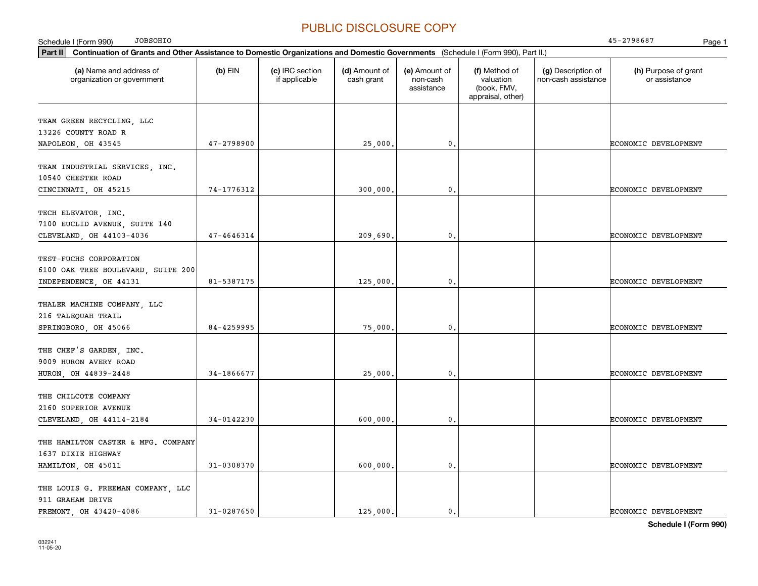PUBLIC DISCLOSURE COPY

Schedule I (Form 990) JOBSOHIO 45-2798687

**Part II** **Continuation of Grants and Other Assistance to Domestic Organizations and Domestic Governments** (Schedule I (Form 990), Part II.)

| (a) Name and address of organization or government | (b) EIN | (c) IRC section if applicable | (d) Amount of cash grant | (e) Amount of non-cash assistance | (f) Method of valuation (book, FMV, appraisal, other) | (g) Description of non-cash assistance | (h) Purpose of grant or assistance |
|---|---|---|---|---|---|---|---|
| TEAM GREEN RECYCLING, LLC<br>13226 COUNTY ROAD R<br>NAPOLEON, OH 43545 | 47-2798900 | | 25,000. | 0. | | | ECONOMIC DEVELOPMENT |
| TEAM INDUSTRIAL SERVICES, INC.<br>10540 CHESTER ROAD<br>CINCINNATI, OH 45215 | 74-1776312 | | 300,000. | 0. | | | ECONOMIC DEVELOPMENT |
| TECH ELEVATOR, INC.<br>7100 EUCLID AVENUE, SUITE 140<br>CLEVELAND, OH 44103-4036 | 47-4646314 | | 209,690. | 0. | | | ECONOMIC DEVELOPMENT |
| TEST-FUCHS CORPORATION<br>6100 OAK TREE BOULEVARD, SUITE 200<br>INDEPENDENCE, OH 44131 | 81-5387175 | | 125,000. | 0. | | | ECONOMIC DEVELOPMENT |
| THALER MACHINE COMPANY, LLC<br>216 TALEQUAH TRAIL<br>SPRINGBORO, OH 45066 | 84-4259995 | | 75,000. | 0. | | | ECONOMIC DEVELOPMENT |
| THE CHEF'S GARDEN, INC.<br>9009 HURON AVERY ROAD<br>HURON, OH 44839-2448 | 34-1866677 | | 25,000. | 0. | | | ECONOMIC DEVELOPMENT |
| THE CHILCOTE COMPANY<br>2160 SUPERIOR AVENUE<br>CLEVELAND, OH 44114-2184 | 34-0142230 | | 600,000. | 0. | | | ECONOMIC DEVELOPMENT |
| THE HAMILTON CASTER & MFG. COMPANY<br>1637 DIXIE HIGHWAY<br>HAMILTON, OH 45011 | 31-0308370 | | 600,000. | 0. | | | ECONOMIC DEVELOPMENT |
| THE LOUIS G. FREEMAN COMPANY, LLC<br>911 GRAHAM DRIVE<br>FREMONT, OH 43420-4086 | 31-0287650 | | 125,000. | 0. | | | ECONOMIC DEVELOPMENT |

**Schedule I (Form 990)**

032241
11-05-20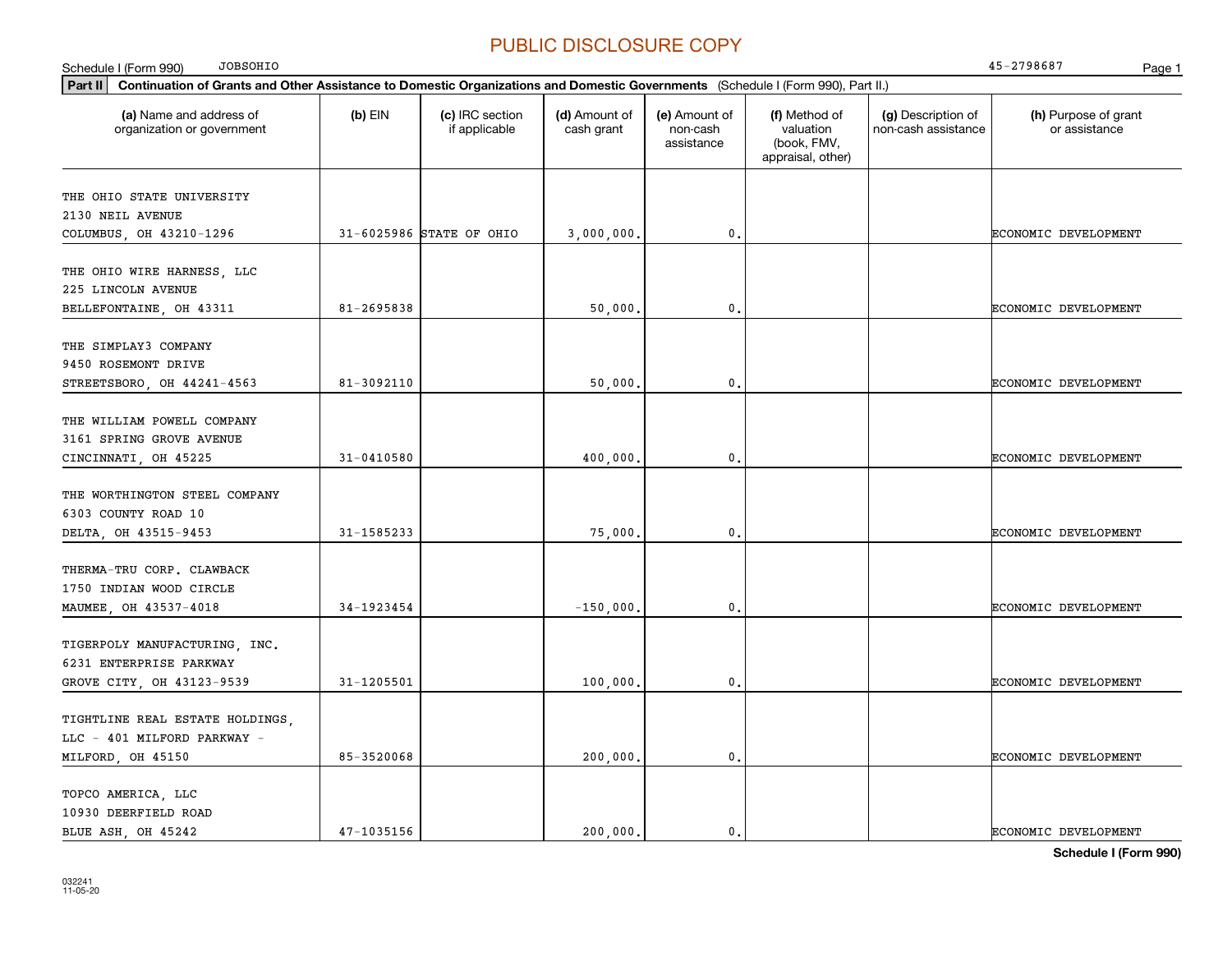PUBLIC DISCLOSURE COPY

Schedule I (Form 990) JOBSOHIO 45-2798687

**Part II** **Continuation of Grants and Other Assistance to Domestic Organizations and Domestic Governments** (Schedule I (Form 990), Part II.)

| (a) Name and address of organization or government | (b) EIN | (c) IRC section if applicable | (d) Amount of cash grant | (e) Amount of non-cash assistance | (f) Method of valuation (book, FMV, appraisal, other) | (g) Description of non-cash assistance | (h) Purpose of grant or assistance |
|---|---|---|---|---|---|---|---|
| THE OHIO STATE UNIVERSITY 2130 NEIL AVENUE COLUMBUS, OH 43210-1296 | 31-6025986 | STATE OF OHIO | 3,000,000. | 0. | | | ECONOMIC DEVELOPMENT |
| THE OHIO WIRE HARNESS, LLC 225 LINCOLN AVENUE BELLEFONTAINE, OH 43311 | 81-2695838 | | 50,000. | 0. | | | ECONOMIC DEVELOPMENT |
| THE SIMPLAY3 COMPANY 9450 ROSEMONT DRIVE STREETSBORO, OH 44241-4563 | 81-3092110 | | 50,000. | 0. | | | ECONOMIC DEVELOPMENT |
| THE WILLIAM POWELL COMPANY 3161 SPRING GROVE AVENUE CINCINNATI, OH 45225 | 31-0410580 | | 400,000. | 0. | | | ECONOMIC DEVELOPMENT |
| THE WORTHINGTON STEEL COMPANY 6303 COUNTY ROAD 10 DELTA, OH 43515-9453 | 31-1585233 | | 75,000. | 0. | | | ECONOMIC DEVELOPMENT |
| THERMA-TRU CORP. CLAWBACK 1750 INDIAN WOOD CIRCLE MAUMEE, OH 43537-4018 | 34-1923454 | | -150,000. | 0. | | | ECONOMIC DEVELOPMENT |
| TIGERPOLY MANUFACTURING, INC. 6231 ENTERPRISE PARKWAY GROVE CITY, OH 43123-9539 | 31-1205501 | | 100,000. | 0. | | | ECONOMIC DEVELOPMENT |
| TIGHTLINE REAL ESTATE HOLDINGS, LLC - 401 MILFORD PARKWAY - MILFORD, OH 45150 | 85-3520068 | | 200,000. | 0. | | | ECONOMIC DEVELOPMENT |
| TOPCO AMERICA, LLC 10930 DEERFIELD ROAD BLUE ASH, OH 45242 | 47-1035156 | | 200,000. | 0. | | | ECONOMIC DEVELOPMENT |

**Schedule I (Form 990)**

032241 11-05-20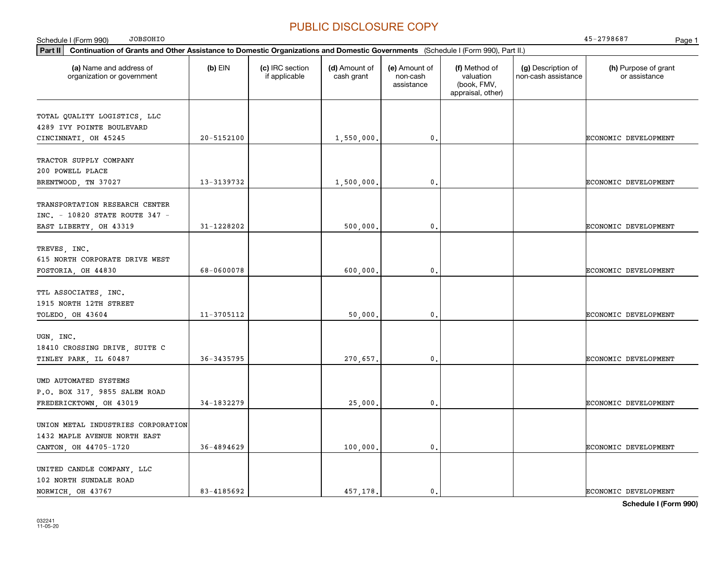PUBLIC DISCLOSURE COPY

Schedule I (Form 990) JOBSOHIO 45-2798687

**Part II** **Continuation of Grants and Other Assistance to Domestic Organizations and Domestic Governments** (Schedule I (Form 990), Part II.)

| (a) Name and address of organization or government | (b) EIN | (c) IRC section if applicable | (d) Amount of cash grant | (e) Amount of non-cash assistance | (f) Method of valuation (book, FMV, appraisal, other) | (g) Description of non-cash assistance | (h) Purpose of grant or assistance |
|---|---|---|---|---|---|---|---|
| TOTAL QUALITY LOGISTICS, LLC 4289 IVY POINTE BOULEVARD CINCINNATI, OH 45245 | 20-5152100 | | 1,550,000. | 0. | | | ECONOMIC DEVELOPMENT |
| TRACTOR SUPPLY COMPANY 200 POWELL PLACE BRENTWOOD, TN 37027 | 13-3139732 | | 1,500,000. | 0. | | | ECONOMIC DEVELOPMENT |
| TRANSPORTATION RESEARCH CENTER INC. - 10820 STATE ROUTE 347 - EAST LIBERTY, OH 43319 | 31-1228202 | | 500,000. | 0. | | | ECONOMIC DEVELOPMENT |
| TREVES, INC. 615 NORTH CORPORATE DRIVE WEST FOSTORIA, OH 44830 | 68-0600078 | | 600,000. | 0. | | | ECONOMIC DEVELOPMENT |
| TTL ASSOCIATES, INC. 1915 NORTH 12TH STREET TOLEDO, OH 43604 | 11-3705112 | | 50,000. | 0. | | | ECONOMIC DEVELOPMENT |
| UGN, INC. 18410 CROSSING DRIVE, SUITE C TINLEY PARK, IL 60487 | 36-3435795 | | 270,657. | 0. | | | ECONOMIC DEVELOPMENT |
| UMD AUTOMATED SYSTEMS P.O. BOX 317, 9855 SALEM ROAD FREDERICKTOWN, OH 43019 | 34-1832279 | | 25,000. | 0. | | | ECONOMIC DEVELOPMENT |
| UNION METAL INDUSTRIES CORPORATION 1432 MAPLE AVENUE NORTH EAST CANTON, OH 44705-1720 | 36-4894629 | | 100,000. | 0. | | | ECONOMIC DEVELOPMENT |
| UNITED CANDLE COMPANY, LLC 102 NORTH SUNDALE ROAD NORWICH, OH 43767 | 83-4185692 | | 457,178. | 0. | | | ECONOMIC DEVELOPMENT |

032241 11-05-20

**Schedule I (Form 990)**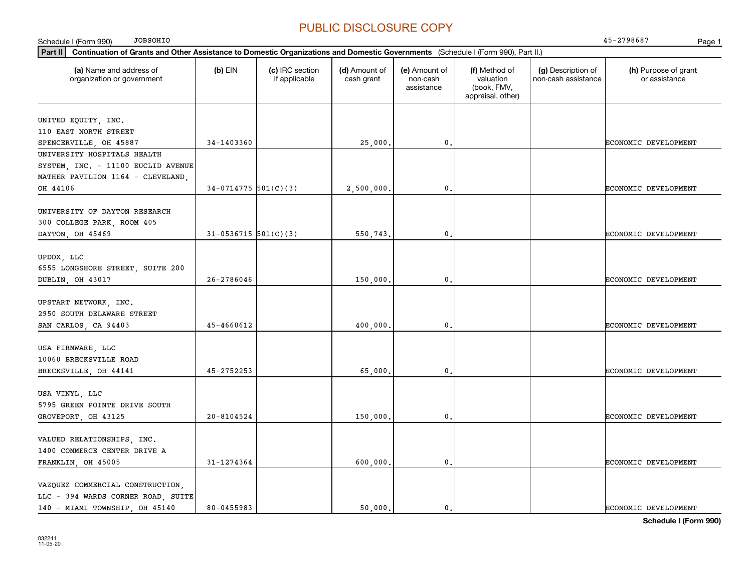PUBLIC DISCLOSURE COPY

Schedule I (Form 990) JOBSOHIO 45-2798687

**Part II** **Continuation of Grants and Other Assistance to Domestic Organizations and Domestic Governments** (Schedule I (Form 990), Part II.)

| (a) Name and address of organization or government | (b) EIN | (c) IRC section if applicable | (d) Amount of cash grant | (e) Amount of non-cash assistance | (f) Method of valuation (book, FMV, appraisal, other) | (g) Description of non-cash assistance | (h) Purpose of grant or assistance |
|---|---|---|---|---|---|---|---|
| UNITED EQUITY, INC. 110 EAST NORTH STREET SPENCERVILLE, OH 45887 | 34-1403360 | | 25,000. | 0. | | | ECONOMIC DEVELOPMENT |
| UNIVERSITY HOSPITALS HEALTH SYSTEM, INC. - 11100 EUCLID AVENUE MATHER PAVILION 1164 - CLEVELAND, OH 44106 | 34-0714775 | 501(C)(3) | 2,500,000. | 0. | | | ECONOMIC DEVELOPMENT |
| UNIVERSITY OF DAYTON RESEARCH 300 COLLEGE PARK, ROOM 405 DAYTON, OH 45469 | 31-0536715 | 501(C)(3) | 550,743. | 0. | | | ECONOMIC DEVELOPMENT |
| UPDOX, LLC 6555 LONGSHORE STREET, SUITE 200 DUBLIN, OH 43017 | 26-2786046 | | 150,000. | 0. | | | ECONOMIC DEVELOPMENT |
| UPSTART NETWORK, INC. 2950 SOUTH DELAWARE STREET SAN CARLOS, CA 94403 | 45-4660612 | | 400,000. | 0. | | | ECONOMIC DEVELOPMENT |
| USA FIRMWARE, LLC 10060 BRECKSVILLE ROAD BRECKSVILLE, OH 44141 | 45-2752253 | | 65,000. | 0. | | | ECONOMIC DEVELOPMENT |
| USA VINYL, LLC 5795 GREEN POINTE DRIVE SOUTH GROVEPORT, OH 43125 | 20-8104524 | | 150,000. | 0. | | | ECONOMIC DEVELOPMENT |
| VALUED RELATIONSHIPS, INC. 1400 COMMERCE CENTER DRIVE A FRANKLIN, OH 45005 | 31-1274364 | | 600,000. | 0. | | | ECONOMIC DEVELOPMENT |
| VAZQUEZ COMMERCIAL CONSTRUCTION, LLC - 394 WARDS CORNER ROAD, SUITE 140 - MIAMI TOWNSHIP, OH 45140 | 80-0455983 | | 50,000. | 0. | | | ECONOMIC DEVELOPMENT |

Schedule I (Form 990)

032241 11-05-20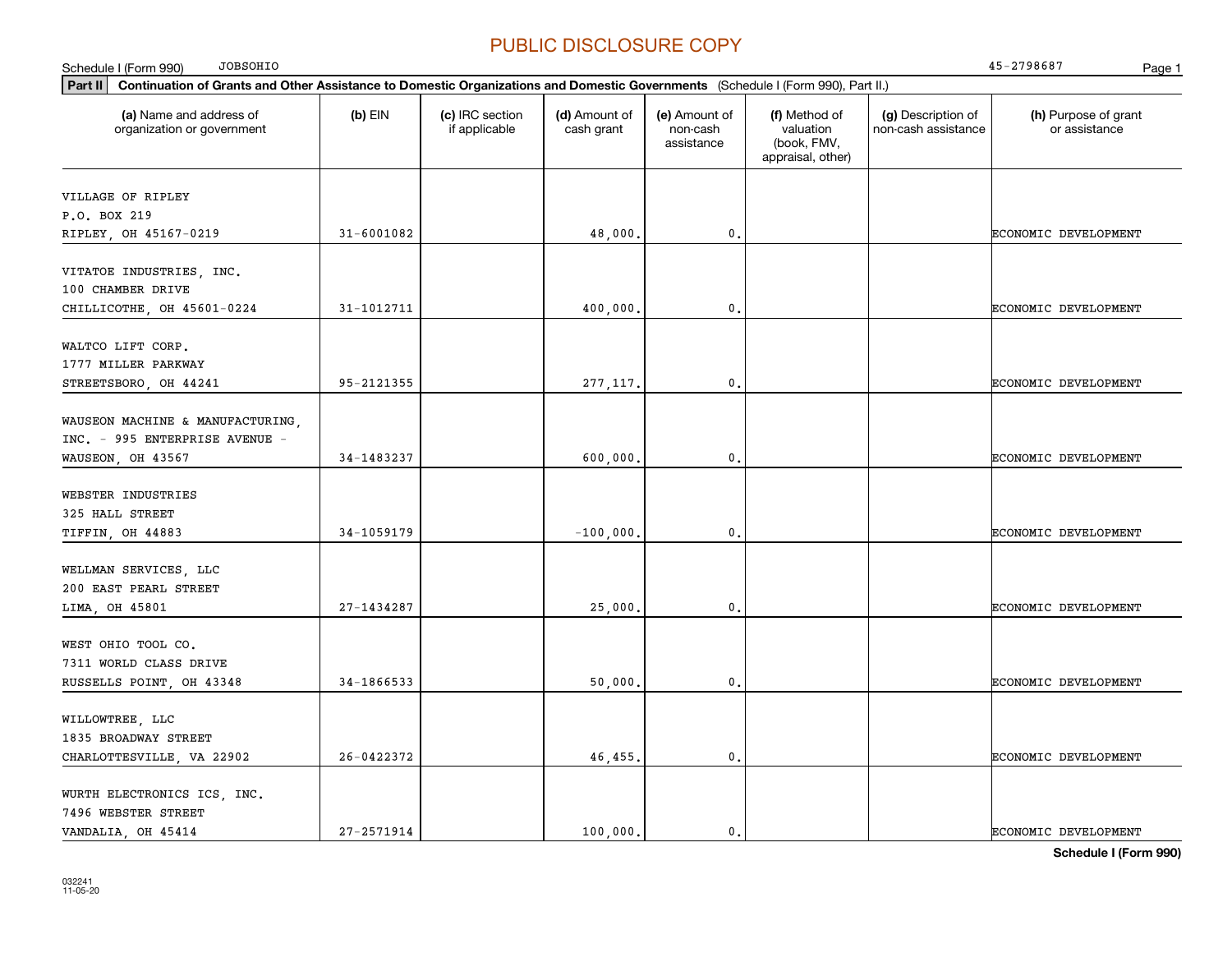PUBLIC DISCLOSURE COPY

Schedule I (Form 990) JOBSOHIO 45-2798687

**Part II** **Continuation of Grants and Other Assistance to Domestic Organizations and Domestic Governments** (Schedule I (Form 990), Part II.)

| (a) Name and address of organization or government | (b) EIN | (c) IRC section if applicable | (d) Amount of cash grant | (e) Amount of non-cash assistance | (f) Method of valuation (book, FMV, appraisal, other) | (g) Description of non-cash assistance | (h) Purpose of grant or assistance |
|---|---|---|---|---|---|---|---|
| VILLAGE OF RIPLEY<br>P.O. BOX 219<br>RIPLEY, OH 45167-0219 | 31-6001082 | | 48,000. | 0. | | | ECONOMIC DEVELOPMENT |
| VITATOE INDUSTRIES, INC.<br>100 CHAMBER DRIVE<br>CHILLICOTHE, OH 45601-0224 | 31-1012711 | | 400,000. | 0. | | | ECONOMIC DEVELOPMENT |
| WALTCO LIFT CORP.<br>1777 MILLER PARKWAY<br>STREETSBORO, OH 44241 | 95-2121355 | | 277,117. | 0. | | | ECONOMIC DEVELOPMENT |
| WAUSEON MACHINE & MANUFACTURING, INC. - 995 ENTERPRISE AVENUE -<br>WAUSEON, OH 43567 | 34-1483237 | | 600,000. | 0. | | | ECONOMIC DEVELOPMENT |
| WEBSTER INDUSTRIES<br>325 HALL STREET<br>TIFFIN, OH 44883 | 34-1059179 | | -100,000. | 0. | | | ECONOMIC DEVELOPMENT |
| WELLMAN SERVICES, LLC<br>200 EAST PEARL STREET<br>LIMA, OH 45801 | 27-1434287 | | 25,000. | 0. | | | ECONOMIC DEVELOPMENT |
| WEST OHIO TOOL CO.<br>7311 WORLD CLASS DRIVE<br>RUSSELLS POINT, OH 43348 | 34-1866533 | | 50,000. | 0. | | | ECONOMIC DEVELOPMENT |
| WILLOWTREE, LLC<br>1835 BROADWAY STREET<br>CHARLOTTESVILLE, VA 22902 | 26-0422372 | | 46,455. | 0. | | | ECONOMIC DEVELOPMENT |
| WURTH ELECTRONICS ICS, INC.<br>7496 WEBSTER STREET<br>VANDALIA, OH 45414 | 27-2571914 | | 100,000. | 0. | | | ECONOMIC DEVELOPMENT |

**Schedule I (Form 990)**

032241
11-05-20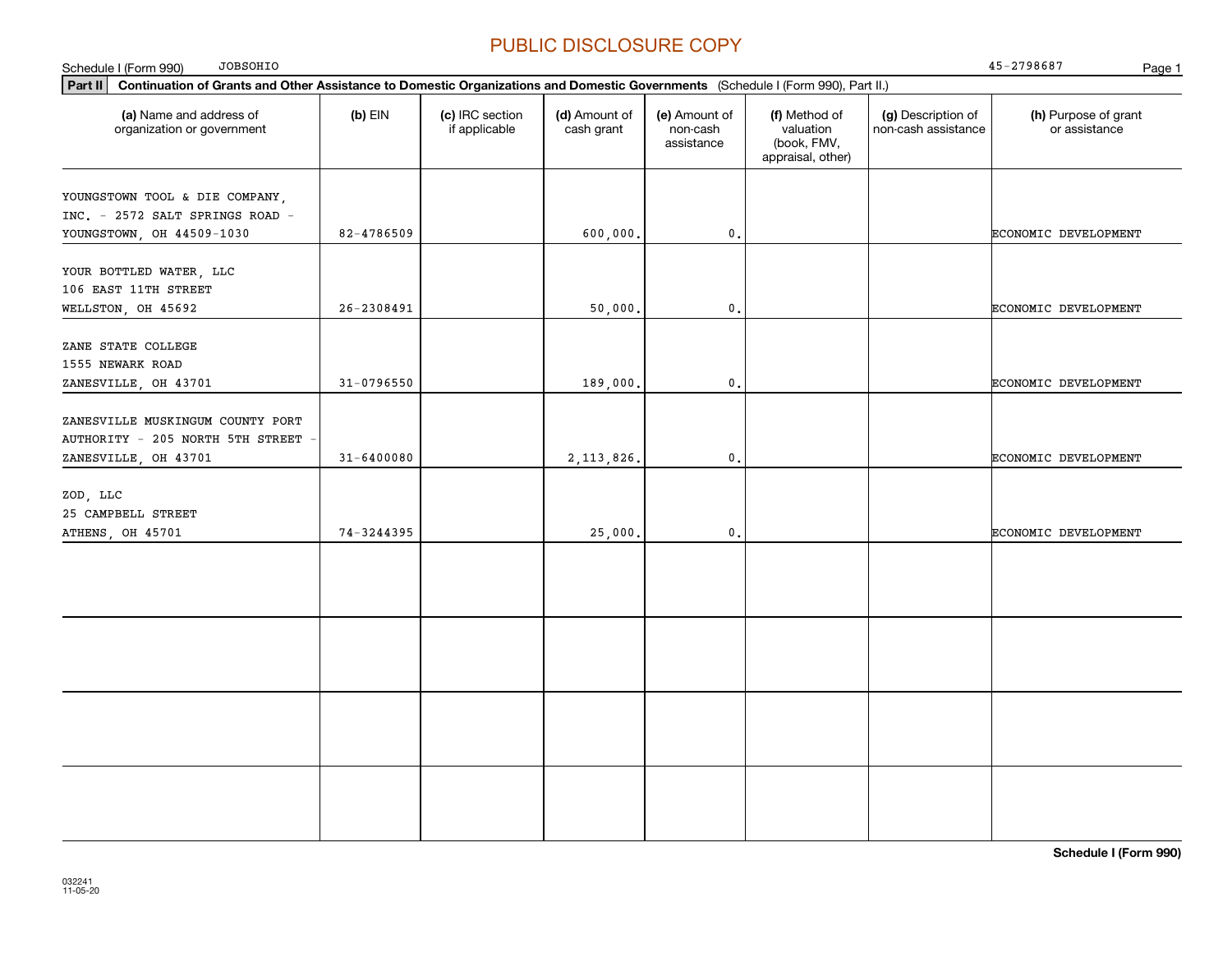PUBLIC DISCLOSURE COPY

Schedule I (Form 990) JOBSOHIO 45-2798687

**Part II** **Continuation of Grants and Other Assistance to Domestic Organizations and Domestic Governments** (Schedule I (Form 990), Part II.)

| (a) Name and address of organization or government | (b) EIN | (c) IRC section if applicable | (d) Amount of cash grant | (e) Amount of non-cash assistance | (f) Method of valuation (book, FMV, appraisal, other) | (g) Description of non-cash assistance | (h) Purpose of grant or assistance |
|---|---|---|---|---|---|---|---|
| YOUNGSTOWN TOOL & DIE COMPANY, INC. - 2572 SALT SPRINGS ROAD - YOUNGSTOWN, OH 44509-1030 | 82-4786509 | | 600,000. | 0. | | | ECONOMIC DEVELOPMENT |
| YOUR BOTTLED WATER, LLC 106 EAST 11TH STREET WELLSTON, OH 45692 | 26-2308491 | | 50,000. | 0. | | | ECONOMIC DEVELOPMENT |
| ZANE STATE COLLEGE 1555 NEWARK ROAD ZANESVILLE, OH 43701 | 31-0796550 | | 189,000. | 0. | | | ECONOMIC DEVELOPMENT |
| ZANESVILLE MUSKINGUM COUNTY PORT AUTHORITY - 205 NORTH 5TH STREET - ZANESVILLE, OH 43701 | 31-6400080 | | 2,113,826. | 0. | | | ECONOMIC DEVELOPMENT |
| ZOD, LLC 25 CAMPBELL STREET ATHENS, OH 45701 | 74-3244395 | | 25,000. | 0. | | | ECONOMIC DEVELOPMENT |
| | | | | | | | |
| | | | | | | | |
| | | | | | | | |
| | | | | | | | |

**Schedule I (Form 990)**

032241
11-05-20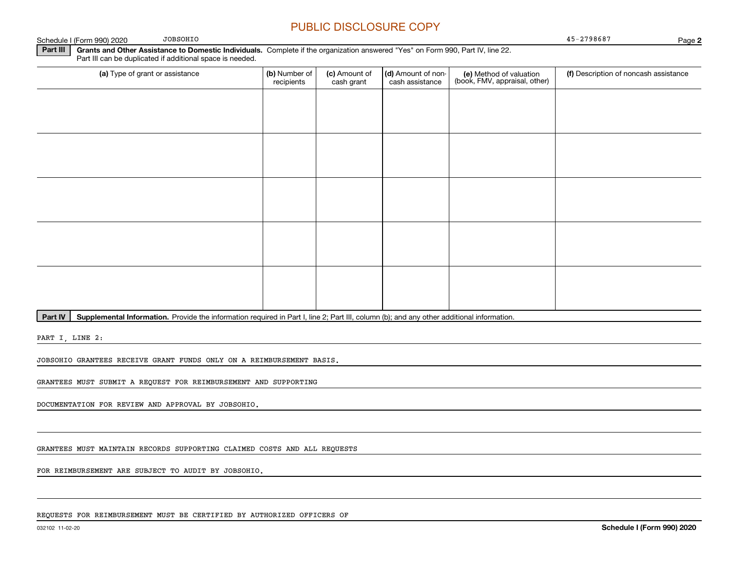PUBLIC DISCLOSURE COPY

Schedule I (Form 990) 2020 JOBSOHIO 45-2798687

**Part III** **Grants and Other Assistance to Domestic Individuals.** Complete if the organization answered "Yes" on Form 990, Part IV, line 22. Part III can be duplicated if additional space is needed.

| (a) Type of grant or assistance | (b) Number of recipients | (c) Amount of cash grant | (d) Amount of non-cash assistance | (e) Method of valuation (book, FMV, appraisal, other) | (f) Description of noncash assistance |
|---|---|---|---|---|---|
| | | | | | |
| | | | | | |
| | | | | | |
| | | | | | |
| | | | | | |

**Part IV** **Supplemental Information.** Provide the information required in Part I, line 2; Part III, column (b); and any other additional information.

PART I, LINE 2:

JOBSOHIO GRANTEES RECEIVE GRANT FUNDS ONLY ON A REIMBURSEMENT BASIS.

GRANTEES MUST SUBMIT A REQUEST FOR REIMBURSEMENT AND SUPPORTING

DOCUMENTATION FOR REVIEW AND APPROVAL BY JOBSOHIO.

GRANTEES MUST MAINTAIN RECORDS SUPPORTING CLAIMED COSTS AND ALL REQUESTS

FOR REIMBURSEMENT ARE SUBJECT TO AUDIT BY JOBSOHIO.

REQUESTS FOR REIMBURSEMENT MUST BE CERTIFIED BY AUTHORIZED OFFICERS OF

032102 11-02-20 **Schedule I (Form 990) 2020**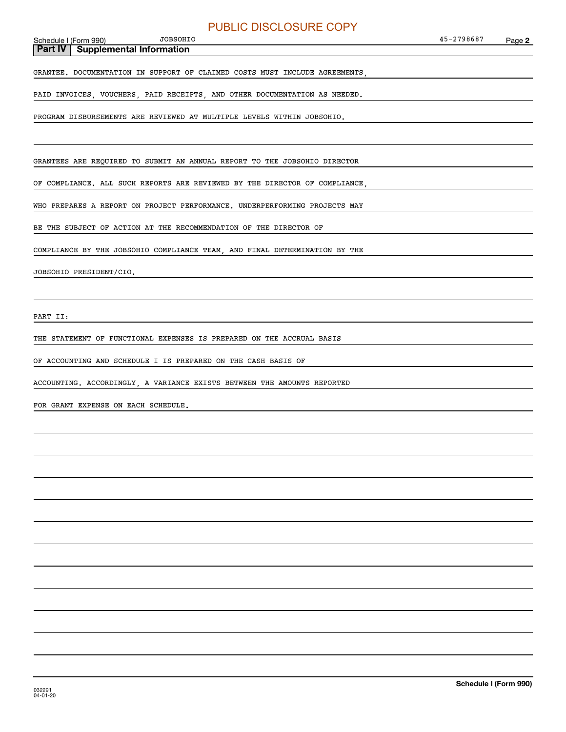## Part IV Supplemental Information

GRANTEE. DOCUMENTATION IN SUPPORT OF CLAIMED COSTS MUST INCLUDE AGREEMENTS, PAID INVOICES, VOUCHERS, PAID RECEIPTS, AND OTHER DOCUMENTATION AS NEEDED. PROGRAM DISBURSEMENTS ARE REVIEWED AT MULTIPLE LEVELS WITHIN JOBSOHIO.

GRANTEES ARE REQUIRED TO SUBMIT AN ANNUAL REPORT TO THE JOBSOHIO DIRECTOR OF COMPLIANCE. ALL SUCH REPORTS ARE REVIEWED BY THE DIRECTOR OF COMPLIANCE, WHO PREPARES A REPORT ON PROJECT PERFORMANCE. UNDERPERFORMING PROJECTS MAY BE THE SUBJECT OF ACTION AT THE RECOMMENDATION OF THE DIRECTOR OF COMPLIANCE BY THE JOBSOHIO COMPLIANCE TEAM, AND FINAL DETERMINATION BY THE JOBSOHIO PRESIDENT/CIO.

PART II:

THE STATEMENT OF FUNCTIONAL EXPENSES IS PREPARED ON THE ACCRUAL BASIS OF ACCOUNTING AND SCHEDULE I IS PREPARED ON THE CASH BASIS OF ACCOUNTING. ACCORDINGLY, A VARIANCE EXISTS BETWEEN THE AMOUNTS REPORTED FOR GRANT EXPENSE ON EACH SCHEDULE.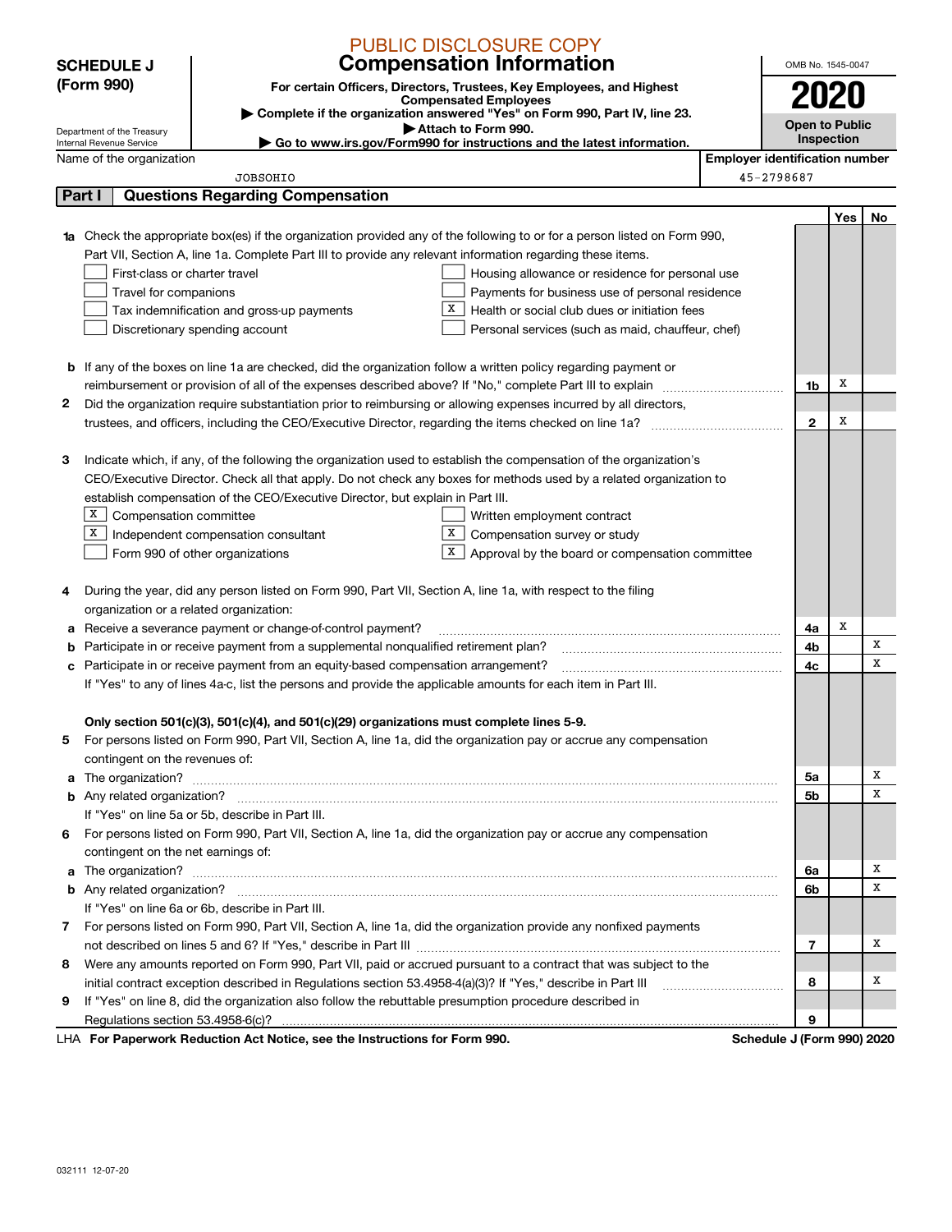PUBLIC DISCLOSURE COPY

**SCHEDULE J (Form 990)**

# Compensation Information

**For certain Officers, Directors, Trustees, Key Employees, and Highest Compensated Employees**

▶ Complete if the organization answered "Yes" on Form 990, Part IV, line 23.

▶ Attach to Form 990.

▶ Go to www.irs.gov/Form990 for instructions and the latest information.

OMB No. 1545-0047

**2020**

**Open to Public Inspection**

Department of the Treasury
Internal Revenue Service

| Name of the organization | Employer identification number |
|---|---|
| JOBSOHIO | 45-2798687 |

## Part I Questions Regarding Compensation

| | | | Yes | No |
|---|---|---|---|---|
| **1a** | Check the appropriate box(es) if the organization provided any of the following to or for a person listed on Form 990, Part VII, Section A, line 1a. Complete Part III to provide any relevant information regarding these items.<br>☐ First-class or charter travel ☐ Housing allowance or residence for personal use<br>☐ Travel for companions ☐ Payments for business use of personal residence<br>☐ Tax indemnification and gross-up payments ☒ Health or social club dues or initiation fees<br>☐ Discretionary spending account ☐ Personal services (such as maid, chauffeur, chef) | | | |
| **b** | If any of the boxes on line 1a are checked, did the organization follow a written policy regarding payment or reimbursement or provision of all of the expenses described above? If "No," complete Part III to explain | 1b | X | |
| **2** | Did the organization require substantiation prior to reimbursing or allowing expenses incurred by all directors, trustees, and officers, including the CEO/Executive Director, regarding the items checked on line 1a? | 2 | X | |
| **3** | Indicate which, if any, of the following the organization used to establish the compensation of the organization's CEO/Executive Director. Check all that apply. Do not check any boxes for methods used by a related organization to establish compensation of the CEO/Executive Director, but explain in Part III.<br>☒ Compensation committee ☐ Written employment contract<br>☒ Independent compensation consultant ☒ Compensation survey or study<br>☐ Form 990 of other organizations ☒ Approval by the board or compensation committee | | | |
| **4** | During the year, did any person listed on Form 990, Part VII, Section A, line 1a, with respect to the filing organization or a related organization: | | | |
| **a** | Receive a severance payment or change-of-control payment? | 4a | X | |
| **b** | Participate in or receive payment from a supplemental nonqualified retirement plan? | 4b | | X |
| **c** | Participate in or receive payment from an equity-based compensation arrangement?<br>If "Yes" to any of lines 4a-c, list the persons and provide the applicable amounts for each item in Part III. | 4c | | X |
| | **Only section 501(c)(3), 501(c)(4), and 501(c)(29) organizations must complete lines 5-9.** | | | |
| **5** | For persons listed on Form 990, Part VII, Section A, line 1a, did the organization pay or accrue any compensation contingent on the revenues of: | | | |
| **a** | The organization? | 5a | | X |
| **b** | Any related organization?<br>If "Yes" on line 5a or 5b, describe in Part III. | 5b | | X |
| **6** | For persons listed on Form 990, Part VII, Section A, line 1a, did the organization pay or accrue any compensation contingent on the net earnings of: | | | |
| **a** | The organization? | 6a | | X |
| **b** | Any related organization?<br>If "Yes" on line 6a or 6b, describe in Part III. | 6b | | X |
| **7** | For persons listed on Form 990, Part VII, Section A, line 1a, did the organization provide any nonfixed payments not described on lines 5 and 6? If "Yes," describe in Part III | 7 | | X |
| **8** | Were any amounts reported on Form 990, Part VII, paid or accrued pursuant to a contract that was subject to the initial contract exception described in Regulations section 53.4958-4(a)(3)? If "Yes," describe in Part III | 8 | | X |
| **9** | If "Yes" on line 8, did the organization also follow the rebuttable presumption procedure described in Regulations section 53.4958-6(c)? | 9 | | |

LHA **For Paperwork Reduction Act Notice, see the Instructions for Form 990.** **Schedule J (Form 990) 2020**

032111 12-07-20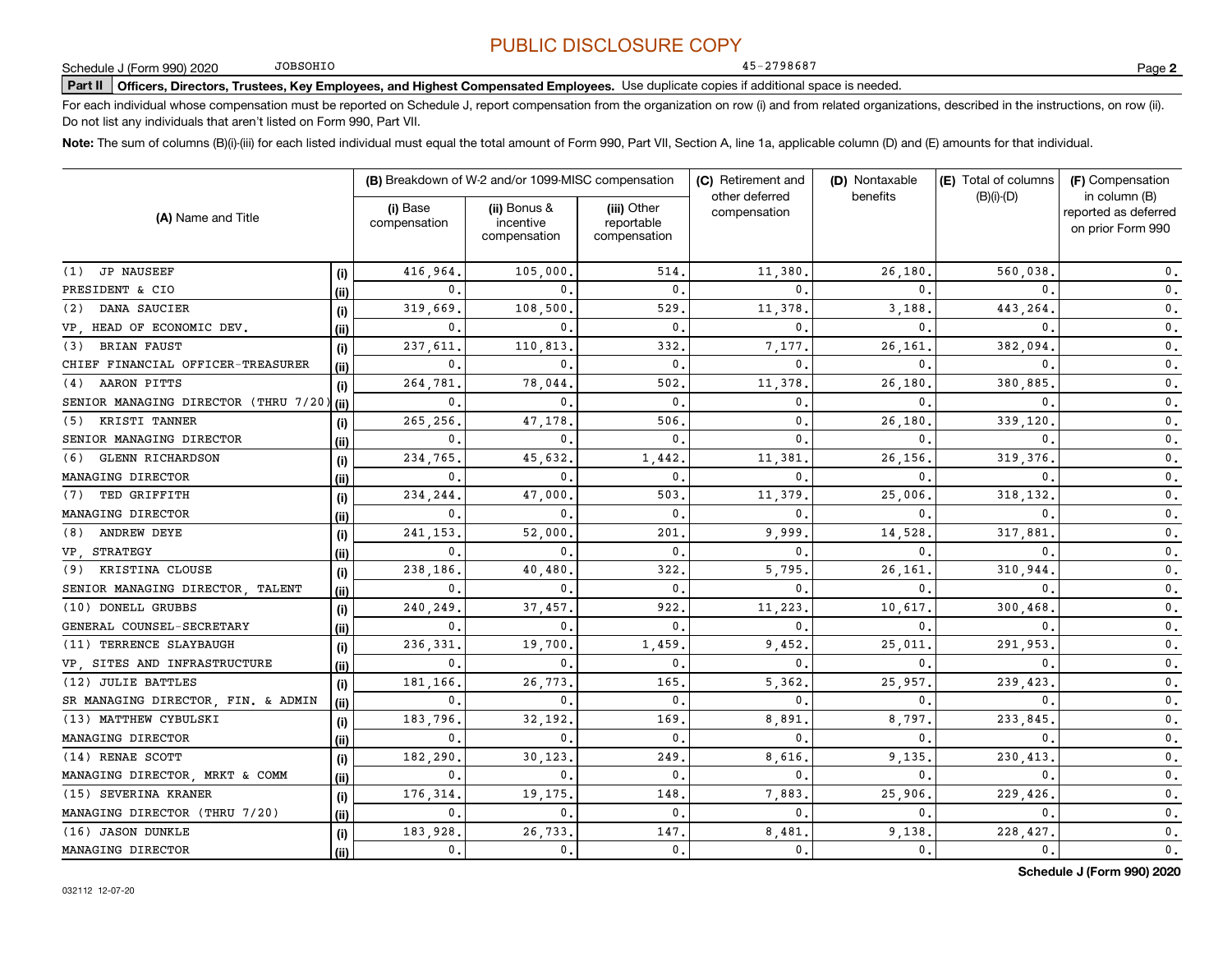PUBLIC DISCLOSURE COPY

Schedule J (Form 990) 2020 JOBSOHIO 45-2798687

**Part II** **Officers, Directors, Trustees, Key Employees, and Highest Compensated Employees.** Use duplicate copies if additional space is needed.

For each individual whose compensation must be reported on Schedule J, report compensation from the organization on row (i) and from related organizations, described in the instructions, on row (ii). Do not list any individuals that aren't listed on Form 990, Part VII.

**Note:** The sum of columns (B)(i)-(iii) for each listed individual must equal the total amount of Form 990, Part VII, Section A, line 1a, applicable column (D) and (E) amounts for that individual.

| (A) Name and Title | | (B) Breakdown of W-2 and/or 1099-MISC compensation | | | (C) Retirement and other deferred compensation | (D) Nontaxable benefits | (E) Total of columns (B)(i)-(D) | (F) Compensation in column (B) reported as deferred on prior Form 990 |
|---|---|---|---|---|---|---|---|---|
| | | (i) Base compensation | (ii) Bonus & incentive compensation | (iii) Other reportable compensation | | | | |
| (1) JP NAUSEEF | (i) | 416,964. | 105,000. | 514. | 11,380. | 26,180. | 560,038. | 0. |
| PRESIDENT & CIO | (ii) | 0. | 0. | 0. | 0. | 0. | 0. | 0. |
| (2) DANA SAUCIER | (i) | 319,669. | 108,500. | 529. | 11,378. | 3,188. | 443,264. | 0. |
| VP, HEAD OF ECONOMIC DEV. | (ii) | 0. | 0. | 0. | 0. | 0. | 0. | 0. |
| (3) BRIAN FAUST | (i) | 237,611. | 110,813. | 332. | 7,177. | 26,161. | 382,094. | 0. |
| CHIEF FINANCIAL OFFICER-TREASURER | (ii) | 0. | 0. | 0. | 0. | 0. | 0. | 0. |
| (4) AARON PITTS | (i) | 264,781. | 78,044. | 502. | 11,378. | 26,180. | 380,885. | 0. |
| SENIOR MANAGING DIRECTOR (THRU 7/20) | (ii) | 0. | 0. | 0. | 0. | 0. | 0. | 0. |
| (5) KRISTI TANNER | (i) | 265,256. | 47,178. | 506. | 0. | 26,180. | 339,120. | 0. |
| SENIOR MANAGING DIRECTOR | (ii) | 0. | 0. | 0. | 0. | 0. | 0. | 0. |
| (6) GLENN RICHARDSON | (i) | 234,765. | 45,632. | 1,442. | 11,381. | 26,156. | 319,376. | 0. |
| MANAGING DIRECTOR | (ii) | 0. | 0. | 0. | 0. | 0. | 0. | 0. |
| (7) TED GRIFFITH | (i) | 234,244. | 47,000. | 503. | 11,379. | 25,006. | 318,132. | 0. |
| MANAGING DIRECTOR | (ii) | 0. | 0. | 0. | 0. | 0. | 0. | 0. |
| (8) ANDREW DEYE | (i) | 241,153. | 52,000. | 201. | 9,999. | 14,528. | 317,881. | 0. |
| VP, STRATEGY | (ii) | 0. | 0. | 0. | 0. | 0. | 0. | 0. |
| (9) KRISTINA CLOUSE | (i) | 238,186. | 40,480. | 322. | 5,795. | 26,161. | 310,944. | 0. |
| SENIOR MANAGING DIRECTOR, TALENT | (ii) | 0. | 0. | 0. | 0. | 0. | 0. | 0. |
| (10) DONELL GRUBBS | (i) | 240,249. | 37,457. | 922. | 11,223. | 10,617. | 300,468. | 0. |
| GENERAL COUNSEL-SECRETARY | (ii) | 0. | 0. | 0. | 0. | 0. | 0. | 0. |
| (11) TERRENCE SLAYBAUGH | (i) | 236,331. | 19,700. | 1,459. | 9,452. | 25,011. | 291,953. | 0. |
| VP, SITES AND INFRASTRUCTURE | (ii) | 0. | 0. | 0. | 0. | 0. | 0. | 0. |
| (12) JULIE BATTLES | (i) | 181,166. | 26,773. | 165. | 5,362. | 25,957. | 239,423. | 0. |
| SR MANAGING DIRECTOR, FIN. & ADMIN | (ii) | 0. | 0. | 0. | 0. | 0. | 0. | 0. |
| (13) MATTHEW CYBULSKI | (i) | 183,796. | 32,192. | 169. | 8,891. | 8,797. | 233,845. | 0. |
| MANAGING DIRECTOR | (ii) | 0. | 0. | 0. | 0. | 0. | 0. | 0. |
| (14) RENAE SCOTT | (i) | 182,290. | 30,123. | 249. | 8,616. | 9,135. | 230,413. | 0. |
| MANAGING DIRECTOR, MRKT & COMM | (ii) | 0. | 0. | 0. | 0. | 0. | 0. | 0. |
| (15) SEVERINA KRANER | (i) | 176,314. | 19,175. | 148. | 7,883. | 25,906. | 229,426. | 0. |
| MANAGING DIRECTOR (THRU 7/20) | (ii) | 0. | 0. | 0. | 0. | 0. | 0. | 0. |
| (16) JASON DUNKLE | (i) | 183,928. | 26,733. | 147. | 8,481. | 9,138. | 228,427. | 0. |
| MANAGING DIRECTOR | (ii) | 0. | 0. | 0. | 0. | 0. | 0. | 0. |

Schedule J (Form 990) 2020

032112 12-07-20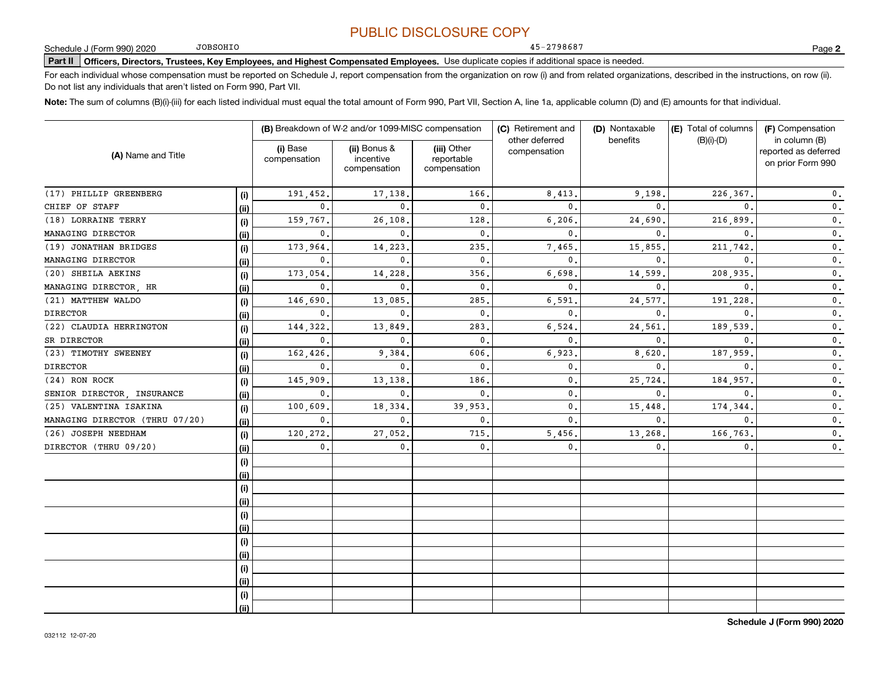PUBLIC DISCLOSURE COPY

Schedule J (Form 990) 2020 JOBSOHIO 45-2798687 Page **2**

**Part II** **Officers, Directors, Trustees, Key Employees, and Highest Compensated Employees.** Use duplicate copies if additional space is needed.

For each individual whose compensation must be reported on Schedule J, report compensation from the organization on row (i) and from related organizations, described in the instructions, on row (ii). Do not list any individuals that aren't listed on Form 990, Part VII.

**Note:** The sum of columns (B)(i)-(iii) for each listed individual must equal the total amount of Form 990, Part VII, Section A, line 1a, applicable column (D) and (E) amounts for that individual.

| (A) Name and Title | | (B) Breakdown of W-2 and/or 1099-MISC compensation | | | (C) Retirement and other deferred compensation | (D) Nontaxable benefits | (E) Total of columns (B)(i)-(D) | (F) Compensation in column (B) reported as deferred on prior Form 990 |
|---|---|---|---|---|---|---|---|---|
| | | (i) Base compensation | (ii) Bonus & incentive compensation | (iii) Other reportable compensation | | | | |
| (17) PHILLIP GREENBERG | (i) | 191,452. | 17,138. | 166. | 8,413. | 9,198. | 226,367. | 0. |
| CHIEF OF STAFF | (ii) | 0. | 0. | 0. | 0. | 0. | 0. | 0. |
| (18) LORRAINE TERRY | (i) | 159,767. | 26,108. | 128. | 6,206. | 24,690. | 216,899. | 0. |
| MANAGING DIRECTOR | (ii) | 0. | 0. | 0. | 0. | 0. | 0. | 0. |
| (19) JONATHAN BRIDGES | (i) | 173,964. | 14,223. | 235. | 7,465. | 15,855. | 211,742. | 0. |
| MANAGING DIRECTOR | (ii) | 0. | 0. | 0. | 0. | 0. | 0. | 0. |
| (20) SHEILA AEKINS | (i) | 173,054. | 14,228. | 356. | 6,698. | 14,599. | 208,935. | 0. |
| MANAGING DIRECTOR, HR | (ii) | 0. | 0. | 0. | 0. | 0. | 0. | 0. |
| (21) MATTHEW WALDO | (i) | 146,690. | 13,085. | 285. | 6,591. | 24,577. | 191,228. | 0. |
| DIRECTOR | (ii) | 0. | 0. | 0. | 0. | 0. | 0. | 0. |
| (22) CLAUDIA HERRINGTON | (i) | 144,322. | 13,849. | 283. | 6,524. | 24,561. | 189,539. | 0. |
| SR DIRECTOR | (ii) | 0. | 0. | 0. | 0. | 0. | 0. | 0. |
| (23) TIMOTHY SWEENEY | (i) | 162,426. | 9,384. | 606. | 6,923. | 8,620. | 187,959. | 0. |
| DIRECTOR | (ii) | 0. | 0. | 0. | 0. | 0. | 0. | 0. |
| (24) RON ROCK | (i) | 145,909. | 13,138. | 186. | 0. | 25,724. | 184,957. | 0. |
| SENIOR DIRECTOR, INSURANCE | (ii) | 0. | 0. | 0. | 0. | 0. | 0. | 0. |
| (25) VALENTINA ISAKINA | (i) | 100,609. | 18,334. | 39,953. | 0. | 15,448. | 174,344. | 0. |
| MANAGING DIRECTOR (THRU 07/20) | (ii) | 0. | 0. | 0. | 0. | 0. | 0. | 0. |
| (26) JOSEPH NEEDHAM | (i) | 120,272. | 27,052. | 715. | 5,456. | 13,268. | 166,763. | 0. |
| DIRECTOR (THRU 09/20) | (ii) | 0. | 0. | 0. | 0. | 0. | 0. | 0. |
| | (i) | | | | | | | |
| | (ii) | | | | | | | |
| | (i) | | | | | | | |
| | (ii) | | | | | | | |
| | (i) | | | | | | | |
| | (ii) | | | | | | | |
| | (i) | | | | | | | |
| | (ii) | | | | | | | |
| | (i) | | | | | | | |
| | (ii) | | | | | | | |
| | (i) | | | | | | | |
| | (ii) | | | | | | | |

032112 12-07-20 **Schedule J (Form 990) 2020**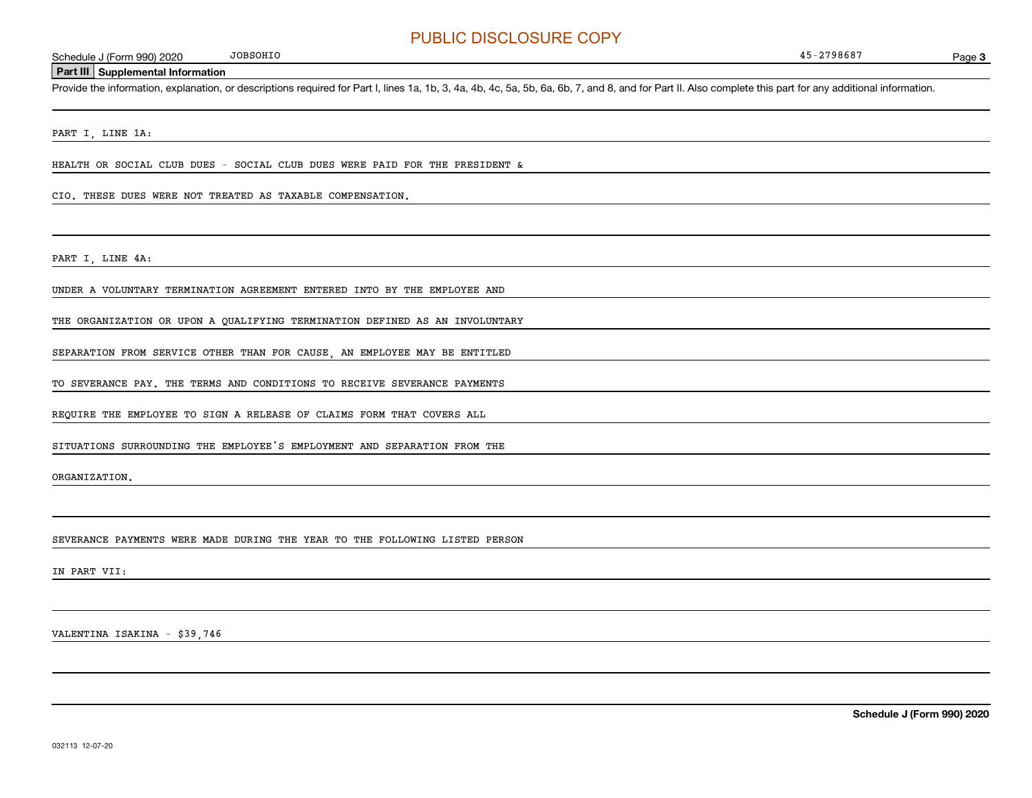PUBLIC DISCLOSURE COPY

Schedule J (Form 990) 2020 JOBSOHIO 45-2798687

**Part III Supplemental Information**

Provide the information, explanation, or descriptions required for Part I, lines 1a, 1b, 3, 4a, 4b, 4c, 5a, 5b, 6a, 6b, 7, and 8, and for Part II. Also complete this part for any additional information.

PART I, LINE 1A:

HEALTH OR SOCIAL CLUB DUES - SOCIAL CLUB DUES WERE PAID FOR THE PRESIDENT & CIO. THESE DUES WERE NOT TREATED AS TAXABLE COMPENSATION.

PART I, LINE 4A:

UNDER A VOLUNTARY TERMINATION AGREEMENT ENTERED INTO BY THE EMPLOYEE AND THE ORGANIZATION OR UPON A QUALIFYING TERMINATION DEFINED AS AN INVOLUNTARY SEPARATION FROM SERVICE OTHER THAN FOR CAUSE, AN EMPLOYEE MAY BE ENTITLED TO SEVERANCE PAY. THE TERMS AND CONDITIONS TO RECEIVE SEVERANCE PAYMENTS REQUIRE THE EMPLOYEE TO SIGN A RELEASE OF CLAIMS FORM THAT COVERS ALL SITUATIONS SURROUNDING THE EMPLOYEE'S EMPLOYMENT AND SEPARATION FROM THE ORGANIZATION.

SEVERANCE PAYMENTS WERE MADE DURING THE YEAR TO THE FOLLOWING LISTED PERSON IN PART VII:

VALENTINA ISAKINA - $39,746

**Schedule J (Form 990) 2020**

032113 12-07-20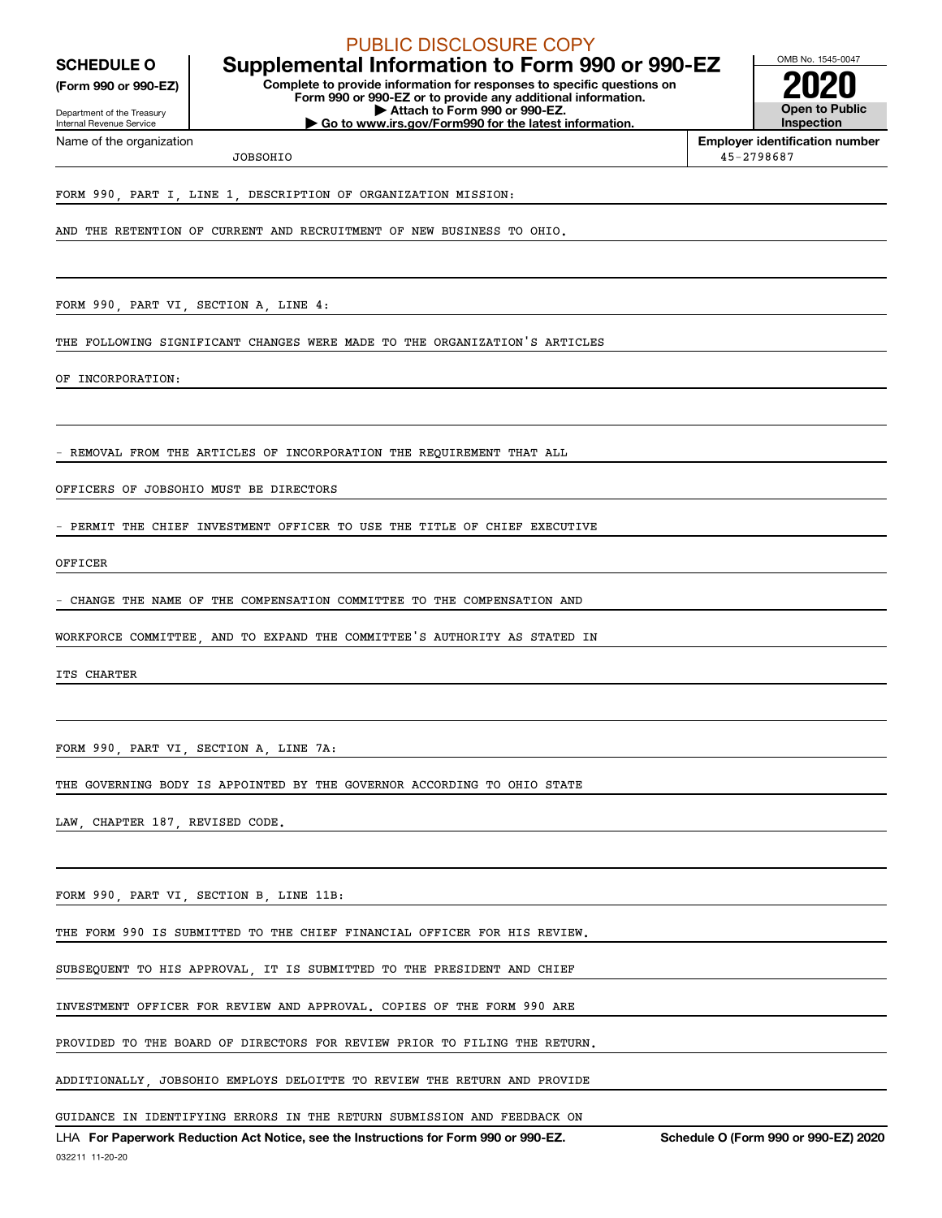PUBLIC DISCLOSURE COPY

**SCHEDULE O** (Form 990 or 990-EZ)

Department of the Treasury
Internal Revenue Service

# Supplemental Information to Form 990 or 990-EZ

**Complete to provide information for responses to specific questions on Form 990 or 990-EZ or to provide any additional information.**
**▶ Attach to Form 990 or 990-EZ.**
**▶ Go to www.irs.gov/Form990 for the latest information.**

OMB No. 1545-0047

**2020**

**Open to Public Inspection**

| Name of the organization | Employer identification number |
|---|---|
| JOBSOHIO | 45-2798687 |

FORM 990, PART I, LINE 1, DESCRIPTION OF ORGANIZATION MISSION:

AND THE RETENTION OF CURRENT AND RECRUITMENT OF NEW BUSINESS TO OHIO.

FORM 990, PART VI, SECTION A, LINE 4:

THE FOLLOWING SIGNIFICANT CHANGES WERE MADE TO THE ORGANIZATION'S ARTICLES OF INCORPORATION:

- REMOVAL FROM THE ARTICLES OF INCORPORATION THE REQUIREMENT THAT ALL OFFICERS OF JOBSOHIO MUST BE DIRECTORS
- PERMIT THE CHIEF INVESTMENT OFFICER TO USE THE TITLE OF CHIEF EXECUTIVE OFFICER
- CHANGE THE NAME OF THE COMPENSATION COMMITTEE TO THE COMPENSATION AND WORKFORCE COMMITTEE, AND TO EXPAND THE COMMITTEE'S AUTHORITY AS STATED IN ITS CHARTER

FORM 990, PART VI, SECTION A, LINE 7A:

THE GOVERNING BODY IS APPOINTED BY THE GOVERNOR ACCORDING TO OHIO STATE LAW, CHAPTER 187, REVISED CODE.

FORM 990, PART VI, SECTION B, LINE 11B:

THE FORM 990 IS SUBMITTED TO THE CHIEF FINANCIAL OFFICER FOR HIS REVIEW. SUBSEQUENT TO HIS APPROVAL, IT IS SUBMITTED TO THE PRESIDENT AND CHIEF INVESTMENT OFFICER FOR REVIEW AND APPROVAL. COPIES OF THE FORM 990 ARE PROVIDED TO THE BOARD OF DIRECTORS FOR REVIEW PRIOR TO FILING THE RETURN. ADDITIONALLY, JOBSOHIO EMPLOYS DELOITTE TO REVIEW THE RETURN AND PROVIDE GUIDANCE IN IDENTIFYING ERRORS IN THE RETURN SUBMISSION AND FEEDBACK ON

LHA **For Paperwork Reduction Act Notice, see the Instructions for Form 990 or 990-EZ.** **Schedule O (Form 990 or 990-EZ) 2020**

032211 11-20-20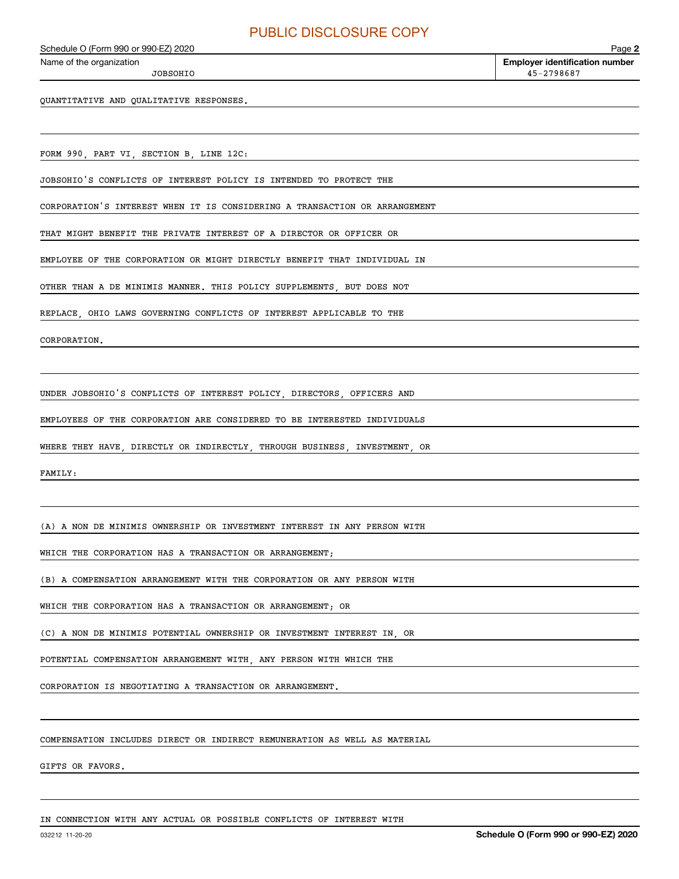Name of the organization: JOBSOHIO

Employer identification number: 45-2798687

QUANTITATIVE AND QUALITATIVE RESPONSES.

FORM 990, PART VI, SECTION B, LINE 12C:

JOBSOHIO'S CONFLICTS OF INTEREST POLICY IS INTENDED TO PROTECT THE CORPORATION'S INTEREST WHEN IT IS CONSIDERING A TRANSACTION OR ARRANGEMENT THAT MIGHT BENEFIT THE PRIVATE INTEREST OF A DIRECTOR OR OFFICER OR EMPLOYEE OF THE CORPORATION OR MIGHT DIRECTLY BENEFIT THAT INDIVIDUAL IN OTHER THAN A DE MINIMIS MANNER. THIS POLICY SUPPLEMENTS, BUT DOES NOT REPLACE, OHIO LAWS GOVERNING CONFLICTS OF INTEREST APPLICABLE TO THE CORPORATION.

UNDER JOBSOHIO'S CONFLICTS OF INTEREST POLICY, DIRECTORS, OFFICERS AND EMPLOYEES OF THE CORPORATION ARE CONSIDERED TO BE INTERESTED INDIVIDUALS WHERE THEY HAVE, DIRECTLY OR INDIRECTLY, THROUGH BUSINESS, INVESTMENT, OR FAMILY:

(A) A NON DE MINIMIS OWNERSHIP OR INVESTMENT INTEREST IN ANY PERSON WITH WHICH THE CORPORATION HAS A TRANSACTION OR ARRANGEMENT;

(B) A COMPENSATION ARRANGEMENT WITH THE CORPORATION OR ANY PERSON WITH WHICH THE CORPORATION HAS A TRANSACTION OR ARRANGEMENT; OR

(C) A NON DE MINIMIS POTENTIAL OWNERSHIP OR INVESTMENT INTEREST IN, OR POTENTIAL COMPENSATION ARRANGEMENT WITH, ANY PERSON WITH WHICH THE CORPORATION IS NEGOTIATING A TRANSACTION OR ARRANGEMENT.

COMPENSATION INCLUDES DIRECT OR INDIRECT REMUNERATION AS WELL AS MATERIAL GIFTS OR FAVORS.

IN CONNECTION WITH ANY ACTUAL OR POSSIBLE CONFLICTS OF INTEREST WITH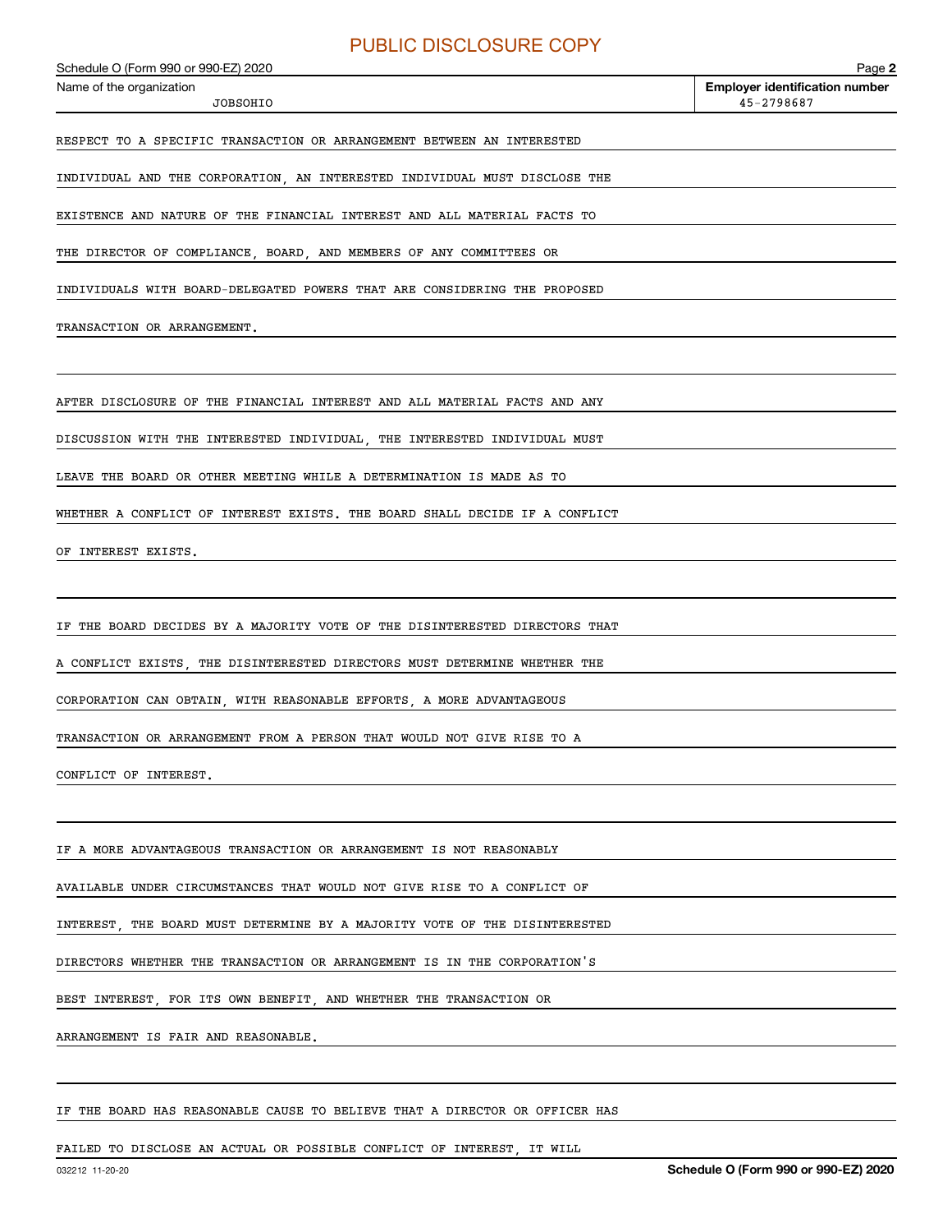PUBLIC DISCLOSURE COPY

Schedule O (Form 990 or 990-EZ) 2020

Name of the organization: JOBSOHIO

Employer identification number: 45-2798687

RESPECT TO A SPECIFIC TRANSACTION OR ARRANGEMENT BETWEEN AN INTERESTED INDIVIDUAL AND THE CORPORATION, AN INTERESTED INDIVIDUAL MUST DISCLOSE THE EXISTENCE AND NATURE OF THE FINANCIAL INTEREST AND ALL MATERIAL FACTS TO THE DIRECTOR OF COMPLIANCE, BOARD, AND MEMBERS OF ANY COMMITTEES OR INDIVIDUALS WITH BOARD-DELEGATED POWERS THAT ARE CONSIDERING THE PROPOSED TRANSACTION OR ARRANGEMENT.

AFTER DISCLOSURE OF THE FINANCIAL INTEREST AND ALL MATERIAL FACTS AND ANY DISCUSSION WITH THE INTERESTED INDIVIDUAL, THE INTERESTED INDIVIDUAL MUST LEAVE THE BOARD OR OTHER MEETING WHILE A DETERMINATION IS MADE AS TO WHETHER A CONFLICT OF INTEREST EXISTS. THE BOARD SHALL DECIDE IF A CONFLICT OF INTEREST EXISTS.

IF THE BOARD DECIDES BY A MAJORITY VOTE OF THE DISINTERESTED DIRECTORS THAT A CONFLICT EXISTS, THE DISINTERESTED DIRECTORS MUST DETERMINE WHETHER THE CORPORATION CAN OBTAIN, WITH REASONABLE EFFORTS, A MORE ADVANTAGEOUS TRANSACTION OR ARRANGEMENT FROM A PERSON THAT WOULD NOT GIVE RISE TO A CONFLICT OF INTEREST.

IF A MORE ADVANTAGEOUS TRANSACTION OR ARRANGEMENT IS NOT REASONABLY AVAILABLE UNDER CIRCUMSTANCES THAT WOULD NOT GIVE RISE TO A CONFLICT OF INTEREST, THE BOARD MUST DETERMINE BY A MAJORITY VOTE OF THE DISINTERESTED DIRECTORS WHETHER THE TRANSACTION OR ARRANGEMENT IS IN THE CORPORATION'S BEST INTEREST, FOR ITS OWN BENEFIT, AND WHETHER THE TRANSACTION OR ARRANGEMENT IS FAIR AND REASONABLE.

IF THE BOARD HAS REASONABLE CAUSE TO BELIEVE THAT A DIRECTOR OR OFFICER HAS FAILED TO DISCLOSE AN ACTUAL OR POSSIBLE CONFLICT OF INTEREST, IT WILL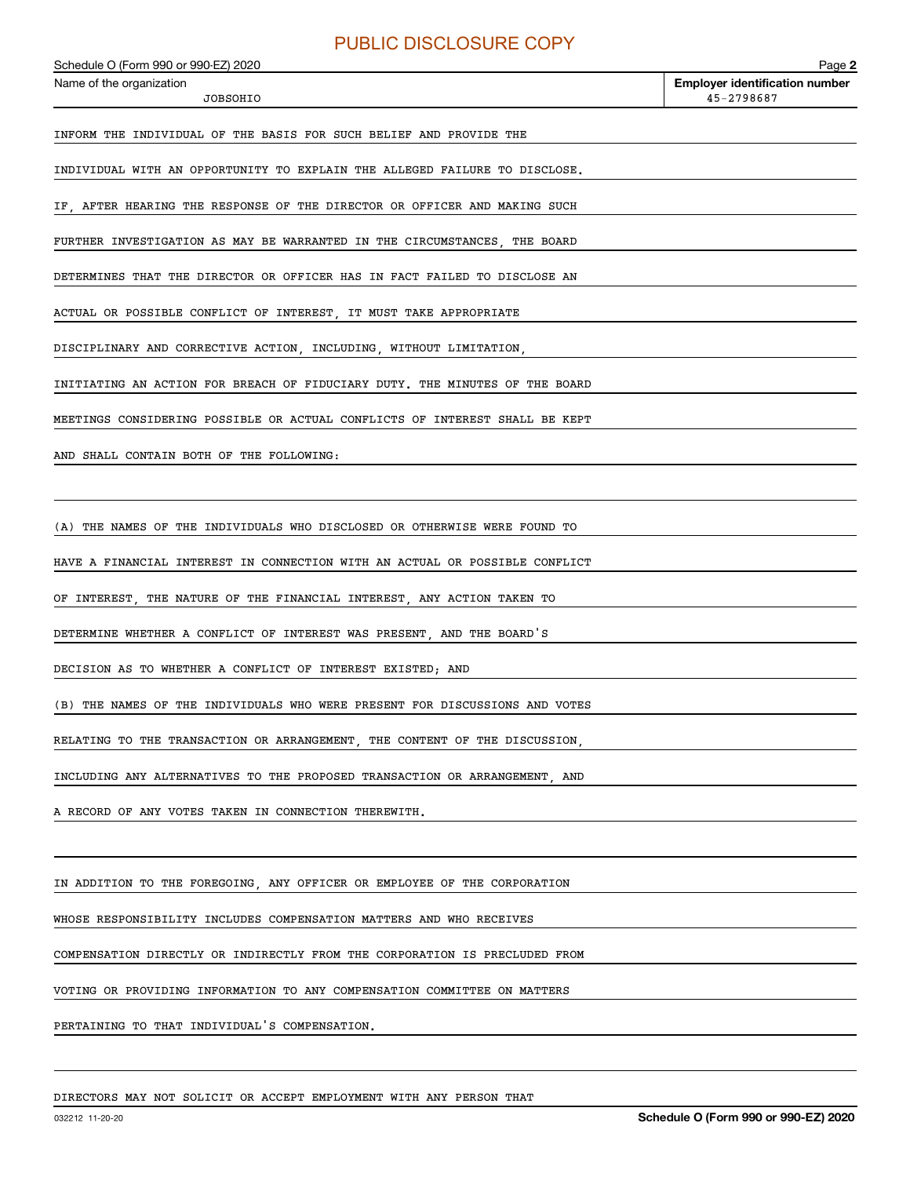INFORM THE INDIVIDUAL OF THE BASIS FOR SUCH BELIEF AND PROVIDE THE INDIVIDUAL WITH AN OPPORTUNITY TO EXPLAIN THE ALLEGED FAILURE TO DISCLOSE. IF, AFTER HEARING THE RESPONSE OF THE DIRECTOR OR OFFICER AND MAKING SUCH FURTHER INVESTIGATION AS MAY BE WARRANTED IN THE CIRCUMSTANCES, THE BOARD DETERMINES THAT THE DIRECTOR OR OFFICER HAS IN FACT FAILED TO DISCLOSE AN ACTUAL OR POSSIBLE CONFLICT OF INTEREST, IT MUST TAKE APPROPRIATE DISCIPLINARY AND CORRECTIVE ACTION, INCLUDING, WITHOUT LIMITATION, INITIATING AN ACTION FOR BREACH OF FIDUCIARY DUTY. THE MINUTES OF THE BOARD MEETINGS CONSIDERING POSSIBLE OR ACTUAL CONFLICTS OF INTEREST SHALL BE KEPT AND SHALL CONTAIN BOTH OF THE FOLLOWING:

(A) THE NAMES OF THE INDIVIDUALS WHO DISCLOSED OR OTHERWISE WERE FOUND TO HAVE A FINANCIAL INTEREST IN CONNECTION WITH AN ACTUAL OR POSSIBLE CONFLICT OF INTEREST, THE NATURE OF THE FINANCIAL INTEREST, ANY ACTION TAKEN TO DETERMINE WHETHER A CONFLICT OF INTEREST WAS PRESENT, AND THE BOARD'S DECISION AS TO WHETHER A CONFLICT OF INTEREST EXISTED; AND

(B) THE NAMES OF THE INDIVIDUALS WHO WERE PRESENT FOR DISCUSSIONS AND VOTES RELATING TO THE TRANSACTION OR ARRANGEMENT, THE CONTENT OF THE DISCUSSION, INCLUDING ANY ALTERNATIVES TO THE PROPOSED TRANSACTION OR ARRANGEMENT, AND A RECORD OF ANY VOTES TAKEN IN CONNECTION THEREWITH.

IN ADDITION TO THE FOREGOING, ANY OFFICER OR EMPLOYEE OF THE CORPORATION WHOSE RESPONSIBILITY INCLUDES COMPENSATION MATTERS AND WHO RECEIVES COMPENSATION DIRECTLY OR INDIRECTLY FROM THE CORPORATION IS PRECLUDED FROM VOTING OR PROVIDING INFORMATION TO ANY COMPENSATION COMMITTEE ON MATTERS PERTAINING TO THAT INDIVIDUAL'S COMPENSATION.

DIRECTORS MAY NOT SOLICIT OR ACCEPT EMPLOYMENT WITH ANY PERSON THAT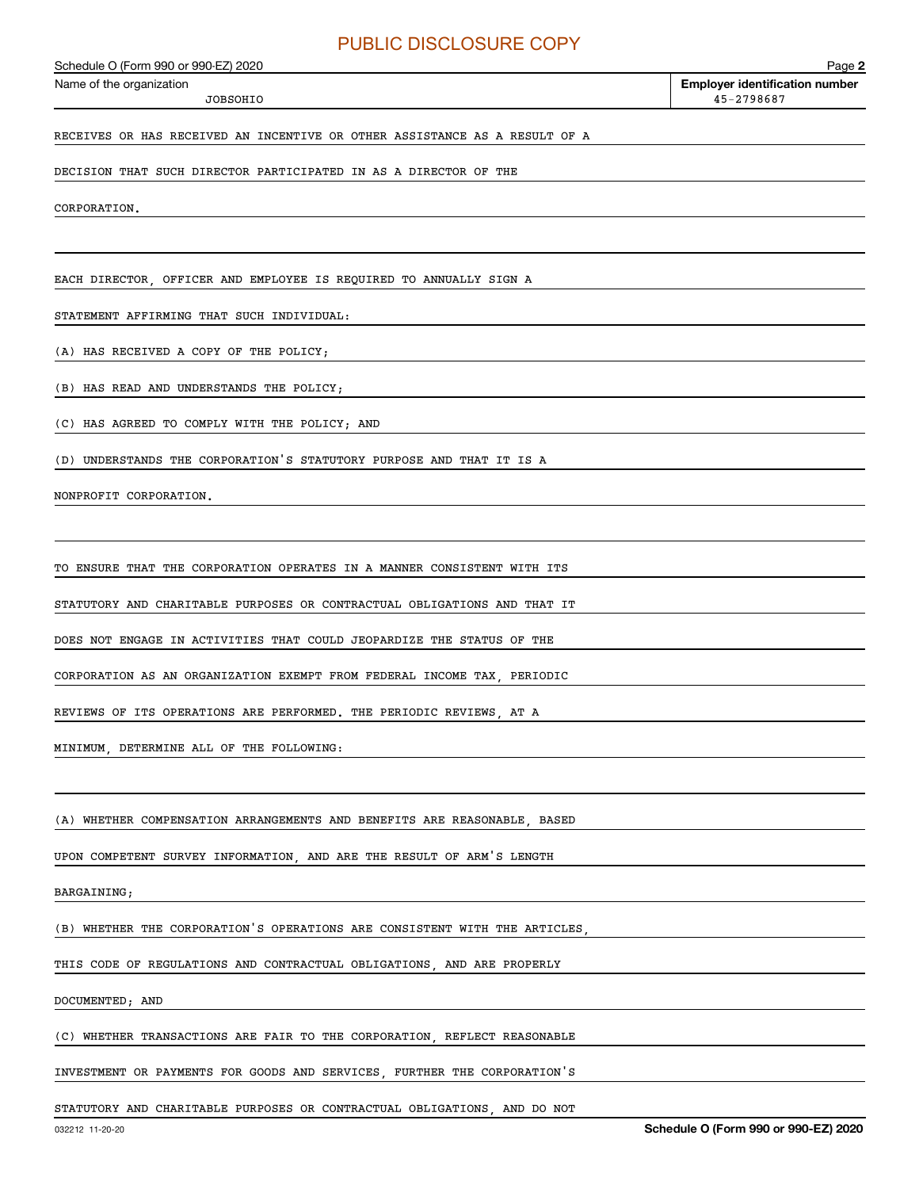RECEIVES OR HAS RECEIVED AN INCENTIVE OR OTHER ASSISTANCE AS A RESULT OF A DECISION THAT SUCH DIRECTOR PARTICIPATED IN AS A DIRECTOR OF THE CORPORATION.

EACH DIRECTOR, OFFICER AND EMPLOYEE IS REQUIRED TO ANNUALLY SIGN A STATEMENT AFFIRMING THAT SUCH INDIVIDUAL:

(A) HAS RECEIVED A COPY OF THE POLICY;

(B) HAS READ AND UNDERSTANDS THE POLICY;

(C) HAS AGREED TO COMPLY WITH THE POLICY; AND

(D) UNDERSTANDS THE CORPORATION'S STATUTORY PURPOSE AND THAT IT IS A NONPROFIT CORPORATION.

TO ENSURE THAT THE CORPORATION OPERATES IN A MANNER CONSISTENT WITH ITS STATUTORY AND CHARITABLE PURPOSES OR CONTRACTUAL OBLIGATIONS AND THAT IT DOES NOT ENGAGE IN ACTIVITIES THAT COULD JEOPARDIZE THE STATUS OF THE CORPORATION AS AN ORGANIZATION EXEMPT FROM FEDERAL INCOME TAX, PERIODIC REVIEWS OF ITS OPERATIONS ARE PERFORMED. THE PERIODIC REVIEWS, AT A MINIMUM, DETERMINE ALL OF THE FOLLOWING:

(A) WHETHER COMPENSATION ARRANGEMENTS AND BENEFITS ARE REASONABLE, BASED UPON COMPETENT SURVEY INFORMATION, AND ARE THE RESULT OF ARM'S LENGTH BARGAINING;

(B) WHETHER THE CORPORATION'S OPERATIONS ARE CONSISTENT WITH THE ARTICLES, THIS CODE OF REGULATIONS AND CONTRACTUAL OBLIGATIONS, AND ARE PROPERLY DOCUMENTED; AND

(C) WHETHER TRANSACTIONS ARE FAIR TO THE CORPORATION, REFLECT REASONABLE INVESTMENT OR PAYMENTS FOR GOODS AND SERVICES, FURTHER THE CORPORATION'S STATUTORY AND CHARITABLE PURPOSES OR CONTRACTUAL OBLIGATIONS, AND DO NOT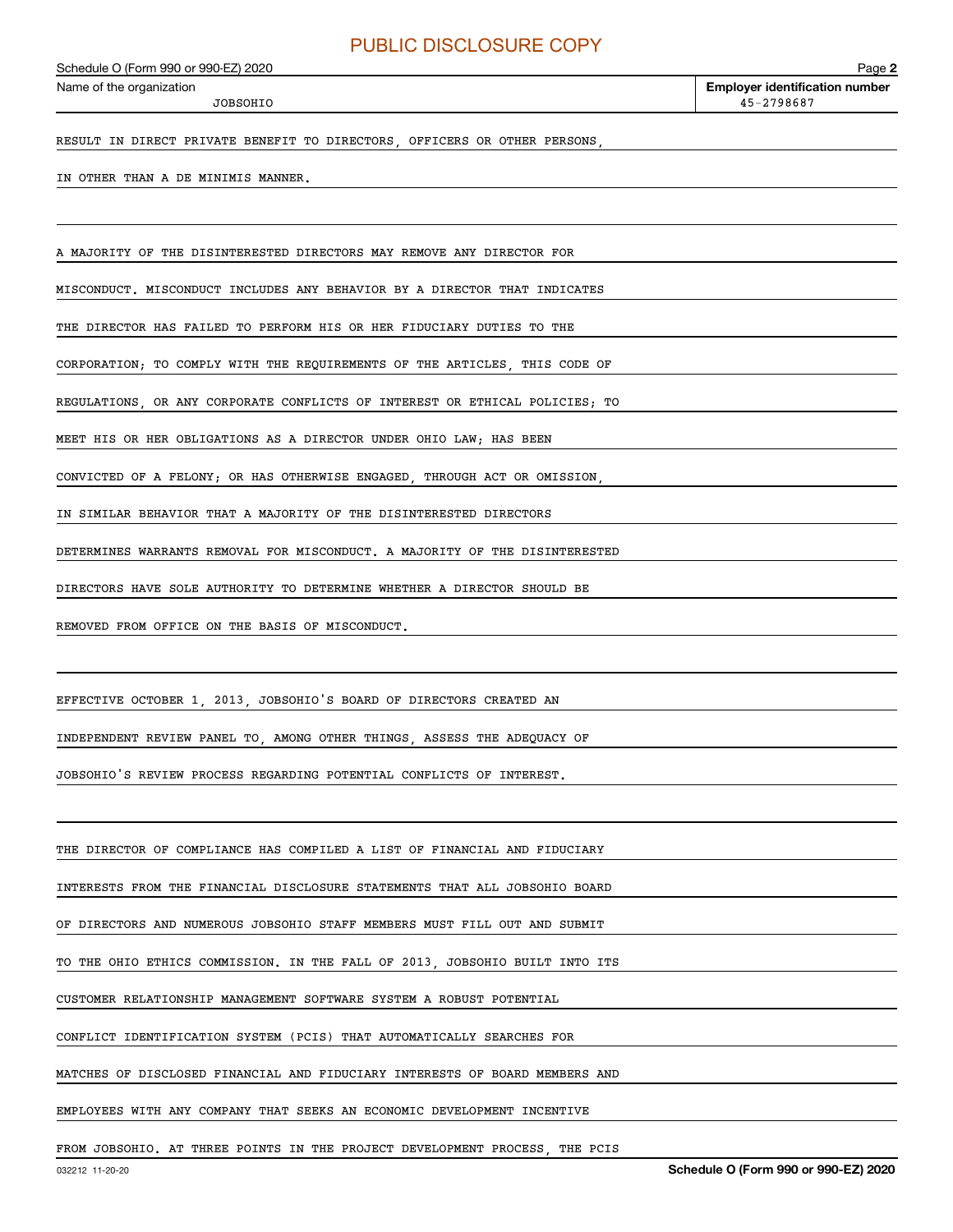RESULT IN DIRECT PRIVATE BENEFIT TO DIRECTORS, OFFICERS OR OTHER PERSONS, IN OTHER THAN A DE MINIMIS MANNER.

A MAJORITY OF THE DISINTERESTED DIRECTORS MAY REMOVE ANY DIRECTOR FOR MISCONDUCT. MISCONDUCT INCLUDES ANY BEHAVIOR BY A DIRECTOR THAT INDICATES THE DIRECTOR HAS FAILED TO PERFORM HIS OR HER FIDUCIARY DUTIES TO THE CORPORATION; TO COMPLY WITH THE REQUIREMENTS OF THE ARTICLES, THIS CODE OF REGULATIONS, OR ANY CORPORATE CONFLICTS OF INTEREST OR ETHICAL POLICIES; TO MEET HIS OR HER OBLIGATIONS AS A DIRECTOR UNDER OHIO LAW; HAS BEEN CONVICTED OF A FELONY; OR HAS OTHERWISE ENGAGED, THROUGH ACT OR OMISSION, IN SIMILAR BEHAVIOR THAT A MAJORITY OF THE DISINTERESTED DIRECTORS DETERMINES WARRANTS REMOVAL FOR MISCONDUCT. A MAJORITY OF THE DISINTERESTED DIRECTORS HAVE SOLE AUTHORITY TO DETERMINE WHETHER A DIRECTOR SHOULD BE REMOVED FROM OFFICE ON THE BASIS OF MISCONDUCT.

EFFECTIVE OCTOBER 1, 2013, JOBSOHIO'S BOARD OF DIRECTORS CREATED AN INDEPENDENT REVIEW PANEL TO, AMONG OTHER THINGS, ASSESS THE ADEQUACY OF JOBSOHIO'S REVIEW PROCESS REGARDING POTENTIAL CONFLICTS OF INTEREST.

THE DIRECTOR OF COMPLIANCE HAS COMPILED A LIST OF FINANCIAL AND FIDUCIARY INTERESTS FROM THE FINANCIAL DISCLOSURE STATEMENTS THAT ALL JOBSOHIO BOARD OF DIRECTORS AND NUMEROUS JOBSOHIO STAFF MEMBERS MUST FILL OUT AND SUBMIT TO THE OHIO ETHICS COMMISSION. IN THE FALL OF 2013, JOBSOHIO BUILT INTO ITS CUSTOMER RELATIONSHIP MANAGEMENT SOFTWARE SYSTEM A ROBUST POTENTIAL CONFLICT IDENTIFICATION SYSTEM (PCIS) THAT AUTOMATICALLY SEARCHES FOR MATCHES OF DISCLOSED FINANCIAL AND FIDUCIARY INTERESTS OF BOARD MEMBERS AND EMPLOYEES WITH ANY COMPANY THAT SEEKS AN ECONOMIC DEVELOPMENT INCENTIVE FROM JOBSOHIO. AT THREE POINTS IN THE PROJECT DEVELOPMENT PROCESS, THE PCIS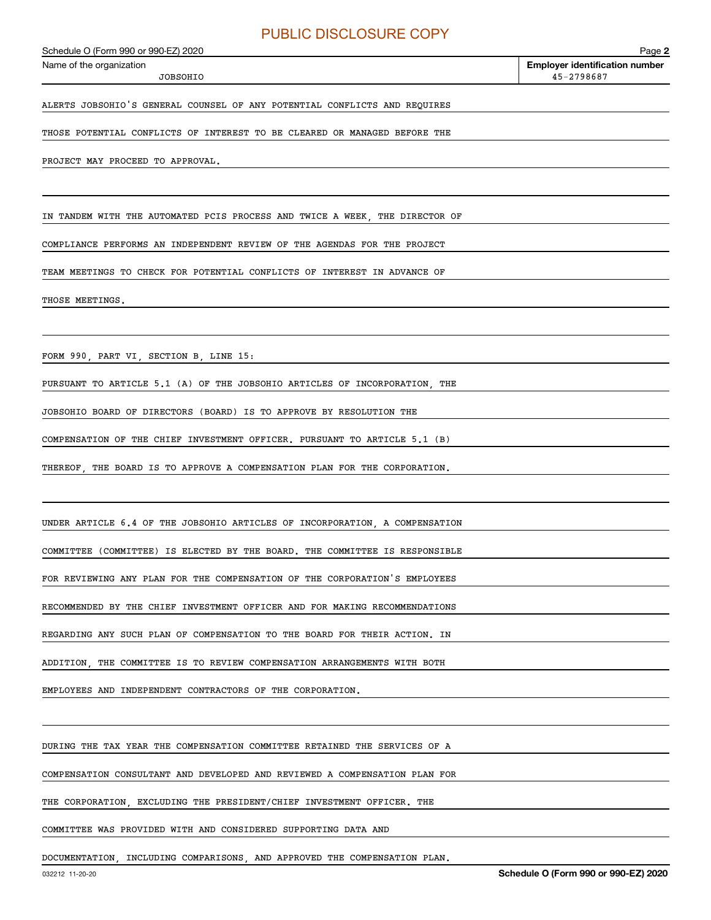PUBLIC DISCLOSURE COPY

Schedule O (Form 990 or 990-EZ) 2020

Name of the organization: JOBSOHIO

Employer identification number: 45-2798687

ALERTS JOBSOHIO'S GENERAL COUNSEL OF ANY POTENTIAL CONFLICTS AND REQUIRES THOSE POTENTIAL CONFLICTS OF INTEREST TO BE CLEARED OR MANAGED BEFORE THE PROJECT MAY PROCEED TO APPROVAL.

IN TANDEM WITH THE AUTOMATED PCIS PROCESS AND TWICE A WEEK, THE DIRECTOR OF COMPLIANCE PERFORMS AN INDEPENDENT REVIEW OF THE AGENDAS FOR THE PROJECT TEAM MEETINGS TO CHECK FOR POTENTIAL CONFLICTS OF INTEREST IN ADVANCE OF THOSE MEETINGS.

FORM 990, PART VI, SECTION B, LINE 15:

PURSUANT TO ARTICLE 5.1 (A) OF THE JOBSOHIO ARTICLES OF INCORPORATION, THE JOBSOHIO BOARD OF DIRECTORS (BOARD) IS TO APPROVE BY RESOLUTION THE COMPENSATION OF THE CHIEF INVESTMENT OFFICER. PURSUANT TO ARTICLE 5.1 (B) THEREOF, THE BOARD IS TO APPROVE A COMPENSATION PLAN FOR THE CORPORATION.

UNDER ARTICLE 6.4 OF THE JOBSOHIO ARTICLES OF INCORPORATION, A COMPENSATION COMMITTEE (COMMITTEE) IS ELECTED BY THE BOARD. THE COMMITTEE IS RESPONSIBLE FOR REVIEWING ANY PLAN FOR THE COMPENSATION OF THE CORPORATION'S EMPLOYEES RECOMMENDED BY THE CHIEF INVESTMENT OFFICER AND FOR MAKING RECOMMENDATIONS REGARDING ANY SUCH PLAN OF COMPENSATION TO THE BOARD FOR THEIR ACTION. IN ADDITION, THE COMMITTEE IS TO REVIEW COMPENSATION ARRANGEMENTS WITH BOTH EMPLOYEES AND INDEPENDENT CONTRACTORS OF THE CORPORATION.

DURING THE TAX YEAR THE COMPENSATION COMMITTEE RETAINED THE SERVICES OF A COMPENSATION CONSULTANT AND DEVELOPED AND REVIEWED A COMPENSATION PLAN FOR THE CORPORATION, EXCLUDING THE PRESIDENT/CHIEF INVESTMENT OFFICER. THE COMMITTEE WAS PROVIDED WITH AND CONSIDERED SUPPORTING DATA AND DOCUMENTATION, INCLUDING COMPARISONS, AND APPROVED THE COMPENSATION PLAN.

032212 11-20-20 Schedule O (Form 990 or 990-EZ) 2020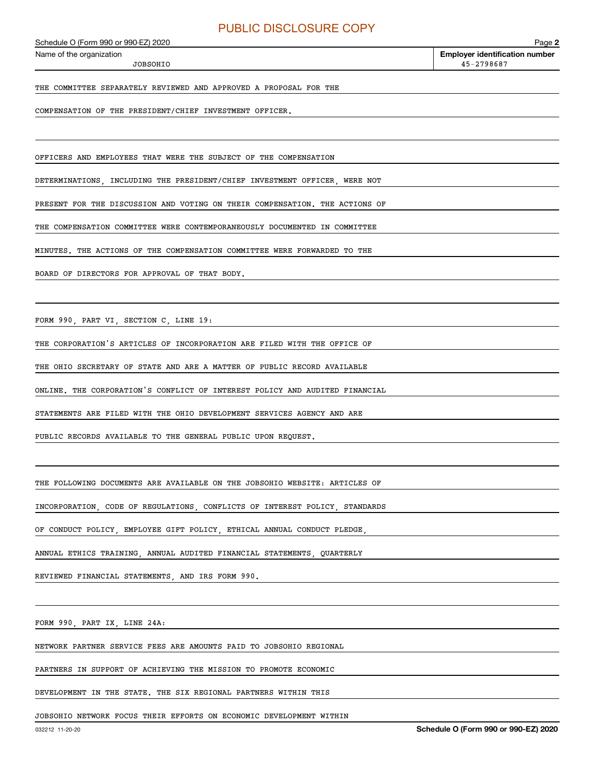PUBLIC DISCLOSURE COPY

Schedule O (Form 990 or 990-EZ) 2020

Name of the organization: JOBSOHIO

Employer identification number: 45-2798687

THE COMMITTEE SEPARATELY REVIEWED AND APPROVED A PROPOSAL FOR THE COMPENSATION OF THE PRESIDENT/CHIEF INVESTMENT OFFICER.

OFFICERS AND EMPLOYEES THAT WERE THE SUBJECT OF THE COMPENSATION DETERMINATIONS, INCLUDING THE PRESIDENT/CHIEF INVESTMENT OFFICER, WERE NOT PRESENT FOR THE DISCUSSION AND VOTING ON THEIR COMPENSATION. THE ACTIONS OF THE COMPENSATION COMMITTEE WERE CONTEMPORANEOUSLY DOCUMENTED IN COMMITTEE MINUTES. THE ACTIONS OF THE COMPENSATION COMMITTEE WERE FORWARDED TO THE BOARD OF DIRECTORS FOR APPROVAL OF THAT BODY.

FORM 990, PART VI, SECTION C, LINE 19:

THE CORPORATION'S ARTICLES OF INCORPORATION ARE FILED WITH THE OFFICE OF THE OHIO SECRETARY OF STATE AND ARE A MATTER OF PUBLIC RECORD AVAILABLE ONLINE. THE CORPORATION'S CONFLICT OF INTEREST POLICY AND AUDITED FINANCIAL STATEMENTS ARE FILED WITH THE OHIO DEVELOPMENT SERVICES AGENCY AND ARE PUBLIC RECORDS AVAILABLE TO THE GENERAL PUBLIC UPON REQUEST.

THE FOLLOWING DOCUMENTS ARE AVAILABLE ON THE JOBSOHIO WEBSITE: ARTICLES OF INCORPORATION, CODE OF REGULATIONS, CONFLICTS OF INTEREST POLICY, STANDARDS OF CONDUCT POLICY, EMPLOYEE GIFT POLICY, ETHICAL ANNUAL CONDUCT PLEDGE, ANNUAL ETHICS TRAINING, ANNUAL AUDITED FINANCIAL STATEMENTS, QUARTERLY REVIEWED FINANCIAL STATEMENTS, AND IRS FORM 990.

FORM 990, PART IX, LINE 24A:

NETWORK PARTNER SERVICE FEES ARE AMOUNTS PAID TO JOBSOHIO REGIONAL PARTNERS IN SUPPORT OF ACHIEVING THE MISSION TO PROMOTE ECONOMIC DEVELOPMENT IN THE STATE. THE SIX REGIONAL PARTNERS WITHIN THIS JOBSOHIO NETWORK FOCUS THEIR EFFORTS ON ECONOMIC DEVELOPMENT WITHIN

Schedule O (Form 990 or 990-EZ) 2020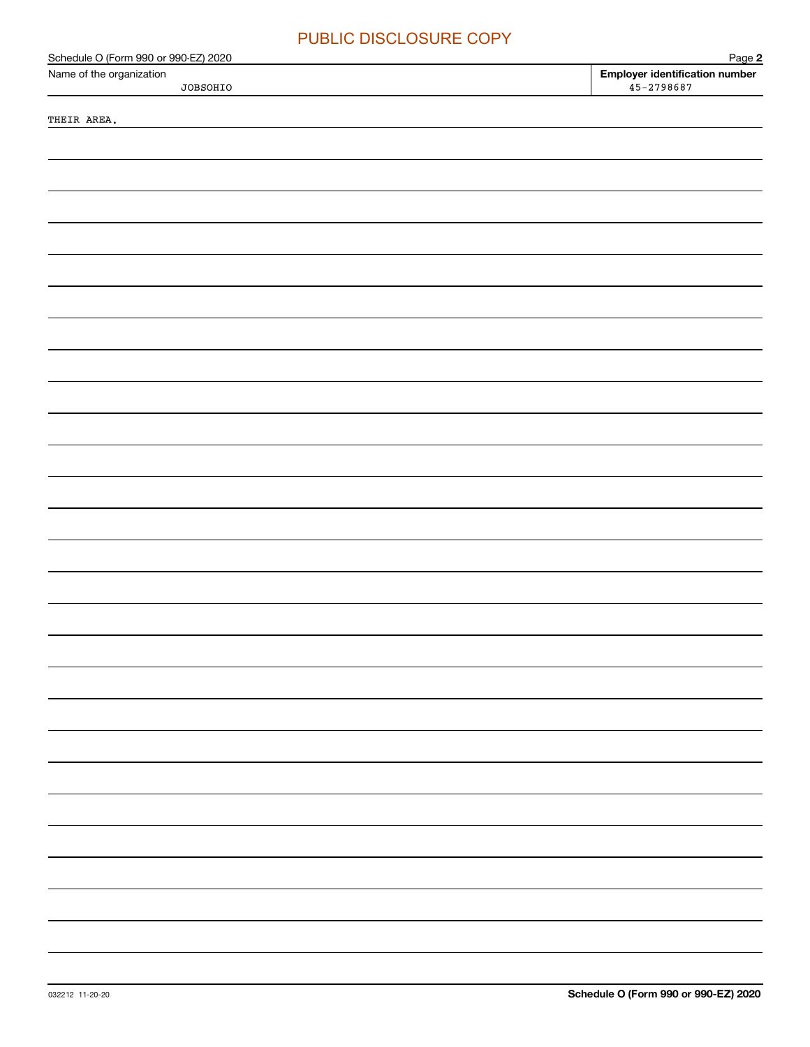PUBLIC DISCLOSURE COPY

Schedule O (Form 990 or 990-EZ) 2020

Name of the organization: JOBSOHIO

Employer identification number: 45-2798687

THEIR AREA.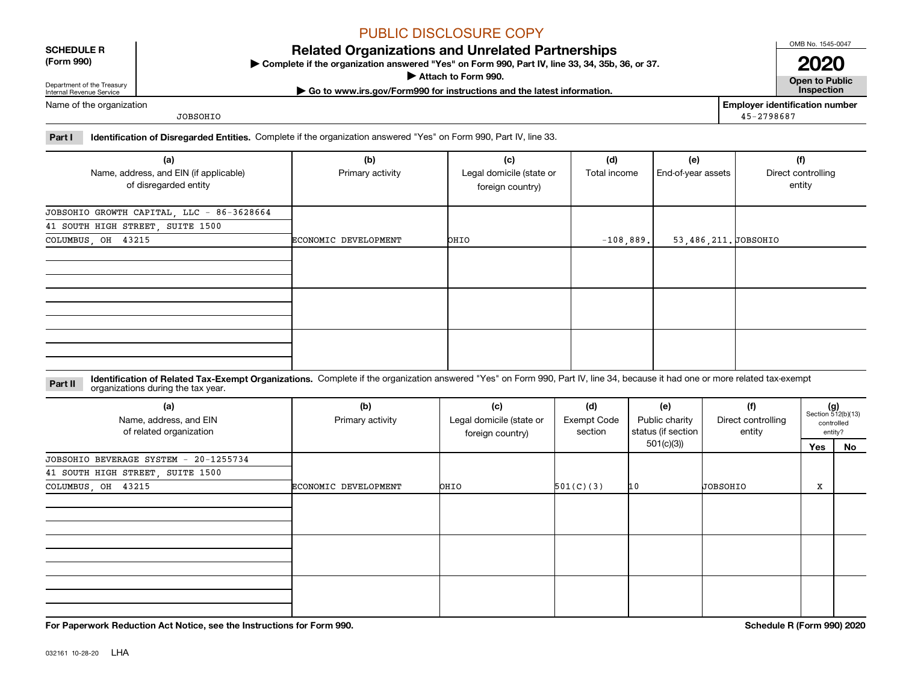PUBLIC DISCLOSURE COPY

**SCHEDULE R (Form 990)**

Department of the Treasury
Internal Revenue Service

# Related Organizations and Unrelated Partnerships

▶ Complete if the organization answered "Yes" on Form 990, Part IV, line 33, 34, 35b, 36, or 37.

▶ Attach to Form 990.

▶ Go to www.irs.gov/Form990 for instructions and the latest information.

OMB No. 1545-0047

**2020**

**Open to Public Inspection**

Name of the organization: JOBSOHIO

Employer identification number: 45-2798687

**Part I Identification of Disregarded Entities.** Complete if the organization answered "Yes" on Form 990, Part IV, line 33.

| (a) Name, address, and EIN (if applicable) of disregarded entity | (b) Primary activity | (c) Legal domicile (state or foreign country) | (d) Total income | (e) End-of-year assets | (f) Direct controlling entity |
|---|---|---|---|---|---|
| JOBSOHIO GROWTH CAPITAL, LLC - 86-3628664<br>41 SOUTH HIGH STREET, SUITE 1500<br>COLUMBUS, OH 43215 | ECONOMIC DEVELOPMENT | OHIO | -108,889. | 53,486,211. | JOBSOHIO |
| | | | | | |
| | | | | | |
| | | | | | |

**Part II Identification of Related Tax-Exempt Organizations.** Complete if the organization answered "Yes" on Form 990, Part IV, line 34, because it had one or more related tax-exempt organizations during the tax year.

| (a) Name, address, and EIN of related organization | (b) Primary activity | (c) Legal domicile (state or foreign country) | (d) Exempt Code section | (e) Public charity status (if section 501(c)(3)) | (f) Direct controlling entity | (g) Section 512(b)(13) controlled entity? Yes | No |
|---|---|---|---|---|---|---|---|
| JOBSOHIO BEVERAGE SYSTEM - 20-1255734<br>41 SOUTH HIGH STREET, SUITE 1500<br>COLUMBUS, OH 43215 | ECONOMIC DEVELOPMENT | OHIO | 501(C)(3) | 10 | JOBSOHIO | X | |
| | | | | | | | |
| | | | | | | | |
| | | | | | | | |

**For Paperwork Reduction Act Notice, see the Instructions for Form 990.**

**Schedule R (Form 990) 2020**

032161 10-28-20 LHA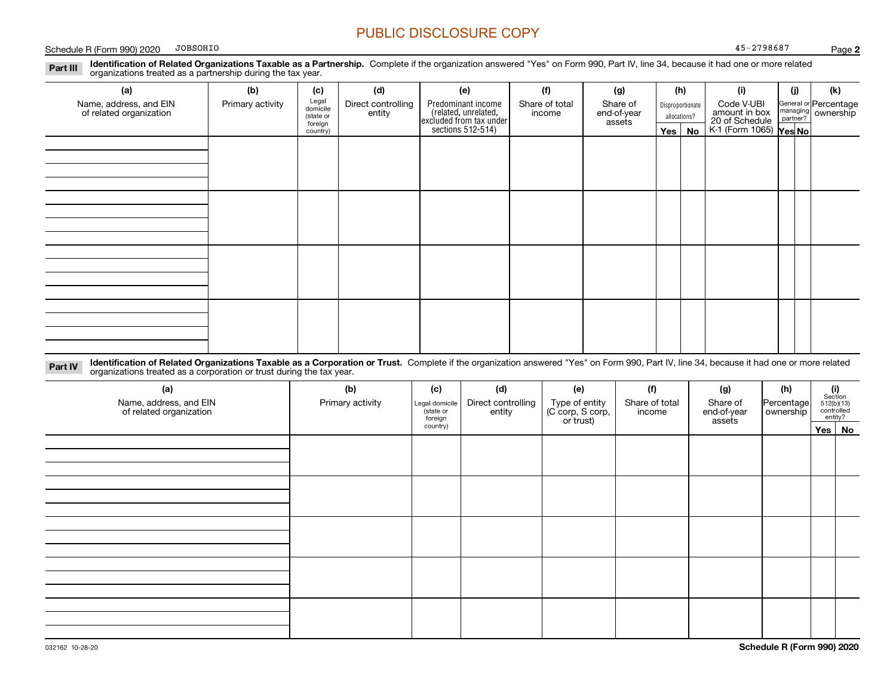PUBLIC DISCLOSURE COPY

Schedule R (Form 990) 2020 JOBSOHIO 45-2798687

**Part III** **Identification of Related Organizations Taxable as a Partnership.** Complete if the organization answered "Yes" on Form 990, Part IV, line 34, because it had one or more related organizations treated as a partnership during the tax year.

| (a) Name, address, and EIN of related organization | (b) Primary activity | (c) Legal domicile (state or foreign country) | (d) Direct controlling entity | (e) Predominant income (related, unrelated, excluded from tax under sections 512-514) | (f) Share of total income | (g) Share of end-of-year assets | (h) Disproportionate allocations? Yes | No | (i) Code V-UBI amount in box 20 of Schedule K-1 (Form 1065) | (j) General or managing partner? Yes | No | (k) Percentage ownership |
|---|---|---|---|---|---|---|---|---|---|---|---|---|
| | | | | | | | | | | | | |
| | | | | | | | | | | | | |
| | | | | | | | | | | | | |
| | | | | | | | | | | | | |

**Part IV** **Identification of Related Organizations Taxable as a Corporation or Trust.** Complete if the organization answered "Yes" on Form 990, Part IV, line 34, because it had one or more related organizations treated as a corporation or trust during the tax year.

| (a) Name, address, and EIN of related organization | (b) Primary activity | (c) Legal domicile (state or foreign country) | (d) Direct controlling entity | (e) Type of entity (C corp, S corp, or trust) | (f) Share of total income | (g) Share of end-of-year assets | (h) Percentage ownership | (i) Section 512(b)(13) controlled entity? Yes | No |
|---|---|---|---|---|---|---|---|---|---|
| | | | | | | | | | |
| | | | | | | | | | |
| | | | | | | | | | |
| | | | | | | | | | |
| | | | | | | | | | |

032162 10-28-20 **Schedule R (Form 990) 2020**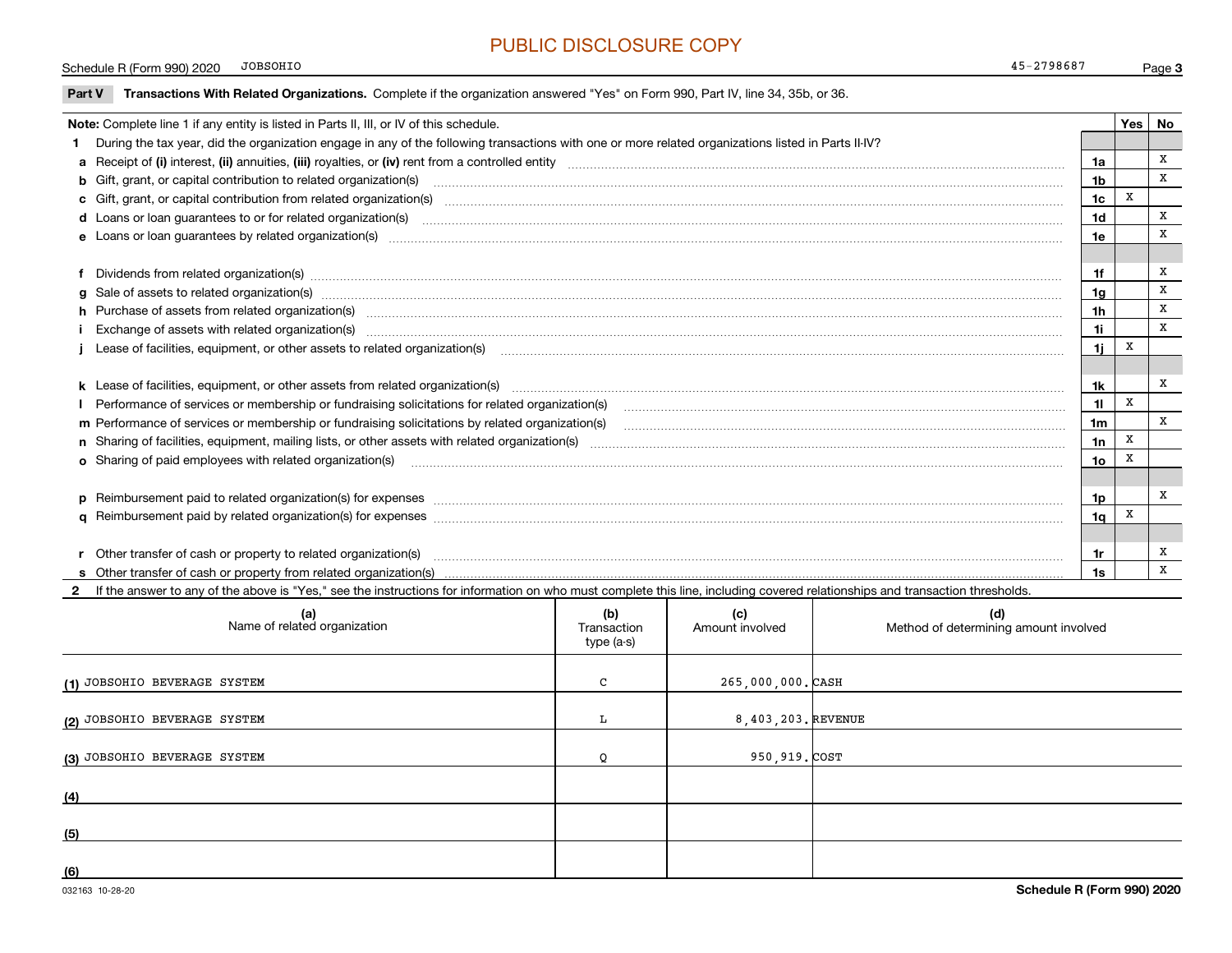PUBLIC DISCLOSURE COPY

Schedule R (Form 990) 2020 JOBSOHIO 45-2798687 Page 3

**Part V Transactions With Related Organizations.** Complete if the organization answered "Yes" on Form 990, Part IV, line 34, 35b, or 36.

| **Note:** Complete line 1 if any entity is listed in Parts II, III, or IV of this schedule. | | Yes | No |
|---|---|---|---|
| **1** During the tax year, did the organization engage in any of the following transactions with one or more related organizations listed in Parts II-IV? | | | |
| **a** Receipt of **(i)** interest, **(ii)** annuities, **(iii)** royalties, or **(iv)** rent from a controlled entity | 1a | | X |
| **b** Gift, grant, or capital contribution to related organization(s) | 1b | | X |
| **c** Gift, grant, or capital contribution from related organization(s) | 1c | X | |
| **d** Loans or loan guarantees to or for related organization(s) | 1d | | X |
| **e** Loans or loan guarantees by related organization(s) | 1e | | X |
| **f** Dividends from related organization(s) | 1f | | X |
| **g** Sale of assets to related organization(s) | 1g | | X |
| **h** Purchase of assets from related organization(s) | 1h | | X |
| **i** Exchange of assets with related organization(s) | 1i | | X |
| **j** Lease of facilities, equipment, or other assets to related organization(s) | 1j | X | |
| **k** Lease of facilities, equipment, or other assets from related organization(s) | 1k | | X |
| **l** Performance of services or membership or fundraising solicitations for related organization(s) | 1l | X | |
| **m** Performance of services or membership or fundraising solicitations by related organization(s) | 1m | | X |
| **n** Sharing of facilities, equipment, mailing lists, or other assets with related organization(s) | 1n | X | |
| **o** Sharing of paid employees with related organization(s) | 1o | X | |
| **p** Reimbursement paid to related organization(s) for expenses | 1p | | X |
| **q** Reimbursement paid by related organization(s) for expenses | 1q | X | |
| **r** Other transfer of cash or property to related organization(s) | 1r | | X |
| **s** Other transfer of cash or property from related organization(s) | 1s | | X |

**2** If the answer to any of the above is "Yes," see the instructions for information on who must complete this line, including covered relationships and transaction thresholds.

| (a) Name of related organization | (b) Transaction type (a-s) | (c) Amount involved | (d) Method of determining amount involved |
|---|---|---|---|
| (1) JOBSOHIO BEVERAGE SYSTEM | C | 265,000,000. | CASH |
| (2) JOBSOHIO BEVERAGE SYSTEM | L | 8,403,203. | REVENUE |
| (3) JOBSOHIO BEVERAGE SYSTEM | Q | 950,919. | COST |
| (4) | | | |
| (5) | | | |
| (6) | | | |

032163 10-28-20 **Schedule R (Form 990) 2020**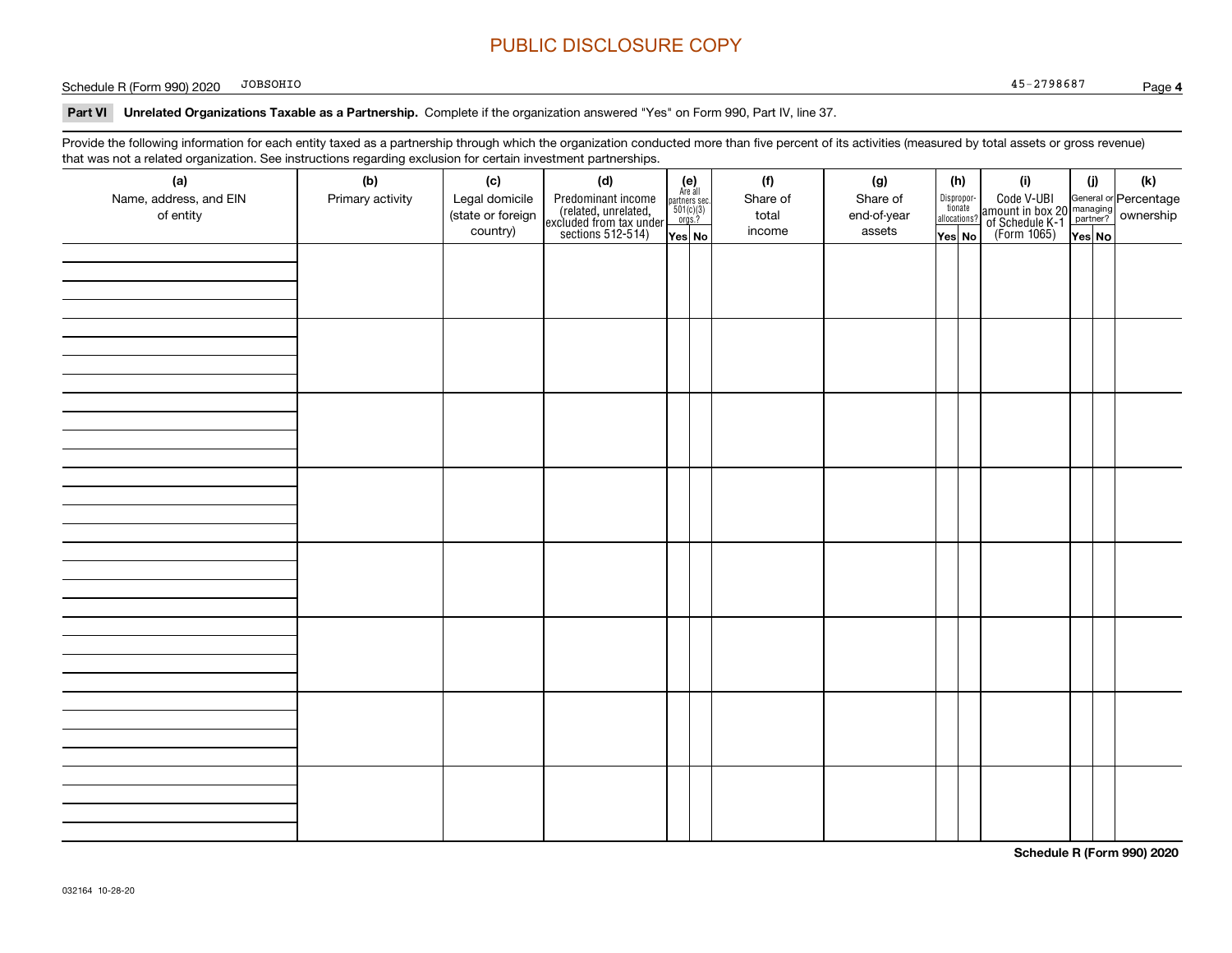PUBLIC DISCLOSURE COPY

Schedule R (Form 990) 2020 JOBSOHIO 45-2798687

**Part VI Unrelated Organizations Taxable as a Partnership.** Complete if the organization answered "Yes" on Form 990, Part IV, line 37.

Provide the following information for each entity taxed as a partnership through which the organization conducted more than five percent of its activities (measured by total assets or gross revenue) that was not a related organization. See instructions regarding exclusion for certain investment partnerships.

| (a) Name, address, and EIN of entity | (b) Primary activity | (c) Legal domicile (state or foreign country) | (d) Predominant income (related, unrelated, excluded from tax under sections 512-514) | (e) Are all partners sec. 501(c)(3) orgs.? | | (f) Share of total income | (g) Share of end-of-year assets | (h) Disproportionate allocations? | | (i) Code V-UBI amount in box 20 of Schedule K-1 (Form 1065) | (j) General or managing partner? | | (k) Percentage ownership |
|---|---|---|---|---|---|---|---|---|---|---|---|---|---|
| | | | | Yes | No | | | Yes | No | | Yes | No | |
| | | | | | | | | | | | | | |
| | | | | | | | | | | | | | |
| | | | | | | | | | | | | | |
| | | | | | | | | | | | | | |
| | | | | | | | | | | | | | |
| | | | | | | | | | | | | | |
| | | | | | | | | | | | | | |
| | | | | | | | | | | | | | |

Schedule R (Form 990) 2020

032164 10-28-20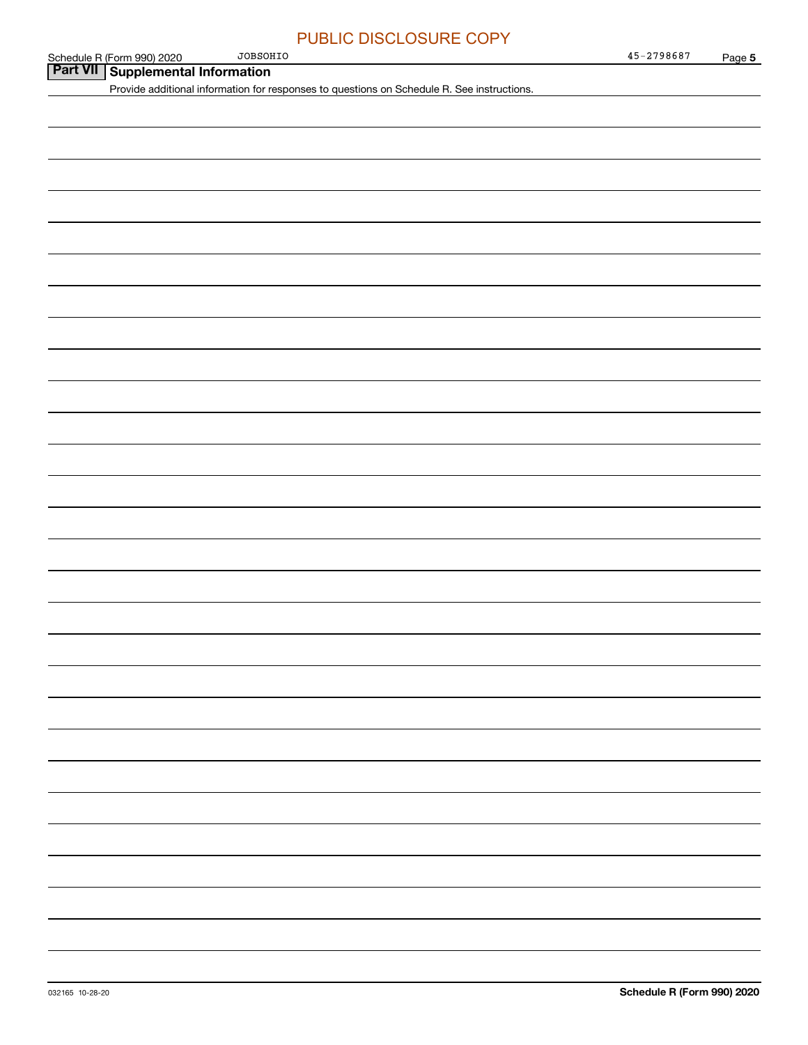PUBLIC DISCLOSURE COPY

Schedule R (Form 990) 2020 JOBSOHIO 45-2798687

## Part VII Supplemental Information

Provide additional information for responses to questions on Schedule R. See instructions.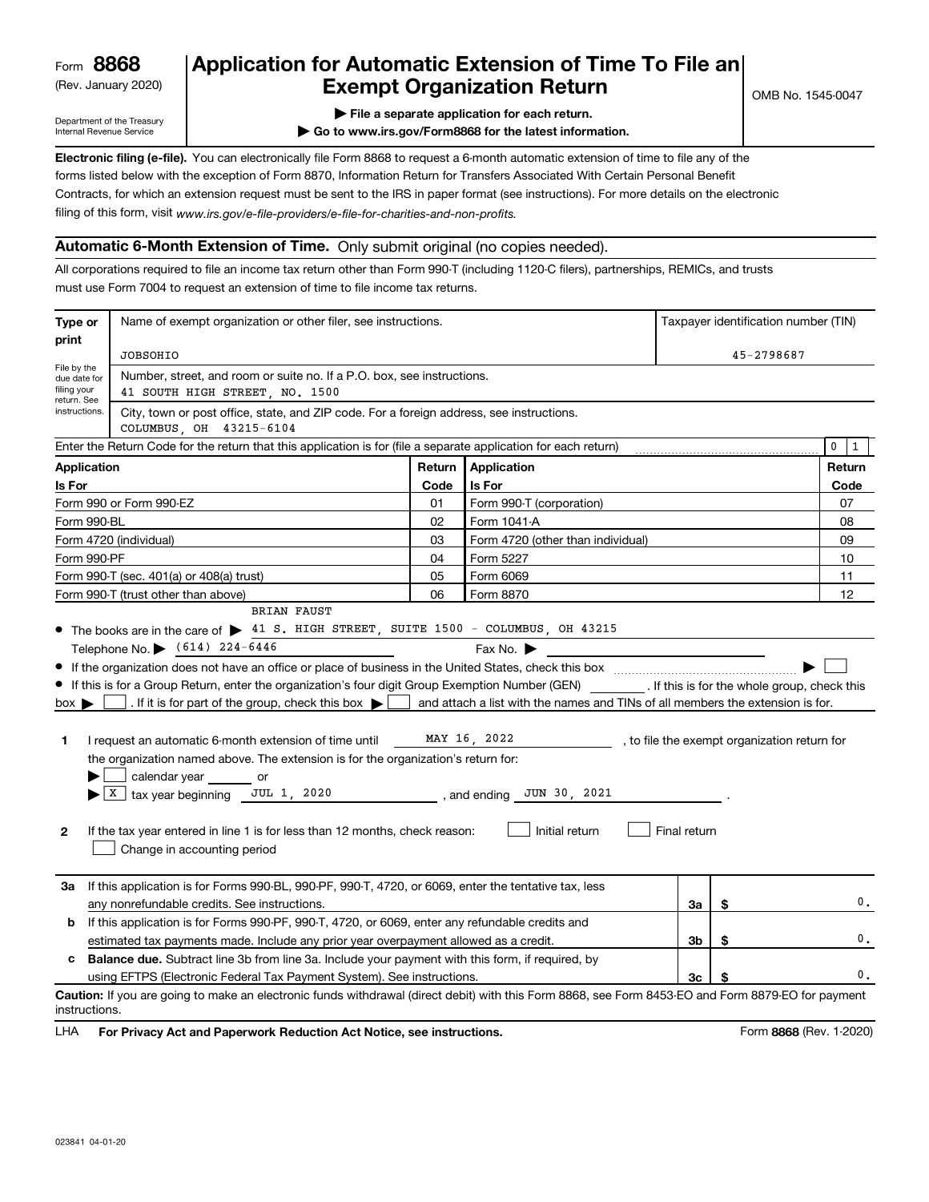Form **8868**
(Rev. January 2020)

Department of the Treasury
Internal Revenue Service

# Application for Automatic Extension of Time To File an Exempt Organization Return

▶ File a separate application for each return.
▶ Go to www.irs.gov/Form8868 for the latest information.

OMB No. 1545-0047

**Electronic filing (e-file).** You can electronically file Form 8868 to request a 6-month automatic extension of time to file any of the forms listed below with the exception of Form 8870, Information Return for Transfers Associated With Certain Personal Benefit Contracts, for which an extension request must be sent to the IRS in paper format (see instructions). For more details on the electronic filing of this form, visit *www.irs.gov/e-file-providers/e-file-for-charities-and-non-profits.*

## Automatic 6-Month Extension of Time. Only submit original (no copies needed).

All corporations required to file an income tax return other than Form 990-T (including 1120-C filers), partnerships, REMICs, and trusts must use Form 7004 to request an extension of time to file income tax returns.

| | | |
|---|---|---|
| **Type or print** | Name of exempt organization or other filer, see instructions. JOBSOHIO | Taxpayer identification number (TIN) 45-2798687 |
| File by the due date for filing your return. See instructions. | Number, street, and room or suite no. If a P.O. box, see instructions. 41 SOUTH HIGH STREET, NO. 1500 | |
| | City, town or post office, state, and ZIP code. For a foreign address, see instructions. COLUMBUS, OH 43215-6104 | |

Enter the Return Code for the return that this application is for (file a separate application for each return) .......... 0 1

| Application Is For | Return Code | Application Is For | Return Code |
|---|---|---|---|
| Form 990 or Form 990-EZ | 01 | Form 990-T (corporation) | 07 |
| Form 990-BL | 02 | Form 1041-A | 08 |
| Form 4720 (individual) | 03 | Form 4720 (other than individual) | 09 |
| Form 990-PF | 04 | Form 5227 | 10 |
| Form 990-T (sec. 401(a) or 408(a) trust) | 05 | Form 6069 | 11 |
| Form 990-T (trust other than above) | 06 | Form 8870 | 12 |

- The books are in the care of ▶ BRIAN FAUST 41 S. HIGH STREET, SUITE 1500 - COLUMBUS, OH 43215
  Telephone No. ▶ (614) 224-6446 Fax No. ▶
- If the organization does not have an office or place of business in the United States, check this box .......... ▶ ☐
- If this is for a Group Return, enter the organization's four digit Group Exemption Number (GEN) ______ . If this is for the whole group, check this box ▶ ☐ . If it is for part of the group, check this box ▶ ☐ and attach a list with the names and TINs of all members the extension is for.

**1** I request an automatic 6-month extension of time until MAY 16, 2022 , to file the exempt organization return for the organization named above. The extension is for the organization's return for:
▶ ☐ calendar year ______ or
▶ ☒ tax year beginning JUL 1, 2020 , and ending JUN 30, 2021 .

**2** If the tax year entered in line 1 is for less than 12 months, check reason: ☐ Initial return ☐ Final return ☐ Change in accounting period

| | | | |
|---|---|---|---|
| **3a** | If this application is for Forms 990-BL, 990-PF, 990-T, 4720, or 6069, enter the tentative tax, less any nonrefundable credits. See instructions. | 3a | $ 0. |
| **b** | If this application is for Forms 990-PF, 990-T, 4720, or 6069, enter any refundable credits and estimated tax payments made. Include any prior year overpayment allowed as a credit. | 3b | $ 0. |
| **c** | **Balance due.** Subtract line 3b from line 3a. Include your payment with this form, if required, by using EFTPS (Electronic Federal Tax Payment System). See instructions. | 3c | $ 0. |

**Caution:** If you are going to make an electronic funds withdrawal (direct debit) with this Form 8868, see Form 8453-EO and Form 8879-EO for payment instructions.

LHA **For Privacy Act and Paperwork Reduction Act Notice, see instructions.** Form **8868** (Rev. 1-2020)

023841 04-01-20